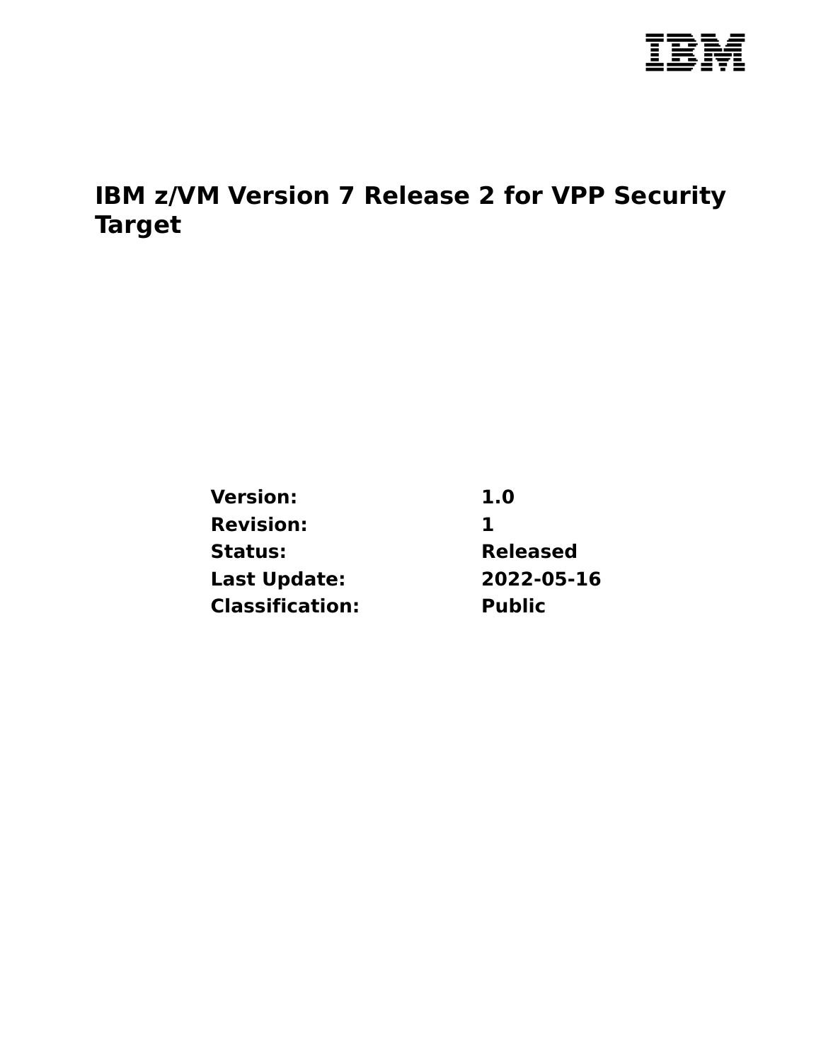IBM

# IBM z/VM Version 7 Release 2 for VPP Security Target

| | |
|---|---|
| **Version:** | **1.0** |
| **Revision:** | **1** |
| **Status:** | **Released** |
| **Last Update:** | **2022-05-16** |
| **Classification:** | **Public** |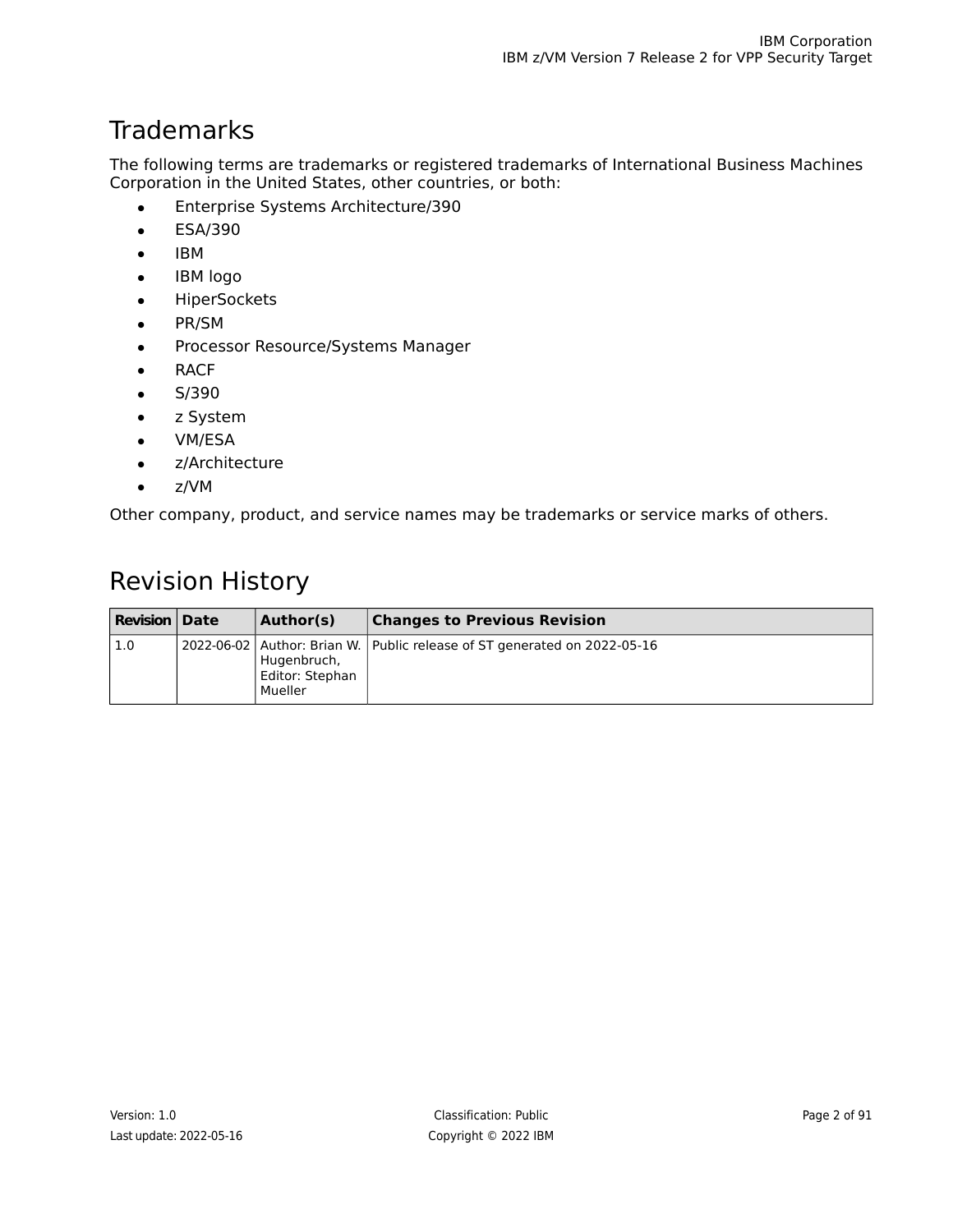# Trademarks

The following terms are trademarks or registered trademarks of International Business Machines Corporation in the United States, other countries, or both:

- Enterprise Systems Architecture/390
- ESA/390
- IBM
- IBM logo
- HiperSockets
- PR/SM
- Processor Resource/Systems Manager
- RACF
- S/390
- z System
- VM/ESA
- z/Architecture
- z/VM

Other company, product, and service names may be trademarks or service marks of others.

# Revision History

| Revision | Date | Author(s) | Changes to Previous Revision |
| --- | --- | --- | --- |
| 1.0 | 2022-06-02 | Author: Brian W. Hugenbruch, Editor: Stephan Mueller | Public release of ST generated on 2022-05-16 |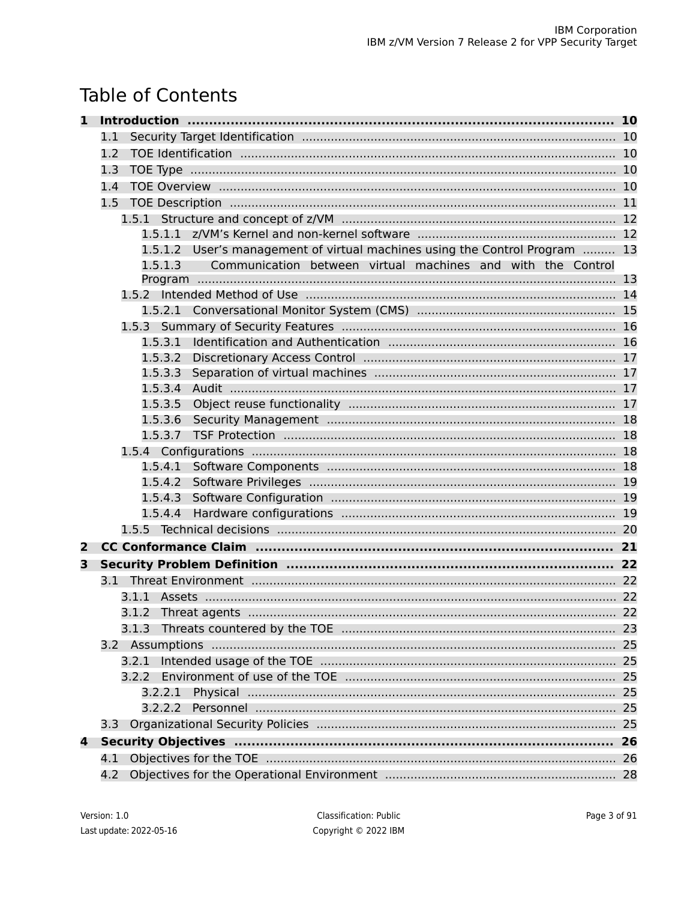# Table of Contents

**1 Introduction** .......... **10**

- 1.1 Security Target Identification .......... 10
- 1.2 TOE Identification .......... 10
- 1.3 TOE Type .......... 10
- 1.4 TOE Overview .......... 10
- 1.5 TOE Description .......... 11
  - 1.5.1 Structure and concept of z/VM .......... 12
    - 1.5.1.1 z/VM's Kernel and non-kernel software .......... 12
    - 1.5.1.2 User's management of virtual machines using the Control Program .......... 13
    - 1.5.1.3 Communication between virtual machines and with the Control Program .......... 13
  - 1.5.2 Intended Method of Use .......... 14
    - 1.5.2.1 Conversational Monitor System (CMS) .......... 15
  - 1.5.3 Summary of Security Features .......... 16
    - 1.5.3.1 Identification and Authentication .......... 16
    - 1.5.3.2 Discretionary Access Control .......... 17
    - 1.5.3.3 Separation of virtual machines .......... 17
    - 1.5.3.4 Audit .......... 17
    - 1.5.3.5 Object reuse functionality .......... 17
    - 1.5.3.6 Security Management .......... 18
    - 1.5.3.7 TSF Protection .......... 18
  - 1.5.4 Configurations .......... 18
    - 1.5.4.1 Software Components .......... 18
    - 1.5.4.2 Software Privileges .......... 19
    - 1.5.4.3 Software Configuration .......... 19
    - 1.5.4.4 Hardware configurations .......... 19
  - 1.5.5 Technical decisions .......... 20

**2 CC Conformance Claim** .......... **21**

**3 Security Problem Definition** .......... **22**

- 3.1 Threat Environment .......... 22
  - 3.1.1 Assets .......... 22
  - 3.1.2 Threat agents .......... 22
  - 3.1.3 Threats countered by the TOE .......... 23
- 3.2 Assumptions .......... 25
  - 3.2.1 Intended usage of the TOE .......... 25
  - 3.2.2 Environment of use of the TOE .......... 25
    - 3.2.2.1 Physical .......... 25
    - 3.2.2.2 Personnel .......... 25
- 3.3 Organizational Security Policies .......... 25

**4 Security Objectives** .......... **26**

- 4.1 Objectives for the TOE .......... 26
- 4.2 Objectives for the Operational Environment .......... 28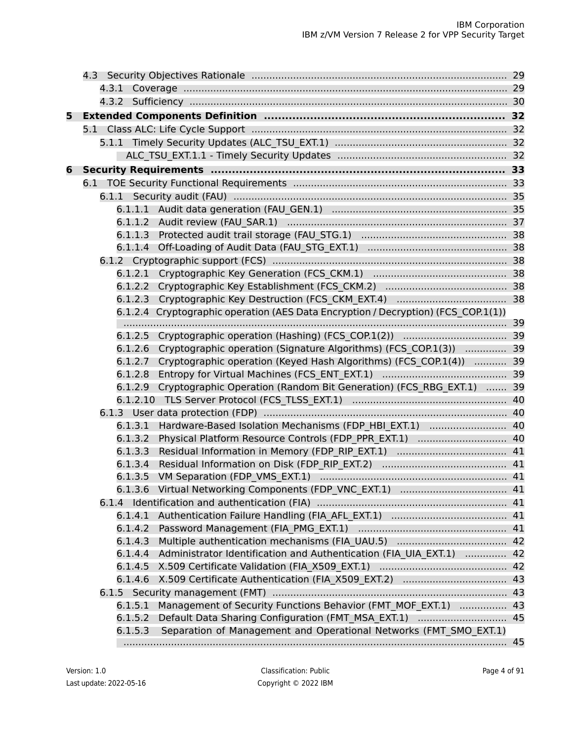- 4.3 Security Objectives Rationale ..... 29
  - 4.3.1 Coverage ..... 29
  - 4.3.2 Sufficiency ..... 30

**5 Extended Components Definition ..... 32**

- 5.1 Class ALC: Life Cycle Support ..... 32
  - 5.1.1 Timely Security Updates (ALC_TSU_EXT.1) ..... 32
    - ALC_TSU_EXT.1.1 - Timely Security Updates ..... 32

**6 Security Requirements ..... 33**

- 6.1 TOE Security Functional Requirements ..... 33
  - 6.1.1 Security audit (FAU) ..... 35
    - 6.1.1.1 Audit data generation (FAU_GEN.1) ..... 35
    - 6.1.1.2 Audit review (FAU_SAR.1) ..... 37
    - 6.1.1.3 Protected audit trail storage (FAU_STG.1) ..... 38
    - 6.1.1.4 Off-Loading of Audit Data (FAU_STG_EXT.1) ..... 38
  - 6.1.2 Cryptographic support (FCS) ..... 38
    - 6.1.2.1 Cryptographic Key Generation (FCS_CKM.1) ..... 38
    - 6.1.2.2 Cryptographic Key Establishment (FCS_CKM.2) ..... 38
    - 6.1.2.3 Cryptographic Key Destruction (FCS_CKM_EXT.4) ..... 38
    - 6.1.2.4 Cryptographic operation (AES Data Encryption / Decryption) (FCS_COP.1(1)) ..... 39
    - 6.1.2.5 Cryptographic operation (Hashing) (FCS_COP.1(2)) ..... 39
    - 6.1.2.6 Cryptographic operation (Signature Algorithms) (FCS_COP.1(3)) ..... 39
    - 6.1.2.7 Cryptographic operation (Keyed Hash Algorithms) (FCS_COP.1(4)) ..... 39
    - 6.1.2.8 Entropy for Virtual Machines (FCS_ENT_EXT.1) ..... 39
    - 6.1.2.9 Cryptographic Operation (Random Bit Generation) (FCS_RBG_EXT.1) ..... 39
    - 6.1.2.10 TLS Server Protocol (FCS_TLSS_EXT.1) ..... 40
  - 6.1.3 User data protection (FDP) ..... 40
    - 6.1.3.1 Hardware-Based Isolation Mechanisms (FDP_HBI_EXT.1) ..... 40
    - 6.1.3.2 Physical Platform Resource Controls (FDP_PPR_EXT.1) ..... 40
    - 6.1.3.3 Residual Information in Memory (FDP_RIP_EXT.1) ..... 41
    - 6.1.3.4 Residual Information on Disk (FDP_RIP_EXT.2) ..... 41
    - 6.1.3.5 VM Separation (FDP_VMS_EXT.1) ..... 41
    - 6.1.3.6 Virtual Networking Components (FDP_VNC_EXT.1) ..... 41
  - 6.1.4 Identification and authentication (FIA) ..... 41
    - 6.1.4.1 Authentication Failure Handling (FIA_AFL_EXT.1) ..... 41
    - 6.1.4.2 Password Management (FIA_PMG_EXT.1) ..... 41
    - 6.1.4.3 Multiple authentication mechanisms (FIA_UAU.5) ..... 42
    - 6.1.4.4 Administrator Identification and Authentication (FIA_UIA_EXT.1) ..... 42
    - 6.1.4.5 X.509 Certificate Validation (FIA_X509_EXT.1) ..... 42
    - 6.1.4.6 X.509 Certificate Authentication (FIA_X509_EXT.2) ..... 43
  - 6.1.5 Security management (FMT) ..... 43
    - 6.1.5.1 Management of Security Functions Behavior (FMT_MOF_EXT.1) ..... 43
    - 6.1.5.2 Default Data Sharing Configuration (FMT_MSA_EXT.1) ..... 45
    - 6.1.5.3 Separation of Management and Operational Networks (FMT_SMO_EXT.1) ..... 45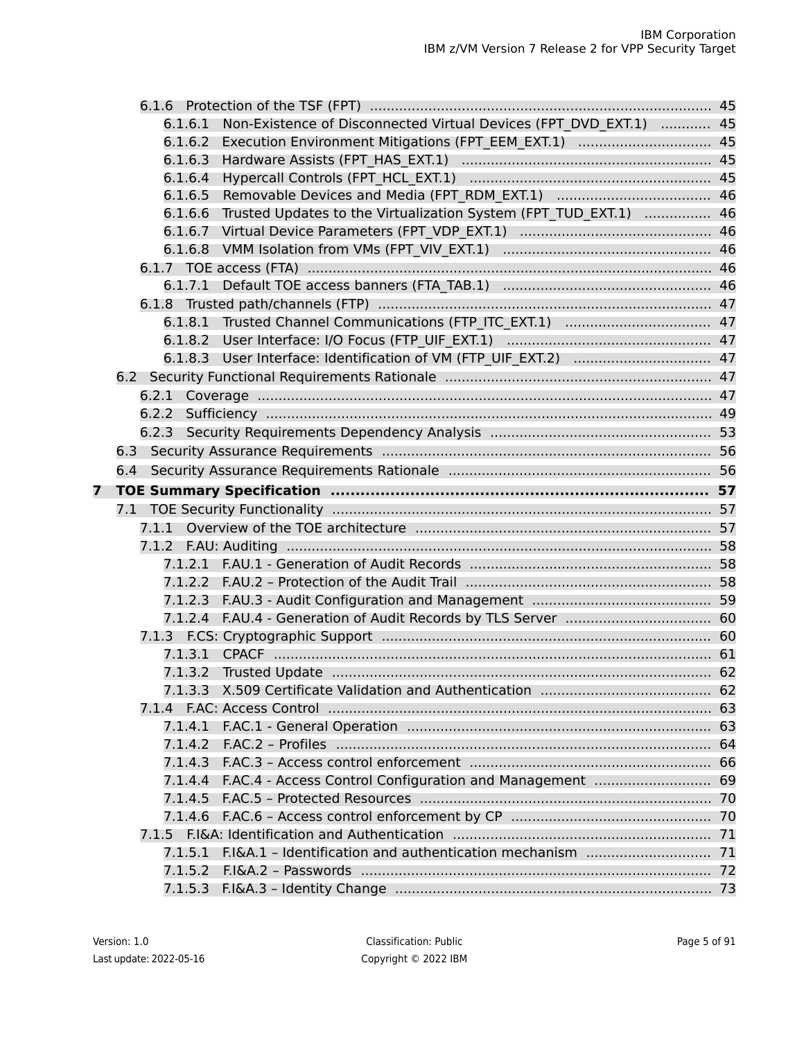- 6.1.6 Protection of the TSF (FPT) .... 45
  - 6.1.6.1 Non-Existence of Disconnected Virtual Devices (FPT_DVD_EXT.1) .... 45
  - 6.1.6.2 Execution Environment Mitigations (FPT_EEM_EXT.1) .... 45
  - 6.1.6.3 Hardware Assists (FPT_HAS_EXT.1) .... 45
  - 6.1.6.4 Hypercall Controls (FPT_HCL_EXT.1) .... 45
  - 6.1.6.5 Removable Devices and Media (FPT_RDM_EXT.1) .... 46
  - 6.1.6.6 Trusted Updates to the Virtualization System (FPT_TUD_EXT.1) .... 46
  - 6.1.6.7 Virtual Device Parameters (FPT_VDP_EXT.1) .... 46
  - 6.1.6.8 VMM Isolation from VMs (FPT_VIV_EXT.1) .... 46
- 6.1.7 TOE access (FTA) .... 46
  - 6.1.7.1 Default TOE access banners (FTA_TAB.1) .... 46
- 6.1.8 Trusted path/channels (FTP) .... 47
  - 6.1.8.1 Trusted Channel Communications (FTP_ITC_EXT.1) .... 47
  - 6.1.8.2 User Interface: I/O Focus (FTP_UIF_EXT.1) .... 47
  - 6.1.8.3 User Interface: Identification of VM (FTP_UIF_EXT.2) .... 47
- 6.2 Security Functional Requirements Rationale .... 47
  - 6.2.1 Coverage .... 47
  - 6.2.2 Sufficiency .... 49
  - 6.2.3 Security Requirements Dependency Analysis .... 53
- 6.3 Security Assurance Requirements .... 56
- 6.4 Security Assurance Requirements Rationale .... 56

**7 TOE Summary Specification .... 57**

- 7.1 TOE Security Functionality .... 57
  - 7.1.1 Overview of the TOE architecture .... 57
  - 7.1.2 F.AU: Auditing .... 58
    - 7.1.2.1 F.AU.1 - Generation of Audit Records .... 58
    - 7.1.2.2 F.AU.2 – Protection of the Audit Trail .... 58
    - 7.1.2.3 F.AU.3 - Audit Configuration and Management .... 59
    - 7.1.2.4 F.AU.4 - Generation of Audit Records by TLS Server .... 60
  - 7.1.3 F.CS: Cryptographic Support .... 60
    - 7.1.3.1 CPACF .... 61
    - 7.1.3.2 Trusted Update .... 62
    - 7.1.3.3 X.509 Certificate Validation and Authentication .... 62
  - 7.1.4 F.AC: Access Control .... 63
    - 7.1.4.1 F.AC.1 - General Operation .... 63
    - 7.1.4.2 F.AC.2 – Profiles .... 64
    - 7.1.4.3 F.AC.3 – Access control enforcement .... 66
    - 7.1.4.4 F.AC.4 - Access Control Configuration and Management .... 69
    - 7.1.4.5 F.AC.5 – Protected Resources .... 70
    - 7.1.4.6 F.AC.6 – Access control enforcement by CP .... 70
  - 7.1.5 F.I&A: Identification and Authentication .... 71
    - 7.1.5.1 F.I&A.1 – Identification and authentication mechanism .... 71
    - 7.1.5.2 F.I&A.2 – Passwords .... 72
    - 7.1.5.3 F.I&A.3 – Identity Change .... 73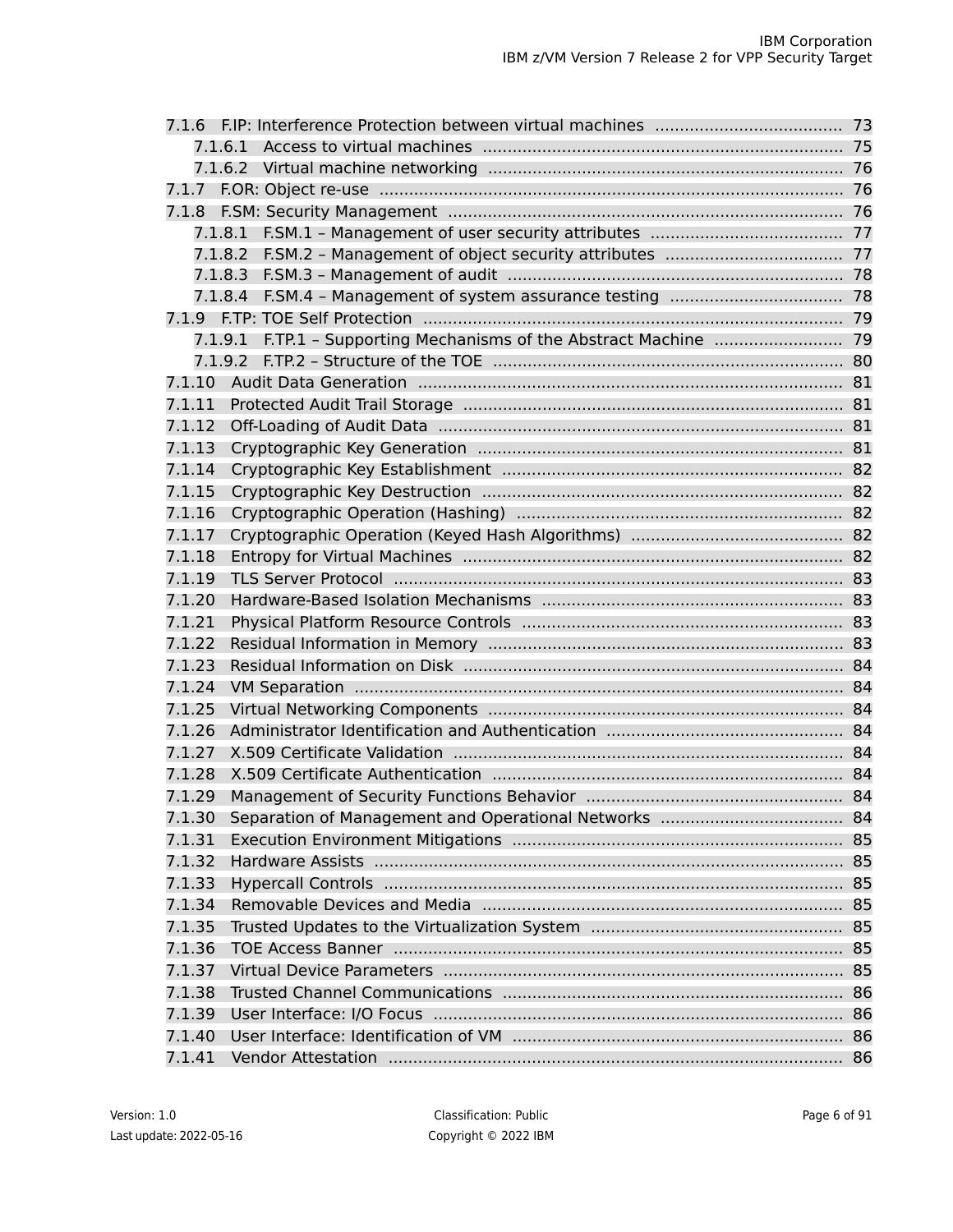- 7.1.6 F.IP: Interference Protection between virtual machines ..... 73
  - 7.1.6.1 Access to virtual machines ..... 75
  - 7.1.6.2 Virtual machine networking ..... 76
- 7.1.7 F.OR: Object re-use ..... 76
- 7.1.8 F.SM: Security Management ..... 76
  - 7.1.8.1 F.SM.1 – Management of user security attributes ..... 77
  - 7.1.8.2 F.SM.2 – Management of object security attributes ..... 77
  - 7.1.8.3 F.SM.3 – Management of audit ..... 78
  - 7.1.8.4 F.SM.4 – Management of system assurance testing ..... 78
- 7.1.9 F.TP: TOE Self Protection ..... 79
  - 7.1.9.1 F.TP.1 – Supporting Mechanisms of the Abstract Machine ..... 79
  - 7.1.9.2 F.TP.2 – Structure of the TOE ..... 80
- 7.1.10 Audit Data Generation ..... 81
- 7.1.11 Protected Audit Trail Storage ..... 81
- 7.1.12 Off-Loading of Audit Data ..... 81
- 7.1.13 Cryptographic Key Generation ..... 81
- 7.1.14 Cryptographic Key Establishment ..... 82
- 7.1.15 Cryptographic Key Destruction ..... 82
- 7.1.16 Cryptographic Operation (Hashing) ..... 82
- 7.1.17 Cryptographic Operation (Keyed Hash Algorithms) ..... 82
- 7.1.18 Entropy for Virtual Machines ..... 82
- 7.1.19 TLS Server Protocol ..... 83
- 7.1.20 Hardware-Based Isolation Mechanisms ..... 83
- 7.1.21 Physical Platform Resource Controls ..... 83
- 7.1.22 Residual Information in Memory ..... 83
- 7.1.23 Residual Information on Disk ..... 84
- 7.1.24 VM Separation ..... 84
- 7.1.25 Virtual Networking Components ..... 84
- 7.1.26 Administrator Identification and Authentication ..... 84
- 7.1.27 X.509 Certificate Validation ..... 84
- 7.1.28 X.509 Certificate Authentication ..... 84
- 7.1.29 Management of Security Functions Behavior ..... 84
- 7.1.30 Separation of Management and Operational Networks ..... 84
- 7.1.31 Execution Environment Mitigations ..... 85
- 7.1.32 Hardware Assists ..... 85
- 7.1.33 Hypercall Controls ..... 85
- 7.1.34 Removable Devices and Media ..... 85
- 7.1.35 Trusted Updates to the Virtualization System ..... 85
- 7.1.36 TOE Access Banner ..... 85
- 7.1.37 Virtual Device Parameters ..... 85
- 7.1.38 Trusted Channel Communications ..... 86
- 7.1.39 User Interface: I/O Focus ..... 86
- 7.1.40 User Interface: Identification of VM ..... 86
- 7.1.41 Vendor Attestation ..... 86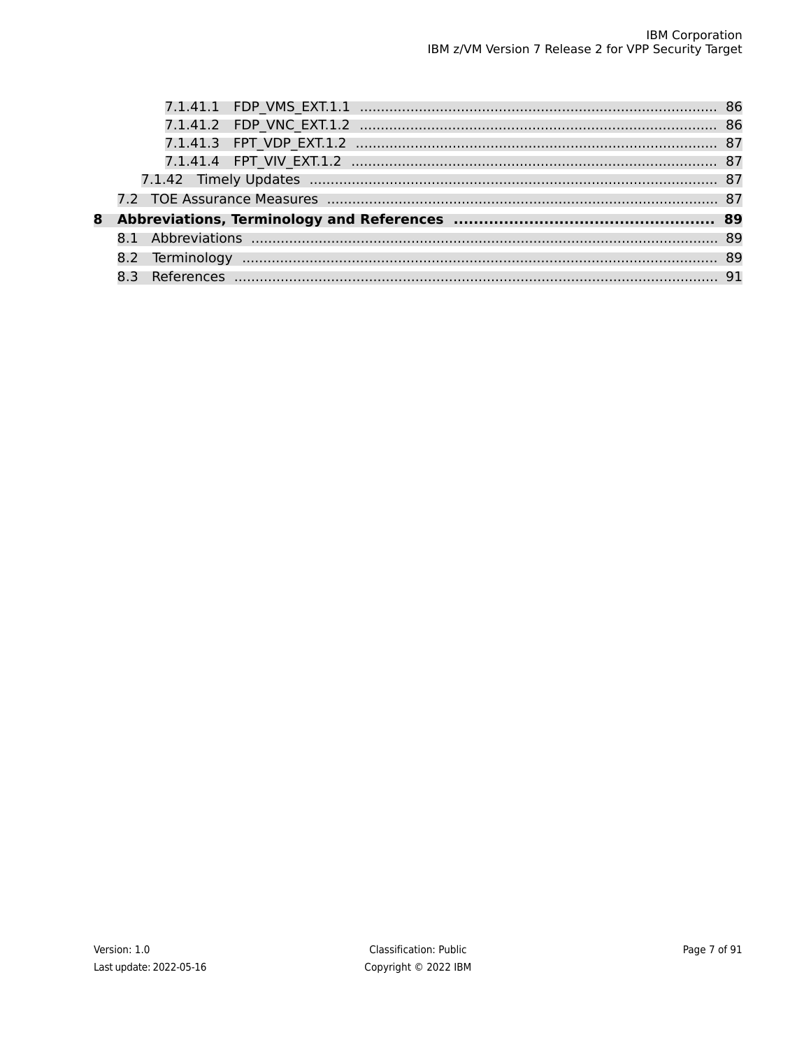7.1.41.1 FDP_VMS_EXT.1.1 .......... 86
7.1.41.2 FDP_VNC_EXT.1.2 .......... 86
7.1.41.3 FPT_VDP_EXT.1.2 .......... 87
7.1.41.4 FPT_VIV_EXT.1.2 .......... 87
7.1.42 Timely Updates .......... 87
7.2 TOE Assurance Measures .......... 87

**8 Abbreviations, Terminology and References .......... 89**

8.1 Abbreviations .......... 89
8.2 Terminology .......... 89
8.3 References .......... 91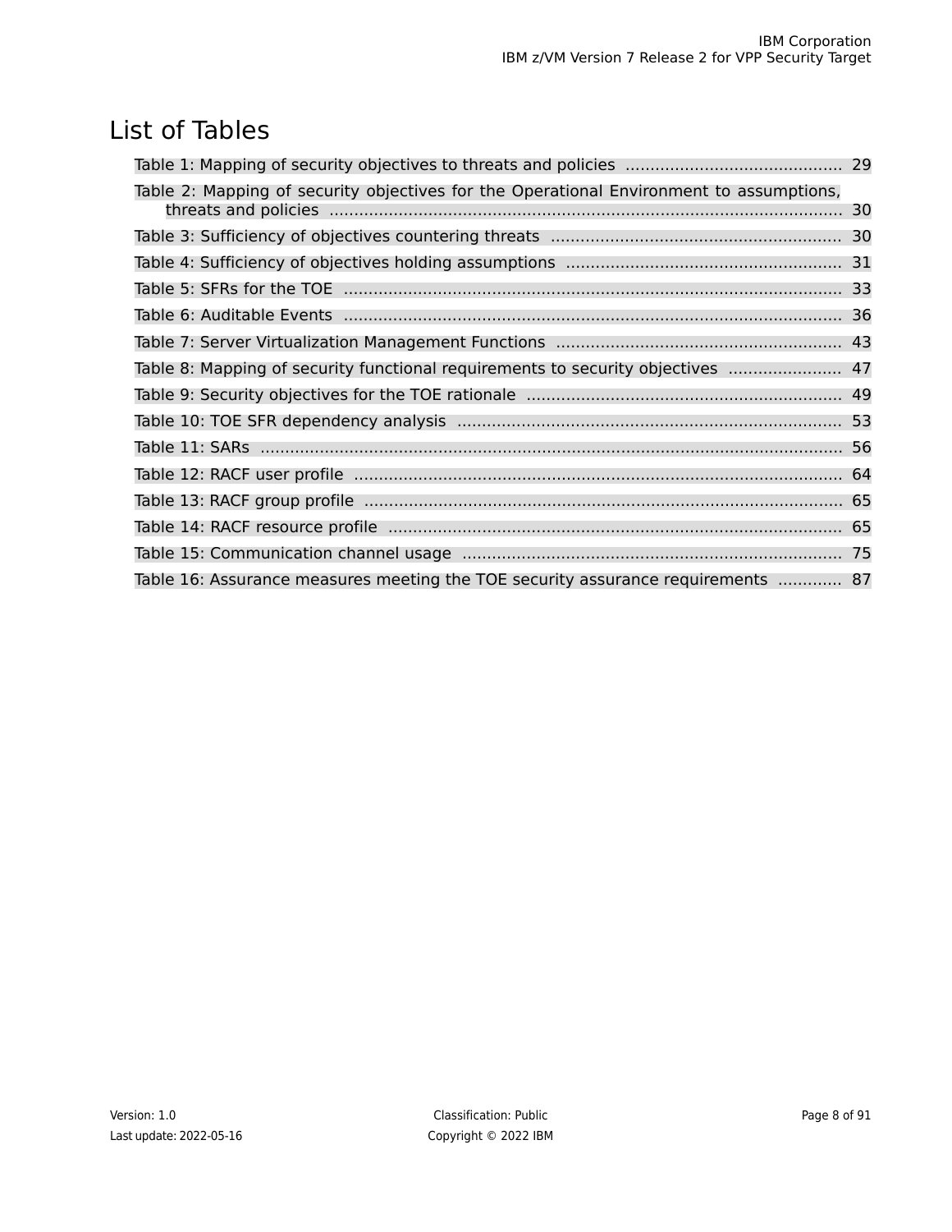# List of Tables

Table 1: Mapping of security objectives to threats and policies ............................................ 29

Table 2: Mapping of security objectives for the Operational Environment to assumptions, threats and policies ........................................................................................................ 30

Table 3: Sufficiency of objectives countering threats .......................................................... 30

Table 4: Sufficiency of objectives holding assumptions ....................................................... 31

Table 5: SFRs for the TOE ................................................................................................... 33

Table 6: Auditable Events ................................................................................................... 36

Table 7: Server Virtualization Management Functions .......................................................... 43

Table 8: Mapping of security functional requirements to security objectives ....................... 47

Table 9: Security objectives for the TOE rationale ................................................................ 49

Table 10: TOE SFR dependency analysis .............................................................................. 53

Table 11: SARs ..................................................................................................................... 56

Table 12: RACF user profile ................................................................................................... 64

Table 13: RACF group profile ................................................................................................. 65

Table 14: RACF resource profile ............................................................................................ 65

Table 15: Communication channel usage ............................................................................. 75

Table 16: Assurance measures meeting the TOE security assurance requirements ............. 87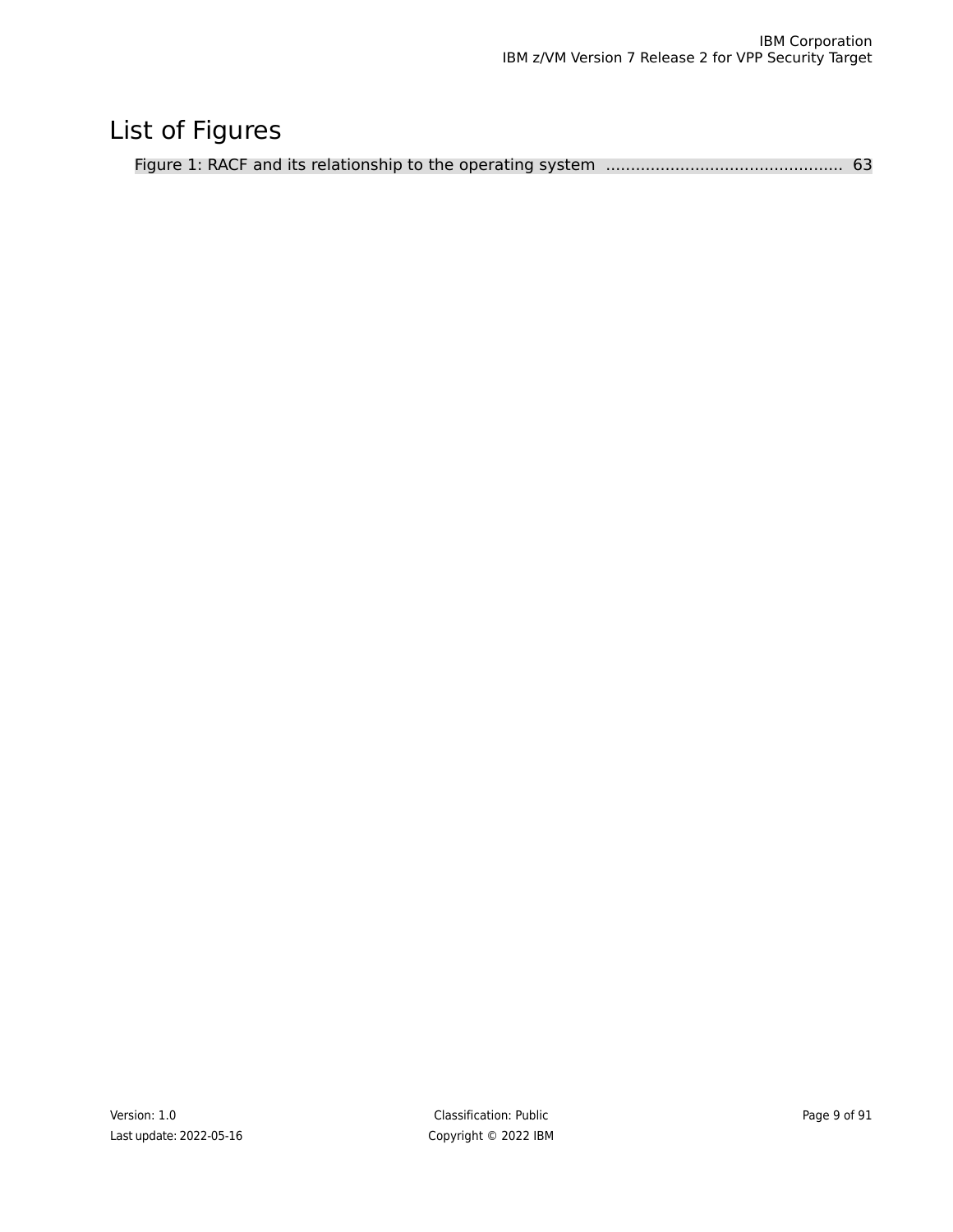# List of Figures

Figure 1: RACF and its relationship to the operating system ............................................... 63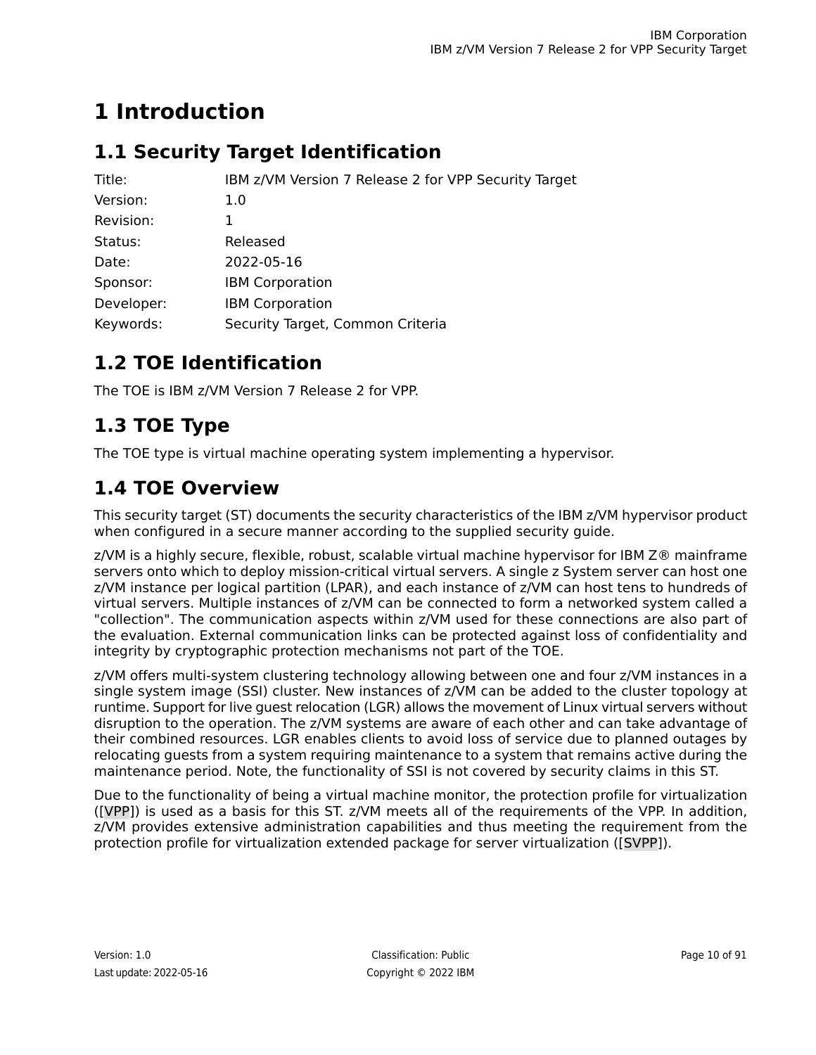# 1 Introduction

## 1.1 Security Target Identification

| | |
|---|---|
| Title: | IBM z/VM Version 7 Release 2 for VPP Security Target |
| Version: | 1.0 |
| Revision: | 1 |
| Status: | Released |
| Date: | 2022-05-16 |
| Sponsor: | IBM Corporation |
| Developer: | IBM Corporation |
| Keywords: | Security Target, Common Criteria |

## 1.2 TOE Identification

The TOE is IBM z/VM Version 7 Release 2 for VPP.

## 1.3 TOE Type

The TOE type is virtual machine operating system implementing a hypervisor.

## 1.4 TOE Overview

This security target (ST) documents the security characteristics of the IBM z/VM hypervisor product when configured in a secure manner according to the supplied security guide.

z/VM is a highly secure, flexible, robust, scalable virtual machine hypervisor for IBM Z® mainframe servers onto which to deploy mission-critical virtual servers. A single z System server can host one z/VM instance per logical partition (LPAR), and each instance of z/VM can host tens to hundreds of virtual servers. Multiple instances of z/VM can be connected to form a networked system called a "collection". The communication aspects within z/VM used for these connections are also part of the evaluation. External communication links can be protected against loss of confidentiality and integrity by cryptographic protection mechanisms not part of the TOE.

z/VM offers multi-system clustering technology allowing between one and four z/VM instances in a single system image (SSI) cluster. New instances of z/VM can be added to the cluster topology at runtime. Support for live guest relocation (LGR) allows the movement of Linux virtual servers without disruption to the operation. The z/VM systems are aware of each other and can take advantage of their combined resources. LGR enables clients to avoid loss of service due to planned outages by relocating guests from a system requiring maintenance to a system that remains active during the maintenance period. Note, the functionality of SSI is not covered by security claims in this ST.

Due to the functionality of being a virtual machine monitor, the protection profile for virtualization ([VPP]) is used as a basis for this ST. z/VM meets all of the requirements of the VPP. In addition, z/VM provides extensive administration capabilities and thus meeting the requirement from the protection profile for virtualization extended package for server virtualization ([SVPP]).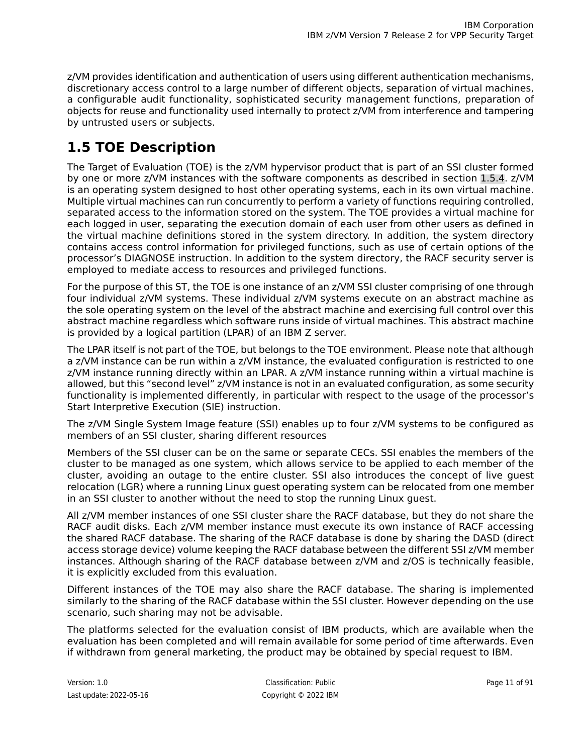z/VM provides identification and authentication of users using different authentication mechanisms, discretionary access control to a large number of different objects, separation of virtual machines, a configurable audit functionality, sophisticated security management functions, preparation of objects for reuse and functionality used internally to protect z/VM from interference and tampering by untrusted users or subjects.

## 1.5 TOE Description

The Target of Evaluation (TOE) is the z/VM hypervisor product that is part of an SSI cluster formed by one or more z/VM instances with the software components as described in section 1.5.4. z/VM is an operating system designed to host other operating systems, each in its own virtual machine. Multiple virtual machines can run concurrently to perform a variety of functions requiring controlled, separated access to the information stored on the system. The TOE provides a virtual machine for each logged in user, separating the execution domain of each user from other users as defined in the virtual machine definitions stored in the system directory. In addition, the system directory contains access control information for privileged functions, such as use of certain options of the processor's DIAGNOSE instruction. In addition to the system directory, the RACF security server is employed to mediate access to resources and privileged functions.

For the purpose of this ST, the TOE is one instance of an z/VM SSI cluster comprising of one through four individual z/VM systems. These individual z/VM systems execute on an abstract machine as the sole operating system on the level of the abstract machine and exercising full control over this abstract machine regardless which software runs inside of virtual machines. This abstract machine is provided by a logical partition (LPAR) of an IBM Z server.

The LPAR itself is not part of the TOE, but belongs to the TOE environment. Please note that although a z/VM instance can be run within a z/VM instance, the evaluated configuration is restricted to one z/VM instance running directly within an LPAR. A z/VM instance running within a virtual machine is allowed, but this "second level" z/VM instance is not in an evaluated configuration, as some security functionality is implemented differently, in particular with respect to the usage of the processor's Start Interpretive Execution (SIE) instruction.

The z/VM Single System Image feature (SSI) enables up to four z/VM systems to be configured as members of an SSI cluster, sharing different resources

Members of the SSI cluser can be on the same or separate CECs. SSI enables the members of the cluster to be managed as one system, which allows service to be applied to each member of the cluster, avoiding an outage to the entire cluster. SSI also introduces the concept of live guest relocation (LGR) where a running Linux guest operating system can be relocated from one member in an SSI cluster to another without the need to stop the running Linux guest.

All z/VM member instances of one SSI cluster share the RACF database, but they do not share the RACF audit disks. Each z/VM member instance must execute its own instance of RACF accessing the shared RACF database. The sharing of the RACF database is done by sharing the DASD (direct access storage device) volume keeping the RACF database between the different SSI z/VM member instances. Although sharing of the RACF database between z/VM and z/OS is technically feasible, it is explicitly excluded from this evaluation.

Different instances of the TOE may also share the RACF database. The sharing is implemented similarly to the sharing of the RACF database within the SSI cluster. However depending on the use scenario, such sharing may not be advisable.

The platforms selected for the evaluation consist of IBM products, which are available when the evaluation has been completed and will remain available for some period of time afterwards. Even if withdrawn from general marketing, the product may be obtained by special request to IBM.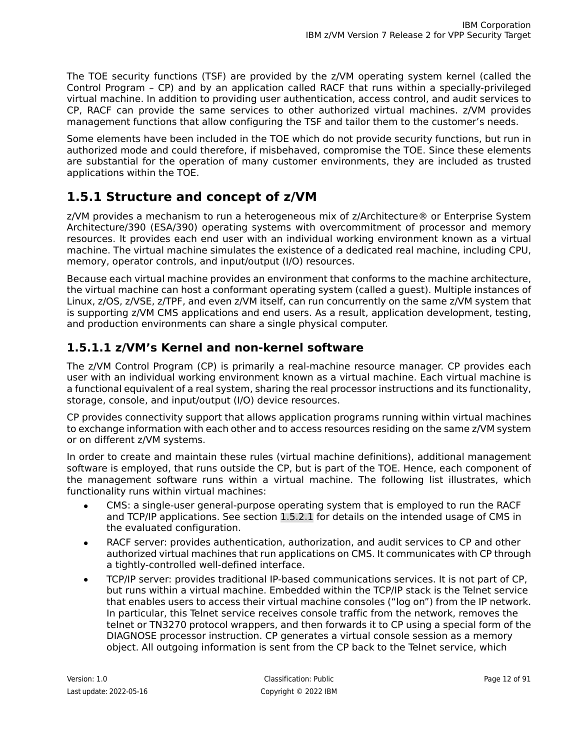The TOE security functions (TSF) are provided by the z/VM operating system kernel (called the Control Program – CP) and by an application called RACF that runs within a specially-privileged virtual machine. In addition to providing user authentication, access control, and audit services to CP, RACF can provide the same services to other authorized virtual machines. z/VM provides management functions that allow configuring the TSF and tailor them to the customer's needs.

Some elements have been included in the TOE which do not provide security functions, but run in authorized mode and could therefore, if misbehaved, compromise the TOE. Since these elements are substantial for the operation of many customer environments, they are included as trusted applications within the TOE.

## 1.5.1 Structure and concept of z/VM

z/VM provides a mechanism to run a heterogeneous mix of z/Architecture® or Enterprise System Architecture/390 (ESA/390) operating systems with overcommitment of processor and memory resources. It provides each end user with an individual working environment known as a virtual machine. The virtual machine simulates the existence of a dedicated real machine, including CPU, memory, operator controls, and input/output (I/O) resources.

Because each virtual machine provides an environment that conforms to the machine architecture, the virtual machine can host a conformant operating system (called a guest). Multiple instances of Linux, z/OS, z/VSE, z/TPF, and even z/VM itself, can run concurrently on the same z/VM system that is supporting z/VM CMS applications and end users. As a result, application development, testing, and production environments can share a single physical computer.

### 1.5.1.1 z/VM's Kernel and non-kernel software

The z/VM Control Program (CP) is primarily a real-machine resource manager. CP provides each user with an individual working environment known as a virtual machine. Each virtual machine is a functional equivalent of a real system, sharing the real processor instructions and its functionality, storage, console, and input/output (I/O) device resources.

CP provides connectivity support that allows application programs running within virtual machines to exchange information with each other and to access resources residing on the same z/VM system or on different z/VM systems.

In order to create and maintain these rules (virtual machine definitions), additional management software is employed, that runs outside the CP, but is part of the TOE. Hence, each component of the management software runs within a virtual machine. The following list illustrates, which functionality runs within virtual machines:

- CMS: a single-user general-purpose operating system that is employed to run the RACF and TCP/IP applications. See section 1.5.2.1 for details on the intended usage of CMS in the evaluated configuration.
- RACF server: provides authentication, authorization, and audit services to CP and other authorized virtual machines that run applications on CMS. It communicates with CP through a tightly-controlled well-defined interface.
- TCP/IP server: provides traditional IP-based communications services. It is not part of CP, but runs within a virtual machine. Embedded within the TCP/IP stack is the Telnet service that enables users to access their virtual machine consoles ("log on") from the IP network. In particular, this Telnet service receives console traffic from the network, removes the telnet or TN3270 protocol wrappers, and then forwards it to CP using a special form of the DIAGNOSE processor instruction. CP generates a virtual console session as a memory object. All outgoing information is sent from the CP back to the Telnet service, which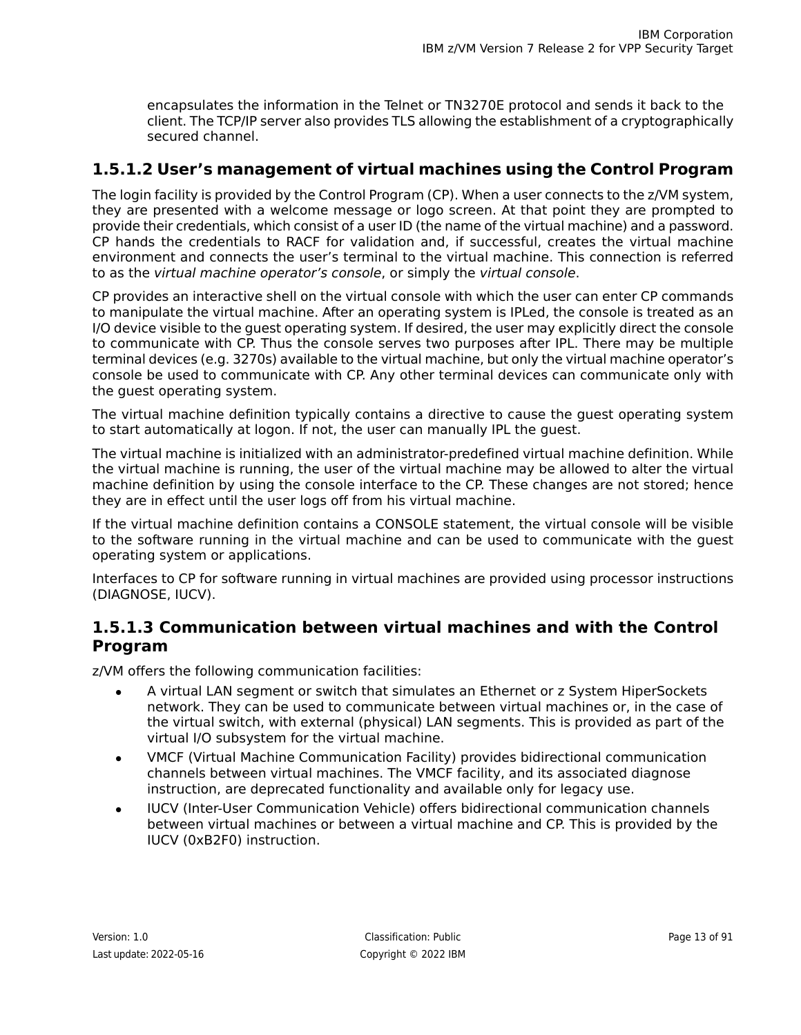encapsulates the information in the Telnet or TN3270E protocol and sends it back to the client. The TCP/IP server also provides TLS allowing the establishment of a cryptographically secured channel.

### 1.5.1.2 User's management of virtual machines using the Control Program

The login facility is provided by the Control Program (CP). When a user connects to the z/VM system, they are presented with a welcome message or logo screen. At that point they are prompted to provide their credentials, which consist of a user ID (the name of the virtual machine) and a password. CP hands the credentials to RACF for validation and, if successful, creates the virtual machine environment and connects the user's terminal to the virtual machine. This connection is referred to as the *virtual machine operator's console*, or simply the *virtual console*.

CP provides an interactive shell on the virtual console with which the user can enter CP commands to manipulate the virtual machine. After an operating system is IPLed, the console is treated as an I/O device visible to the guest operating system. If desired, the user may explicitly direct the console to communicate with CP. Thus the console serves two purposes after IPL. There may be multiple terminal devices (e.g. 3270s) available to the virtual machine, but only the virtual machine operator's console be used to communicate with CP. Any other terminal devices can communicate only with the guest operating system.

The virtual machine definition typically contains a directive to cause the guest operating system to start automatically at logon. If not, the user can manually IPL the guest.

The virtual machine is initialized with an administrator-predefined virtual machine definition. While the virtual machine is running, the user of the virtual machine may be allowed to alter the virtual machine definition by using the console interface to the CP. These changes are not stored; hence they are in effect until the user logs off from his virtual machine.

If the virtual machine definition contains a CONSOLE statement, the virtual console will be visible to the software running in the virtual machine and can be used to communicate with the guest operating system or applications.

Interfaces to CP for software running in virtual machines are provided using processor instructions (DIAGNOSE, IUCV).

### 1.5.1.3 Communication between virtual machines and with the Control Program

z/VM offers the following communication facilities:

- A virtual LAN segment or switch that simulates an Ethernet or z System HiperSockets network. They can be used to communicate between virtual machines or, in the case of the virtual switch, with external (physical) LAN segments. This is provided as part of the virtual I/O subsystem for the virtual machine.
- VMCF (Virtual Machine Communication Facility) provides bidirectional communication channels between virtual machines. The VMCF facility, and its associated diagnose instruction, are deprecated functionality and available only for legacy use.
- IUCV (Inter-User Communication Vehicle) offers bidirectional communication channels between virtual machines or between a virtual machine and CP. This is provided by the IUCV (0xB2F0) instruction.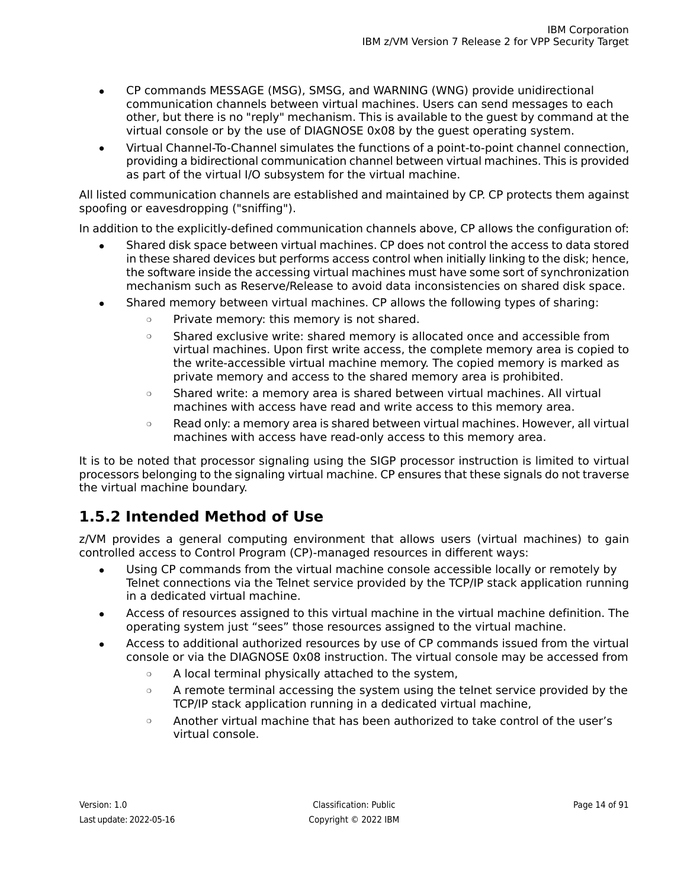- CP commands MESSAGE (MSG), SMSG, and WARNING (WNG) provide unidirectional communication channels between virtual machines. Users can send messages to each other, but there is no "reply" mechanism. This is available to the guest by command at the virtual console or by the use of DIAGNOSE 0x08 by the guest operating system.
- Virtual Channel-To-Channel simulates the functions of a point-to-point channel connection, providing a bidirectional communication channel between virtual machines. This is provided as part of the virtual I/O subsystem for the virtual machine.

All listed communication channels are established and maintained by CP. CP protects them against spoofing or eavesdropping ("sniffing").

In addition to the explicitly-defined communication channels above, CP allows the configuration of:

- Shared disk space between virtual machines. CP does not control the access to data stored in these shared devices but performs access control when initially linking to the disk; hence, the software inside the accessing virtual machines must have some sort of synchronization mechanism such as Reserve/Release to avoid data inconsistencies on shared disk space.
- Shared memory between virtual machines. CP allows the following types of sharing:
  - Private memory: this memory is not shared.
  - Shared exclusive write: shared memory is allocated once and accessible from virtual machines. Upon first write access, the complete memory area is copied to the write-accessible virtual machine memory. The copied memory is marked as private memory and access to the shared memory area is prohibited.
  - Shared write: a memory area is shared between virtual machines. All virtual machines with access have read and write access to this memory area.
  - Read only: a memory area is shared between virtual machines. However, all virtual machines with access have read-only access to this memory area.

It is to be noted that processor signaling using the SIGP processor instruction is limited to virtual processors belonging to the signaling virtual machine. CP ensures that these signals do not traverse the virtual machine boundary.

## 1.5.2 Intended Method of Use

z/VM provides a general computing environment that allows users (virtual machines) to gain controlled access to Control Program (CP)-managed resources in different ways:

- Using CP commands from the virtual machine console accessible locally or remotely by Telnet connections via the Telnet service provided by the TCP/IP stack application running in a dedicated virtual machine.
- Access of resources assigned to this virtual machine in the virtual machine definition. The operating system just “sees” those resources assigned to the virtual machine.
- Access to additional authorized resources by use of CP commands issued from the virtual console or via the DIAGNOSE 0x08 instruction. The virtual console may be accessed from
  - A local terminal physically attached to the system,
  - A remote terminal accessing the system using the telnet service provided by the TCP/IP stack application running in a dedicated virtual machine,
  - Another virtual machine that has been authorized to take control of the user’s virtual console.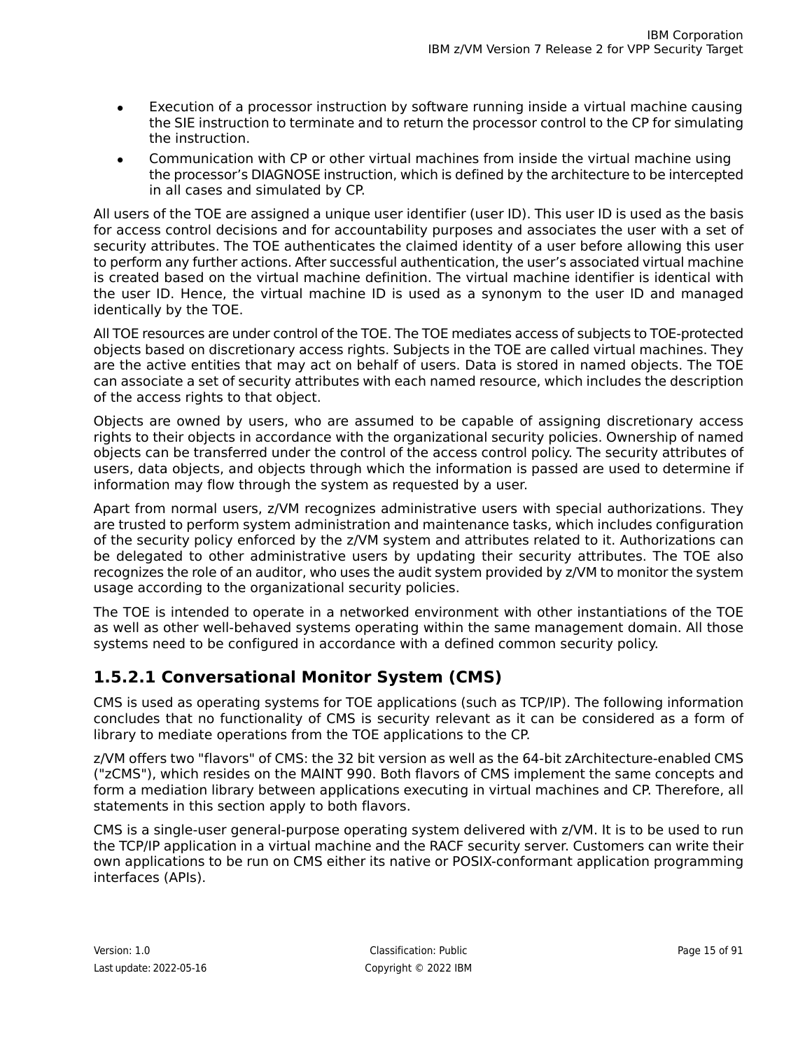- Execution of a processor instruction by software running inside a virtual machine causing the SIE instruction to terminate and to return the processor control to the CP for simulating the instruction.
- Communication with CP or other virtual machines from inside the virtual machine using the processor's DIAGNOSE instruction, which is defined by the architecture to be intercepted in all cases and simulated by CP.

All users of the TOE are assigned a unique user identifier (user ID). This user ID is used as the basis for access control decisions and for accountability purposes and associates the user with a set of security attributes. The TOE authenticates the claimed identity of a user before allowing this user to perform any further actions. After successful authentication, the user's associated virtual machine is created based on the virtual machine definition. The virtual machine identifier is identical with the user ID. Hence, the virtual machine ID is used as a synonym to the user ID and managed identically by the TOE.

All TOE resources are under control of the TOE. The TOE mediates access of subjects to TOE-protected objects based on discretionary access rights. Subjects in the TOE are called virtual machines. They are the active entities that may act on behalf of users. Data is stored in named objects. The TOE can associate a set of security attributes with each named resource, which includes the description of the access rights to that object.

Objects are owned by users, who are assumed to be capable of assigning discretionary access rights to their objects in accordance with the organizational security policies. Ownership of named objects can be transferred under the control of the access control policy. The security attributes of users, data objects, and objects through which the information is passed are used to determine if information may flow through the system as requested by a user.

Apart from normal users, z/VM recognizes administrative users with special authorizations. They are trusted to perform system administration and maintenance tasks, which includes configuration of the security policy enforced by the z/VM system and attributes related to it. Authorizations can be delegated to other administrative users by updating their security attributes. The TOE also recognizes the role of an auditor, who uses the audit system provided by z/VM to monitor the system usage according to the organizational security policies.

The TOE is intended to operate in a networked environment with other instantiations of the TOE as well as other well-behaved systems operating within the same management domain. All those systems need to be configured in accordance with a defined common security policy.

### 1.5.2.1 Conversational Monitor System (CMS)

CMS is used as operating systems for TOE applications (such as TCP/IP). The following information concludes that no functionality of CMS is security relevant as it can be considered as a form of library to mediate operations from the TOE applications to the CP.

z/VM offers two "flavors" of CMS: the 32 bit version as well as the 64-bit zArchitecture-enabled CMS ("zCMS"), which resides on the MAINT 990. Both flavors of CMS implement the same concepts and form a mediation library between applications executing in virtual machines and CP. Therefore, all statements in this section apply to both flavors.

CMS is a single-user general-purpose operating system delivered with z/VM. It is to be used to run the TCP/IP application in a virtual machine and the RACF security server. Customers can write their own applications to be run on CMS either its native or POSIX-conformant application programming interfaces (APIs).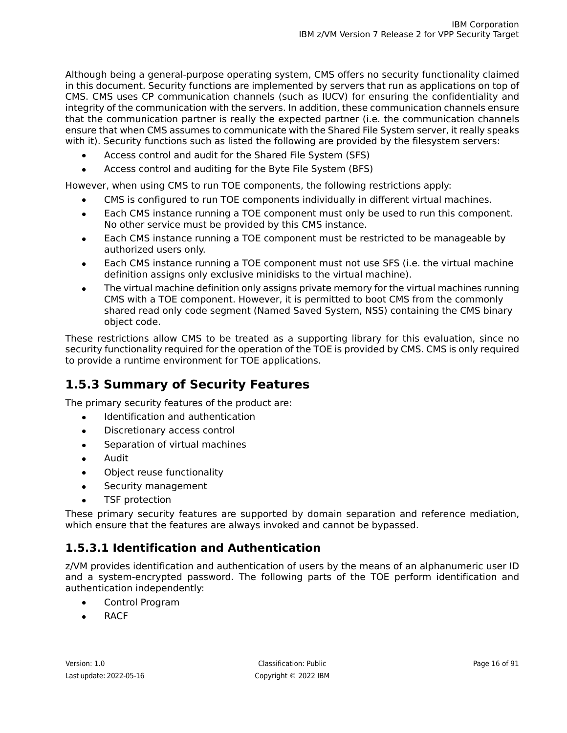Although being a general-purpose operating system, CMS offers no security functionality claimed in this document. Security functions are implemented by servers that run as applications on top of CMS. CMS uses CP communication channels (such as IUCV) for ensuring the confidentiality and integrity of the communication with the servers. In addition, these communication channels ensure that the communication partner is really the expected partner (i.e. the communication channels ensure that when CMS assumes to communicate with the Shared File System server, it really speaks with it). Security functions such as listed the following are provided by the filesystem servers:

- Access control and audit for the Shared File System (SFS)
- Access control and auditing for the Byte File System (BFS)

However, when using CMS to run TOE components, the following restrictions apply:

- CMS is configured to run TOE components individually in different virtual machines.
- Each CMS instance running a TOE component must only be used to run this component. No other service must be provided by this CMS instance.
- Each CMS instance running a TOE component must be restricted to be manageable by authorized users only.
- Each CMS instance running a TOE component must not use SFS (i.e. the virtual machine definition assigns only exclusive minidisks to the virtual machine).
- The virtual machine definition only assigns private memory for the virtual machines running CMS with a TOE component. However, it is permitted to boot CMS from the commonly shared read only code segment (Named Saved System, NSS) containing the CMS binary object code.

These restrictions allow CMS to be treated as a supporting library for this evaluation, since no security functionality required for the operation of the TOE is provided by CMS. CMS is only required to provide a runtime environment for TOE applications.

## 1.5.3 Summary of Security Features

The primary security features of the product are:

- Identification and authentication
- Discretionary access control
- Separation of virtual machines
- Audit
- Object reuse functionality
- Security management
- TSF protection

These primary security features are supported by domain separation and reference mediation, which ensure that the features are always invoked and cannot be bypassed.

### 1.5.3.1 Identification and Authentication

z/VM provides identification and authentication of users by the means of an alphanumeric user ID and a system-encrypted password. The following parts of the TOE perform identification and authentication independently:

- Control Program
- RACF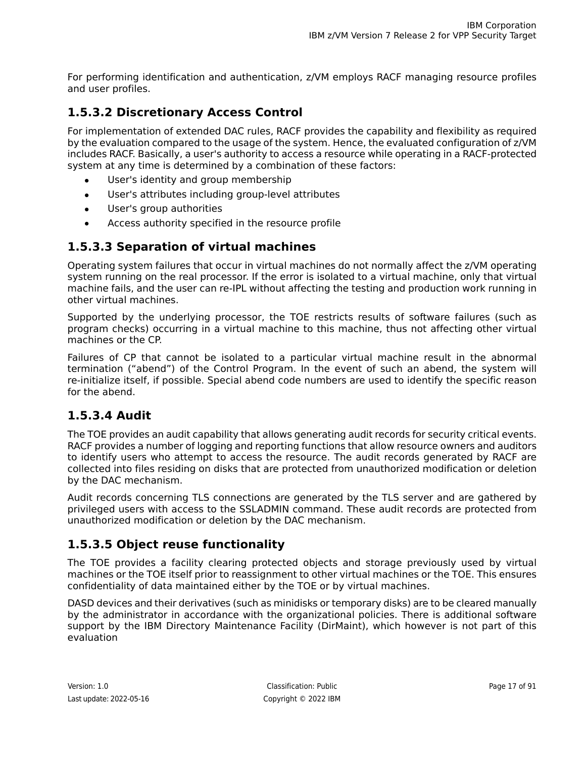For performing identification and authentication, z/VM employs RACF managing resource profiles and user profiles.

### 1.5.3.2 Discretionary Access Control

For implementation of extended DAC rules, RACF provides the capability and flexibility as required by the evaluation compared to the usage of the system. Hence, the evaluated configuration of z/VM includes RACF. Basically, a user's authority to access a resource while operating in a RACF-protected system at any time is determined by a combination of these factors:

- User's identity and group membership
- User's attributes including group-level attributes
- User's group authorities
- Access authority specified in the resource profile

### 1.5.3.3 Separation of virtual machines

Operating system failures that occur in virtual machines do not normally affect the z/VM operating system running on the real processor. If the error is isolated to a virtual machine, only that virtual machine fails, and the user can re-IPL without affecting the testing and production work running in other virtual machines.

Supported by the underlying processor, the TOE restricts results of software failures (such as program checks) occurring in a virtual machine to this machine, thus not affecting other virtual machines or the CP.

Failures of CP that cannot be isolated to a particular virtual machine result in the abnormal termination (“abend”) of the Control Program. In the event of such an abend, the system will re-initialize itself, if possible. Special abend code numbers are used to identify the specific reason for the abend.

### 1.5.3.4 Audit

The TOE provides an audit capability that allows generating audit records for security critical events. RACF provides a number of logging and reporting functions that allow resource owners and auditors to identify users who attempt to access the resource. The audit records generated by RACF are collected into files residing on disks that are protected from unauthorized modification or deletion by the DAC mechanism.

Audit records concerning TLS connections are generated by the TLS server and are gathered by privileged users with access to the SSLADMIN command. These audit records are protected from unauthorized modification or deletion by the DAC mechanism.

### 1.5.3.5 Object reuse functionality

The TOE provides a facility clearing protected objects and storage previously used by virtual machines or the TOE itself prior to reassignment to other virtual machines or the TOE. This ensures confidentiality of data maintained either by the TOE or by virtual machines.

DASD devices and their derivatives (such as minidisks or temporary disks) are to be cleared manually by the administrator in accordance with the organizational policies. There is additional software support by the IBM Directory Maintenance Facility (DirMaint), which however is not part of this evaluation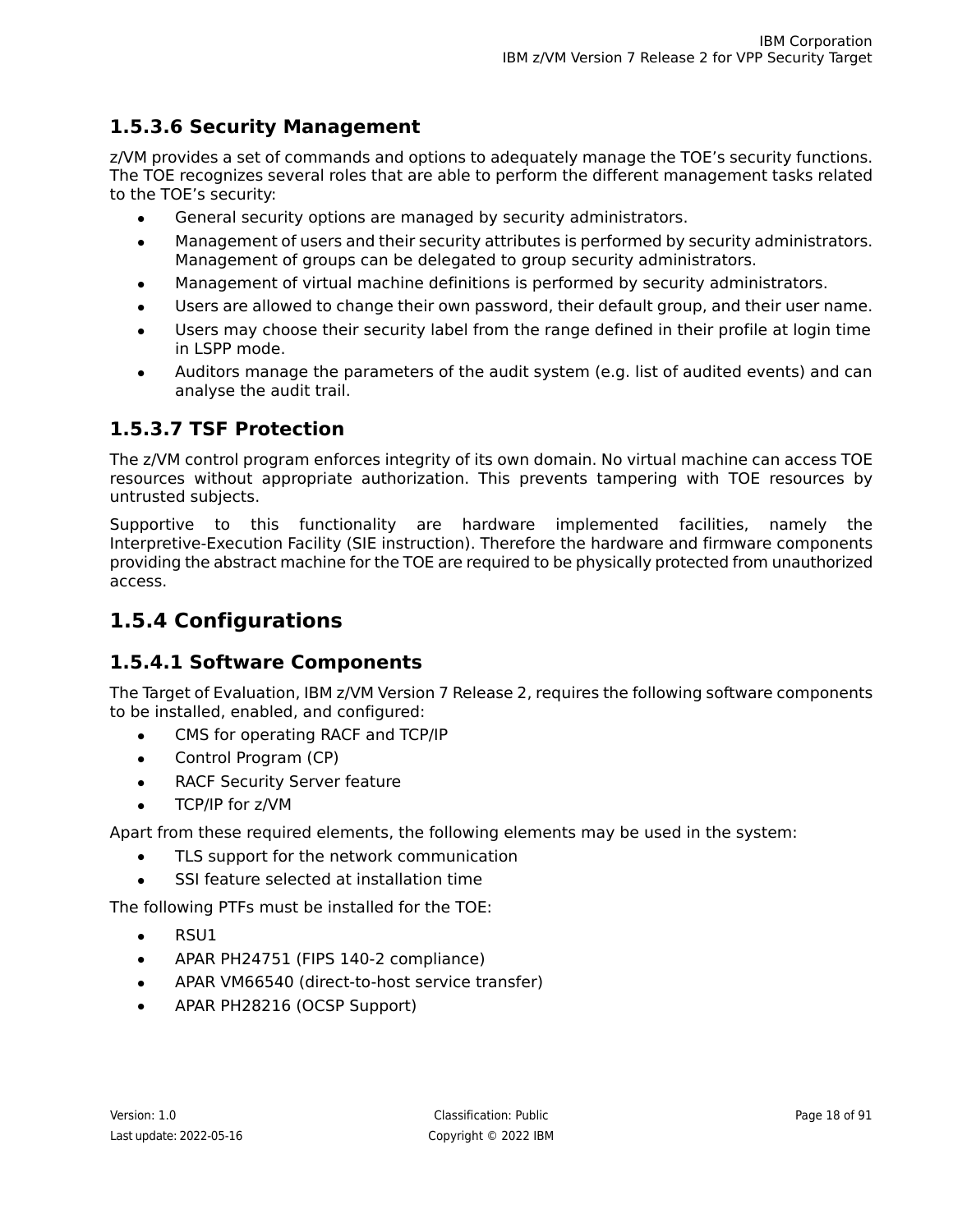#### 1.5.3.6 Security Management

z/VM provides a set of commands and options to adequately manage the TOE's security functions. The TOE recognizes several roles that are able to perform the different management tasks related to the TOE's security:

- General security options are managed by security administrators.
- Management of users and their security attributes is performed by security administrators. Management of groups can be delegated to group security administrators.
- Management of virtual machine definitions is performed by security administrators.
- Users are allowed to change their own password, their default group, and their user name.
- Users may choose their security label from the range defined in their profile at login time in LSPP mode.
- Auditors manage the parameters of the audit system (e.g. list of audited events) and can analyse the audit trail.

#### 1.5.3.7 TSF Protection

The z/VM control program enforces integrity of its own domain. No virtual machine can access TOE resources without appropriate authorization. This prevents tampering with TOE resources by untrusted subjects.

Supportive to this functionality are hardware implemented facilities, namely the Interpretive-Execution Facility (SIE instruction). Therefore the hardware and firmware components providing the abstract machine for the TOE are required to be physically protected from unauthorized access.

### 1.5.4 Configurations

#### 1.5.4.1 Software Components

The Target of Evaluation, IBM z/VM Version 7 Release 2, requires the following software components to be installed, enabled, and configured:

- CMS for operating RACF and TCP/IP
- Control Program (CP)
- RACF Security Server feature
- TCP/IP for z/VM

Apart from these required elements, the following elements may be used in the system:

- TLS support for the network communication
- SSI feature selected at installation time

The following PTFs must be installed for the TOE:

- RSU1
- APAR PH24751 (FIPS 140-2 compliance)
- APAR VM66540 (direct-to-host service transfer)
- APAR PH28216 (OCSP Support)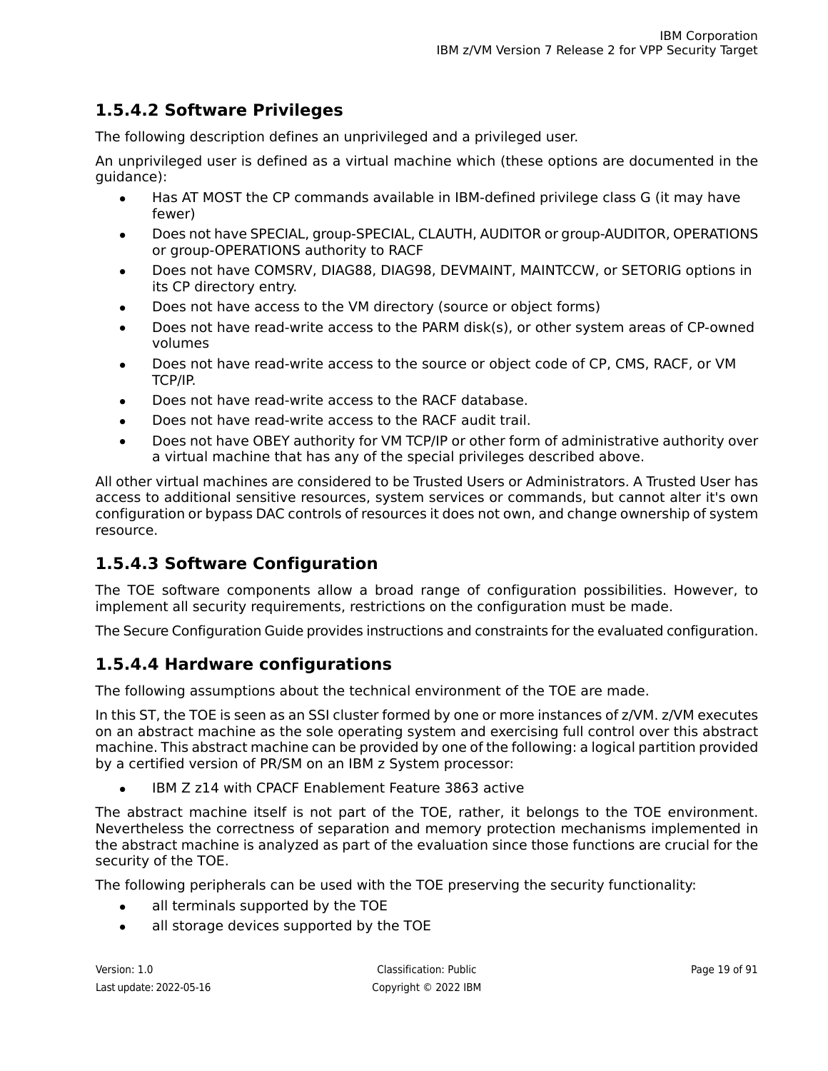### 1.5.4.2 Software Privileges

The following description defines an unprivileged and a privileged user.

An unprivileged user is defined as a virtual machine which (these options are documented in the guidance):

- Has AT MOST the CP commands available in IBM-defined privilege class G (it may have fewer)
- Does not have SPECIAL, group-SPECIAL, CLAUTH, AUDITOR or group-AUDITOR, OPERATIONS or group-OPERATIONS authority to RACF
- Does not have COMSRV, DIAG88, DIAG98, DEVMAINT, MAINTCCW, or SETORIG options in its CP directory entry.
- Does not have access to the VM directory (source or object forms)
- Does not have read-write access to the PARM disk(s), or other system areas of CP-owned volumes
- Does not have read-write access to the source or object code of CP, CMS, RACF, or VM TCP/IP.
- Does not have read-write access to the RACF database.
- Does not have read-write access to the RACF audit trail.
- Does not have OBEY authority for VM TCP/IP or other form of administrative authority over a virtual machine that has any of the special privileges described above.

All other virtual machines are considered to be Trusted Users or Administrators. A Trusted User has access to additional sensitive resources, system services or commands, but cannot alter it's own configuration or bypass DAC controls of resources it does not own, and change ownership of system resource.

### 1.5.4.3 Software Configuration

The TOE software components allow a broad range of configuration possibilities. However, to implement all security requirements, restrictions on the configuration must be made.

The Secure Configuration Guide provides instructions and constraints for the evaluated configuration.

### 1.5.4.4 Hardware configurations

The following assumptions about the technical environment of the TOE are made.

In this ST, the TOE is seen as an SSI cluster formed by one or more instances of z/VM. z/VM executes on an abstract machine as the sole operating system and exercising full control over this abstract machine. This abstract machine can be provided by one of the following: a logical partition provided by a certified version of PR/SM on an IBM z System processor:

- IBM Z z14 with CPACF Enablement Feature 3863 active

The abstract machine itself is not part of the TOE, rather, it belongs to the TOE environment. Nevertheless the correctness of separation and memory protection mechanisms implemented in the abstract machine is analyzed as part of the evaluation since those functions are crucial for the security of the TOE.

The following peripherals can be used with the TOE preserving the security functionality:

- all terminals supported by the TOE
- all storage devices supported by the TOE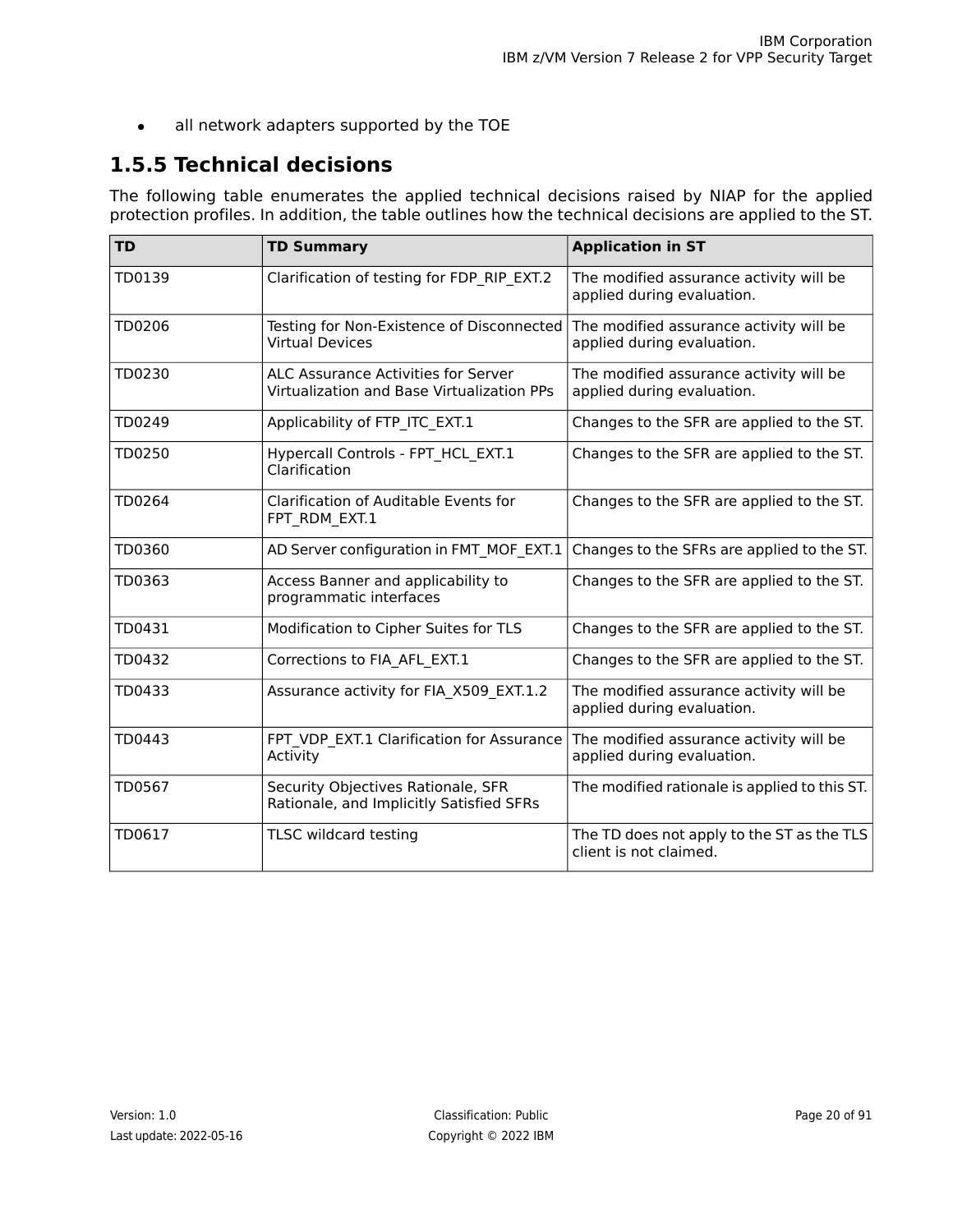- all network adapters supported by the TOE

### 1.5.5 Technical decisions

The following table enumerates the applied technical decisions raised by NIAP for the applied protection profiles. In addition, the table outlines how the technical decisions are applied to the ST.

| TD | TD Summary | Application in ST |
|---|---|---|
| TD0139 | Clarification of testing for FDP_RIP_EXT.2 | The modified assurance activity will be applied during evaluation. |
| TD0206 | Testing for Non-Existence of Disconnected Virtual Devices | The modified assurance activity will be applied during evaluation. |
| TD0230 | ALC Assurance Activities for Server Virtualization and Base Virtualization PPs | The modified assurance activity will be applied during evaluation. |
| TD0249 | Applicability of FTP_ITC_EXT.1 | Changes to the SFR are applied to the ST. |
| TD0250 | Hypercall Controls - FPT_HCL_EXT.1 Clarification | Changes to the SFR are applied to the ST. |
| TD0264 | Clarification of Auditable Events for FPT_RDM_EXT.1 | Changes to the SFR are applied to the ST. |
| TD0360 | AD Server configuration in FMT_MOF_EXT.1 | Changes to the SFRs are applied to the ST. |
| TD0363 | Access Banner and applicability to programmatic interfaces | Changes to the SFR are applied to the ST. |
| TD0431 | Modification to Cipher Suites for TLS | Changes to the SFR are applied to the ST. |
| TD0432 | Corrections to FIA_AFL_EXT.1 | Changes to the SFR are applied to the ST. |
| TD0433 | Assurance activity for FIA_X509_EXT.1.2 | The modified assurance activity will be applied during evaluation. |
| TD0443 | FPT_VDP_EXT.1 Clarification for Assurance Activity | The modified assurance activity will be applied during evaluation. |
| TD0567 | Security Objectives Rationale, SFR Rationale, and Implicitly Satisfied SFRs | The modified rationale is applied to this ST. |
| TD0617 | TLSC wildcard testing | The TD does not apply to the ST as the TLS client is not claimed. |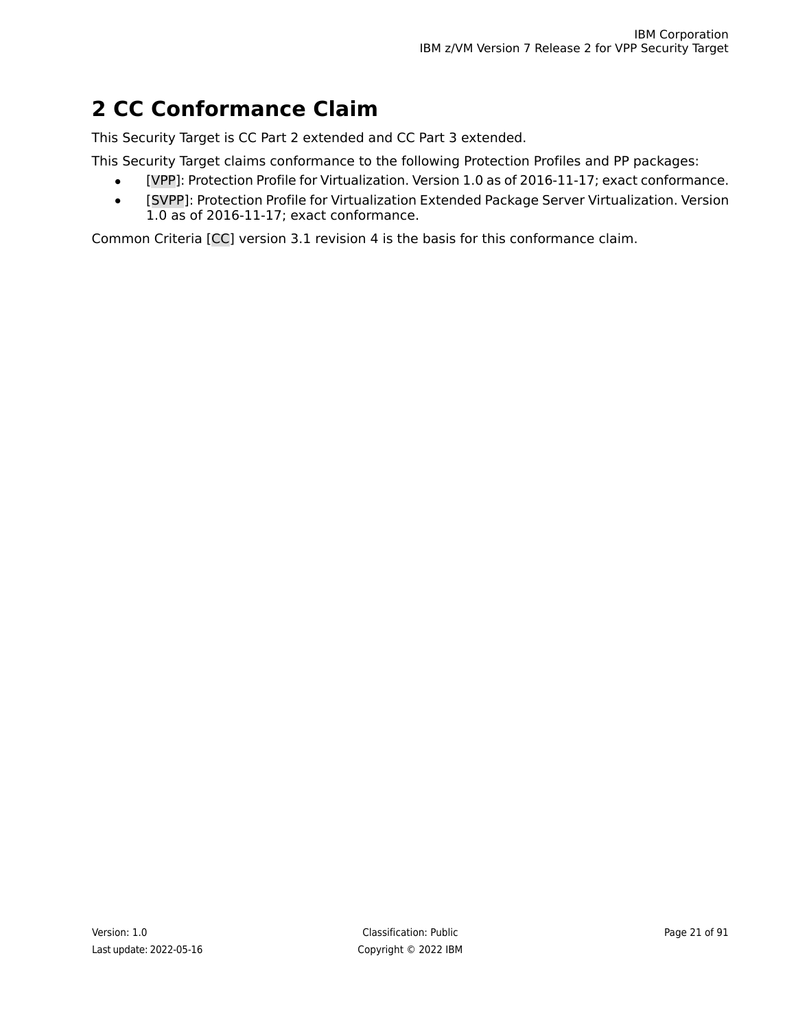# 2 CC Conformance Claim

This Security Target is CC Part 2 extended and CC Part 3 extended.

This Security Target claims conformance to the following Protection Profiles and PP packages:

- [VPP]: Protection Profile for Virtualization. Version 1.0 as of 2016-11-17; exact conformance.
- [SVPP]: Protection Profile for Virtualization Extended Package Server Virtualization. Version 1.0 as of 2016-11-17; exact conformance.

Common Criteria [CC] version 3.1 revision 4 is the basis for this conformance claim.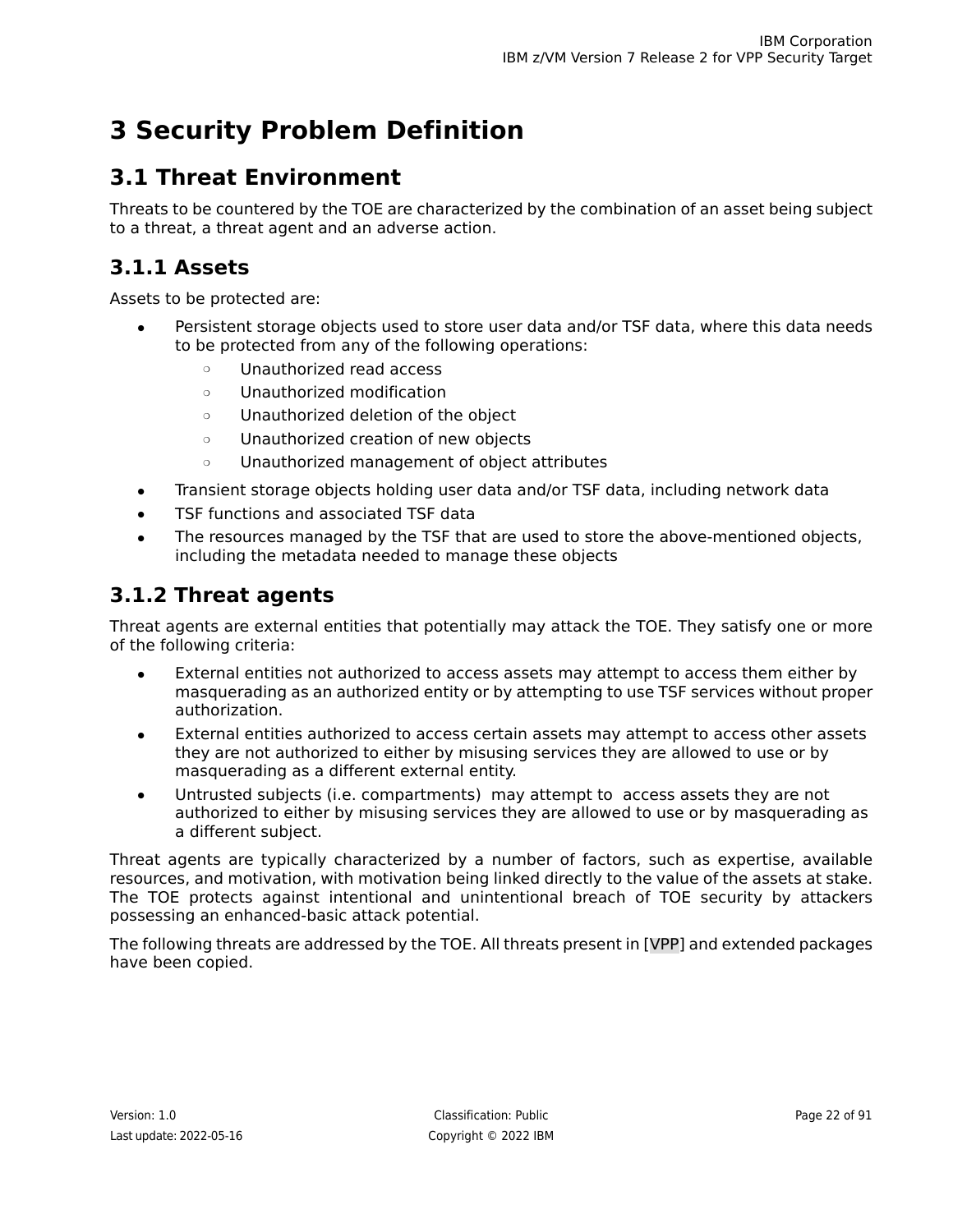# 3 Security Problem Definition

## 3.1 Threat Environment

Threats to be countered by the TOE are characterized by the combination of an asset being subject to a threat, a threat agent and an adverse action.

### 3.1.1 Assets

Assets to be protected are:

- Persistent storage objects used to store user data and/or TSF data, where this data needs to be protected from any of the following operations:
  - Unauthorized read access
  - Unauthorized modification
  - Unauthorized deletion of the object
  - Unauthorized creation of new objects
  - Unauthorized management of object attributes
- Transient storage objects holding user data and/or TSF data, including network data
- TSF functions and associated TSF data
- The resources managed by the TSF that are used to store the above-mentioned objects, including the metadata needed to manage these objects

### 3.1.2 Threat agents

Threat agents are external entities that potentially may attack the TOE. They satisfy one or more of the following criteria:

- External entities not authorized to access assets may attempt to access them either by masquerading as an authorized entity or by attempting to use TSF services without proper authorization.
- External entities authorized to access certain assets may attempt to access other assets they are not authorized to either by misusing services they are allowed to use or by masquerading as a different external entity.
- Untrusted subjects (i.e. compartments) may attempt to access assets they are not authorized to either by misusing services they are allowed to use or by masquerading as a different subject.

Threat agents are typically characterized by a number of factors, such as expertise, available resources, and motivation, with motivation being linked directly to the value of the assets at stake. The TOE protects against intentional and unintentional breach of TOE security by attackers possessing an enhanced-basic attack potential.

The following threats are addressed by the TOE. All threats present in [VPP] and extended packages have been copied.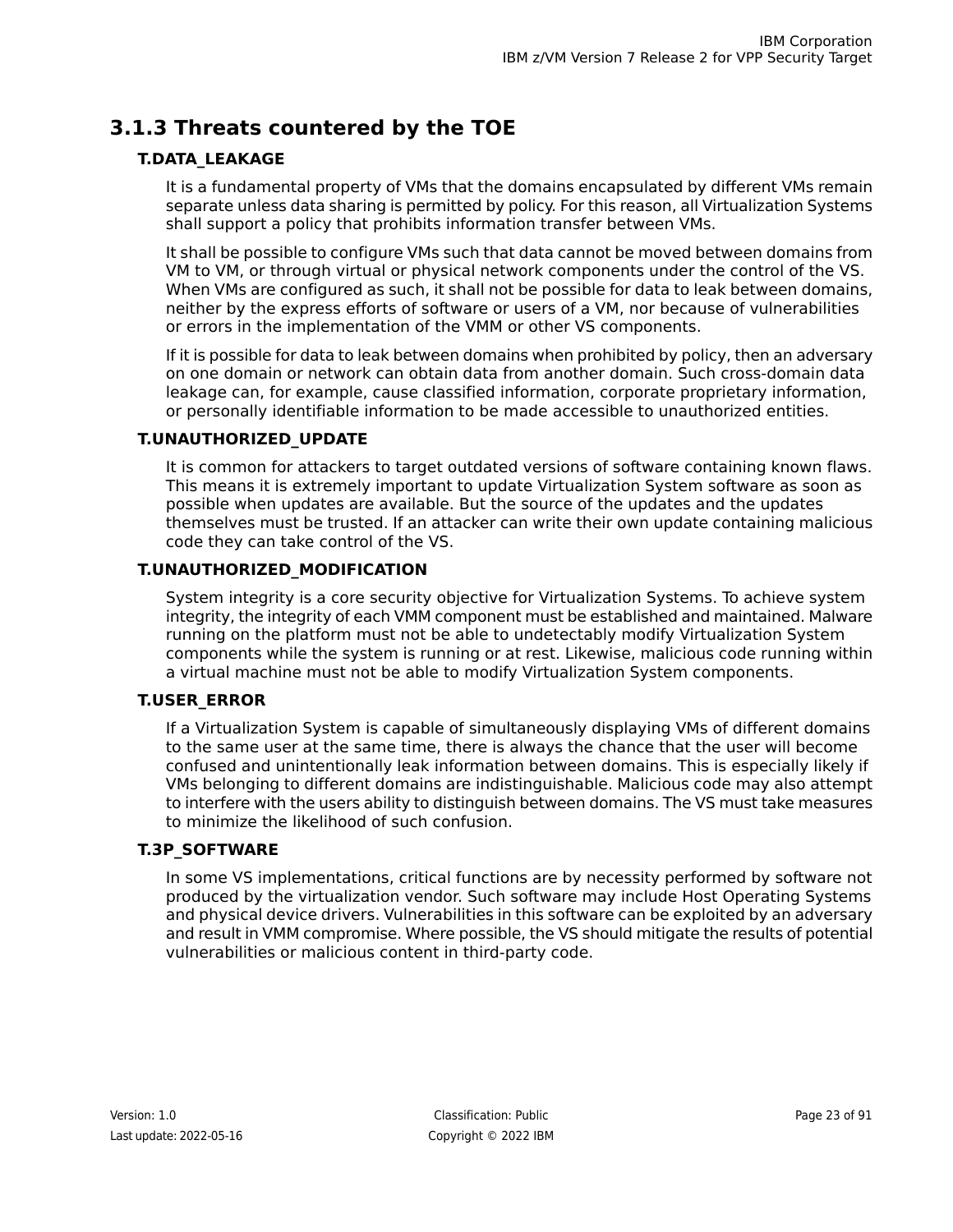### 3.1.3 Threats countered by the TOE

**T.DATA_LEAKAGE**

It is a fundamental property of VMs that the domains encapsulated by different VMs remain separate unless data sharing is permitted by policy. For this reason, all Virtualization Systems shall support a policy that prohibits information transfer between VMs.

It shall be possible to configure VMs such that data cannot be moved between domains from VM to VM, or through virtual or physical network components under the control of the VS. When VMs are configured as such, it shall not be possible for data to leak between domains, neither by the express efforts of software or users of a VM, nor because of vulnerabilities or errors in the implementation of the VMM or other VS components.

If it is possible for data to leak between domains when prohibited by policy, then an adversary on one domain or network can obtain data from another domain. Such cross-domain data leakage can, for example, cause classified information, corporate proprietary information, or personally identifiable information to be made accessible to unauthorized entities.

**T.UNAUTHORIZED_UPDATE**

It is common for attackers to target outdated versions of software containing known flaws. This means it is extremely important to update Virtualization System software as soon as possible when updates are available. But the source of the updates and the updates themselves must be trusted. If an attacker can write their own update containing malicious code they can take control of the VS.

**T.UNAUTHORIZED_MODIFICATION**

System integrity is a core security objective for Virtualization Systems. To achieve system integrity, the integrity of each VMM component must be established and maintained. Malware running on the platform must not be able to undetectably modify Virtualization System components while the system is running or at rest. Likewise, malicious code running within a virtual machine must not be able to modify Virtualization System components.

**T.USER_ERROR**

If a Virtualization System is capable of simultaneously displaying VMs of different domains to the same user at the same time, there is always the chance that the user will become confused and unintentionally leak information between domains. This is especially likely if VMs belonging to different domains are indistinguishable. Malicious code may also attempt to interfere with the users ability to distinguish between domains. The VS must take measures to minimize the likelihood of such confusion.

**T.3P_SOFTWARE**

In some VS implementations, critical functions are by necessity performed by software not produced by the virtualization vendor. Such software may include Host Operating Systems and physical device drivers. Vulnerabilities in this software can be exploited by an adversary and result in VMM compromise. Where possible, the VS should mitigate the results of potential vulnerabilities or malicious content in third-party code.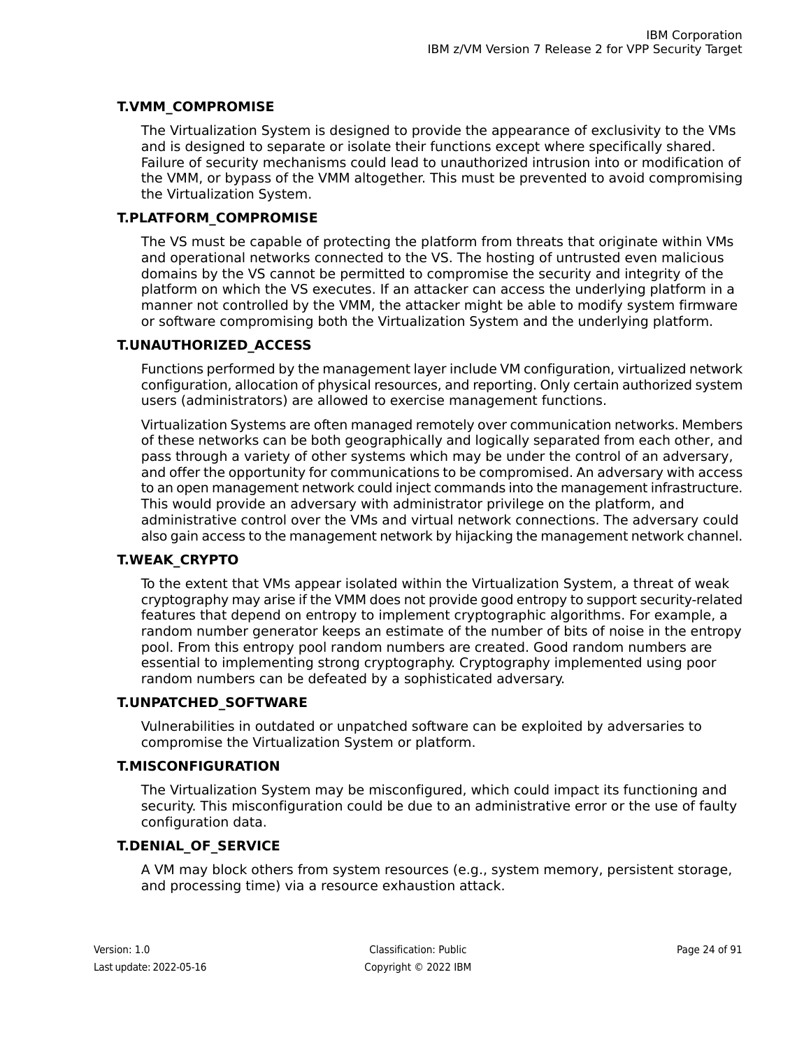**T.VMM_COMPROMISE**

The Virtualization System is designed to provide the appearance of exclusivity to the VMs and is designed to separate or isolate their functions except where specifically shared. Failure of security mechanisms could lead to unauthorized intrusion into or modification of the VMM, or bypass of the VMM altogether. This must be prevented to avoid compromising the Virtualization System.

**T.PLATFORM_COMPROMISE**

The VS must be capable of protecting the platform from threats that originate within VMs and operational networks connected to the VS. The hosting of untrusted even malicious domains by the VS cannot be permitted to compromise the security and integrity of the platform on which the VS executes. If an attacker can access the underlying platform in a manner not controlled by the VMM, the attacker might be able to modify system firmware or software compromising both the Virtualization System and the underlying platform.

**T.UNAUTHORIZED_ACCESS**

Functions performed by the management layer include VM configuration, virtualized network configuration, allocation of physical resources, and reporting. Only certain authorized system users (administrators) are allowed to exercise management functions.

Virtualization Systems are often managed remotely over communication networks. Members of these networks can be both geographically and logically separated from each other, and pass through a variety of other systems which may be under the control of an adversary, and offer the opportunity for communications to be compromised. An adversary with access to an open management network could inject commands into the management infrastructure. This would provide an adversary with administrator privilege on the platform, and administrative control over the VMs and virtual network connections. The adversary could also gain access to the management network by hijacking the management network channel.

**T.WEAK_CRYPTO**

To the extent that VMs appear isolated within the Virtualization System, a threat of weak cryptography may arise if the VMM does not provide good entropy to support security-related features that depend on entropy to implement cryptographic algorithms. For example, a random number generator keeps an estimate of the number of bits of noise in the entropy pool. From this entropy pool random numbers are created. Good random numbers are essential to implementing strong cryptography. Cryptography implemented using poor random numbers can be defeated by a sophisticated adversary.

**T.UNPATCHED_SOFTWARE**

Vulnerabilities in outdated or unpatched software can be exploited by adversaries to compromise the Virtualization System or platform.

**T.MISCONFIGURATION**

The Virtualization System may be misconfigured, which could impact its functioning and security. This misconfiguration could be due to an administrative error or the use of faulty configuration data.

**T.DENIAL_OF_SERVICE**

A VM may block others from system resources (e.g., system memory, persistent storage, and processing time) via a resource exhaustion attack.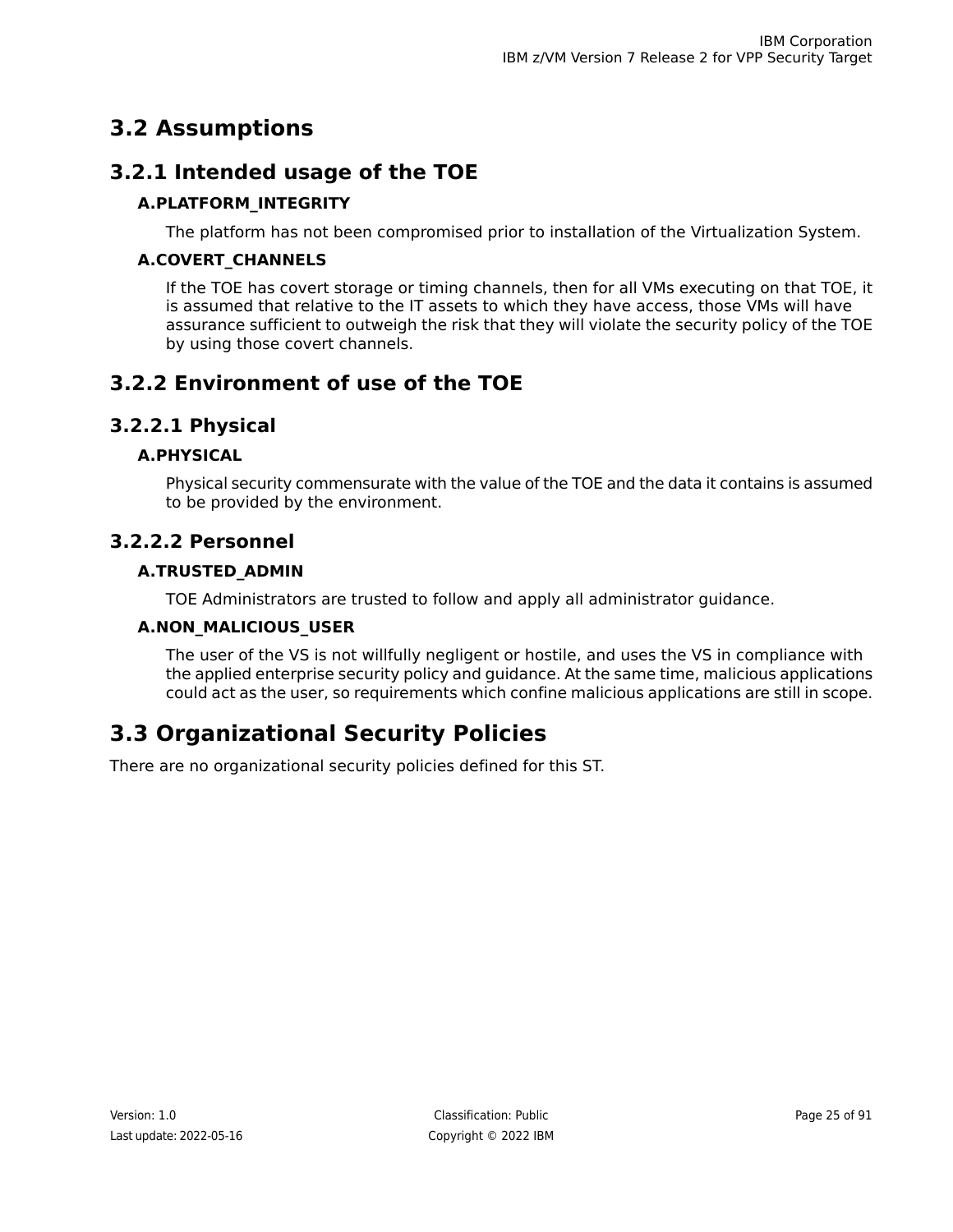## 3.2 Assumptions

### 3.2.1 Intended usage of the TOE

**A.PLATFORM_INTEGRITY**

The platform has not been compromised prior to installation of the Virtualization System.

**A.COVERT_CHANNELS**

If the TOE has covert storage or timing channels, then for all VMs executing on that TOE, it is assumed that relative to the IT assets to which they have access, those VMs will have assurance sufficient to outweigh the risk that they will violate the security policy of the TOE by using those covert channels.

### 3.2.2 Environment of use of the TOE

#### 3.2.2.1 Physical

**A.PHYSICAL**

Physical security commensurate with the value of the TOE and the data it contains is assumed to be provided by the environment.

#### 3.2.2.2 Personnel

**A.TRUSTED_ADMIN**

TOE Administrators are trusted to follow and apply all administrator guidance.

**A.NON_MALICIOUS_USER**

The user of the VS is not willfully negligent or hostile, and uses the VS in compliance with the applied enterprise security policy and guidance. At the same time, malicious applications could act as the user, so requirements which confine malicious applications are still in scope.

## 3.3 Organizational Security Policies

There are no organizational security policies defined for this ST.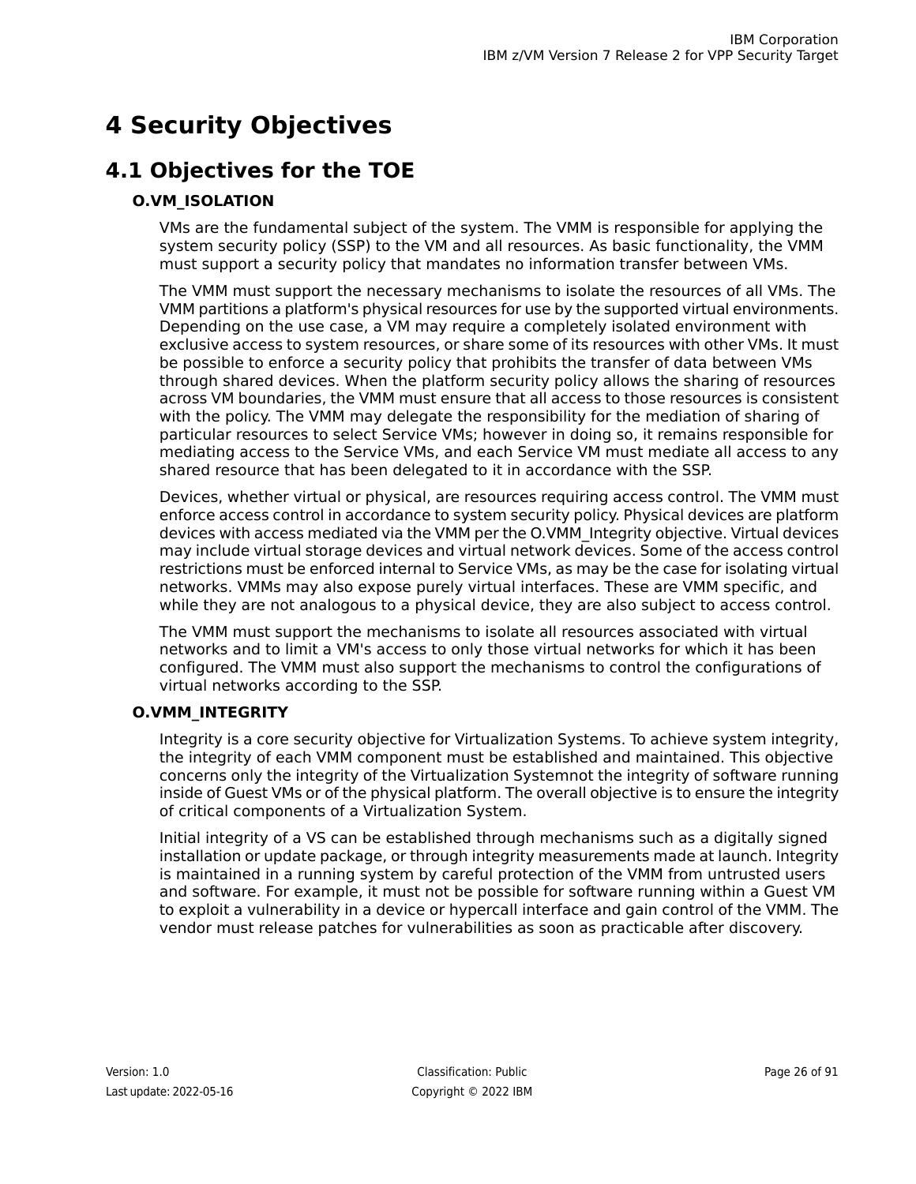# 4 Security Objectives

## 4.1 Objectives for the TOE

### O.VM_ISOLATION

VMs are the fundamental subject of the system. The VMM is responsible for applying the system security policy (SSP) to the VM and all resources. As basic functionality, the VMM must support a security policy that mandates no information transfer between VMs.

The VMM must support the necessary mechanisms to isolate the resources of all VMs. The VMM partitions a platform's physical resources for use by the supported virtual environments. Depending on the use case, a VM may require a completely isolated environment with exclusive access to system resources, or share some of its resources with other VMs. It must be possible to enforce a security policy that prohibits the transfer of data between VMs through shared devices. When the platform security policy allows the sharing of resources across VM boundaries, the VMM must ensure that all access to those resources is consistent with the policy. The VMM may delegate the responsibility for the mediation of sharing of particular resources to select Service VMs; however in doing so, it remains responsible for mediating access to the Service VMs, and each Service VM must mediate all access to any shared resource that has been delegated to it in accordance with the SSP.

Devices, whether virtual or physical, are resources requiring access control. The VMM must enforce access control in accordance to system security policy. Physical devices are platform devices with access mediated via the VMM per the O.VMM_Integrity objective. Virtual devices may include virtual storage devices and virtual network devices. Some of the access control restrictions must be enforced internal to Service VMs, as may be the case for isolating virtual networks. VMMs may also expose purely virtual interfaces. These are VMM specific, and while they are not analogous to a physical device, they are also subject to access control.

The VMM must support the mechanisms to isolate all resources associated with virtual networks and to limit a VM's access to only those virtual networks for which it has been configured. The VMM must also support the mechanisms to control the configurations of virtual networks according to the SSP.

### O.VMM_INTEGRITY

Integrity is a core security objective for Virtualization Systems. To achieve system integrity, the integrity of each VMM component must be established and maintained. This objective concerns only the integrity of the Virtualization Systemnot the integrity of software running inside of Guest VMs or of the physical platform. The overall objective is to ensure the integrity of critical components of a Virtualization System.

Initial integrity of a VS can be established through mechanisms such as a digitally signed installation or update package, or through integrity measurements made at launch. Integrity is maintained in a running system by careful protection of the VMM from untrusted users and software. For example, it must not be possible for software running within a Guest VM to exploit a vulnerability in a device or hypercall interface and gain control of the VMM. The vendor must release patches for vulnerabilities as soon as practicable after discovery.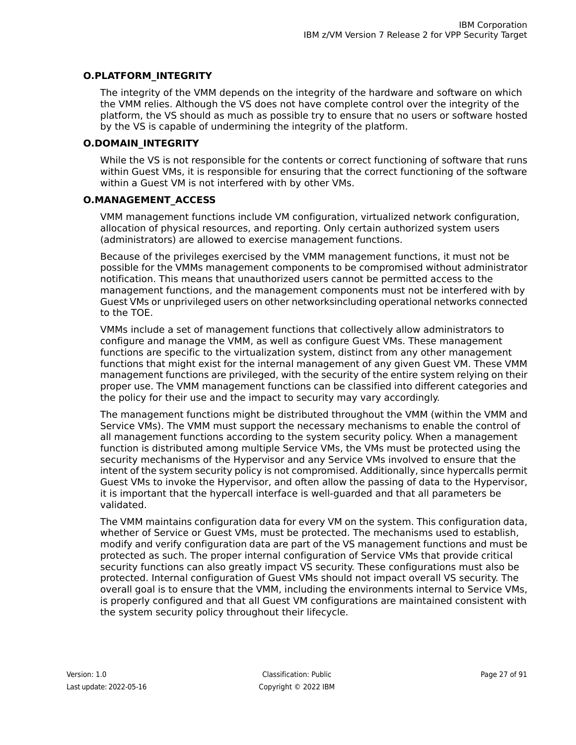**O.PLATFORM_INTEGRITY**

The integrity of the VMM depends on the integrity of the hardware and software on which the VMM relies. Although the VS does not have complete control over the integrity of the platform, the VS should as much as possible try to ensure that no users or software hosted by the VS is capable of undermining the integrity of the platform.

**O.DOMAIN_INTEGRITY**

While the VS is not responsible for the contents or correct functioning of software that runs within Guest VMs, it is responsible for ensuring that the correct functioning of the software within a Guest VM is not interfered with by other VMs.

**O.MANAGEMENT_ACCESS**

VMM management functions include VM configuration, virtualized network configuration, allocation of physical resources, and reporting. Only certain authorized system users (administrators) are allowed to exercise management functions.

Because of the privileges exercised by the VMM management functions, it must not be possible for the VMMs management components to be compromised without administrator notification. This means that unauthorized users cannot be permitted access to the management functions, and the management components must not be interfered with by Guest VMs or unprivileged users on other networksincluding operational networks connected to the TOE.

VMMs include a set of management functions that collectively allow administrators to configure and manage the VMM, as well as configure Guest VMs. These management functions are specific to the virtualization system, distinct from any other management functions that might exist for the internal management of any given Guest VM. These VMM management functions are privileged, with the security of the entire system relying on their proper use. The VMM management functions can be classified into different categories and the policy for their use and the impact to security may vary accordingly.

The management functions might be distributed throughout the VMM (within the VMM and Service VMs). The VMM must support the necessary mechanisms to enable the control of all management functions according to the system security policy. When a management function is distributed among multiple Service VMs, the VMs must be protected using the security mechanisms of the Hypervisor and any Service VMs involved to ensure that the intent of the system security policy is not compromised. Additionally, since hypercalls permit Guest VMs to invoke the Hypervisor, and often allow the passing of data to the Hypervisor, it is important that the hypercall interface is well-guarded and that all parameters be validated.

The VMM maintains configuration data for every VM on the system. This configuration data, whether of Service or Guest VMs, must be protected. The mechanisms used to establish, modify and verify configuration data are part of the VS management functions and must be protected as such. The proper internal configuration of Service VMs that provide critical security functions can also greatly impact VS security. These configurations must also be protected. Internal configuration of Guest VMs should not impact overall VS security. The overall goal is to ensure that the VMM, including the environments internal to Service VMs, is properly configured and that all Guest VM configurations are maintained consistent with the system security policy throughout their lifecycle.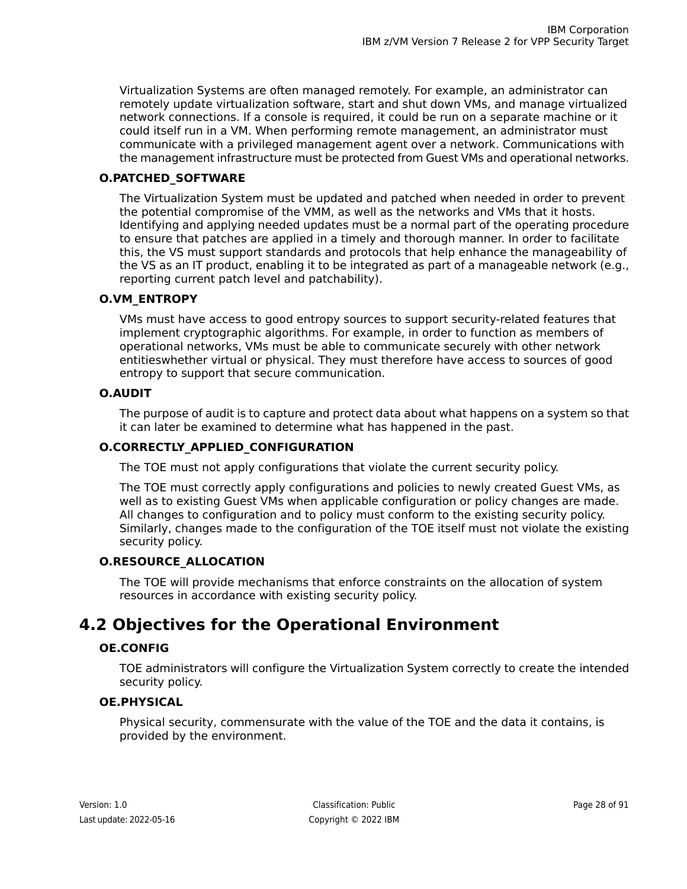Virtualization Systems are often managed remotely. For example, an administrator can remotely update virtualization software, start and shut down VMs, and manage virtualized network connections. If a console is required, it could be run on a separate machine or it could itself run in a VM. When performing remote management, an administrator must communicate with a privileged management agent over a network. Communications with the management infrastructure must be protected from Guest VMs and operational networks.

**O.PATCHED_SOFTWARE**

The Virtualization System must be updated and patched when needed in order to prevent the potential compromise of the VMM, as well as the networks and VMs that it hosts. Identifying and applying needed updates must be a normal part of the operating procedure to ensure that patches are applied in a timely and thorough manner. In order to facilitate this, the VS must support standards and protocols that help enhance the manageability of the VS as an IT product, enabling it to be integrated as part of a manageable network (e.g., reporting current patch level and patchability).

**O.VM_ENTROPY**

VMs must have access to good entropy sources to support security-related features that implement cryptographic algorithms. For example, in order to function as members of operational networks, VMs must be able to communicate securely with other network entitieswhether virtual or physical. They must therefore have access to sources of good entropy to support that secure communication.

**O.AUDIT**

The purpose of audit is to capture and protect data about what happens on a system so that it can later be examined to determine what has happened in the past.

**O.CORRECTLY_APPLIED_CONFIGURATION**

The TOE must not apply configurations that violate the current security policy.

The TOE must correctly apply configurations and policies to newly created Guest VMs, as well as to existing Guest VMs when applicable configuration or policy changes are made. All changes to configuration and to policy must conform to the existing security policy. Similarly, changes made to the configuration of the TOE itself must not violate the existing security policy.

**O.RESOURCE_ALLOCATION**

The TOE will provide mechanisms that enforce constraints on the allocation of system resources in accordance with existing security policy.

## 4.2 Objectives for the Operational Environment

**OE.CONFIG**

TOE administrators will configure the Virtualization System correctly to create the intended security policy.

**OE.PHYSICAL**

Physical security, commensurate with the value of the TOE and the data it contains, is provided by the environment.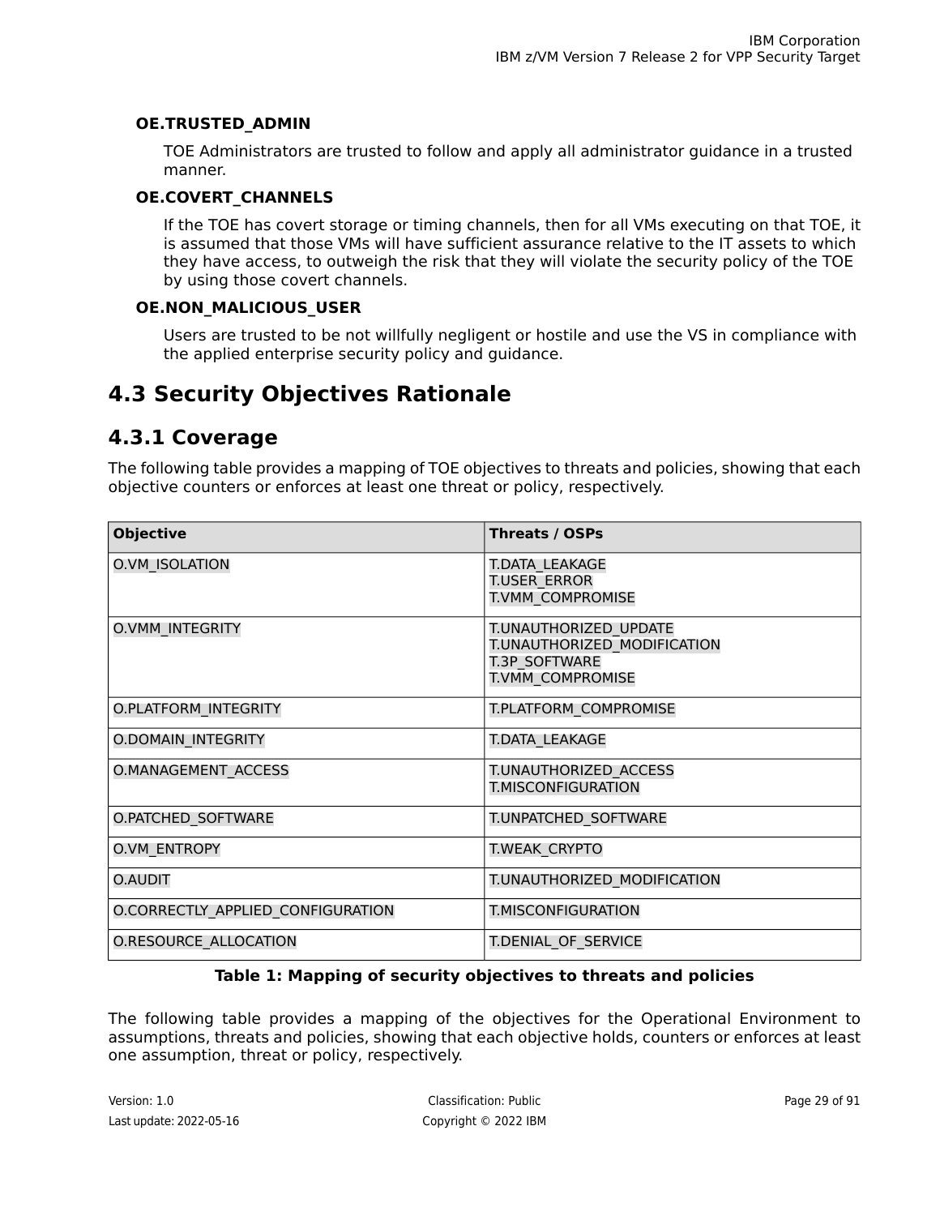**OE.TRUSTED_ADMIN**

TOE Administrators are trusted to follow and apply all administrator guidance in a trusted manner.

**OE.COVERT_CHANNELS**

If the TOE has covert storage or timing channels, then for all VMs executing on that TOE, it is assumed that those VMs will have sufficient assurance relative to the IT assets to which they have access, to outweigh the risk that they will violate the security policy of the TOE by using those covert channels.

**OE.NON_MALICIOUS_USER**

Users are trusted to be not willfully negligent or hostile and use the VS in compliance with the applied enterprise security policy and guidance.

## 4.3 Security Objectives Rationale

### 4.3.1 Coverage

The following table provides a mapping of TOE objectives to threats and policies, showing that each objective counters or enforces at least one threat or policy, respectively.

| Objective | Threats / OSPs |
|---|---|
| O.VM_ISOLATION | T.DATA_LEAKAGE<br>T.USER_ERROR<br>T.VMM_COMPROMISE |
| O.VMM_INTEGRITY | T.UNAUTHORIZED_UPDATE<br>T.UNAUTHORIZED_MODIFICATION<br>T.3P_SOFTWARE<br>T.VMM_COMPROMISE |
| O.PLATFORM_INTEGRITY | T.PLATFORM_COMPROMISE |
| O.DOMAIN_INTEGRITY | T.DATA_LEAKAGE |
| O.MANAGEMENT_ACCESS | T.UNAUTHORIZED_ACCESS<br>T.MISCONFIGURATION |
| O.PATCHED_SOFTWARE | T.UNPATCHED_SOFTWARE |
| O.VM_ENTROPY | T.WEAK_CRYPTO |
| O.AUDIT | T.UNAUTHORIZED_MODIFICATION |
| O.CORRECTLY_APPLIED_CONFIGURATION | T.MISCONFIGURATION |
| O.RESOURCE_ALLOCATION | T.DENIAL_OF_SERVICE |

**Table 1: Mapping of security objectives to threats and policies**

The following table provides a mapping of the objectives for the Operational Environment to assumptions, threats and policies, showing that each objective holds, counters or enforces at least one assumption, threat or policy, respectively.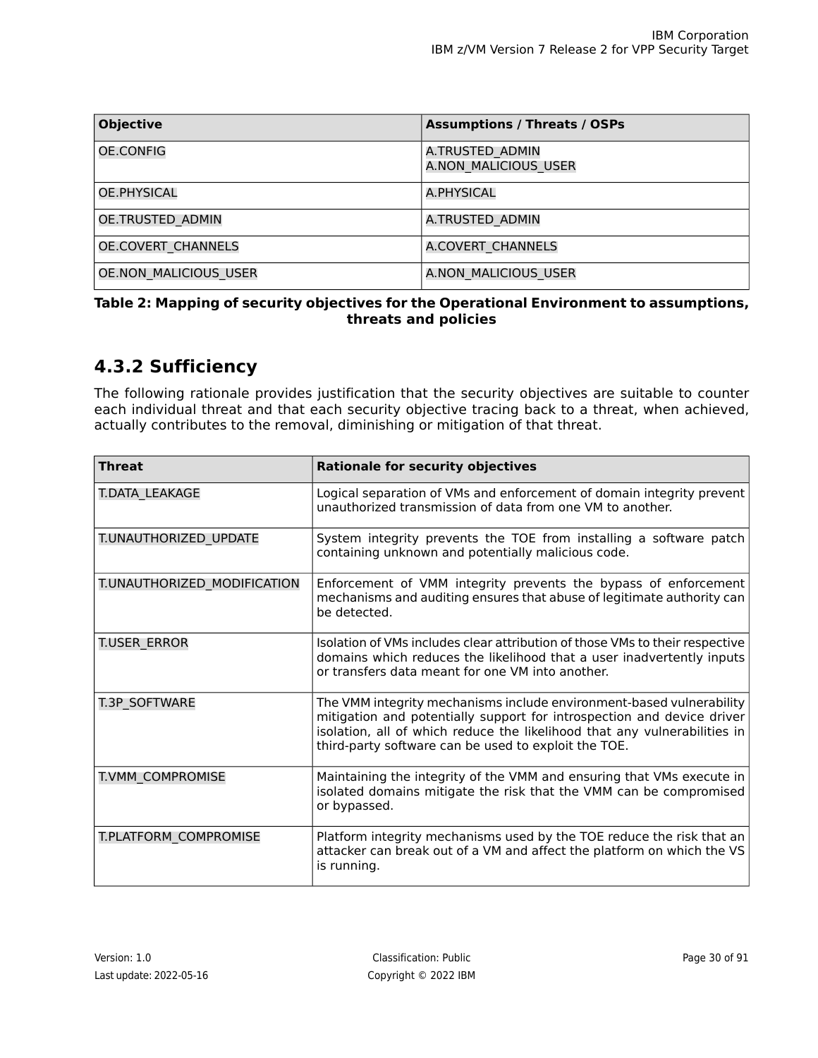| Objective | Assumptions / Threats / OSPs |
|---|---|
| OE.CONFIG | A.TRUSTED_ADMIN<br>A.NON_MALICIOUS_USER |
| OE.PHYSICAL | A.PHYSICAL |
| OE.TRUSTED_ADMIN | A.TRUSTED_ADMIN |
| OE.COVERT_CHANNELS | A.COVERT_CHANNELS |
| OE.NON_MALICIOUS_USER | A.NON_MALICIOUS_USER |

**Table 2: Mapping of security objectives for the Operational Environment to assumptions, threats and policies**

### 4.3.2 Sufficiency

The following rationale provides justification that the security objectives are suitable to counter each individual threat and that each security objective tracing back to a threat, when achieved, actually contributes to the removal, diminishing or mitigation of that threat.

| Threat | Rationale for security objectives |
|---|---|
| T.DATA_LEAKAGE | Logical separation of VMs and enforcement of domain integrity prevent unauthorized transmission of data from one VM to another. |
| T.UNAUTHORIZED_UPDATE | System integrity prevents the TOE from installing a software patch containing unknown and potentially malicious code. |
| T.UNAUTHORIZED_MODIFICATION | Enforcement of VMM integrity prevents the bypass of enforcement mechanisms and auditing ensures that abuse of legitimate authority can be detected. |
| T.USER_ERROR | Isolation of VMs includes clear attribution of those VMs to their respective domains which reduces the likelihood that a user inadvertently inputs or transfers data meant for one VM into another. |
| T.3P_SOFTWARE | The VMM integrity mechanisms include environment-based vulnerability mitigation and potentially support for introspection and device driver isolation, all of which reduce the likelihood that any vulnerabilities in third-party software can be used to exploit the TOE. |
| T.VMM_COMPROMISE | Maintaining the integrity of the VMM and ensuring that VMs execute in isolated domains mitigate the risk that the VMM can be compromised or bypassed. |
| T.PLATFORM_COMPROMISE | Platform integrity mechanisms used by the TOE reduce the risk that an attacker can break out of a VM and affect the platform on which the VS is running. |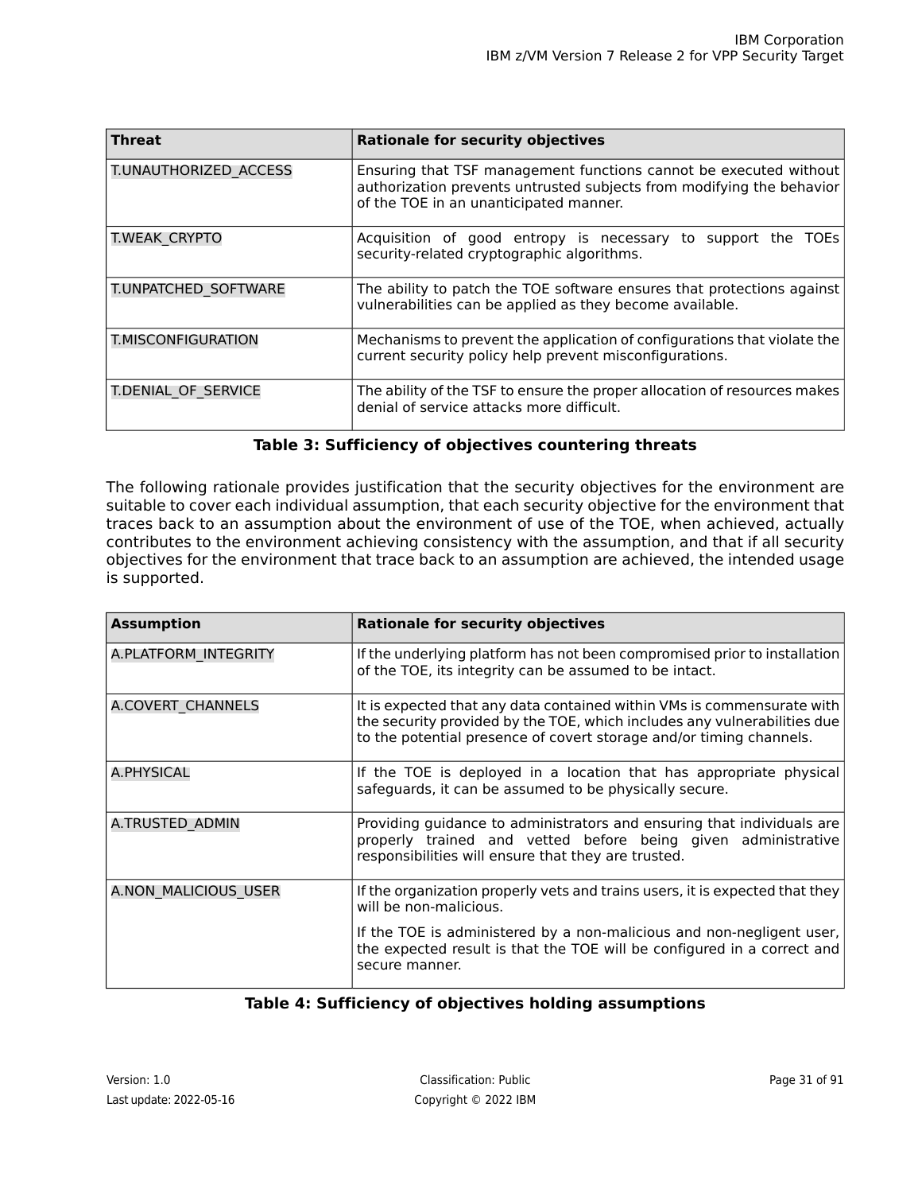| Threat | Rationale for security objectives |
|---|---|
| T.UNAUTHORIZED_ACCESS | Ensuring that TSF management functions cannot be executed without authorization prevents untrusted subjects from modifying the behavior of the TOE in an unanticipated manner. |
| T.WEAK_CRYPTO | Acquisition of good entropy is necessary to support the TOEs security-related cryptographic algorithms. |
| T.UNPATCHED_SOFTWARE | The ability to patch the TOE software ensures that protections against vulnerabilities can be applied as they become available. |
| T.MISCONFIGURATION | Mechanisms to prevent the application of configurations that violate the current security policy help prevent misconfigurations. |
| T.DENIAL_OF_SERVICE | The ability of the TSF to ensure the proper allocation of resources makes denial of service attacks more difficult. |

**Table 3: Sufficiency of objectives countering threats**

The following rationale provides justification that the security objectives for the environment are suitable to cover each individual assumption, that each security objective for the environment that traces back to an assumption about the environment of use of the TOE, when achieved, actually contributes to the environment achieving consistency with the assumption, and that if all security objectives for the environment that trace back to an assumption are achieved, the intended usage is supported.

| Assumption | Rationale for security objectives |
|---|---|
| A.PLATFORM_INTEGRITY | If the underlying platform has not been compromised prior to installation of the TOE, its integrity can be assumed to be intact. |
| A.COVERT_CHANNELS | It is expected that any data contained within VMs is commensurate with the security provided by the TOE, which includes any vulnerabilities due to the potential presence of covert storage and/or timing channels. |
| A.PHYSICAL | If the TOE is deployed in a location that has appropriate physical safeguards, it can be assumed to be physically secure. |
| A.TRUSTED_ADMIN | Providing guidance to administrators and ensuring that individuals are properly trained and vetted before being given administrative responsibilities will ensure that they are trusted. |
| A.NON_MALICIOUS_USER | If the organization properly vets and trains users, it is expected that they will be non-malicious.<br><br>If the TOE is administered by a non-malicious and non-negligent user, the expected result is that the TOE will be configured in a correct and secure manner. |

**Table 4: Sufficiency of objectives holding assumptions**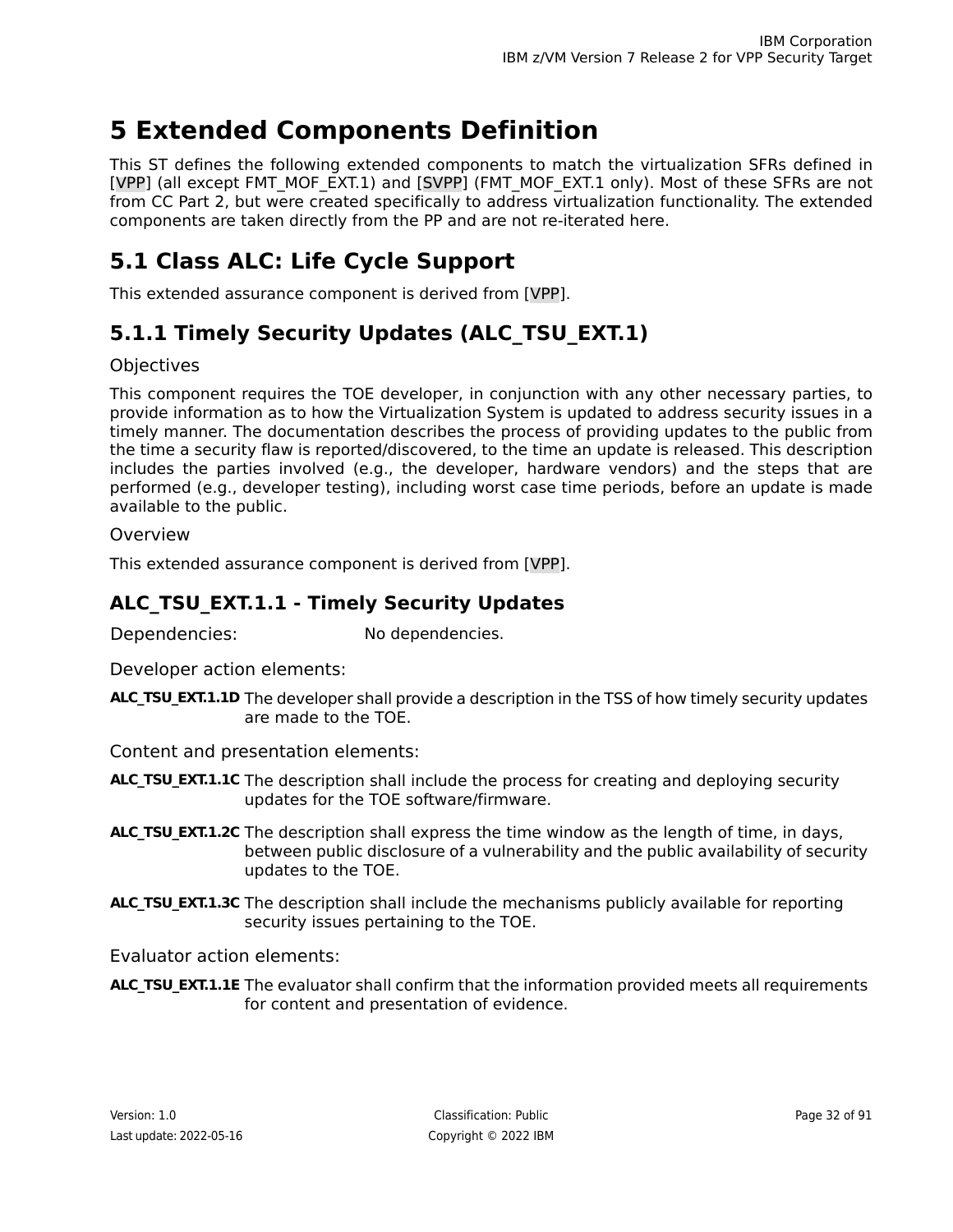# 5 Extended Components Definition

This ST defines the following extended components to match the virtualization SFRs defined in [VPP] (all except FMT_MOF_EXT.1) and [SVPP] (FMT_MOF_EXT.1 only). Most of these SFRs are not from CC Part 2, but were created specifically to address virtualization functionality. The extended components are taken directly from the PP and are not re-iterated here.

## 5.1 Class ALC: Life Cycle Support

This extended assurance component is derived from [VPP].

### 5.1.1 Timely Security Updates (ALC_TSU_EXT.1)

Objectives

This component requires the TOE developer, in conjunction with any other necessary parties, to provide information as to how the Virtualization System is updated to address security issues in a timely manner. The documentation describes the process of providing updates to the public from the time a security flaw is reported/discovered, to the time an update is released. This description includes the parties involved (e.g., the developer, hardware vendors) and the steps that are performed (e.g., developer testing), including worst case time periods, before an update is made available to the public.

Overview

This extended assurance component is derived from [VPP].

#### ALC_TSU_EXT.1.1 - Timely Security Updates

Dependencies: No dependencies.

Developer action elements:

**ALC_TSU_EXT.1.1D** The developer shall provide a description in the TSS of how timely security updates are made to the TOE.

Content and presentation elements:

**ALC_TSU_EXT.1.1C** The description shall include the process for creating and deploying security updates for the TOE software/firmware.

**ALC_TSU_EXT.1.2C** The description shall express the time window as the length of time, in days, between public disclosure of a vulnerability and the public availability of security updates to the TOE.

**ALC_TSU_EXT.1.3C** The description shall include the mechanisms publicly available for reporting security issues pertaining to the TOE.

Evaluator action elements:

**ALC_TSU_EXT.1.1E** The evaluator shall confirm that the information provided meets all requirements for content and presentation of evidence.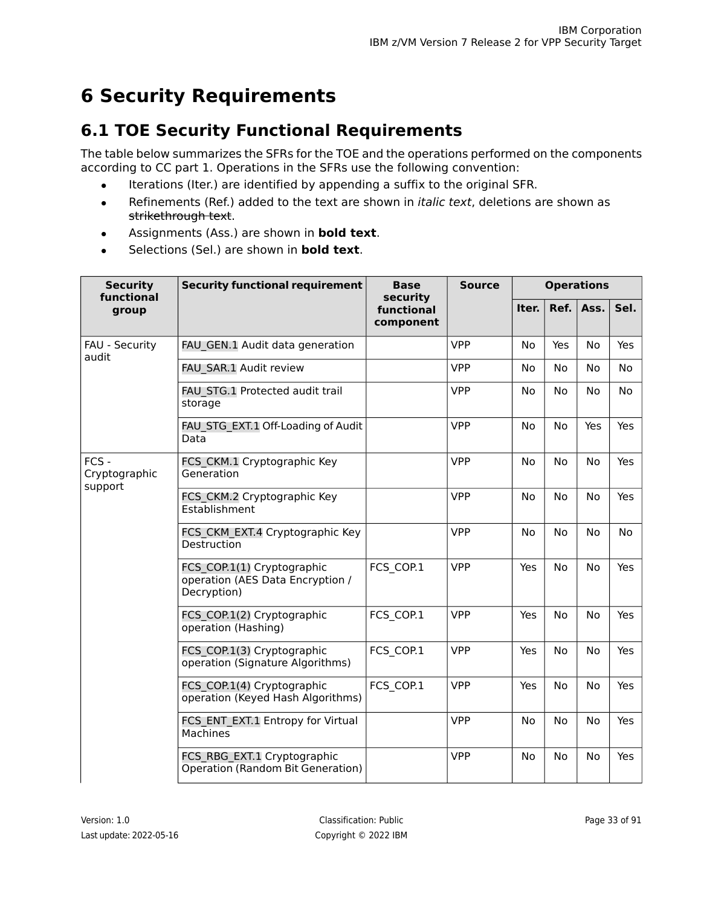# 6 Security Requirements

## 6.1 TOE Security Functional Requirements

The table below summarizes the SFRs for the TOE and the operations performed on the components according to CC part 1. Operations in the SFRs use the following convention:

- Iterations (Iter.) are identified by appending a suffix to the original SFR.
- Refinements (Ref.) added to the text are shown in *italic text*, deletions are shown as ~~strikethrough text~~.
- Assignments (Ass.) are shown in **bold text**.
- Selections (Sel.) are shown in **bold text**.

| Security functional group | Security functional requirement | Base security functional component | Source | Operations | | | |
|---|---|---|---|---|---|---|---|
| | | | | Iter. | Ref. | Ass. | Sel. |
| FAU - Security audit | FAU_GEN.1 Audit data generation | | VPP | No | Yes | No | Yes |
| | FAU_SAR.1 Audit review | | VPP | No | No | No | No |
| | FAU_STG.1 Protected audit trail storage | | VPP | No | No | No | No |
| | FAU_STG_EXT.1 Off-Loading of Audit Data | | VPP | No | No | Yes | Yes |
| FCS - Cryptographic support | FCS_CKM.1 Cryptographic Key Generation | | VPP | No | No | No | Yes |
| | FCS_CKM.2 Cryptographic Key Establishment | | VPP | No | No | No | Yes |
| | FCS_CKM_EXT.4 Cryptographic Key Destruction | | VPP | No | No | No | No |
| | FCS_COP.1(1) Cryptographic operation (AES Data Encryption / Decryption) | FCS_COP.1 | VPP | Yes | No | No | Yes |
| | FCS_COP.1(2) Cryptographic operation (Hashing) | FCS_COP.1 | VPP | Yes | No | No | Yes |
| | FCS_COP.1(3) Cryptographic operation (Signature Algorithms) | FCS_COP.1 | VPP | Yes | No | No | Yes |
| | FCS_COP.1(4) Cryptographic operation (Keyed Hash Algorithms) | FCS_COP.1 | VPP | Yes | No | No | Yes |
| | FCS_ENT_EXT.1 Entropy for Virtual Machines | | VPP | No | No | No | Yes |
| | FCS_RBG_EXT.1 Cryptographic Operation (Random Bit Generation) | | VPP | No | No | No | Yes |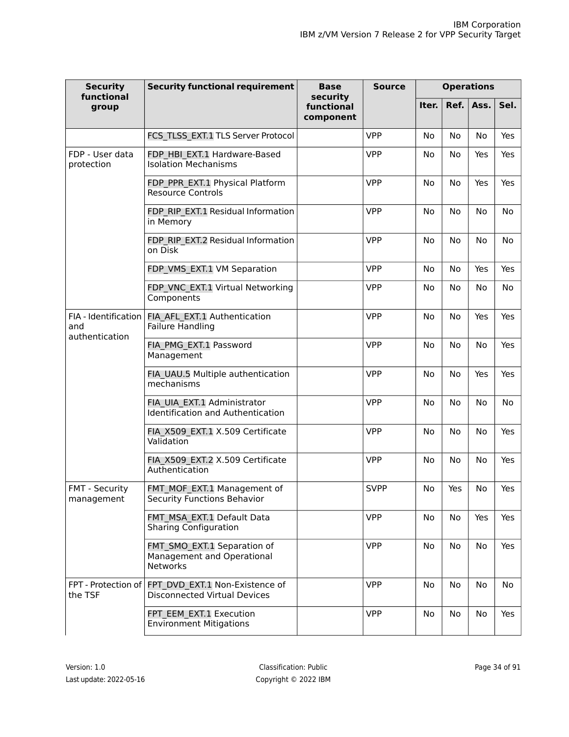| Security functional group | Security functional requirement | Base security functional component | Source | Operations | | | |
|---|---|---|---|---|---|---|---|
| | | | | Iter. | Ref. | Ass. | Sel. |
| | FCS_TLSS_EXT.1 TLS Server Protocol | | VPP | No | No | No | Yes |
| FDP - User data protection | FDP_HBI_EXT.1 Hardware-Based Isolation Mechanisms | | VPP | No | No | Yes | Yes |
| | FDP_PPR_EXT.1 Physical Platform Resource Controls | | VPP | No | No | Yes | Yes |
| | FDP_RIP_EXT.1 Residual Information in Memory | | VPP | No | No | No | No |
| | FDP_RIP_EXT.2 Residual Information on Disk | | VPP | No | No | No | No |
| | FDP_VMS_EXT.1 VM Separation | | VPP | No | No | Yes | Yes |
| | FDP_VNC_EXT.1 Virtual Networking Components | | VPP | No | No | No | No |
| FIA - Identification and authentication | FIA_AFL_EXT.1 Authentication Failure Handling | | VPP | No | No | Yes | Yes |
| | FIA_PMG_EXT.1 Password Management | | VPP | No | No | No | Yes |
| | FIA_UAU.5 Multiple authentication mechanisms | | VPP | No | No | Yes | Yes |
| | FIA_UIA_EXT.1 Administrator Identification and Authentication | | VPP | No | No | No | No |
| | FIA_X509_EXT.1 X.509 Certificate Validation | | VPP | No | No | No | Yes |
| | FIA_X509_EXT.2 X.509 Certificate Authentication | | VPP | No | No | No | Yes |
| FMT - Security management | FMT_MOF_EXT.1 Management of Security Functions Behavior | | SVPP | No | Yes | No | Yes |
| | FMT_MSA_EXT.1 Default Data Sharing Configuration | | VPP | No | No | Yes | Yes |
| | FMT_SMO_EXT.1 Separation of Management and Operational Networks | | VPP | No | No | No | Yes |
| FPT - Protection of the TSF | FPT_DVD_EXT.1 Non-Existence of Disconnected Virtual Devices | | VPP | No | No | No | No |
| | FPT_EEM_EXT.1 Execution Environment Mitigations | | VPP | No | No | No | Yes |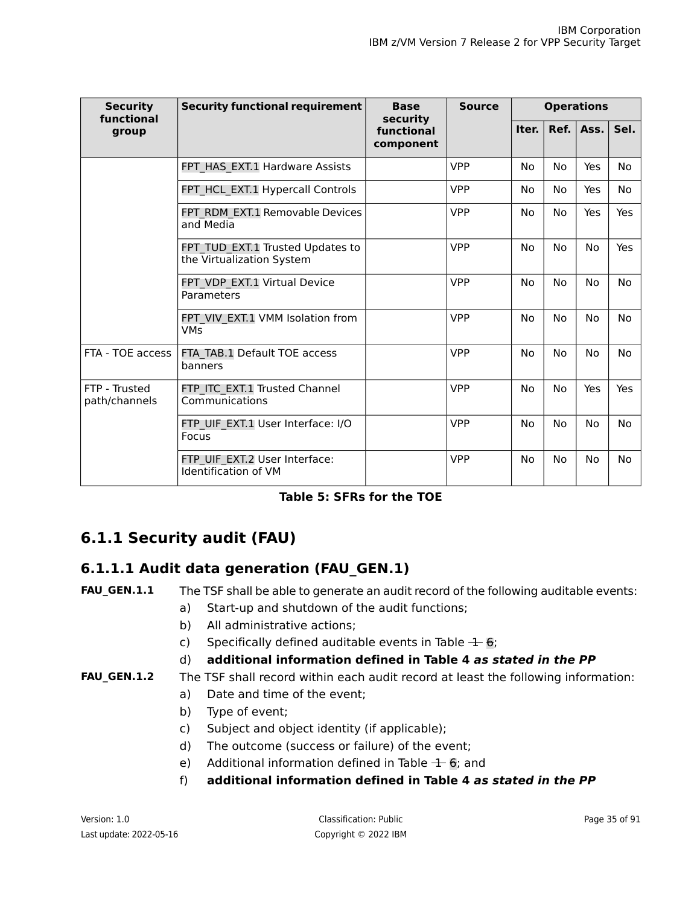| Security functional group | Security functional requirement | Base security functional component | Source | Operations | | | |
|---|---|---|---|---|---|---|---|
| | | | | Iter. | Ref. | Ass. | Sel. |
| | FPT_HAS_EXT.1 Hardware Assists | | VPP | No | No | Yes | No |
| | FPT_HCL_EXT.1 Hypercall Controls | | VPP | No | No | Yes | No |
| | FPT_RDM_EXT.1 Removable Devices and Media | | VPP | No | No | Yes | Yes |
| | FPT_TUD_EXT.1 Trusted Updates to the Virtualization System | | VPP | No | No | No | Yes |
| | FPT_VDP_EXT.1 Virtual Device Parameters | | VPP | No | No | No | No |
| | FPT_VIV_EXT.1 VMM Isolation from VMs | | VPP | No | No | No | No |
| FTA - TOE access | FTA_TAB.1 Default TOE access banners | | VPP | No | No | No | No |
| FTP - Trusted path/channels | FTP_ITC_EXT.1 Trusted Channel Communications | | VPP | No | No | Yes | Yes |
| | FTP_UIF_EXT.1 User Interface: I/O Focus | | VPP | No | No | No | No |
| | FTP_UIF_EXT.2 User Interface: Identification of VM | | VPP | No | No | No | No |

**Table 5: SFRs for the TOE**

## 6.1.1 Security audit (FAU)

### 6.1.1.1 Audit data generation (FAU_GEN.1)

**FAU_GEN.1.1** The TSF shall be able to generate an audit record of the following auditable events:

a) Start-up and shutdown of the audit functions;

b) All administrative actions;

c) Specifically defined auditable events in Table ~~1~~ 6;

d) **additional information defined in Table 4 *as stated in the PP***

**FAU_GEN.1.2** The TSF shall record within each audit record at least the following information:

a) Date and time of the event;

b) Type of event;

c) Subject and object identity (if applicable);

d) The outcome (success or failure) of the event;

e) Additional information defined in Table ~~1~~ 6; and

f) **additional information defined in Table 4 *as stated in the PP***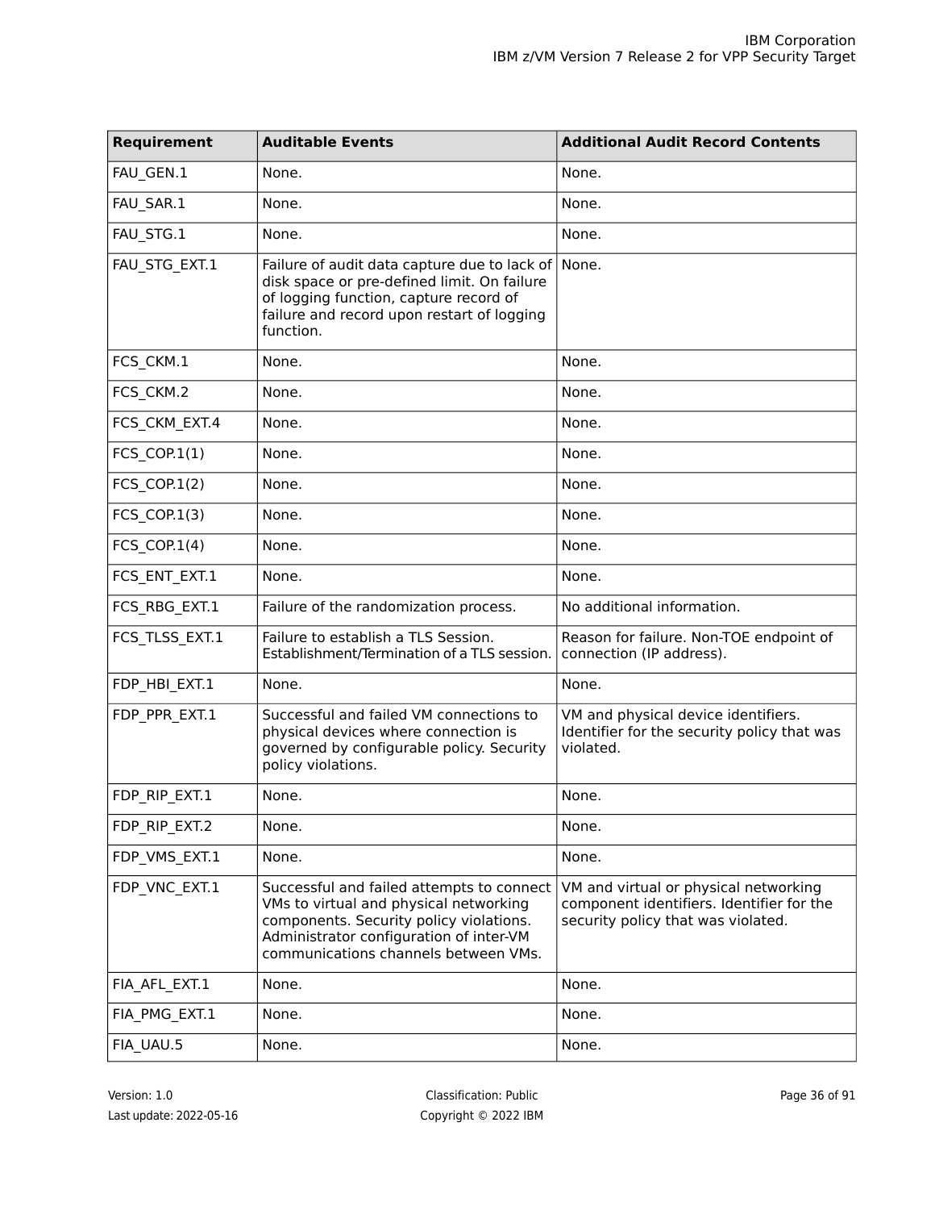| Requirement | Auditable Events | Additional Audit Record Contents |
|---|---|---|
| FAU_GEN.1 | None. | None. |
| FAU_SAR.1 | None. | None. |
| FAU_STG.1 | None. | None. |
| FAU_STG_EXT.1 | Failure of audit data capture due to lack of disk space or pre-defined limit. On failure of logging function, capture record of failure and record upon restart of logging function. | None. |
| FCS_CKM.1 | None. | None. |
| FCS_CKM.2 | None. | None. |
| FCS_CKM_EXT.4 | None. | None. |
| FCS_COP.1(1) | None. | None. |
| FCS_COP.1(2) | None. | None. |
| FCS_COP.1(3) | None. | None. |
| FCS_COP.1(4) | None. | None. |
| FCS_ENT_EXT.1 | None. | None. |
| FCS_RBG_EXT.1 | Failure of the randomization process. | No additional information. |
| FCS_TLSS_EXT.1 | Failure to establish a TLS Session. Establishment/Termination of a TLS session. | Reason for failure. Non-TOE endpoint of connection (IP address). |
| FDP_HBI_EXT.1 | None. | None. |
| FDP_PPR_EXT.1 | Successful and failed VM connections to physical devices where connection is governed by configurable policy. Security policy violations. | VM and physical device identifiers. Identifier for the security policy that was violated. |
| FDP_RIP_EXT.1 | None. | None. |
| FDP_RIP_EXT.2 | None. | None. |
| FDP_VMS_EXT.1 | None. | None. |
| FDP_VNC_EXT.1 | Successful and failed attempts to connect VMs to virtual and physical networking components. Security policy violations. Administrator configuration of inter-VM communications channels between VMs. | VM and virtual or physical networking component identifiers. Identifier for the security policy that was violated. |
| FIA_AFL_EXT.1 | None. | None. |
| FIA_PMG_EXT.1 | None. | None. |
| FIA_UAU.5 | None. | None. |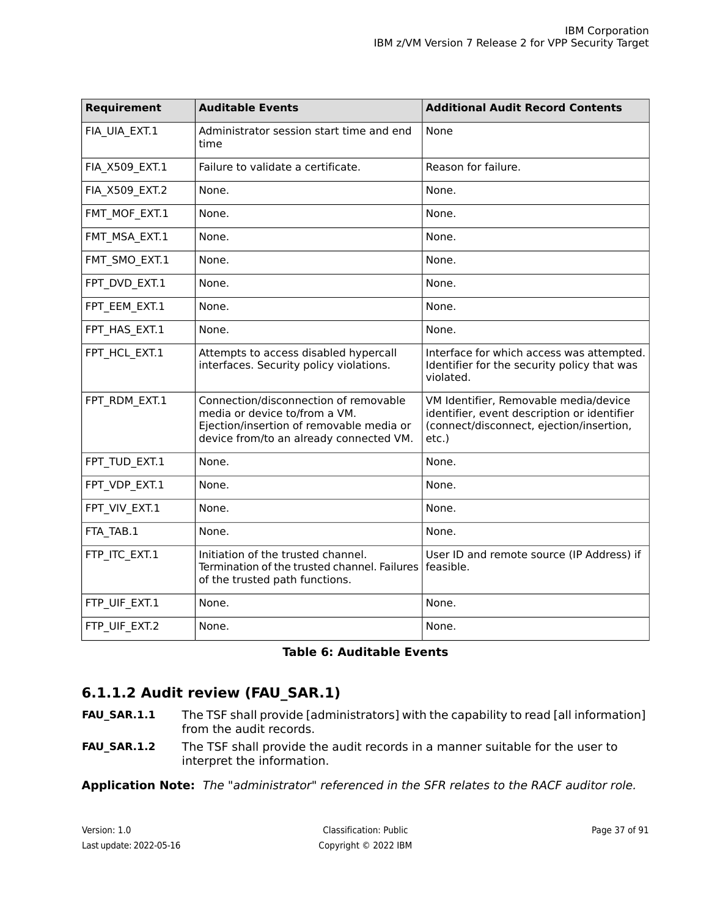| Requirement | Auditable Events | Additional Audit Record Contents |
| --- | --- | --- |
| FIA_UIA_EXT.1 | Administrator session start time and end time | None |
| FIA_X509_EXT.1 | Failure to validate a certificate. | Reason for failure. |
| FIA_X509_EXT.2 | None. | None. |
| FMT_MOF_EXT.1 | None. | None. |
| FMT_MSA_EXT.1 | None. | None. |
| FMT_SMO_EXT.1 | None. | None. |
| FPT_DVD_EXT.1 | None. | None. |
| FPT_EEM_EXT.1 | None. | None. |
| FPT_HAS_EXT.1 | None. | None. |
| FPT_HCL_EXT.1 | Attempts to access disabled hypercall interfaces. Security policy violations. | Interface for which access was attempted. Identifier for the security policy that was violated. |
| FPT_RDM_EXT.1 | Connection/disconnection of removable media or device to/from a VM. Ejection/insertion of removable media or device from/to an already connected VM. | VM Identifier, Removable media/device identifier, event description or identifier (connect/disconnect, ejection/insertion, etc.) |
| FPT_TUD_EXT.1 | None. | None. |
| FPT_VDP_EXT.1 | None. | None. |
| FPT_VIV_EXT.1 | None. | None. |
| FTA_TAB.1 | None. | None. |
| FTP_ITC_EXT.1 | Initiation of the trusted channel. Termination of the trusted channel. Failures of the trusted path functions. | User ID and remote source (IP Address) if feasible. |
| FTP_UIF_EXT.1 | None. | None. |
| FTP_UIF_EXT.2 | None. | None. |

**Table 6: Auditable Events**

### 6.1.1.2 Audit review (FAU_SAR.1)

**FAU_SAR.1.1** The TSF shall provide [administrators] with the capability to read [all information] from the audit records.

**FAU_SAR.1.2** The TSF shall provide the audit records in a manner suitable for the user to interpret the information.

**Application Note:** *The "administrator" referenced in the SFR relates to the RACF auditor role.*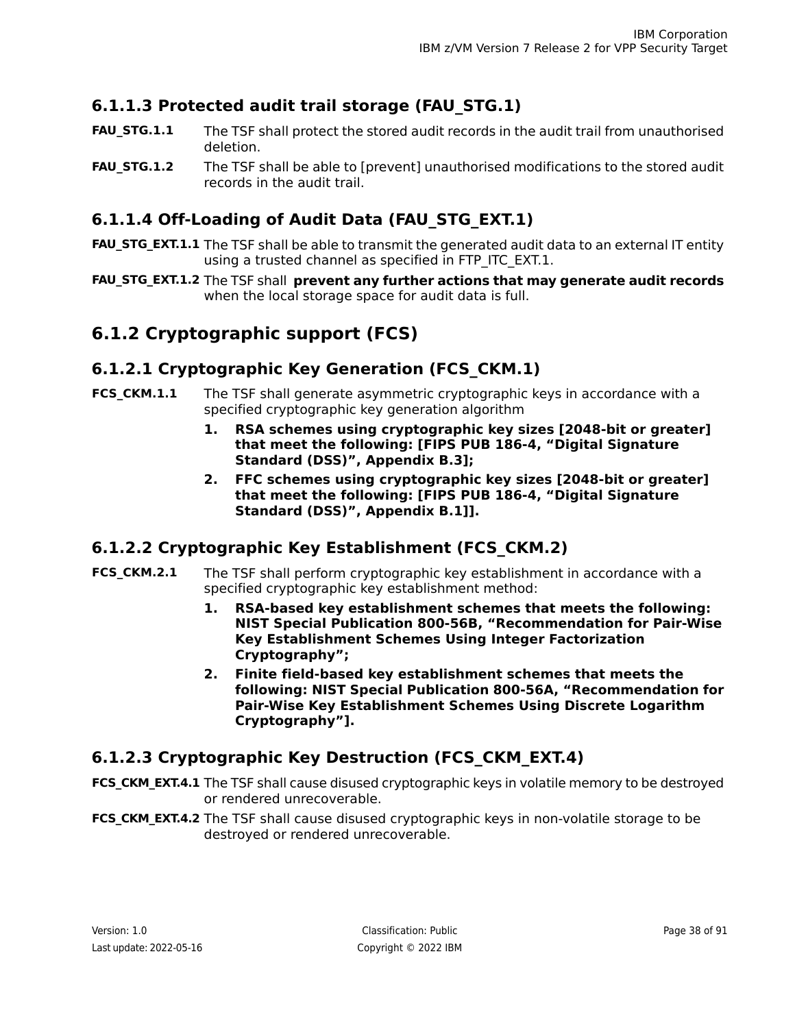### 6.1.1.3 Protected audit trail storage (FAU_STG.1)

**FAU_STG.1.1** The TSF shall protect the stored audit records in the audit trail from unauthorised deletion.

**FAU_STG.1.2** The TSF shall be able to [prevent] unauthorised modifications to the stored audit records in the audit trail.

### 6.1.1.4 Off-Loading of Audit Data (FAU_STG_EXT.1)

**FAU_STG_EXT.1.1** The TSF shall be able to transmit the generated audit data to an external IT entity using a trusted channel as specified in FTP_ITC_EXT.1.

**FAU_STG_EXT.1.2** The TSF shall **prevent any further actions that may generate audit records** when the local storage space for audit data is full.

## 6.1.2 Cryptographic support (FCS)

### 6.1.2.1 Cryptographic Key Generation (FCS_CKM.1)

**FCS_CKM.1.1** The TSF shall generate asymmetric cryptographic keys in accordance with a specified cryptographic key generation algorithm

1. **RSA schemes using cryptographic key sizes [2048-bit or greater] that meet the following: [FIPS PUB 186-4, “Digital Signature Standard (DSS)”, Appendix B.3];**
2. **FFC schemes using cryptographic key sizes [2048-bit or greater] that meet the following: [FIPS PUB 186-4, “Digital Signature Standard (DSS)”, Appendix B.1]].**

### 6.1.2.2 Cryptographic Key Establishment (FCS_CKM.2)

**FCS_CKM.2.1** The TSF shall perform cryptographic key establishment in accordance with a specified cryptographic key establishment method:

1. **RSA-based key establishment schemes that meets the following: NIST Special Publication 800-56B, “Recommendation for Pair-Wise Key Establishment Schemes Using Integer Factorization Cryptography”;**
2. **Finite field-based key establishment schemes that meets the following: NIST Special Publication 800-56A, “Recommendation for Pair-Wise Key Establishment Schemes Using Discrete Logarithm Cryptography”].**

### 6.1.2.3 Cryptographic Key Destruction (FCS_CKM_EXT.4)

**FCS_CKM_EXT.4.1** The TSF shall cause disused cryptographic keys in volatile memory to be destroyed or rendered unrecoverable.

**FCS_CKM_EXT.4.2** The TSF shall cause disused cryptographic keys in non-volatile storage to be destroyed or rendered unrecoverable.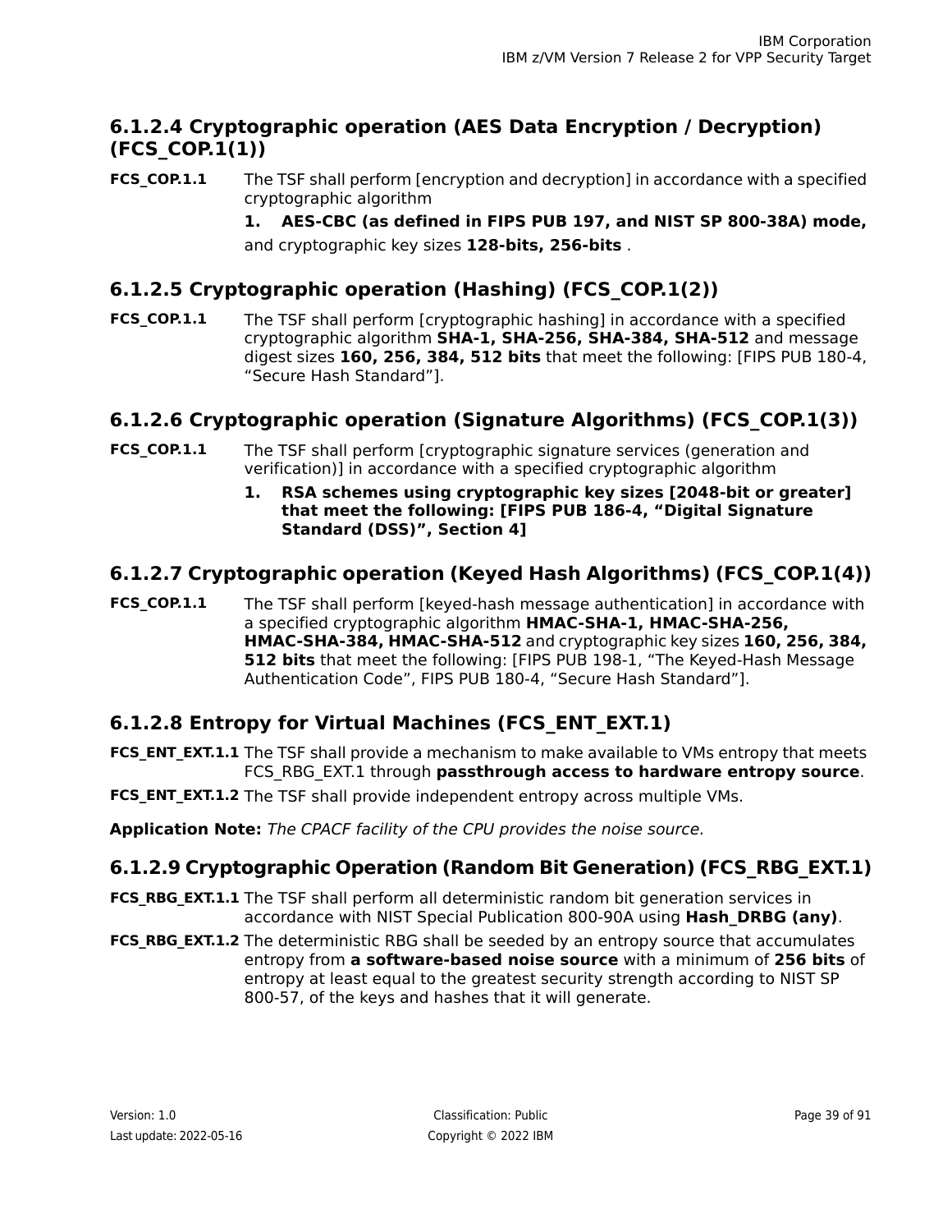### 6.1.2.4 Cryptographic operation (AES Data Encryption / Decryption) (FCS_COP.1(1))

**FCS_COP.1.1** The TSF shall perform [encryption and decryption] in accordance with a specified cryptographic algorithm

1. **AES-CBC (as defined in FIPS PUB 197, and NIST SP 800-38A) mode,**

and cryptographic key sizes **128-bits, 256-bits** .

### 6.1.2.5 Cryptographic operation (Hashing) (FCS_COP.1(2))

**FCS_COP.1.1** The TSF shall perform [cryptographic hashing] in accordance with a specified cryptographic algorithm **SHA-1, SHA-256, SHA-384, SHA-512** and message digest sizes **160, 256, 384, 512 bits** that meet the following: [FIPS PUB 180-4, “Secure Hash Standard”].

### 6.1.2.6 Cryptographic operation (Signature Algorithms) (FCS_COP.1(3))

**FCS_COP.1.1** The TSF shall perform [cryptographic signature services (generation and verification)] in accordance with a specified cryptographic algorithm

1. **RSA schemes using cryptographic key sizes [2048-bit or greater] that meet the following: [FIPS PUB 186-4, “Digital Signature Standard (DSS)”, Section 4]**

### 6.1.2.7 Cryptographic operation (Keyed Hash Algorithms) (FCS_COP.1(4))

**FCS_COP.1.1** The TSF shall perform [keyed-hash message authentication] in accordance with a specified cryptographic algorithm **HMAC-SHA-1, HMAC-SHA-256, HMAC-SHA-384, HMAC-SHA-512** and cryptographic key sizes **160, 256, 384, 512 bits** that meet the following: [FIPS PUB 198-1, “The Keyed-Hash Message Authentication Code”, FIPS PUB 180-4, “Secure Hash Standard”].

### 6.1.2.8 Entropy for Virtual Machines (FCS_ENT_EXT.1)

**FCS_ENT_EXT.1.1** The TSF shall provide a mechanism to make available to VMs entropy that meets FCS_RBG_EXT.1 through **passthrough access to hardware entropy source**.

**FCS_ENT_EXT.1.2** The TSF shall provide independent entropy across multiple VMs.

**Application Note:** *The CPACF facility of the CPU provides the noise source.*

### 6.1.2.9 Cryptographic Operation (Random Bit Generation) (FCS_RBG_EXT.1)

**FCS_RBG_EXT.1.1** The TSF shall perform all deterministic random bit generation services in accordance with NIST Special Publication 800-90A using **Hash_DRBG (any)**.

**FCS_RBG_EXT.1.2** The deterministic RBG shall be seeded by an entropy source that accumulates entropy from **a software-based noise source** with a minimum of **256 bits** of entropy at least equal to the greatest security strength according to NIST SP 800-57, of the keys and hashes that it will generate.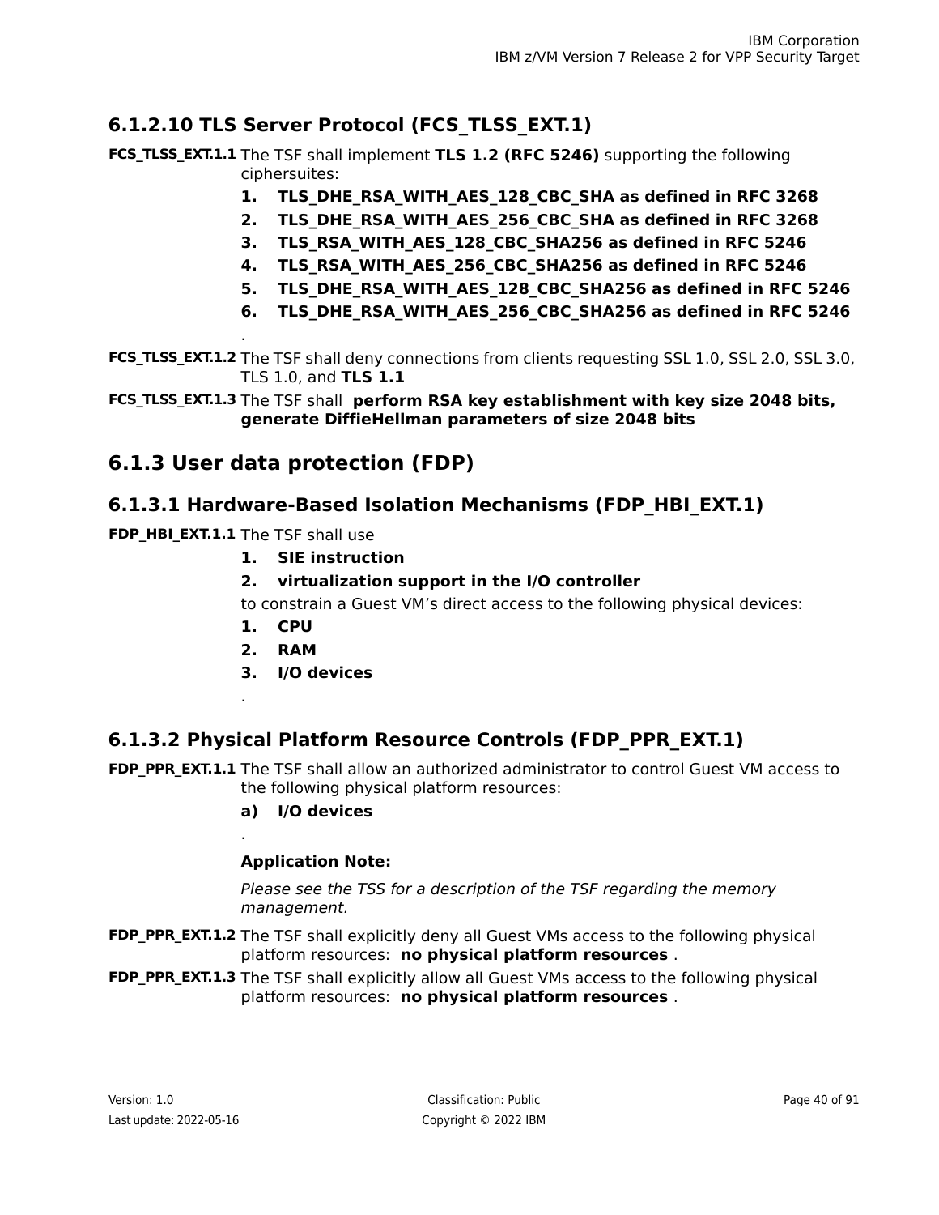### 6.1.2.10 TLS Server Protocol (FCS_TLSS_EXT.1)

**FCS_TLSS_EXT.1.1** The TSF shall implement **TLS 1.2 (RFC 5246)** supporting the following ciphersuites:

1. **TLS_DHE_RSA_WITH_AES_128_CBC_SHA as defined in RFC 3268**
2. **TLS_DHE_RSA_WITH_AES_256_CBC_SHA as defined in RFC 3268**
3. **TLS_RSA_WITH_AES_128_CBC_SHA256 as defined in RFC 5246**
4. **TLS_RSA_WITH_AES_256_CBC_SHA256 as defined in RFC 5246**
5. **TLS_DHE_RSA_WITH_AES_128_CBC_SHA256 as defined in RFC 5246**
6. **TLS_DHE_RSA_WITH_AES_256_CBC_SHA256 as defined in RFC 5246**

.

**FCS_TLSS_EXT.1.2** The TSF shall deny connections from clients requesting SSL 1.0, SSL 2.0, SSL 3.0, TLS 1.0, and **TLS 1.1**

**FCS_TLSS_EXT.1.3** The TSF shall **perform RSA key establishment with key size 2048 bits, generate DiffieHellman parameters of size 2048 bits**

## 6.1.3 User data protection (FDP)

### 6.1.3.1 Hardware-Based Isolation Mechanisms (FDP_HBI_EXT.1)

**FDP_HBI_EXT.1.1** The TSF shall use

1. **SIE instruction**
2. **virtualization support in the I/O controller**

to constrain a Guest VM’s direct access to the following physical devices:

1. **CPU**
2. **RAM**
3. **I/O devices**

.

### 6.1.3.2 Physical Platform Resource Controls (FDP_PPR_EXT.1)

**FDP_PPR_EXT.1.1** The TSF shall allow an authorized administrator to control Guest VM access to the following physical platform resources:

a) **I/O devices**

.

**Application Note:**

*Please see the TSS for a description of the TSF regarding the memory management.*

**FDP_PPR_EXT.1.2** The TSF shall explicitly deny all Guest VMs access to the following physical platform resources: **no physical platform resources** .

**FDP_PPR_EXT.1.3** The TSF shall explicitly allow all Guest VMs access to the following physical platform resources: **no physical platform resources** .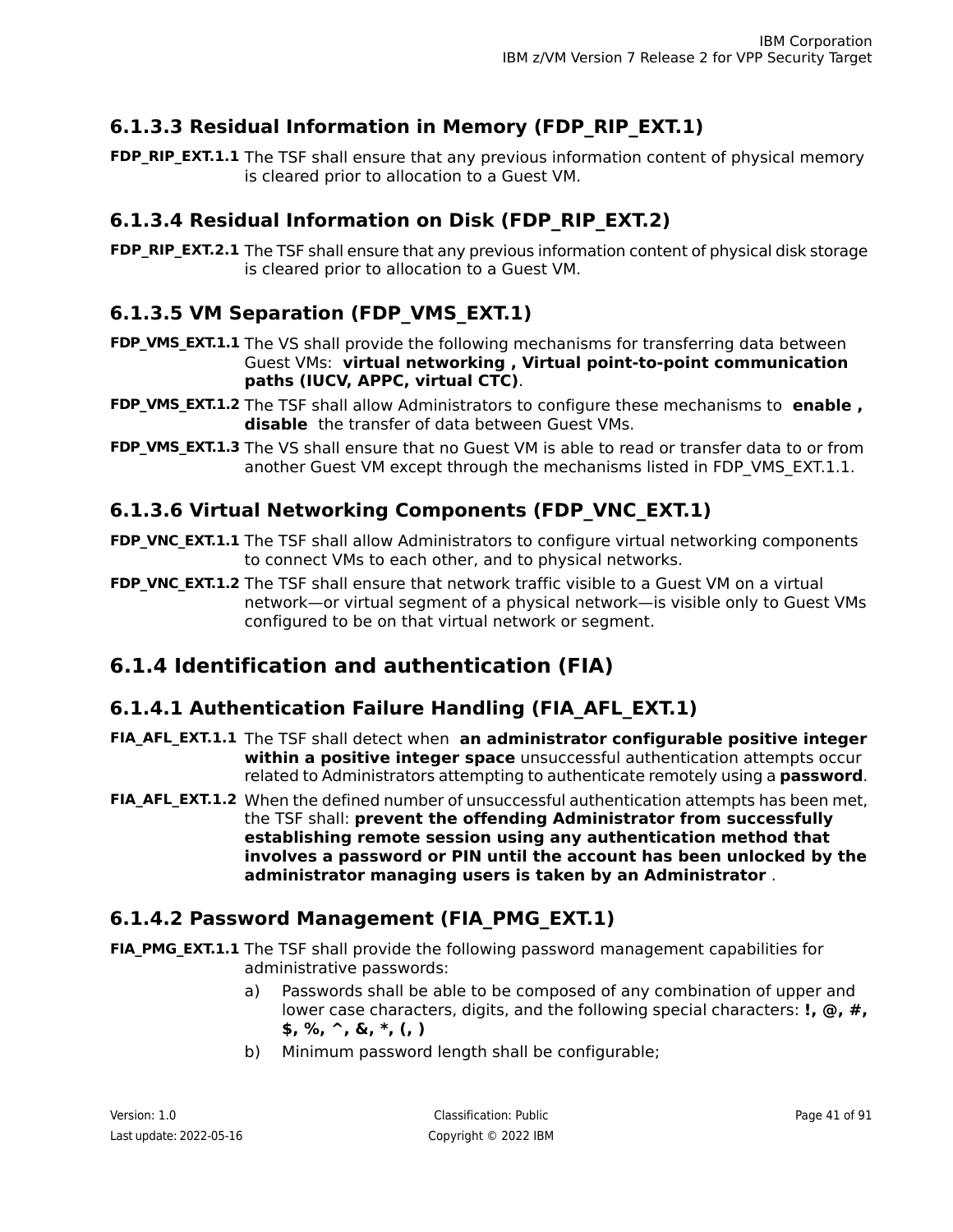### 6.1.3.3 Residual Information in Memory (FDP_RIP_EXT.1)

**FDP_RIP_EXT.1.1** The TSF shall ensure that any previous information content of physical memory is cleared prior to allocation to a Guest VM.

### 6.1.3.4 Residual Information on Disk (FDP_RIP_EXT.2)

**FDP_RIP_EXT.2.1** The TSF shall ensure that any previous information content of physical disk storage is cleared prior to allocation to a Guest VM.

### 6.1.3.5 VM Separation (FDP_VMS_EXT.1)

**FDP_VMS_EXT.1.1** The VS shall provide the following mechanisms for transferring data between Guest VMs: **virtual networking , Virtual point-to-point communication paths (IUCV, APPC, virtual CTC)**.

**FDP_VMS_EXT.1.2** The TSF shall allow Administrators to configure these mechanisms to **enable , disable** the transfer of data between Guest VMs.

**FDP_VMS_EXT.1.3** The VS shall ensure that no Guest VM is able to read or transfer data to or from another Guest VM except through the mechanisms listed in FDP_VMS_EXT.1.1.

### 6.1.3.6 Virtual Networking Components (FDP_VNC_EXT.1)

**FDP_VNC_EXT.1.1** The TSF shall allow Administrators to configure virtual networking components to connect VMs to each other, and to physical networks.

**FDP_VNC_EXT.1.2** The TSF shall ensure that network traffic visible to a Guest VM on a virtual network—or virtual segment of a physical network—is visible only to Guest VMs configured to be on that virtual network or segment.

## 6.1.4 Identification and authentication (FIA)

### 6.1.4.1 Authentication Failure Handling (FIA_AFL_EXT.1)

**FIA_AFL_EXT.1.1** The TSF shall detect when **an administrator configurable positive integer within a positive integer space** unsuccessful authentication attempts occur related to Administrators attempting to authenticate remotely using a **password**.

**FIA_AFL_EXT.1.2** When the defined number of unsuccessful authentication attempts has been met, the TSF shall: **prevent the offending Administrator from successfully establishing remote session using any authentication method that involves a password or PIN until the account has been unlocked by the administrator managing users is taken by an Administrator** .

### 6.1.4.2 Password Management (FIA_PMG_EXT.1)

**FIA_PMG_EXT.1.1** The TSF shall provide the following password management capabilities for administrative passwords:

a) Passwords shall be able to be composed of any combination of upper and lower case characters, digits, and the following special characters: **!, @, #, $, %, ^, &, *, (, )**

b) Minimum password length shall be configurable;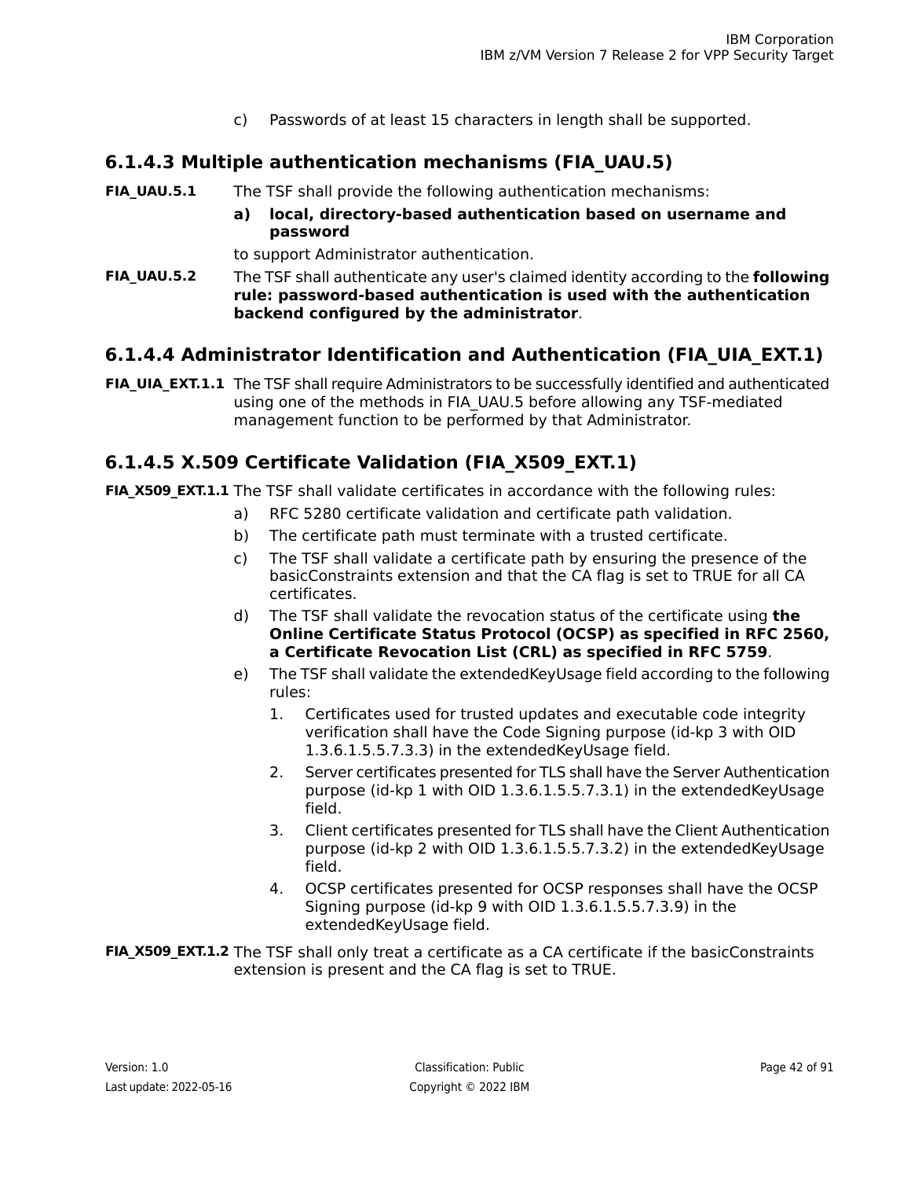c) Passwords of at least 15 characters in length shall be supported.

### 6.1.4.3 Multiple authentication mechanisms (FIA_UAU.5)

**FIA_UAU.5.1** The TSF shall provide the following authentication mechanisms:

**a) local, directory-based authentication based on username and password**

to support Administrator authentication.

**FIA_UAU.5.2** The TSF shall authenticate any user's claimed identity according to the **following rule: password-based authentication is used with the authentication backend configured by the administrator**.

### 6.1.4.4 Administrator Identification and Authentication (FIA_UIA_EXT.1)

**FIA_UIA_EXT.1.1** The TSF shall require Administrators to be successfully identified and authenticated using one of the methods in FIA_UAU.5 before allowing any TSF-mediated management function to be performed by that Administrator.

### 6.1.4.5 X.509 Certificate Validation (FIA_X509_EXT.1)

**FIA_X509_EXT.1.1** The TSF shall validate certificates in accordance with the following rules:

a) RFC 5280 certificate validation and certificate path validation.

b) The certificate path must terminate with a trusted certificate.

c) The TSF shall validate a certificate path by ensuring the presence of the basicConstraints extension and that the CA flag is set to TRUE for all CA certificates.

d) The TSF shall validate the revocation status of the certificate using **the Online Certificate Status Protocol (OCSP) as specified in RFC 2560, a Certificate Revocation List (CRL) as specified in RFC 5759**.

e) The TSF shall validate the extendedKeyUsage field according to the following rules:

1. Certificates used for trusted updates and executable code integrity verification shall have the Code Signing purpose (id-kp 3 with OID 1.3.6.1.5.5.7.3.3) in the extendedKeyUsage field.
2. Server certificates presented for TLS shall have the Server Authentication purpose (id-kp 1 with OID 1.3.6.1.5.5.7.3.1) in the extendedKeyUsage field.
3. Client certificates presented for TLS shall have the Client Authentication purpose (id-kp 2 with OID 1.3.6.1.5.5.7.3.2) in the extendedKeyUsage field.
4. OCSP certificates presented for OCSP responses shall have the OCSP Signing purpose (id-kp 9 with OID 1.3.6.1.5.5.7.3.9) in the extendedKeyUsage field.

**FIA_X509_EXT.1.2** The TSF shall only treat a certificate as a CA certificate if the basicConstraints extension is present and the CA flag is set to TRUE.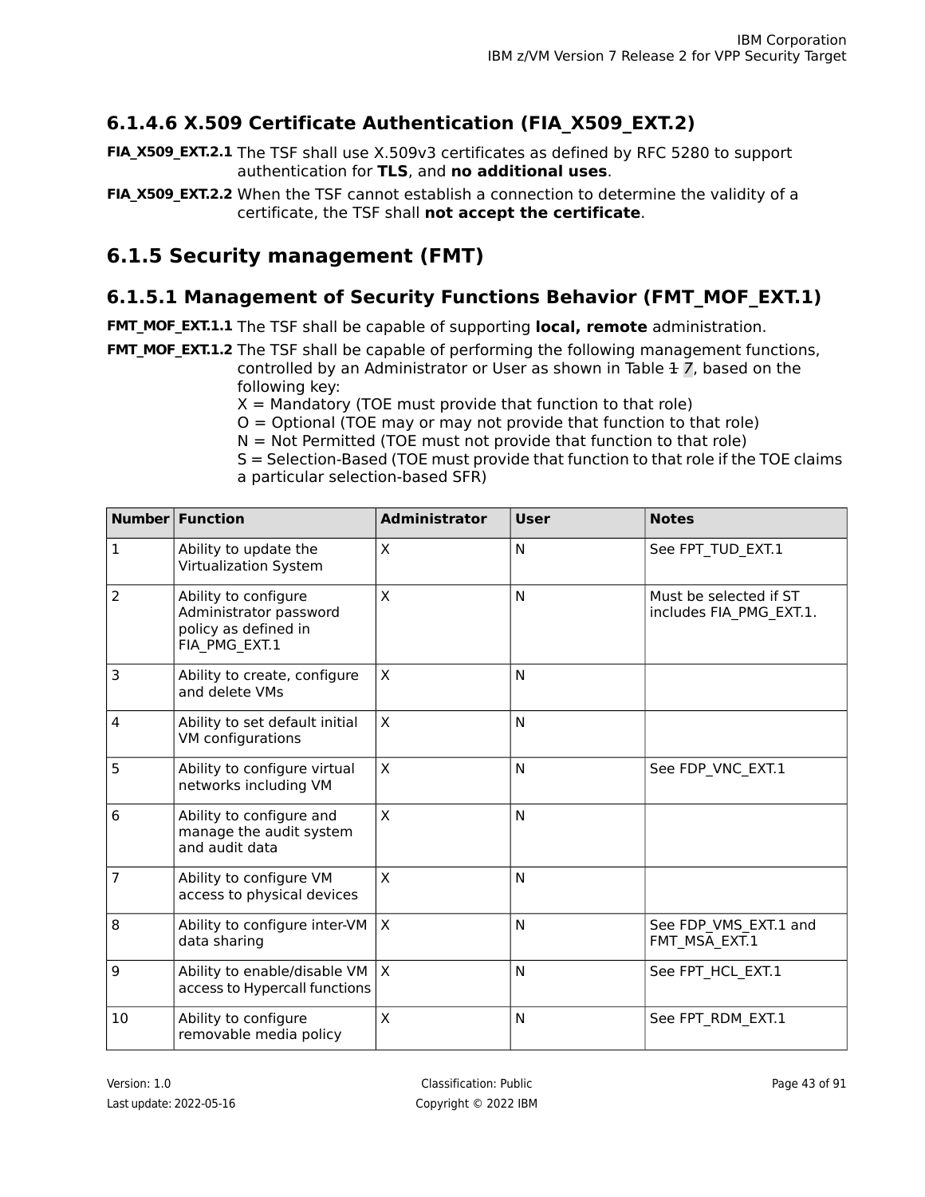### 6.1.4.6 X.509 Certificate Authentication (FIA_X509_EXT.2)

**FIA_X509_EXT.2.1** The TSF shall use X.509v3 certificates as defined by RFC 5280 to support authentication for **TLS**, and **no additional uses**.

**FIA_X509_EXT.2.2** When the TSF cannot establish a connection to determine the validity of a certificate, the TSF shall **not accept the certificate**.

## 6.1.5 Security management (FMT)

### 6.1.5.1 Management of Security Functions Behavior (FMT_MOF_EXT.1)

**FMT_MOF_EXT.1.1** The TSF shall be capable of supporting **local, remote** administration.

**FMT_MOF_EXT.1.2** The TSF shall be capable of performing the following management functions, controlled by an Administrator or User as shown in Table ~~1~~ 7, based on the following key:
X = Mandatory (TOE must provide that function to that role)
O = Optional (TOE may or may not provide that function to that role)
N = Not Permitted (TOE must not provide that function to that role)
S = Selection-Based (TOE must provide that function to that role if the TOE claims a particular selection-based SFR)

| Number | Function | Administrator | User | Notes |
|---|---|---|---|---|
| 1 | Ability to update the Virtualization System | X | N | See FPT_TUD_EXT.1 |
| 2 | Ability to configure Administrator password policy as defined in FIA_PMG_EXT.1 | X | N | Must be selected if ST includes FIA_PMG_EXT.1. |
| 3 | Ability to create, configure and delete VMs | X | N | |
| 4 | Ability to set default initial VM configurations | X | N | |
| 5 | Ability to configure virtual networks including VM | X | N | See FDP_VNC_EXT.1 |
| 6 | Ability to configure and manage the audit system and audit data | X | N | |
| 7 | Ability to configure VM access to physical devices | X | N | |
| 8 | Ability to configure inter-VM data sharing | X | N | See FDP_VMS_EXT.1 and FMT_MSA_EXT.1 |
| 9 | Ability to enable/disable VM access to Hypercall functions | X | N | See FPT_HCL_EXT.1 |
| 10 | Ability to configure removable media policy | X | N | See FPT_RDM_EXT.1 |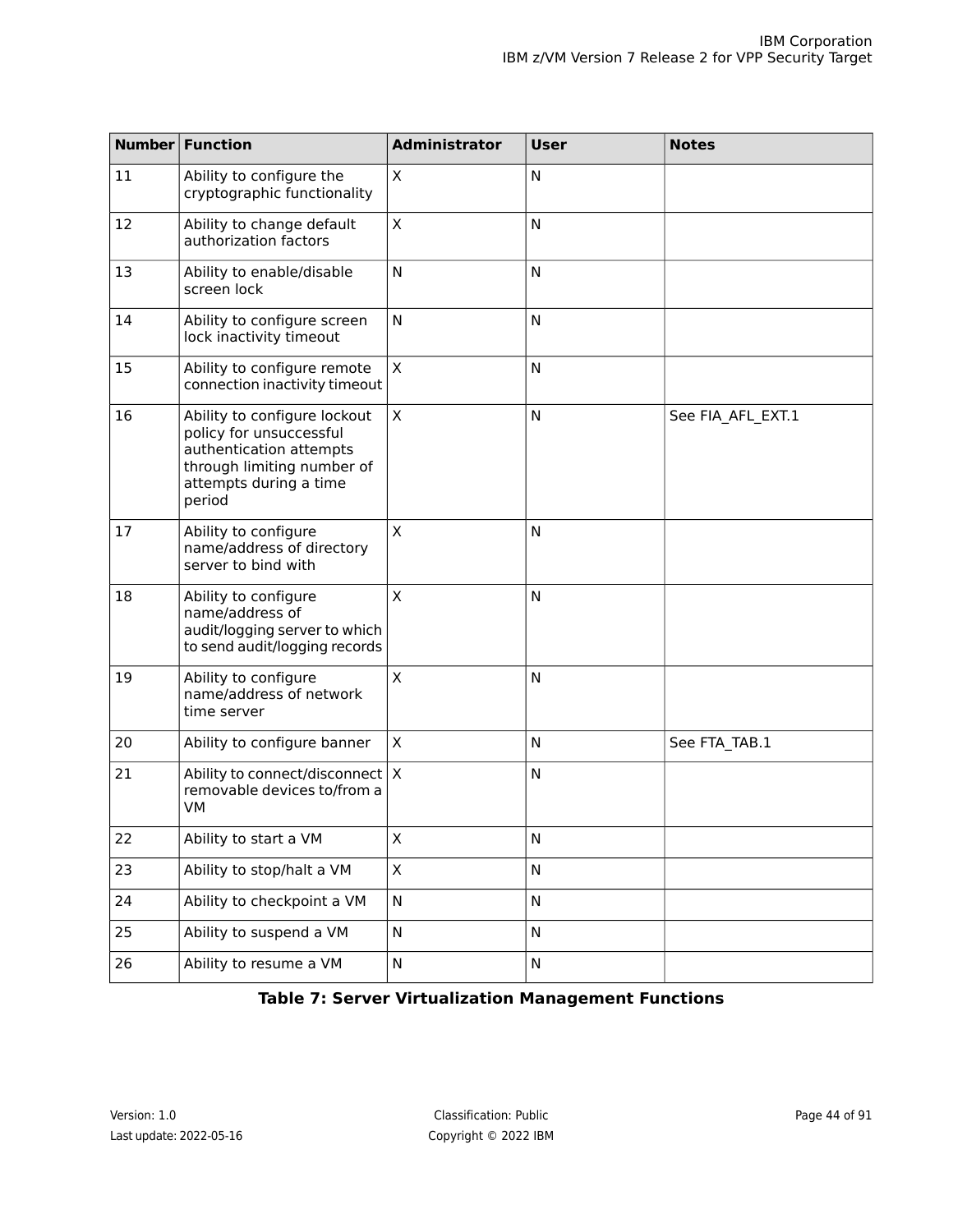| Number | Function | Administrator | User | Notes |
| --- | --- | --- | --- | --- |
| 11 | Ability to configure the cryptographic functionality | X | N | |
| 12 | Ability to change default authorization factors | X | N | |
| 13 | Ability to enable/disable screen lock | N | N | |
| 14 | Ability to configure screen lock inactivity timeout | N | N | |
| 15 | Ability to configure remote connection inactivity timeout | X | N | |
| 16 | Ability to configure lockout policy for unsuccessful authentication attempts through limiting number of attempts during a time period | X | N | See FIA_AFL_EXT.1 |
| 17 | Ability to configure name/address of directory server to bind with | X | N | |
| 18 | Ability to configure name/address of audit/logging server to which to send audit/logging records | X | N | |
| 19 | Ability to configure name/address of network time server | X | N | |
| 20 | Ability to configure banner | X | N | See FTA_TAB.1 |
| 21 | Ability to connect/disconnect removable devices to/from a VM | X | N | |
| 22 | Ability to start a VM | X | N | |
| 23 | Ability to stop/halt a VM | X | N | |
| 24 | Ability to checkpoint a VM | N | N | |
| 25 | Ability to suspend a VM | N | N | |
| 26 | Ability to resume a VM | N | N | |

**Table 7: Server Virtualization Management Functions**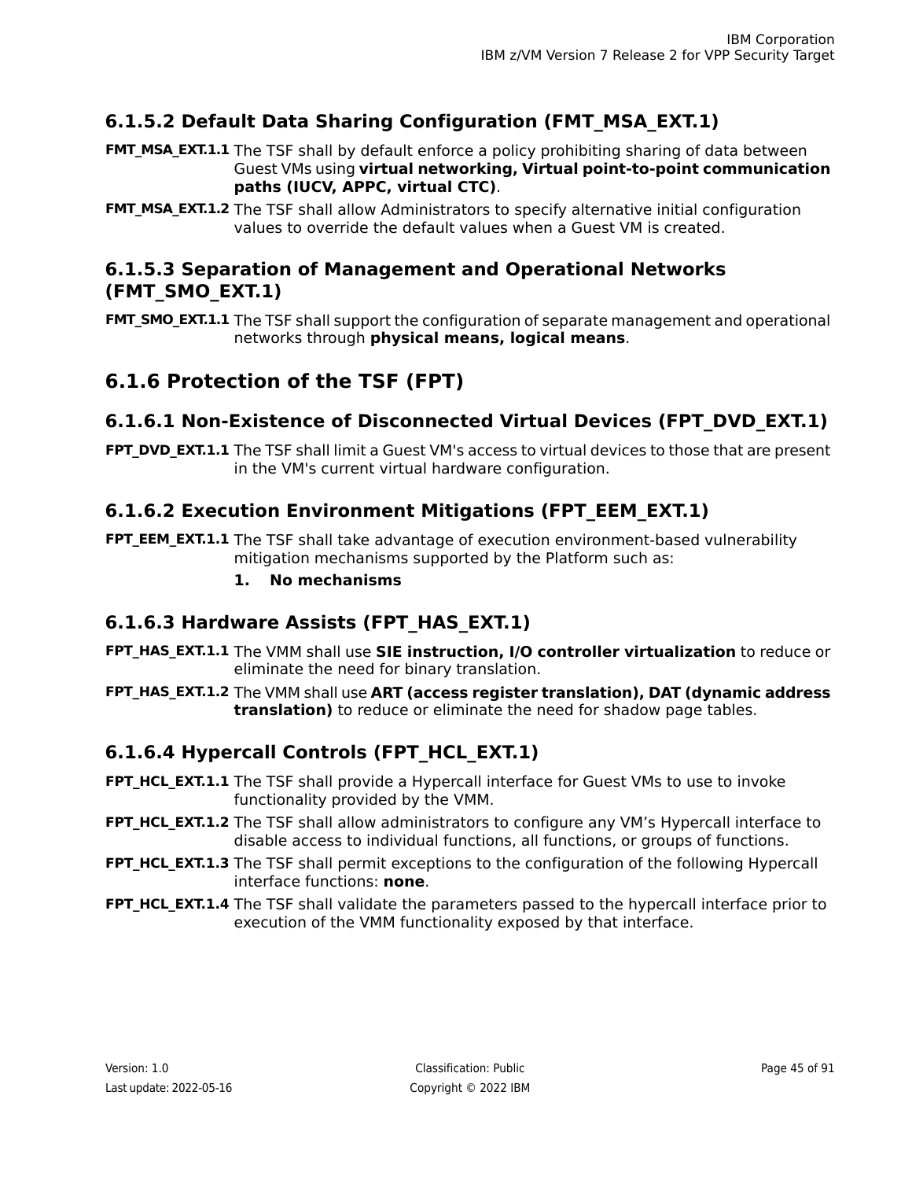### 6.1.5.2 Default Data Sharing Configuration (FMT_MSA_EXT.1)

**FMT_MSA_EXT.1.1** The TSF shall by default enforce a policy prohibiting sharing of data between Guest VMs using **virtual networking, Virtual point-to-point communication paths (IUCV, APPC, virtual CTC)**.

**FMT_MSA_EXT.1.2** The TSF shall allow Administrators to specify alternative initial configuration values to override the default values when a Guest VM is created.

### 6.1.5.3 Separation of Management and Operational Networks (FMT_SMO_EXT.1)

**FMT_SMO_EXT.1.1** The TSF shall support the configuration of separate management and operational networks through **physical means, logical means**.

## 6.1.6 Protection of the TSF (FPT)

### 6.1.6.1 Non-Existence of Disconnected Virtual Devices (FPT_DVD_EXT.1)

**FPT_DVD_EXT.1.1** The TSF shall limit a Guest VM's access to virtual devices to those that are present in the VM's current virtual hardware configuration.

### 6.1.6.2 Execution Environment Mitigations (FPT_EEM_EXT.1)

**FPT_EEM_EXT.1.1** The TSF shall take advantage of execution environment-based vulnerability mitigation mechanisms supported by the Platform such as:

1. **No mechanisms**

### 6.1.6.3 Hardware Assists (FPT_HAS_EXT.1)

**FPT_HAS_EXT.1.1** The VMM shall use **SIE instruction, I/O controller virtualization** to reduce or eliminate the need for binary translation.

**FPT_HAS_EXT.1.2** The VMM shall use **ART (access register translation), DAT (dynamic address translation)** to reduce or eliminate the need for shadow page tables.

### 6.1.6.4 Hypercall Controls (FPT_HCL_EXT.1)

**FPT_HCL_EXT.1.1** The TSF shall provide a Hypercall interface for Guest VMs to use to invoke functionality provided by the VMM.

**FPT_HCL_EXT.1.2** The TSF shall allow administrators to configure any VM's Hypercall interface to disable access to individual functions, all functions, or groups of functions.

**FPT_HCL_EXT.1.3** The TSF shall permit exceptions to the configuration of the following Hypercall interface functions: **none**.

**FPT_HCL_EXT.1.4** The TSF shall validate the parameters passed to the hypercall interface prior to execution of the VMM functionality exposed by that interface.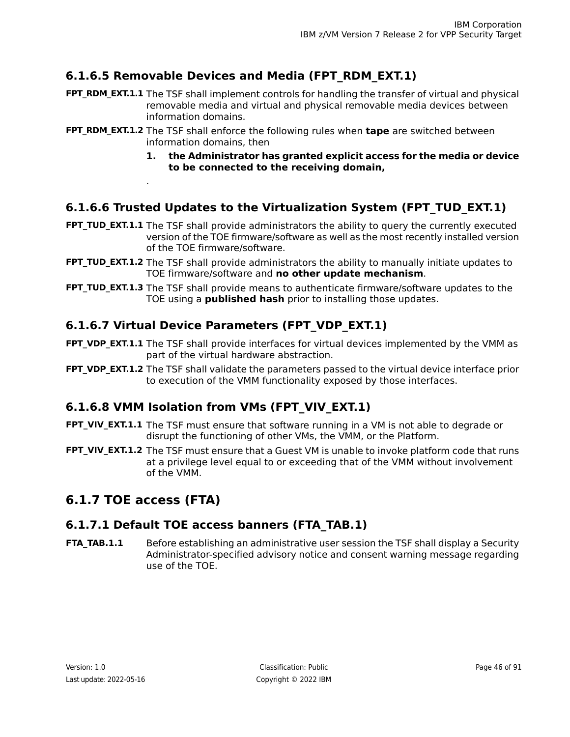### 6.1.6.5 Removable Devices and Media (FPT_RDM_EXT.1)

**FPT_RDM_EXT.1.1** The TSF shall implement controls for handling the transfer of virtual and physical removable media and virtual and physical removable media devices between information domains.

**FPT_RDM_EXT.1.2** The TSF shall enforce the following rules when **tape** are switched between information domains, then

1. **the Administrator has granted explicit access for the media or device to be connected to the receiving domain,**

.

### 6.1.6.6 Trusted Updates to the Virtualization System (FPT_TUD_EXT.1)

**FPT_TUD_EXT.1.1** The TSF shall provide administrators the ability to query the currently executed version of the TOE firmware/software as well as the most recently installed version of the TOE firmware/software.

**FPT_TUD_EXT.1.2** The TSF shall provide administrators the ability to manually initiate updates to TOE firmware/software and **no other update mechanism**.

**FPT_TUD_EXT.1.3** The TSF shall provide means to authenticate firmware/software updates to the TOE using a **published hash** prior to installing those updates.

### 6.1.6.7 Virtual Device Parameters (FPT_VDP_EXT.1)

**FPT_VDP_EXT.1.1** The TSF shall provide interfaces for virtual devices implemented by the VMM as part of the virtual hardware abstraction.

**FPT_VDP_EXT.1.2** The TSF shall validate the parameters passed to the virtual device interface prior to execution of the VMM functionality exposed by those interfaces.

### 6.1.6.8 VMM Isolation from VMs (FPT_VIV_EXT.1)

**FPT_VIV_EXT.1.1** The TSF must ensure that software running in a VM is not able to degrade or disrupt the functioning of other VMs, the VMM, or the Platform.

**FPT_VIV_EXT.1.2** The TSF must ensure that a Guest VM is unable to invoke platform code that runs at a privilege level equal to or exceeding that of the VMM without involvement of the VMM.

## 6.1.7 TOE access (FTA)

### 6.1.7.1 Default TOE access banners (FTA_TAB.1)

**FTA_TAB.1.1** Before establishing an administrative user session the TSF shall display a Security Administrator-specified advisory notice and consent warning message regarding use of the TOE.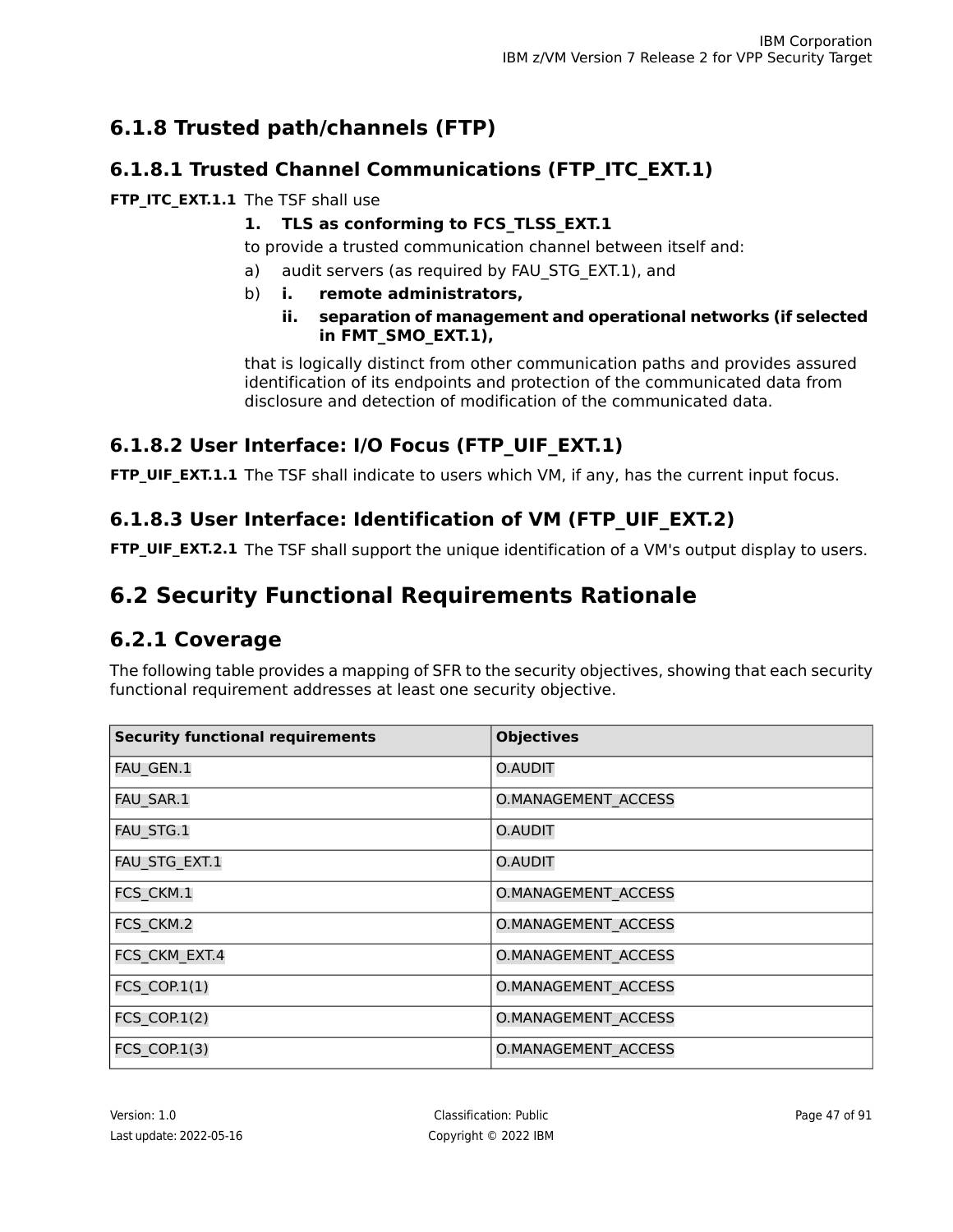### 6.1.8 Trusted path/channels (FTP)

#### 6.1.8.1 Trusted Channel Communications (FTP_ITC_EXT.1)

**FTP_ITC_EXT.1.1** The TSF shall use

1. **TLS as conforming to FCS_TLSS_EXT.1**

to provide a trusted communication channel between itself and:

a) audit servers (as required by FAU_STG_EXT.1), and

b) **i. remote administrators,**

**ii. separation of management and operational networks (if selected in FMT_SMO_EXT.1),**

that is logically distinct from other communication paths and provides assured identification of its endpoints and protection of the communicated data from disclosure and detection of modification of the communicated data.

#### 6.1.8.2 User Interface: I/O Focus (FTP_UIF_EXT.1)

**FTP_UIF_EXT.1.1** The TSF shall indicate to users which VM, if any, has the current input focus.

#### 6.1.8.3 User Interface: Identification of VM (FTP_UIF_EXT.2)

**FTP_UIF_EXT.2.1** The TSF shall support the unique identification of a VM's output display to users.

## 6.2 Security Functional Requirements Rationale

### 6.2.1 Coverage

The following table provides a mapping of SFR to the security objectives, showing that each security functional requirement addresses at least one security objective.

| Security functional requirements | Objectives |
|---|---|
| FAU_GEN.1 | O.AUDIT |
| FAU_SAR.1 | O.MANAGEMENT_ACCESS |
| FAU_STG.1 | O.AUDIT |
| FAU_STG_EXT.1 | O.AUDIT |
| FCS_CKM.1 | O.MANAGEMENT_ACCESS |
| FCS_CKM.2 | O.MANAGEMENT_ACCESS |
| FCS_CKM_EXT.4 | O.MANAGEMENT_ACCESS |
| FCS_COP.1(1) | O.MANAGEMENT_ACCESS |
| FCS_COP.1(2) | O.MANAGEMENT_ACCESS |
| FCS_COP.1(3) | O.MANAGEMENT_ACCESS |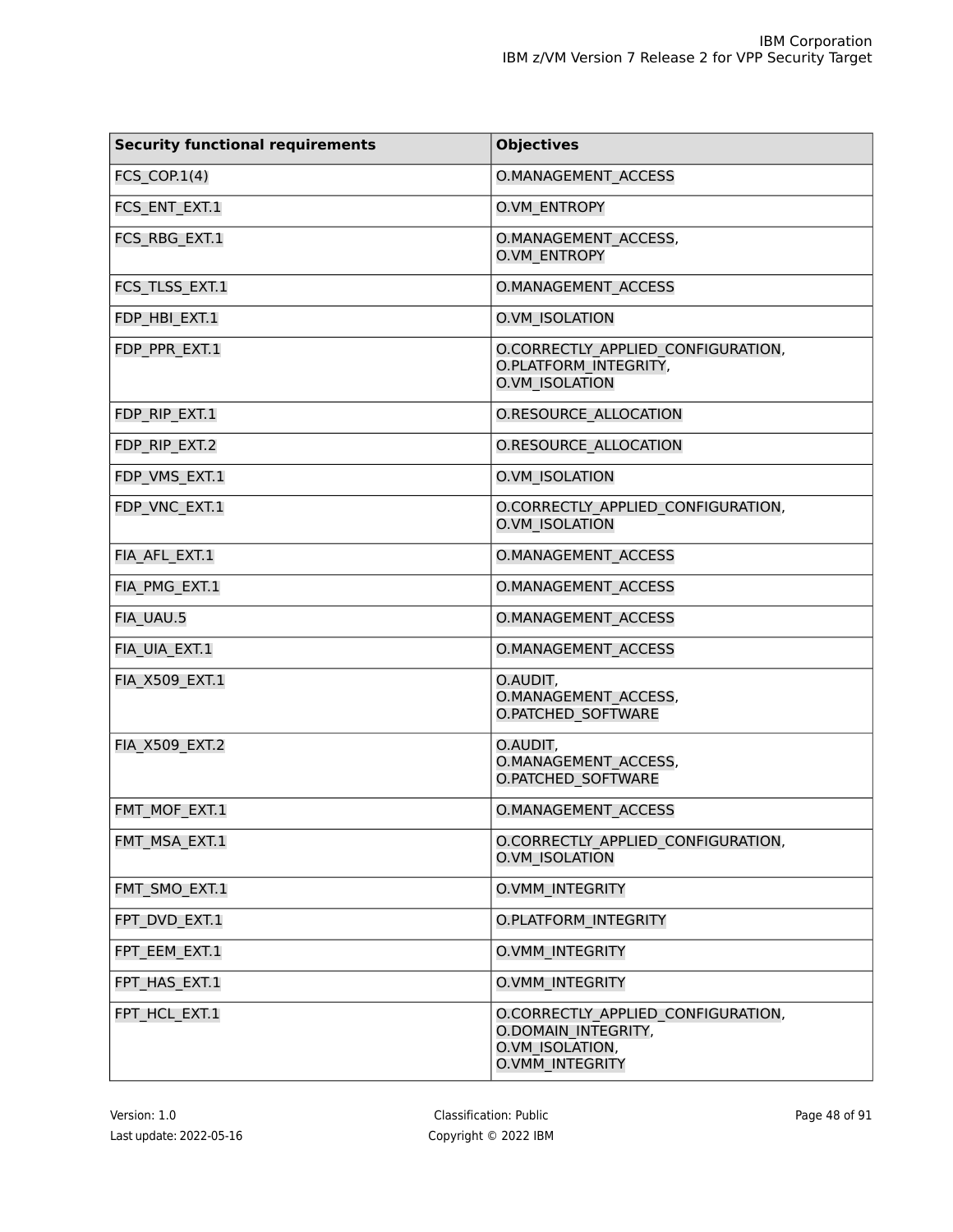| Security functional requirements | Objectives |
|---|---|
| FCS_COP.1(4) | O.MANAGEMENT_ACCESS |
| FCS_ENT_EXT.1 | O.VM_ENTROPY |
| FCS_RBG_EXT.1 | O.MANAGEMENT_ACCESS, O.VM_ENTROPY |
| FCS_TLSS_EXT.1 | O.MANAGEMENT_ACCESS |
| FDP_HBI_EXT.1 | O.VM_ISOLATION |
| FDP_PPR_EXT.1 | O.CORRECTLY_APPLIED_CONFIGURATION, O.PLATFORM_INTEGRITY, O.VM_ISOLATION |
| FDP_RIP_EXT.1 | O.RESOURCE_ALLOCATION |
| FDP_RIP_EXT.2 | O.RESOURCE_ALLOCATION |
| FDP_VMS_EXT.1 | O.VM_ISOLATION |
| FDP_VNC_EXT.1 | O.CORRECTLY_APPLIED_CONFIGURATION, O.VM_ISOLATION |
| FIA_AFL_EXT.1 | O.MANAGEMENT_ACCESS |
| FIA_PMG_EXT.1 | O.MANAGEMENT_ACCESS |
| FIA_UAU.5 | O.MANAGEMENT_ACCESS |
| FIA_UIA_EXT.1 | O.MANAGEMENT_ACCESS |
| FIA_X509_EXT.1 | O.AUDIT, O.MANAGEMENT_ACCESS, O.PATCHED_SOFTWARE |
| FIA_X509_EXT.2 | O.AUDIT, O.MANAGEMENT_ACCESS, O.PATCHED_SOFTWARE |
| FMT_MOF_EXT.1 | O.MANAGEMENT_ACCESS |
| FMT_MSA_EXT.1 | O.CORRECTLY_APPLIED_CONFIGURATION, O.VM_ISOLATION |
| FMT_SMO_EXT.1 | O.VMM_INTEGRITY |
| FPT_DVD_EXT.1 | O.PLATFORM_INTEGRITY |
| FPT_EEM_EXT.1 | O.VMM_INTEGRITY |
| FPT_HAS_EXT.1 | O.VMM_INTEGRITY |
| FPT_HCL_EXT.1 | O.CORRECTLY_APPLIED_CONFIGURATION, O.DOMAIN_INTEGRITY, O.VM_ISOLATION, O.VMM_INTEGRITY |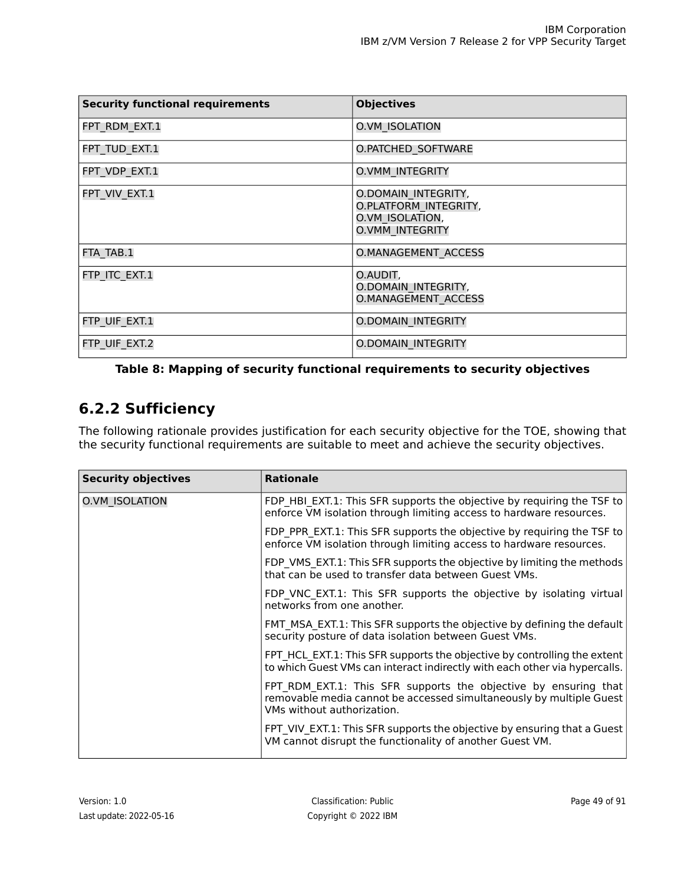| Security functional requirements | Objectives |
|---|---|
| FPT_RDM_EXT.1 | O.VM_ISOLATION |
| FPT_TUD_EXT.1 | O.PATCHED_SOFTWARE |
| FPT_VDP_EXT.1 | O.VMM_INTEGRITY |
| FPT_VIV_EXT.1 | O.DOMAIN_INTEGRITY, O.PLATFORM_INTEGRITY, O.VM_ISOLATION, O.VMM_INTEGRITY |
| FTA_TAB.1 | O.MANAGEMENT_ACCESS |
| FTP_ITC_EXT.1 | O.AUDIT, O.DOMAIN_INTEGRITY, O.MANAGEMENT_ACCESS |
| FTP_UIF_EXT.1 | O.DOMAIN_INTEGRITY |
| FTP_UIF_EXT.2 | O.DOMAIN_INTEGRITY |

**Table 8: Mapping of security functional requirements to security objectives**

### 6.2.2 Sufficiency

The following rationale provides justification for each security objective for the TOE, showing that the security functional requirements are suitable to meet and achieve the security objectives.

| Security objectives | Rationale |
|---|---|
| O.VM_ISOLATION | FDP_HBI_EXT.1: This SFR supports the objective by requiring the TSF to enforce VM isolation through limiting access to hardware resources.<br><br>FDP_PPR_EXT.1: This SFR supports the objective by requiring the TSF to enforce VM isolation through limiting access to hardware resources.<br><br>FDP_VMS_EXT.1: This SFR supports the objective by limiting the methods that can be used to transfer data between Guest VMs.<br><br>FDP_VNC_EXT.1: This SFR supports the objective by isolating virtual networks from one another.<br><br>FMT_MSA_EXT.1: This SFR supports the objective by defining the default security posture of data isolation between Guest VMs.<br><br>FPT_HCL_EXT.1: This SFR supports the objective by controlling the extent to which Guest VMs can interact indirectly with each other via hypercalls.<br><br>FPT_RDM_EXT.1: This SFR supports the objective by ensuring that removable media cannot be accessed simultaneously by multiple Guest VMs without authorization.<br><br>FPT_VIV_EXT.1: This SFR supports the objective by ensuring that a Guest VM cannot disrupt the functionality of another Guest VM. |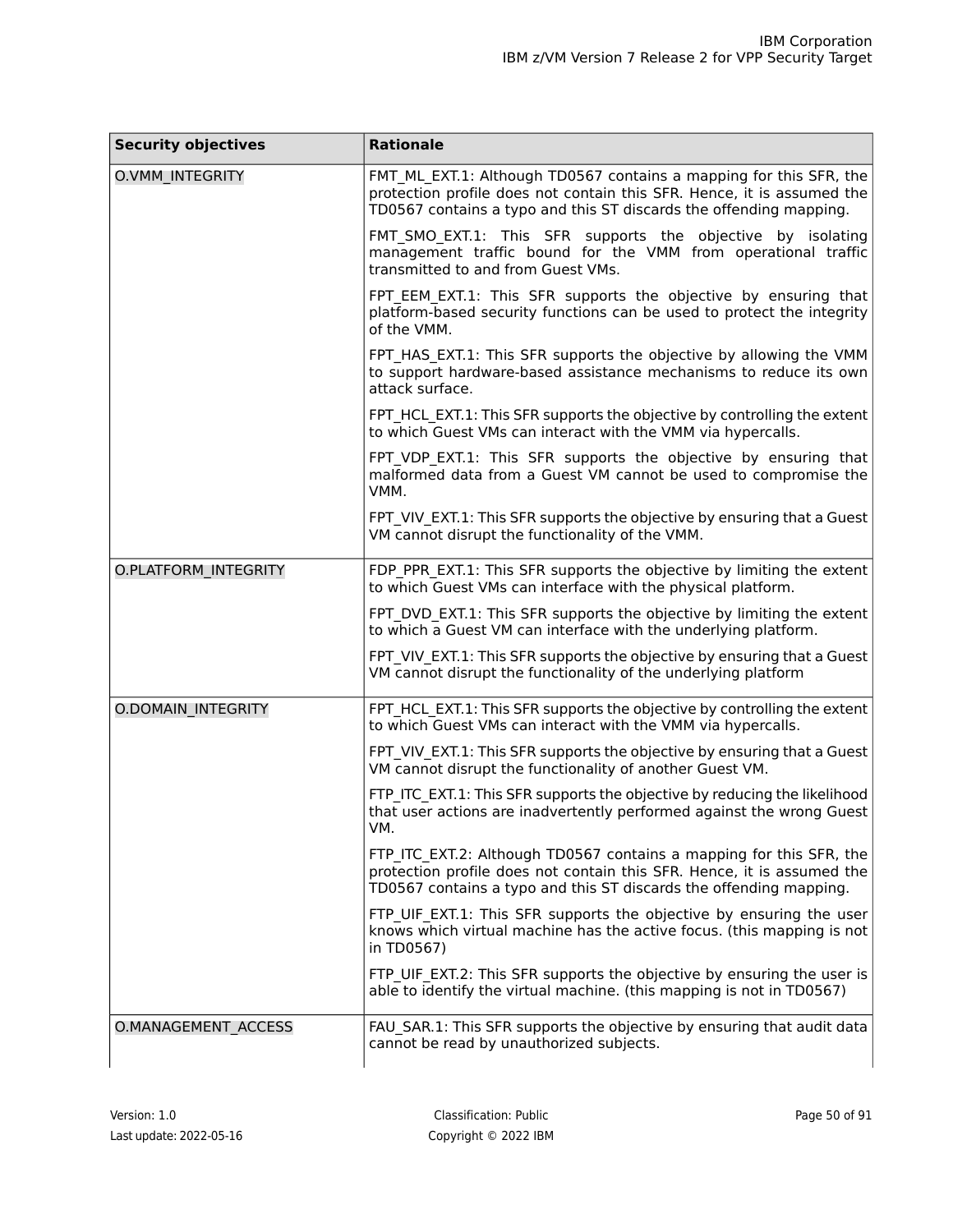| Security objectives | Rationale |
| --- | --- |
| O.VMM_INTEGRITY | FMT_ML_EXT.1: Although TD0567 contains a mapping for this SFR, the protection profile does not contain this SFR. Hence, it is assumed the TD0567 contains a typo and this ST discards the offending mapping.<br><br>FMT_SMO_EXT.1: This SFR supports the objective by isolating management traffic bound for the VMM from operational traffic transmitted to and from Guest VMs.<br><br>FPT_EEM_EXT.1: This SFR supports the objective by ensuring that platform-based security functions can be used to protect the integrity of the VMM.<br><br>FPT_HAS_EXT.1: This SFR supports the objective by allowing the VMM to support hardware-based assistance mechanisms to reduce its own attack surface.<br><br>FPT_HCL_EXT.1: This SFR supports the objective by controlling the extent to which Guest VMs can interact with the VMM via hypercalls.<br><br>FPT_VDP_EXT.1: This SFR supports the objective by ensuring that malformed data from a Guest VM cannot be used to compromise the VMM.<br><br>FPT_VIV_EXT.1: This SFR supports the objective by ensuring that a Guest VM cannot disrupt the functionality of the VMM. |
| O.PLATFORM_INTEGRITY | FDP_PPR_EXT.1: This SFR supports the objective by limiting the extent to which Guest VMs can interface with the physical platform.<br><br>FPT_DVD_EXT.1: This SFR supports the objective by limiting the extent to which a Guest VM can interface with the underlying platform.<br><br>FPT_VIV_EXT.1: This SFR supports the objective by ensuring that a Guest VM cannot disrupt the functionality of the underlying platform |
| O.DOMAIN_INTEGRITY | FPT_HCL_EXT.1: This SFR supports the objective by controlling the extent to which Guest VMs can interact with the VMM via hypercalls.<br><br>FPT_VIV_EXT.1: This SFR supports the objective by ensuring that a Guest VM cannot disrupt the functionality of another Guest VM.<br><br>FTP_ITC_EXT.1: This SFR supports the objective by reducing the likelihood that user actions are inadvertently performed against the wrong Guest VM.<br><br>FTP_ITC_EXT.2: Although TD0567 contains a mapping for this SFR, the protection profile does not contain this SFR. Hence, it is assumed the TD0567 contains a typo and this ST discards the offending mapping.<br><br>FTP_UIF_EXT.1: This SFR supports the objective by ensuring the user knows which virtual machine has the active focus. (this mapping is not in TD0567)<br><br>FTP_UIF_EXT.2: This SFR supports the objective by ensuring the user is able to identify the virtual machine. (this mapping is not in TD0567) |
| O.MANAGEMENT_ACCESS | FAU_SAR.1: This SFR supports the objective by ensuring that audit data cannot be read by unauthorized subjects. |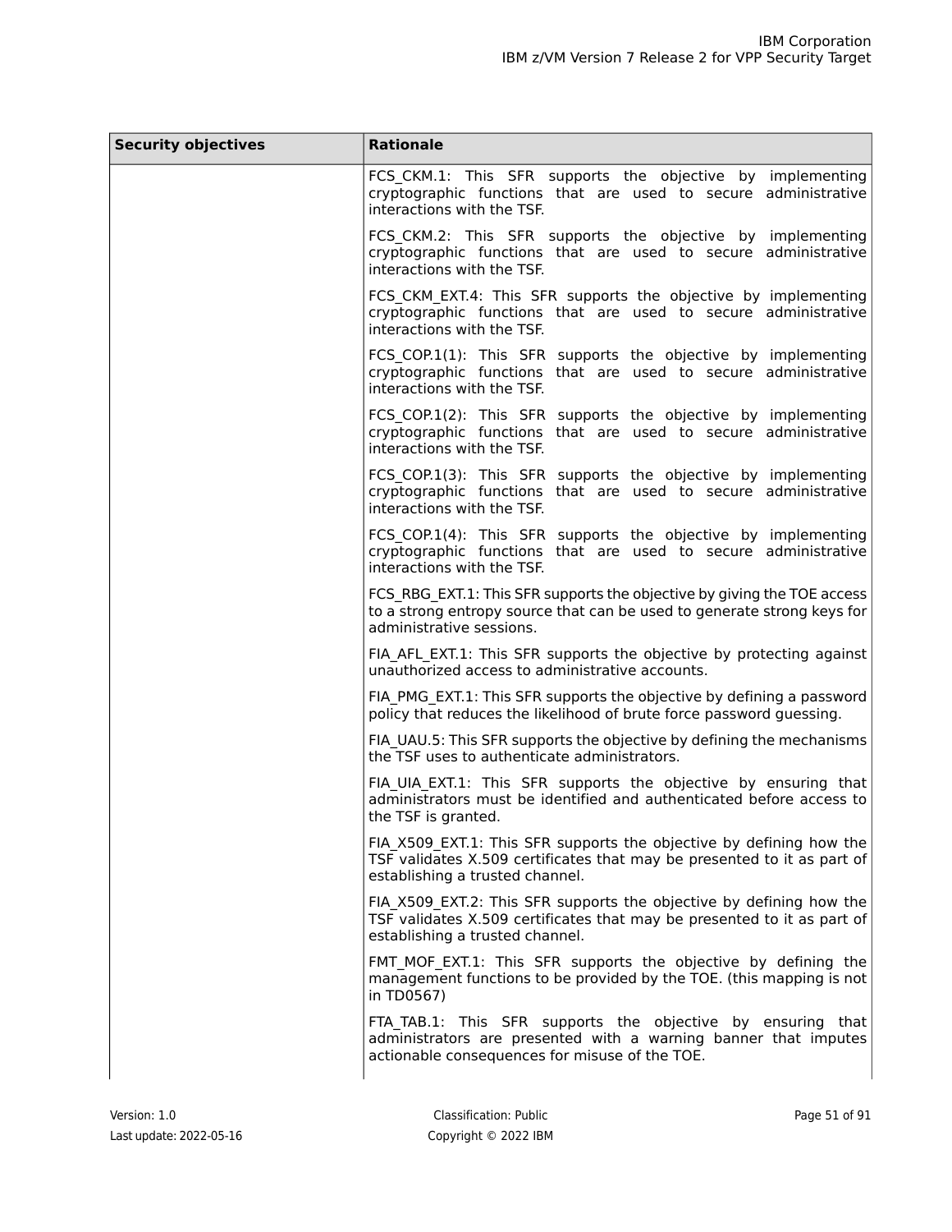| Security objectives | Rationale |
| --- | --- |
| | FCS_CKM.1: This SFR supports the objective by implementing cryptographic functions that are used to secure administrative interactions with the TSF.<br><br>FCS_CKM.2: This SFR supports the objective by implementing cryptographic functions that are used to secure administrative interactions with the TSF.<br><br>FCS_CKM_EXT.4: This SFR supports the objective by implementing cryptographic functions that are used to secure administrative interactions with the TSF.<br><br>FCS_COP.1(1): This SFR supports the objective by implementing cryptographic functions that are used to secure administrative interactions with the TSF.<br><br>FCS_COP.1(2): This SFR supports the objective by implementing cryptographic functions that are used to secure administrative interactions with the TSF.<br><br>FCS_COP.1(3): This SFR supports the objective by implementing cryptographic functions that are used to secure administrative interactions with the TSF.<br><br>FCS_COP.1(4): This SFR supports the objective by implementing cryptographic functions that are used to secure administrative interactions with the TSF.<br><br>FCS_RBG_EXT.1: This SFR supports the objective by giving the TOE access to a strong entropy source that can be used to generate strong keys for administrative sessions.<br><br>FIA_AFL_EXT.1: This SFR supports the objective by protecting against unauthorized access to administrative accounts.<br><br>FIA_PMG_EXT.1: This SFR supports the objective by defining a password policy that reduces the likelihood of brute force password guessing.<br><br>FIA_UAU.5: This SFR supports the objective by defining the mechanisms the TSF uses to authenticate administrators.<br><br>FIA_UIA_EXT.1: This SFR supports the objective by ensuring that administrators must be identified and authenticated before access to the TSF is granted.<br><br>FIA_X509_EXT.1: This SFR supports the objective by defining how the TSF validates X.509 certificates that may be presented to it as part of establishing a trusted channel.<br><br>FIA_X509_EXT.2: This SFR supports the objective by defining how the TSF validates X.509 certificates that may be presented to it as part of establishing a trusted channel.<br><br>FMT_MOF_EXT.1: This SFR supports the objective by defining the management functions to be provided by the TOE. (this mapping is not in TD0567)<br><br>FTA_TAB.1: This SFR supports the objective by ensuring that administrators are presented with a warning banner that imputes actionable consequences for misuse of the TOE. |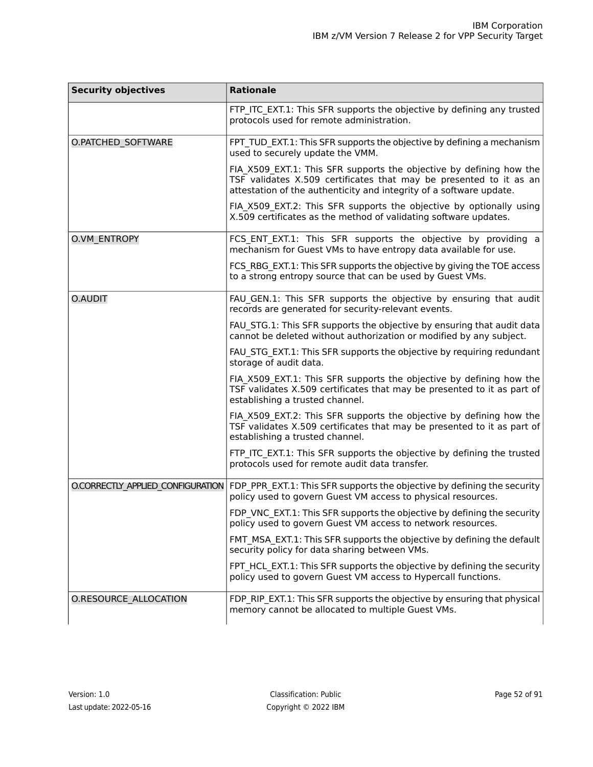| Security objectives | Rationale |
|---|---|
| | FTP_ITC_EXT.1: This SFR supports the objective by defining any trusted protocols used for remote administration. |
| O.PATCHED_SOFTWARE | FPT_TUD_EXT.1: This SFR supports the objective by defining a mechanism used to securely update the VMM.<br><br>FIA_X509_EXT.1: This SFR supports the objective by defining how the TSF validates X.509 certificates that may be presented to it as an attestation of the authenticity and integrity of a software update.<br><br>FIA_X509_EXT.2: This SFR supports the objective by optionally using X.509 certificates as the method of validating software updates. |
| O.VM_ENTROPY | FCS_ENT_EXT.1: This SFR supports the objective by providing a mechanism for Guest VMs to have entropy data available for use.<br><br>FCS_RBG_EXT.1: This SFR supports the objective by giving the TOE access to a strong entropy source that can be used by Guest VMs. |
| O.AUDIT | FAU_GEN.1: This SFR supports the objective by ensuring that audit records are generated for security-relevant events.<br><br>FAU_STG.1: This SFR supports the objective by ensuring that audit data cannot be deleted without authorization or modified by any subject.<br><br>FAU_STG_EXT.1: This SFR supports the objective by requiring redundant storage of audit data.<br><br>FIA_X509_EXT.1: This SFR supports the objective by defining how the TSF validates X.509 certificates that may be presented to it as part of establishing a trusted channel.<br><br>FIA_X509_EXT.2: This SFR supports the objective by defining how the TSF validates X.509 certificates that may be presented to it as part of establishing a trusted channel.<br><br>FTP_ITC_EXT.1: This SFR supports the objective by defining the trusted protocols used for remote audit data transfer. |
| O.CORRECTLY_APPLIED_CONFIGURATION | FDP_PPR_EXT.1: This SFR supports the objective by defining the security policy used to govern Guest VM access to physical resources.<br><br>FDP_VNC_EXT.1: This SFR supports the objective by defining the security policy used to govern Guest VM access to network resources.<br><br>FMT_MSA_EXT.1: This SFR supports the objective by defining the default security policy for data sharing between VMs.<br><br>FPT_HCL_EXT.1: This SFR supports the objective by defining the security policy used to govern Guest VM access to Hypercall functions. |
| O.RESOURCE_ALLOCATION | FDP_RIP_EXT.1: This SFR supports the objective by ensuring that physical memory cannot be allocated to multiple Guest VMs. |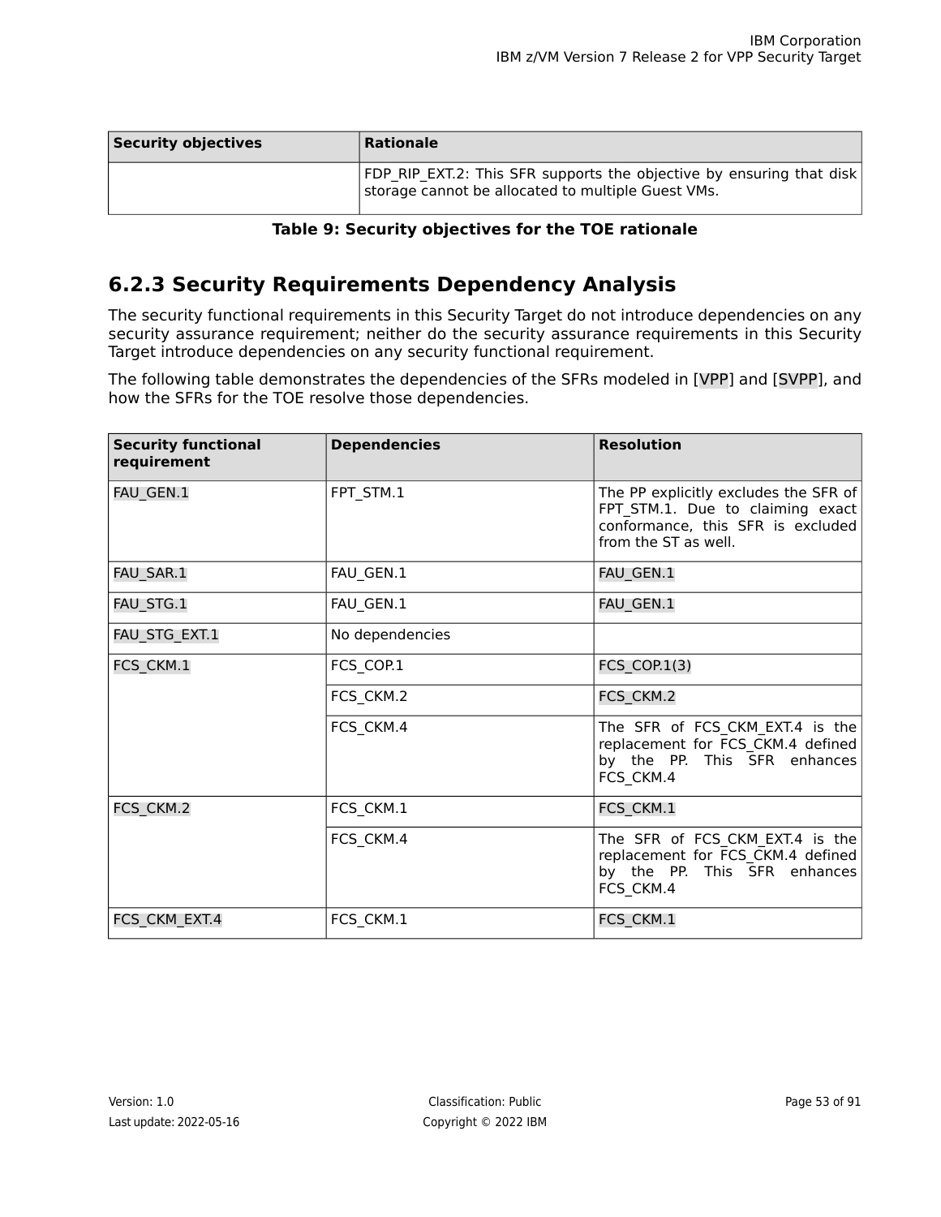| Security objectives | Rationale |
| --- | --- |
| | FDP_RIP_EXT.2: This SFR supports the objective by ensuring that disk storage cannot be allocated to multiple Guest VMs. |

**Table 9: Security objectives for the TOE rationale**

### 6.2.3 Security Requirements Dependency Analysis

The security functional requirements in this Security Target do not introduce dependencies on any security assurance requirement; neither do the security assurance requirements in this Security Target introduce dependencies on any security functional requirement.

The following table demonstrates the dependencies of the SFRs modeled in [VPP] and [SVPP], and how the SFRs for the TOE resolve those dependencies.

| Security functional requirement | Dependencies | Resolution |
| --- | --- | --- |
| FAU_GEN.1 | FPT_STM.1 | The PP explicitly excludes the SFR of FPT_STM.1. Due to claiming exact conformance, this SFR is excluded from the ST as well. |
| FAU_SAR.1 | FAU_GEN.1 | FAU_GEN.1 |
| FAU_STG.1 | FAU_GEN.1 | FAU_GEN.1 |
| FAU_STG_EXT.1 | No dependencies | |
| FCS_CKM.1 | FCS_COP.1 | FCS_COP.1(3) |
| | FCS_CKM.2 | FCS_CKM.2 |
| | FCS_CKM.4 | The SFR of FCS_CKM_EXT.4 is the replacement for FCS_CKM.4 defined by the PP. This SFR enhances FCS_CKM.4 |
| FCS_CKM.2 | FCS_CKM.1 | FCS_CKM.1 |
| | FCS_CKM.4 | The SFR of FCS_CKM_EXT.4 is the replacement for FCS_CKM.4 defined by the PP. This SFR enhances FCS_CKM.4 |
| FCS_CKM_EXT.4 | FCS_CKM.1 | FCS_CKM.1 |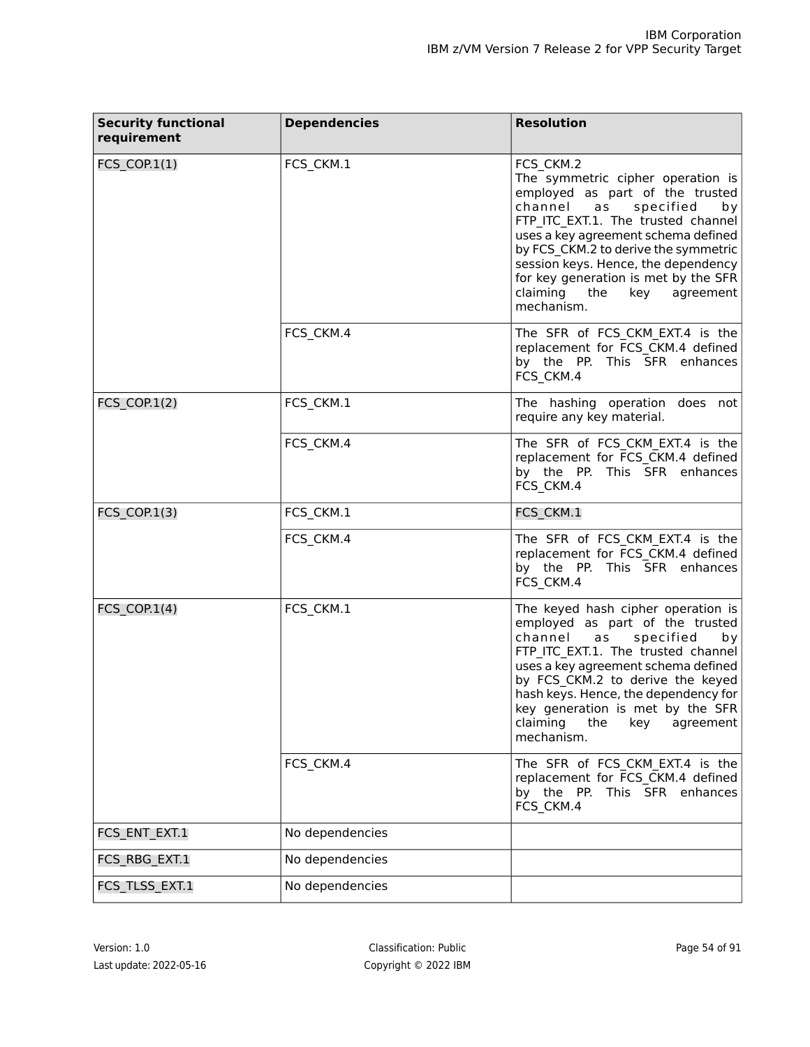| Security functional requirement | Dependencies | Resolution |
|---|---|---|
| FCS_COP.1(1) | FCS_CKM.1 | FCS_CKM.2 The symmetric cipher operation is employed as part of the trusted channel as specified by FTP_ITC_EXT.1. The trusted channel uses a key agreement schema defined by FCS_CKM.2 to derive the symmetric session keys. Hence, the dependency for key generation is met by the SFR claiming the key agreement mechanism. |
| | FCS_CKM.4 | The SFR of FCS_CKM_EXT.4 is the replacement for FCS_CKM.4 defined by the PP. This SFR enhances FCS_CKM.4 |
| FCS_COP.1(2) | FCS_CKM.1 | The hashing operation does not require any key material. |
| | FCS_CKM.4 | The SFR of FCS_CKM_EXT.4 is the replacement for FCS_CKM.4 defined by the PP. This SFR enhances FCS_CKM.4 |
| FCS_COP.1(3) | FCS_CKM.1 | FCS_CKM.1 |
| | FCS_CKM.4 | The SFR of FCS_CKM_EXT.4 is the replacement for FCS_CKM.4 defined by the PP. This SFR enhances FCS_CKM.4 |
| FCS_COP.1(4) | FCS_CKM.1 | The keyed hash cipher operation is employed as part of the trusted channel as specified by FTP_ITC_EXT.1. The trusted channel uses a key agreement schema defined by FCS_CKM.2 to derive the keyed hash keys. Hence, the dependency for key generation is met by the SFR claiming the key agreement mechanism. |
| | FCS_CKM.4 | The SFR of FCS_CKM_EXT.4 is the replacement for FCS_CKM.4 defined by the PP. This SFR enhances FCS_CKM.4 |
| FCS_ENT_EXT.1 | No dependencies | |
| FCS_RBG_EXT.1 | No dependencies | |
| FCS_TLSS_EXT.1 | No dependencies | |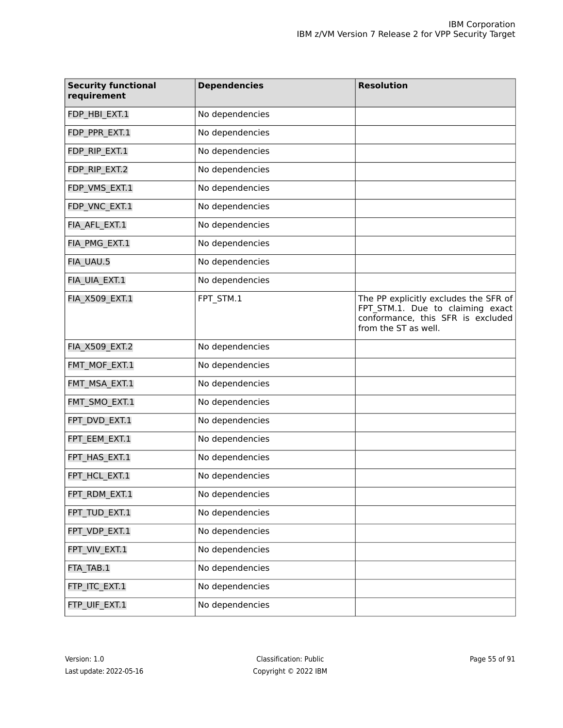| Security functional requirement | Dependencies | Resolution |
|---|---|---|
| FDP_HBI_EXT.1 | No dependencies | |
| FDP_PPR_EXT.1 | No dependencies | |
| FDP_RIP_EXT.1 | No dependencies | |
| FDP_RIP_EXT.2 | No dependencies | |
| FDP_VMS_EXT.1 | No dependencies | |
| FDP_VNC_EXT.1 | No dependencies | |
| FIA_AFL_EXT.1 | No dependencies | |
| FIA_PMG_EXT.1 | No dependencies | |
| FIA_UAU.5 | No dependencies | |
| FIA_UIA_EXT.1 | No dependencies | |
| FIA_X509_EXT.1 | FPT_STM.1 | The PP explicitly excludes the SFR of FPT_STM.1. Due to claiming exact conformance, this SFR is excluded from the ST as well. |
| FIA_X509_EXT.2 | No dependencies | |
| FMT_MOF_EXT.1 | No dependencies | |
| FMT_MSA_EXT.1 | No dependencies | |
| FMT_SMO_EXT.1 | No dependencies | |
| FPT_DVD_EXT.1 | No dependencies | |
| FPT_EEM_EXT.1 | No dependencies | |
| FPT_HAS_EXT.1 | No dependencies | |
| FPT_HCL_EXT.1 | No dependencies | |
| FPT_RDM_EXT.1 | No dependencies | |
| FPT_TUD_EXT.1 | No dependencies | |
| FPT_VDP_EXT.1 | No dependencies | |
| FPT_VIV_EXT.1 | No dependencies | |
| FTA_TAB.1 | No dependencies | |
| FTP_ITC_EXT.1 | No dependencies | |
| FTP_UIF_EXT.1 | No dependencies | |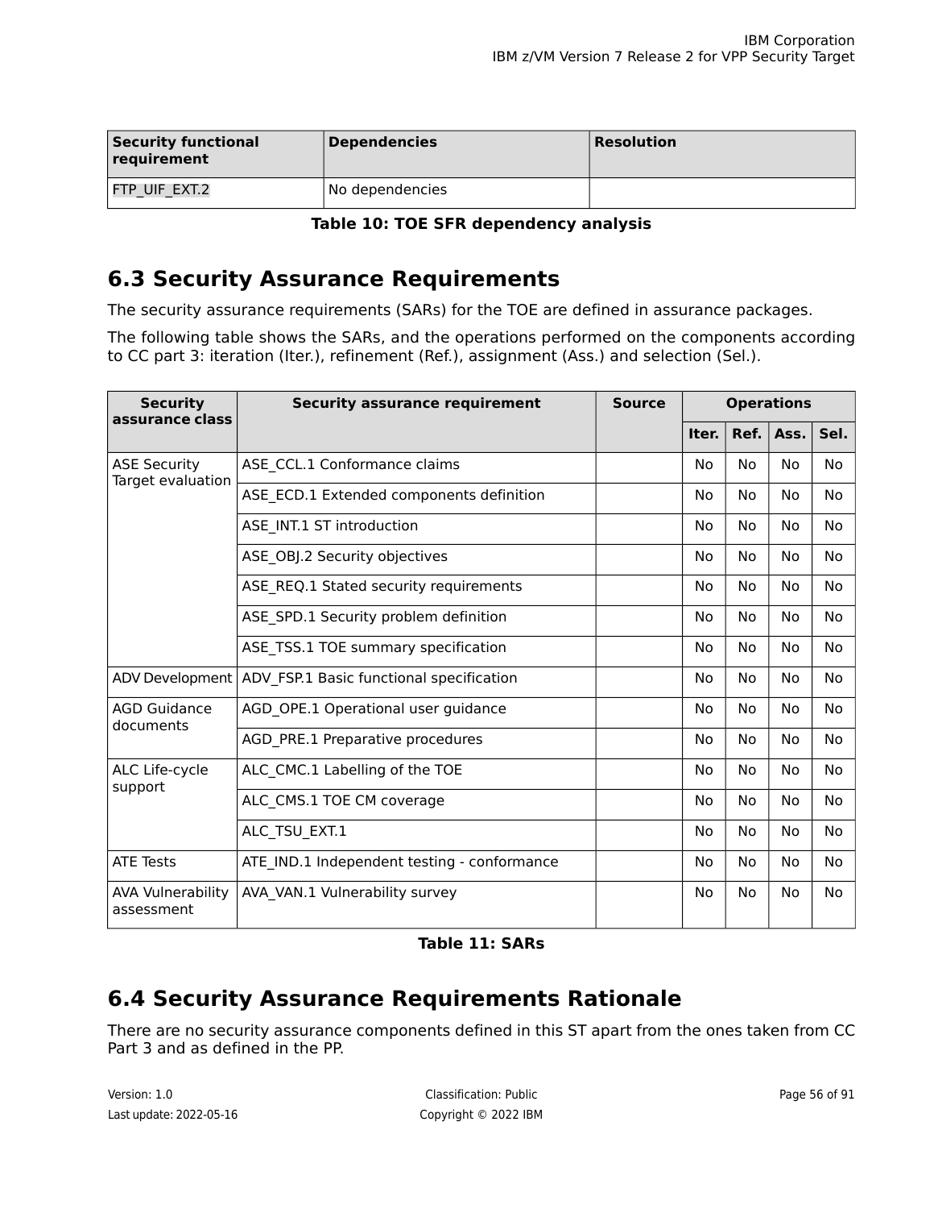| Security functional requirement | Dependencies | Resolution |
|---|---|---|
| FTP_UIF_EXT.2 | No dependencies | |

**Table 10: TOE SFR dependency analysis**

## 6.3 Security Assurance Requirements

The security assurance requirements (SARs) for the TOE are defined in assurance packages.

The following table shows the SARs, and the operations performed on the components according to CC part 3: iteration (Iter.), refinement (Ref.), assignment (Ass.) and selection (Sel.).

| Security assurance class | Security assurance requirement | Source | Operations | | | |
|---|---|---|---|---|---|---|
| | | | Iter. | Ref. | Ass. | Sel. |
| ASE Security Target evaluation | ASE_CCL.1 Conformance claims | | No | No | No | No |
| | ASE_ECD.1 Extended components definition | | No | No | No | No |
| | ASE_INT.1 ST introduction | | No | No | No | No |
| | ASE_OBJ.2 Security objectives | | No | No | No | No |
| | ASE_REQ.1 Stated security requirements | | No | No | No | No |
| | ASE_SPD.1 Security problem definition | | No | No | No | No |
| | ASE_TSS.1 TOE summary specification | | No | No | No | No |
| ADV Development | ADV_FSP.1 Basic functional specification | | No | No | No | No |
| AGD Guidance documents | AGD_OPE.1 Operational user guidance | | No | No | No | No |
| | AGD_PRE.1 Preparative procedures | | No | No | No | No |
| ALC Life-cycle support | ALC_CMC.1 Labelling of the TOE | | No | No | No | No |
| | ALC_CMS.1 TOE CM coverage | | No | No | No | No |
| | ALC_TSU_EXT.1 | | No | No | No | No |
| ATE Tests | ATE_IND.1 Independent testing - conformance | | No | No | No | No |
| AVA Vulnerability assessment | AVA_VAN.1 Vulnerability survey | | No | No | No | No |

**Table 11: SARs**

## 6.4 Security Assurance Requirements Rationale

There are no security assurance components defined in this ST apart from the ones taken from CC Part 3 and as defined in the PP.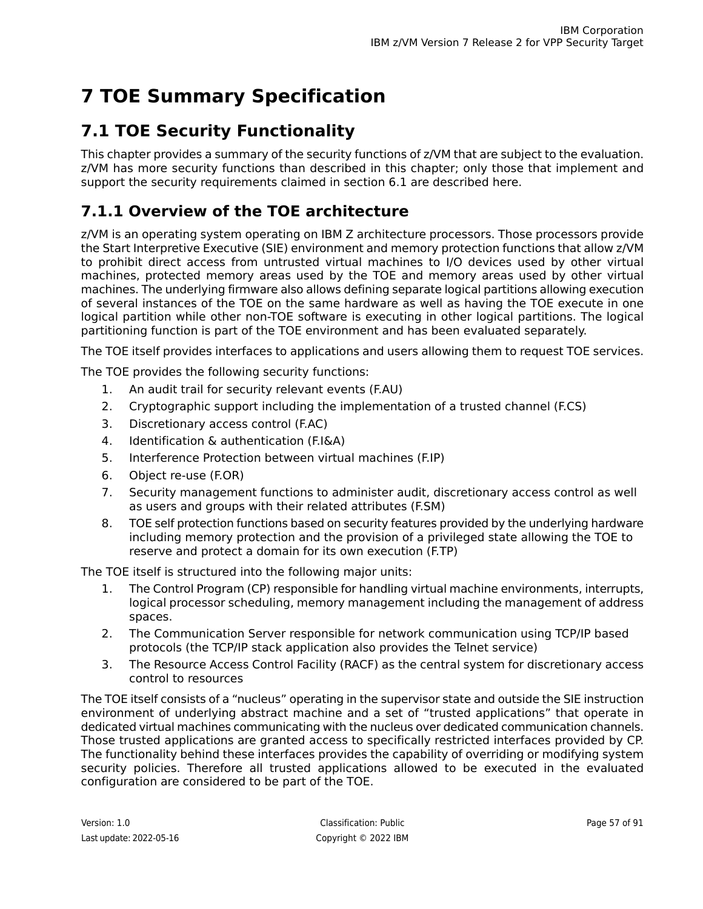# 7 TOE Summary Specification

## 7.1 TOE Security Functionality

This chapter provides a summary of the security functions of z/VM that are subject to the evaluation. z/VM has more security functions than described in this chapter; only those that implement and support the security requirements claimed in section 6.1 are described here.

### 7.1.1 Overview of the TOE architecture

z/VM is an operating system operating on IBM Z architecture processors. Those processors provide the Start Interpretive Executive (SIE) environment and memory protection functions that allow z/VM to prohibit direct access from untrusted virtual machines to I/O devices used by other virtual machines, protected memory areas used by the TOE and memory areas used by other virtual machines. The underlying firmware also allows defining separate logical partitions allowing execution of several instances of the TOE on the same hardware as well as having the TOE execute in one logical partition while other non-TOE software is executing in other logical partitions. The logical partitioning function is part of the TOE environment and has been evaluated separately.

The TOE itself provides interfaces to applications and users allowing them to request TOE services.

The TOE provides the following security functions:

1. An audit trail for security relevant events (F.AU)
2. Cryptographic support including the implementation of a trusted channel (F.CS)
3. Discretionary access control (F.AC)
4. Identification & authentication (F.I&A)
5. Interference Protection between virtual machines (F.IP)
6. Object re-use (F.OR)
7. Security management functions to administer audit, discretionary access control as well as users and groups with their related attributes (F.SM)
8. TOE self protection functions based on security features provided by the underlying hardware including memory protection and the provision of a privileged state allowing the TOE to reserve and protect a domain for its own execution (F.TP)

The TOE itself is structured into the following major units:

1. The Control Program (CP) responsible for handling virtual machine environments, interrupts, logical processor scheduling, memory management including the management of address spaces.
2. The Communication Server responsible for network communication using TCP/IP based protocols (the TCP/IP stack application also provides the Telnet service)
3. The Resource Access Control Facility (RACF) as the central system for discretionary access control to resources

The TOE itself consists of a “nucleus” operating in the supervisor state and outside the SIE instruction environment of underlying abstract machine and a set of “trusted applications” that operate in dedicated virtual machines communicating with the nucleus over dedicated communication channels. Those trusted applications are granted access to specifically restricted interfaces provided by CP. The functionality behind these interfaces provides the capability of overriding or modifying system security policies. Therefore all trusted applications allowed to be executed in the evaluated configuration are considered to be part of the TOE.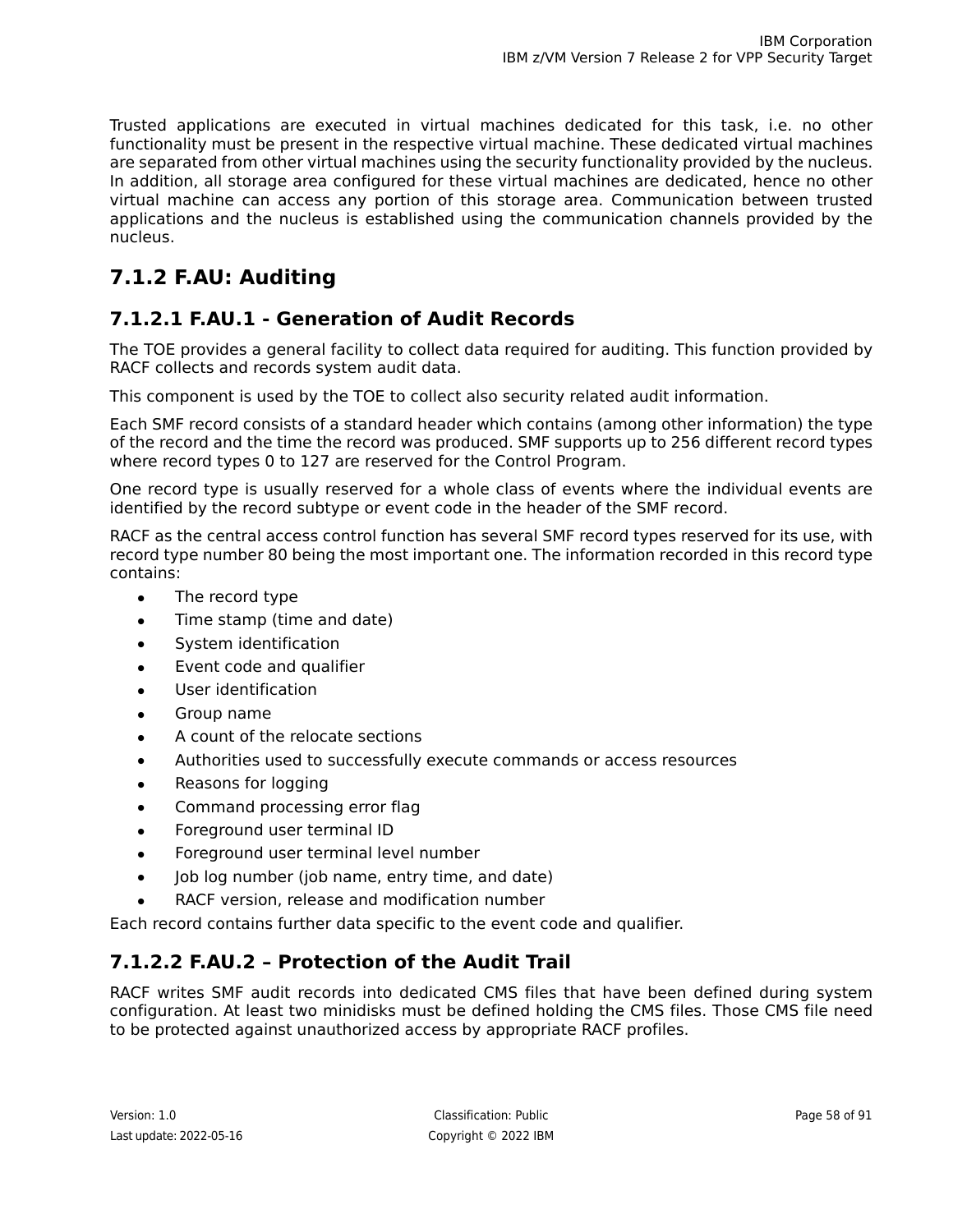Trusted applications are executed in virtual machines dedicated for this task, i.e. no other functionality must be present in the respective virtual machine. These dedicated virtual machines are separated from other virtual machines using the security functionality provided by the nucleus. In addition, all storage area configured for these virtual machines are dedicated, hence no other virtual machine can access any portion of this storage area. Communication between trusted applications and the nucleus is established using the communication channels provided by the nucleus.

## 7.1.2 F.AU: Auditing

### 7.1.2.1 F.AU.1 - Generation of Audit Records

The TOE provides a general facility to collect data required for auditing. This function provided by RACF collects and records system audit data.

This component is used by the TOE to collect also security related audit information.

Each SMF record consists of a standard header which contains (among other information) the type of the record and the time the record was produced. SMF supports up to 256 different record types where record types 0 to 127 are reserved for the Control Program.

One record type is usually reserved for a whole class of events where the individual events are identified by the record subtype or event code in the header of the SMF record.

RACF as the central access control function has several SMF record types reserved for its use, with record type number 80 being the most important one. The information recorded in this record type contains:

- The record type
- Time stamp (time and date)
- System identification
- Event code and qualifier
- User identification
- Group name
- A count of the relocate sections
- Authorities used to successfully execute commands or access resources
- Reasons for logging
- Command processing error flag
- Foreground user terminal ID
- Foreground user terminal level number
- Job log number (job name, entry time, and date)
- RACF version, release and modification number

Each record contains further data specific to the event code and qualifier.

### 7.1.2.2 F.AU.2 – Protection of the Audit Trail

RACF writes SMF audit records into dedicated CMS files that have been defined during system configuration. At least two minidisks must be defined holding the CMS files. Those CMS file need to be protected against unauthorized access by appropriate RACF profiles.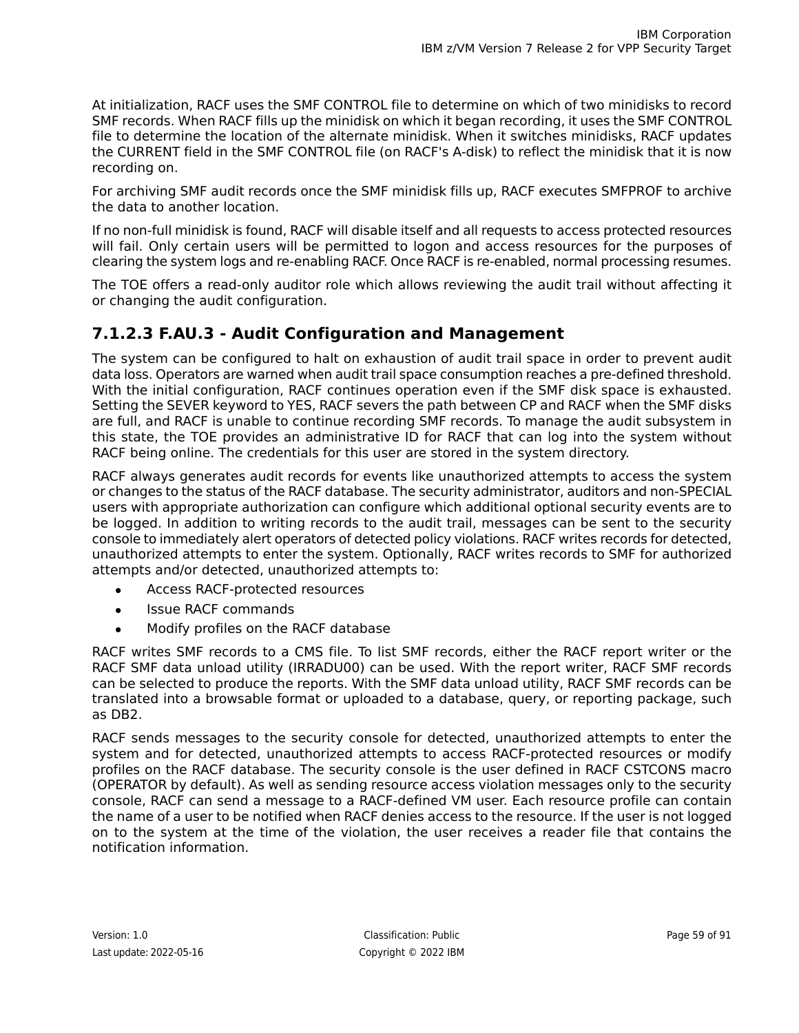At initialization, RACF uses the SMF CONTROL file to determine on which of two minidisks to record SMF records. When RACF fills up the minidisk on which it began recording, it uses the SMF CONTROL file to determine the location of the alternate minidisk. When it switches minidisks, RACF updates the CURRENT field in the SMF CONTROL file (on RACF's A-disk) to reflect the minidisk that it is now recording on.

For archiving SMF audit records once the SMF minidisk fills up, RACF executes SMFPROF to archive the data to another location.

If no non-full minidisk is found, RACF will disable itself and all requests to access protected resources will fail. Only certain users will be permitted to logon and access resources for the purposes of clearing the system logs and re-enabling RACF. Once RACF is re-enabled, normal processing resumes.

The TOE offers a read-only auditor role which allows reviewing the audit trail without affecting it or changing the audit configuration.

### 7.1.2.3 F.AU.3 - Audit Configuration and Management

The system can be configured to halt on exhaustion of audit trail space in order to prevent audit data loss. Operators are warned when audit trail space consumption reaches a pre-defined threshold. With the initial configuration, RACF continues operation even if the SMF disk space is exhausted. Setting the SEVER keyword to YES, RACF severs the path between CP and RACF when the SMF disks are full, and RACF is unable to continue recording SMF records. To manage the audit subsystem in this state, the TOE provides an administrative ID for RACF that can log into the system without RACF being online. The credentials for this user are stored in the system directory.

RACF always generates audit records for events like unauthorized attempts to access the system or changes to the status of the RACF database. The security administrator, auditors and non-SPECIAL users with appropriate authorization can configure which additional optional security events are to be logged. In addition to writing records to the audit trail, messages can be sent to the security console to immediately alert operators of detected policy violations. RACF writes records for detected, unauthorized attempts to enter the system. Optionally, RACF writes records to SMF for authorized attempts and/or detected, unauthorized attempts to:

- Access RACF-protected resources
- Issue RACF commands
- Modify profiles on the RACF database

RACF writes SMF records to a CMS file. To list SMF records, either the RACF report writer or the RACF SMF data unload utility (IRRADU00) can be used. With the report writer, RACF SMF records can be selected to produce the reports. With the SMF data unload utility, RACF SMF records can be translated into a browsable format or uploaded to a database, query, or reporting package, such as DB2.

RACF sends messages to the security console for detected, unauthorized attempts to enter the system and for detected, unauthorized attempts to access RACF-protected resources or modify profiles on the RACF database. The security console is the user defined in RACF CSTCONS macro (OPERATOR by default). As well as sending resource access violation messages only to the security console, RACF can send a message to a RACF-defined VM user. Each resource profile can contain the name of a user to be notified when RACF denies access to the resource. If the user is not logged on to the system at the time of the violation, the user receives a reader file that contains the notification information.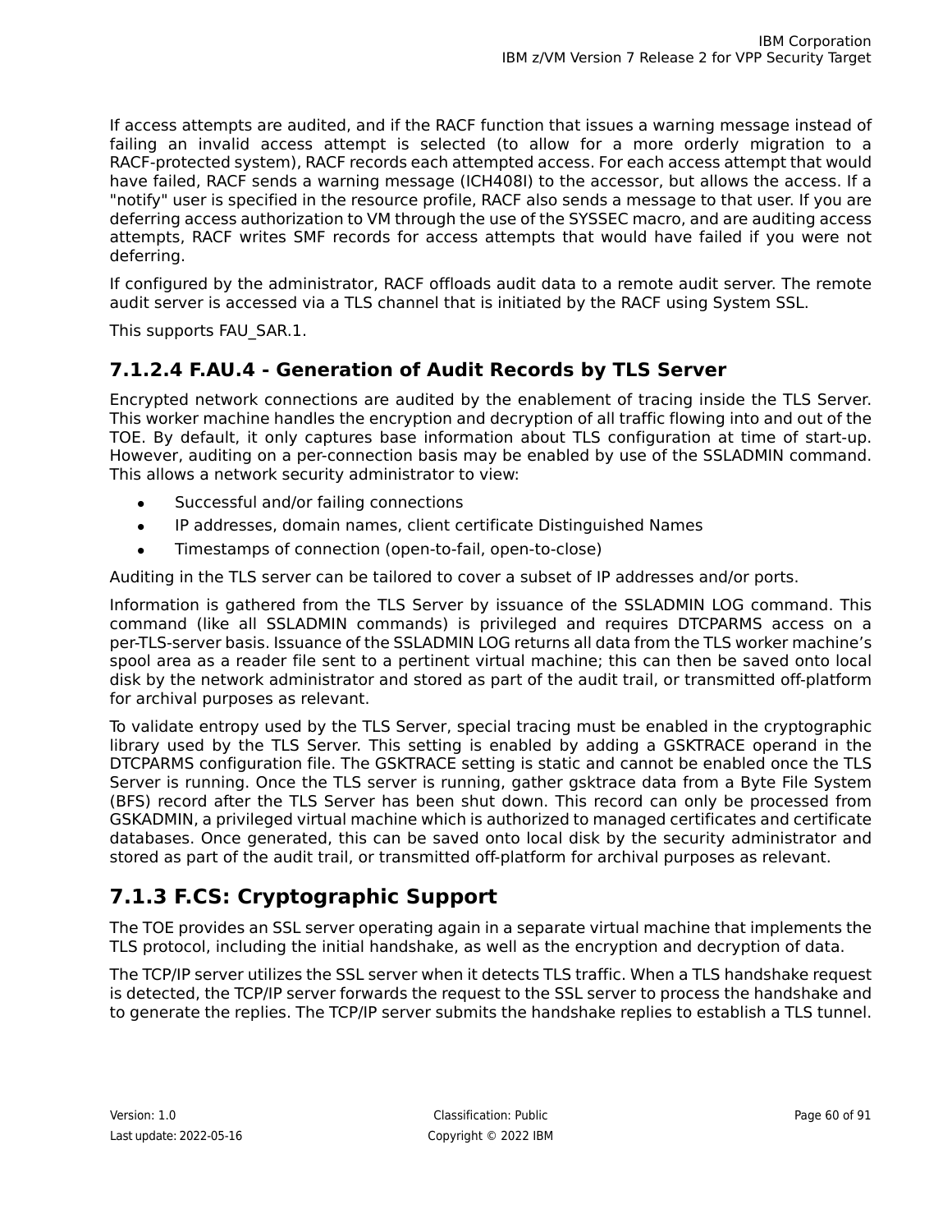If access attempts are audited, and if the RACF function that issues a warning message instead of failing an invalid access attempt is selected (to allow for a more orderly migration to a RACF-protected system), RACF records each attempted access. For each access attempt that would have failed, RACF sends a warning message (ICH408I) to the accessor, but allows the access. If a "notify" user is specified in the resource profile, RACF also sends a message to that user. If you are deferring access authorization to VM through the use of the SYSSEC macro, and are auditing access attempts, RACF writes SMF records for access attempts that would have failed if you were not deferring.

If configured by the administrator, RACF offloads audit data to a remote audit server. The remote audit server is accessed via a TLS channel that is initiated by the RACF using System SSL.

This supports FAU_SAR.1.

### 7.1.2.4 F.AU.4 - Generation of Audit Records by TLS Server

Encrypted network connections are audited by the enablement of tracing inside the TLS Server. This worker machine handles the encryption and decryption of all traffic flowing into and out of the TOE. By default, it only captures base information about TLS configuration at time of start-up. However, auditing on a per-connection basis may be enabled by use of the SSLADMIN command. This allows a network security administrator to view:

- Successful and/or failing connections
- IP addresses, domain names, client certificate Distinguished Names
- Timestamps of connection (open-to-fail, open-to-close)

Auditing in the TLS server can be tailored to cover a subset of IP addresses and/or ports.

Information is gathered from the TLS Server by issuance of the SSLADMIN LOG command. This command (like all SSLADMIN commands) is privileged and requires DTCPARMS access on a per-TLS-server basis. Issuance of the SSLADMIN LOG returns all data from the TLS worker machine's spool area as a reader file sent to a pertinent virtual machine; this can then be saved onto local disk by the network administrator and stored as part of the audit trail, or transmitted off-platform for archival purposes as relevant.

To validate entropy used by the TLS Server, special tracing must be enabled in the cryptographic library used by the TLS Server. This setting is enabled by adding a GSKTRACE operand in the DTCPARMS configuration file. The GSKTRACE setting is static and cannot be enabled once the TLS Server is running. Once the TLS server is running, gather gsktrace data from a Byte File System (BFS) record after the TLS Server has been shut down. This record can only be processed from GSKADMIN, a privileged virtual machine which is authorized to managed certificates and certificate databases. Once generated, this can be saved onto local disk by the security administrator and stored as part of the audit trail, or transmitted off-platform for archival purposes as relevant.

## 7.1.3 F.CS: Cryptographic Support

The TOE provides an SSL server operating again in a separate virtual machine that implements the TLS protocol, including the initial handshake, as well as the encryption and decryption of data.

The TCP/IP server utilizes the SSL server when it detects TLS traffic. When a TLS handshake request is detected, the TCP/IP server forwards the request to the SSL server to process the handshake and to generate the replies. The TCP/IP server submits the handshake replies to establish a TLS tunnel.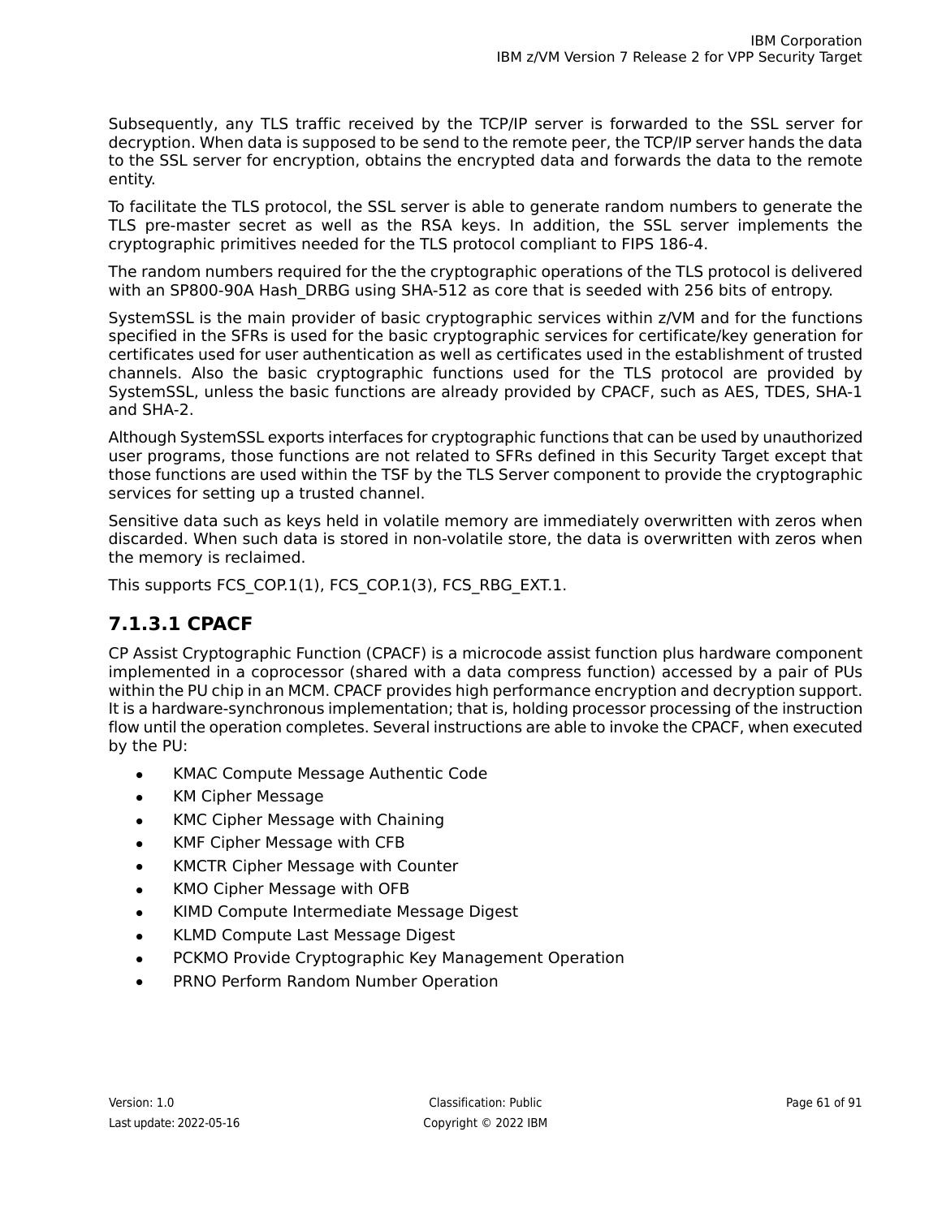Subsequently, any TLS traffic received by the TCP/IP server is forwarded to the SSL server for decryption. When data is supposed to be send to the remote peer, the TCP/IP server hands the data to the SSL server for encryption, obtains the encrypted data and forwards the data to the remote entity.

To facilitate the TLS protocol, the SSL server is able to generate random numbers to generate the TLS pre-master secret as well as the RSA keys. In addition, the SSL server implements the cryptographic primitives needed for the TLS protocol compliant to FIPS 186-4.

The random numbers required for the the cryptographic operations of the TLS protocol is delivered with an SP800-90A Hash_DRBG using SHA-512 as core that is seeded with 256 bits of entropy.

SystemSSL is the main provider of basic cryptographic services within z/VM and for the functions specified in the SFRs is used for the basic cryptographic services for certificate/key generation for certificates used for user authentication as well as certificates used in the establishment of trusted channels. Also the basic cryptographic functions used for the TLS protocol are provided by SystemSSL, unless the basic functions are already provided by CPACF, such as AES, TDES, SHA-1 and SHA-2.

Although SystemSSL exports interfaces for cryptographic functions that can be used by unauthorized user programs, those functions are not related to SFRs defined in this Security Target except that those functions are used within the TSF by the TLS Server component to provide the cryptographic services for setting up a trusted channel.

Sensitive data such as keys held in volatile memory are immediately overwritten with zeros when discarded. When such data is stored in non-volatile store, the data is overwritten with zeros when the memory is reclaimed.

This supports FCS_COP.1(1), FCS_COP.1(3), FCS_RBG_EXT.1.

#### 7.1.3.1 CPACF

CP Assist Cryptographic Function (CPACF) is a microcode assist function plus hardware component implemented in a coprocessor (shared with a data compress function) accessed by a pair of PUs within the PU chip in an MCM. CPACF provides high performance encryption and decryption support. It is a hardware-synchronous implementation; that is, holding processor processing of the instruction flow until the operation completes. Several instructions are able to invoke the CPACF, when executed by the PU:

- KMAC Compute Message Authentic Code
- KM Cipher Message
- KMC Cipher Message with Chaining
- KMF Cipher Message with CFB
- KMCTR Cipher Message with Counter
- KMO Cipher Message with OFB
- KIMD Compute Intermediate Message Digest
- KLMD Compute Last Message Digest
- PCKMO Provide Cryptographic Key Management Operation
- PRNO Perform Random Number Operation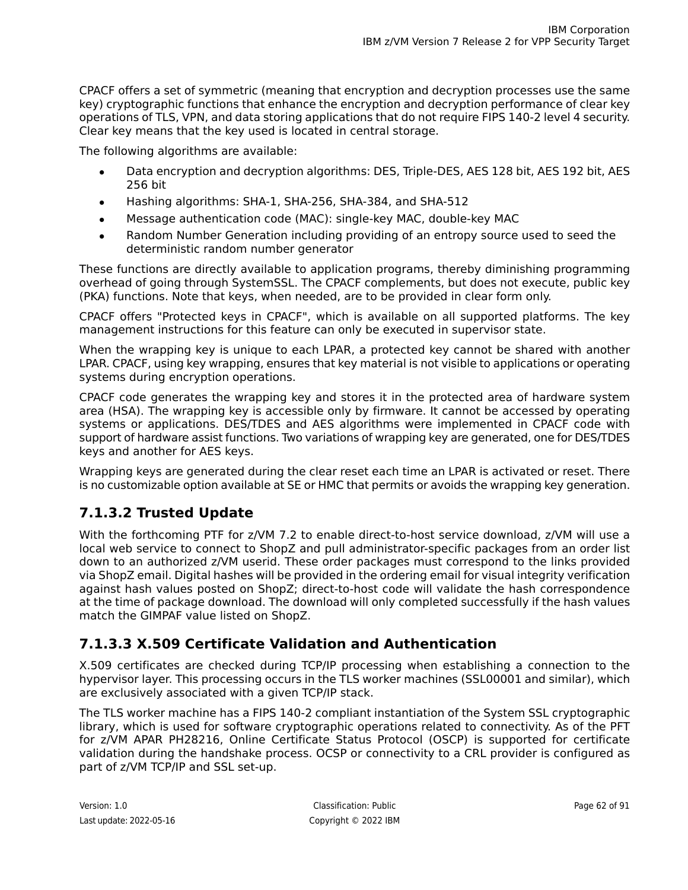CPACF offers a set of symmetric (meaning that encryption and decryption processes use the same key) cryptographic functions that enhance the encryption and decryption performance of clear key operations of TLS, VPN, and data storing applications that do not require FIPS 140-2 level 4 security. Clear key means that the key used is located in central storage.

The following algorithms are available:

- Data encryption and decryption algorithms: DES, Triple-DES, AES 128 bit, AES 192 bit, AES 256 bit
- Hashing algorithms: SHA-1, SHA-256, SHA-384, and SHA-512
- Message authentication code (MAC): single-key MAC, double-key MAC
- Random Number Generation including providing of an entropy source used to seed the deterministic random number generator

These functions are directly available to application programs, thereby diminishing programming overhead of going through SystemSSL. The CPACF complements, but does not execute, public key (PKA) functions. Note that keys, when needed, are to be provided in clear form only.

CPACF offers "Protected keys in CPACF", which is available on all supported platforms. The key management instructions for this feature can only be executed in supervisor state.

When the wrapping key is unique to each LPAR, a protected key cannot be shared with another LPAR. CPACF, using key wrapping, ensures that key material is not visible to applications or operating systems during encryption operations.

CPACF code generates the wrapping key and stores it in the protected area of hardware system area (HSA). The wrapping key is accessible only by firmware. It cannot be accessed by operating systems or applications. DES/TDES and AES algorithms were implemented in CPACF code with support of hardware assist functions. Two variations of wrapping key are generated, one for DES/TDES keys and another for AES keys.

Wrapping keys are generated during the clear reset each time an LPAR is activated or reset. There is no customizable option available at SE or HMC that permits or avoids the wrapping key generation.

### 7.1.3.2 Trusted Update

With the forthcoming PTF for z/VM 7.2 to enable direct-to-host service download, z/VM will use a local web service to connect to ShopZ and pull administrator-specific packages from an order list down to an authorized z/VM userid. These order packages must correspond to the links provided via ShopZ email. Digital hashes will be provided in the ordering email for visual integrity verification against hash values posted on ShopZ; direct-to-host code will validate the hash correspondence at the time of package download. The download will only completed successfully if the hash values match the GIMPAF value listed on ShopZ.

### 7.1.3.3 X.509 Certificate Validation and Authentication

X.509 certificates are checked during TCP/IP processing when establishing a connection to the hypervisor layer. This processing occurs in the TLS worker machines (SSL00001 and similar), which are exclusively associated with a given TCP/IP stack.

The TLS worker machine has a FIPS 140-2 compliant instantiation of the System SSL cryptographic library, which is used for software cryptographic operations related to connectivity. As of the PFT for z/VM APAR PH28216, Online Certificate Status Protocol (OSCP) is supported for certificate validation during the handshake process. OCSP or connectivity to a CRL provider is configured as part of z/VM TCP/IP and SSL set-up.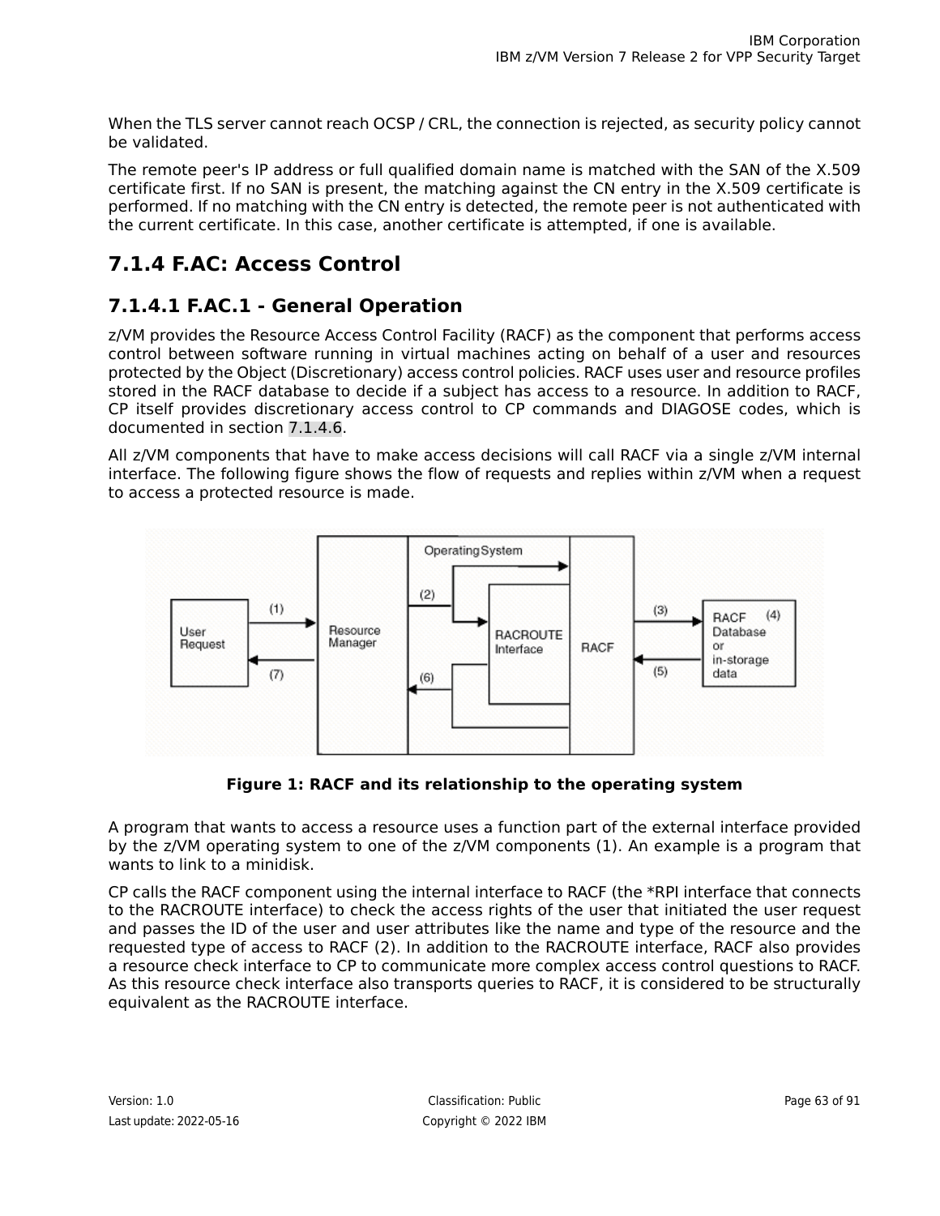When the TLS server cannot reach OCSP / CRL, the connection is rejected, as security policy cannot be validated.

The remote peer's IP address or full qualified domain name is matched with the SAN of the X.509 certificate first. If no SAN is present, the matching against the CN entry in the X.509 certificate is performed. If no matching with the CN entry is detected, the remote peer is not authenticated with the current certificate. In this case, another certificate is attempted, if one is available.

## 7.1.4 F.AC: Access Control

### 7.1.4.1 F.AC.1 - General Operation

z/VM provides the Resource Access Control Facility (RACF) as the component that performs access control between software running in virtual machines acting on behalf of a user and resources protected by the Object (Discretionary) access control policies. RACF uses user and resource profiles stored in the RACF database to decide if a subject has access to a resource. In addition to RACF, CP itself provides discretionary access control to CP commands and DIAGOSE codes, which is documented in section 7.1.4.6.

All z/VM components that have to make access decisions will call RACF via a single z/VM internal interface. The following figure shows the flow of requests and replies within z/VM when a request to access a protected resource is made.

**Figure 1: RACF and its relationship to the operating system**

A program that wants to access a resource uses a function part of the external interface provided by the z/VM operating system to one of the z/VM components (1). An example is a program that wants to link to a minidisk.

CP calls the RACF component using the internal interface to RACF (the *RPI interface that connects to the RACROUTE interface) to check the access rights of the user that initiated the user request and passes the ID of the user and user attributes like the name and type of the resource and the requested type of access to RACF (2). In addition to the RACROUTE interface, RACF also provides a resource check interface to CP to communicate more complex access control questions to RACF. As this resource check interface also transports queries to RACF, it is considered to be structurally equivalent as the RACROUTE interface.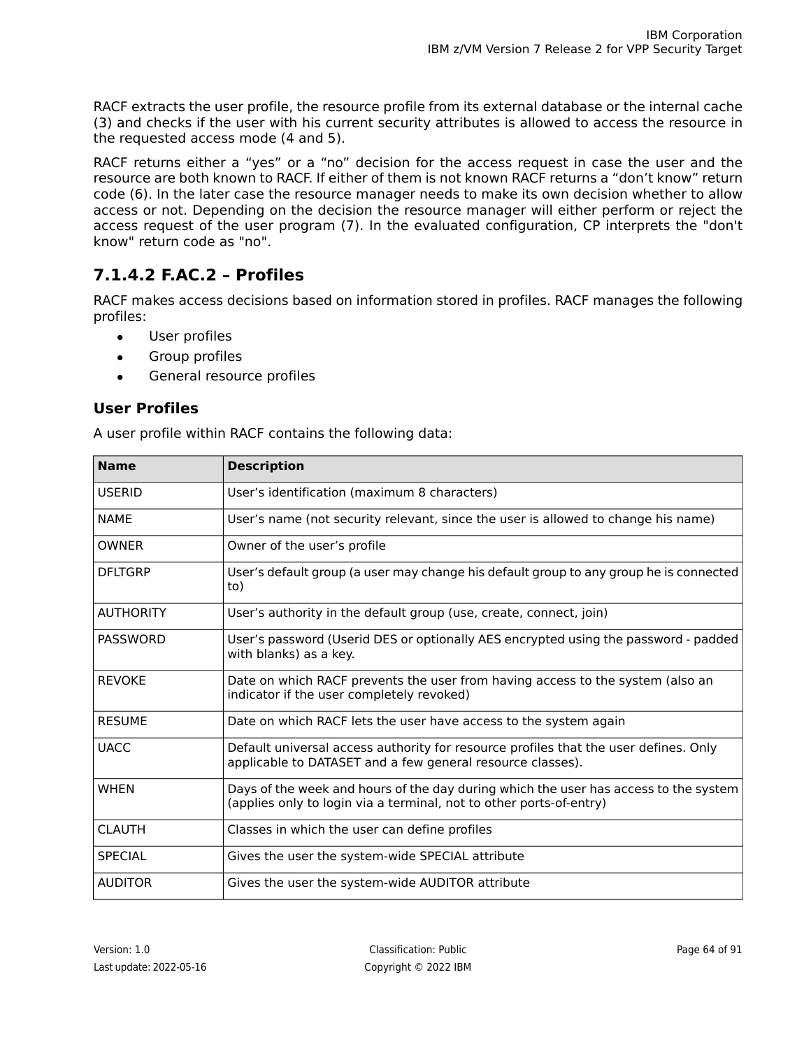RACF extracts the user profile, the resource profile from its external database or the internal cache (3) and checks if the user with his current security attributes is allowed to access the resource in the requested access mode (4 and 5).

RACF returns either a “yes” or a “no” decision for the access request in case the user and the resource are both known to RACF. If either of them is not known RACF returns a “don’t know” return code (6). In the later case the resource manager needs to make its own decision whether to allow access or not. Depending on the decision the resource manager will either perform or reject the access request of the user program (7). In the evaluated configuration, CP interprets the "don't know" return code as "no".

### 7.1.4.2 F.AC.2 – Profiles

RACF makes access decisions based on information stored in profiles. RACF manages the following profiles:

- User profiles
- Group profiles
- General resource profiles

#### User Profiles

A user profile within RACF contains the following data:

| Name | Description |
|---|---|
| USERID | User’s identification (maximum 8 characters) |
| NAME | User’s name (not security relevant, since the user is allowed to change his name) |
| OWNER | Owner of the user’s profile |
| DFLTGRP | User’s default group (a user may change his default group to any group he is connected to) |
| AUTHORITY | User’s authority in the default group (use, create, connect, join) |
| PASSWORD | User’s password (Userid DES or optionally AES encrypted using the password - padded with blanks) as a key. |
| REVOKE | Date on which RACF prevents the user from having access to the system (also an indicator if the user completely revoked) |
| RESUME | Date on which RACF lets the user have access to the system again |
| UACC | Default universal access authority for resource profiles that the user defines. Only applicable to DATASET and a few general resource classes). |
| WHEN | Days of the week and hours of the day during which the user has access to the system (applies only to login via a terminal, not to other ports-of-entry) |
| CLAUTH | Classes in which the user can define profiles |
| SPECIAL | Gives the user the system-wide SPECIAL attribute |
| AUDITOR | Gives the user the system-wide AUDITOR attribute |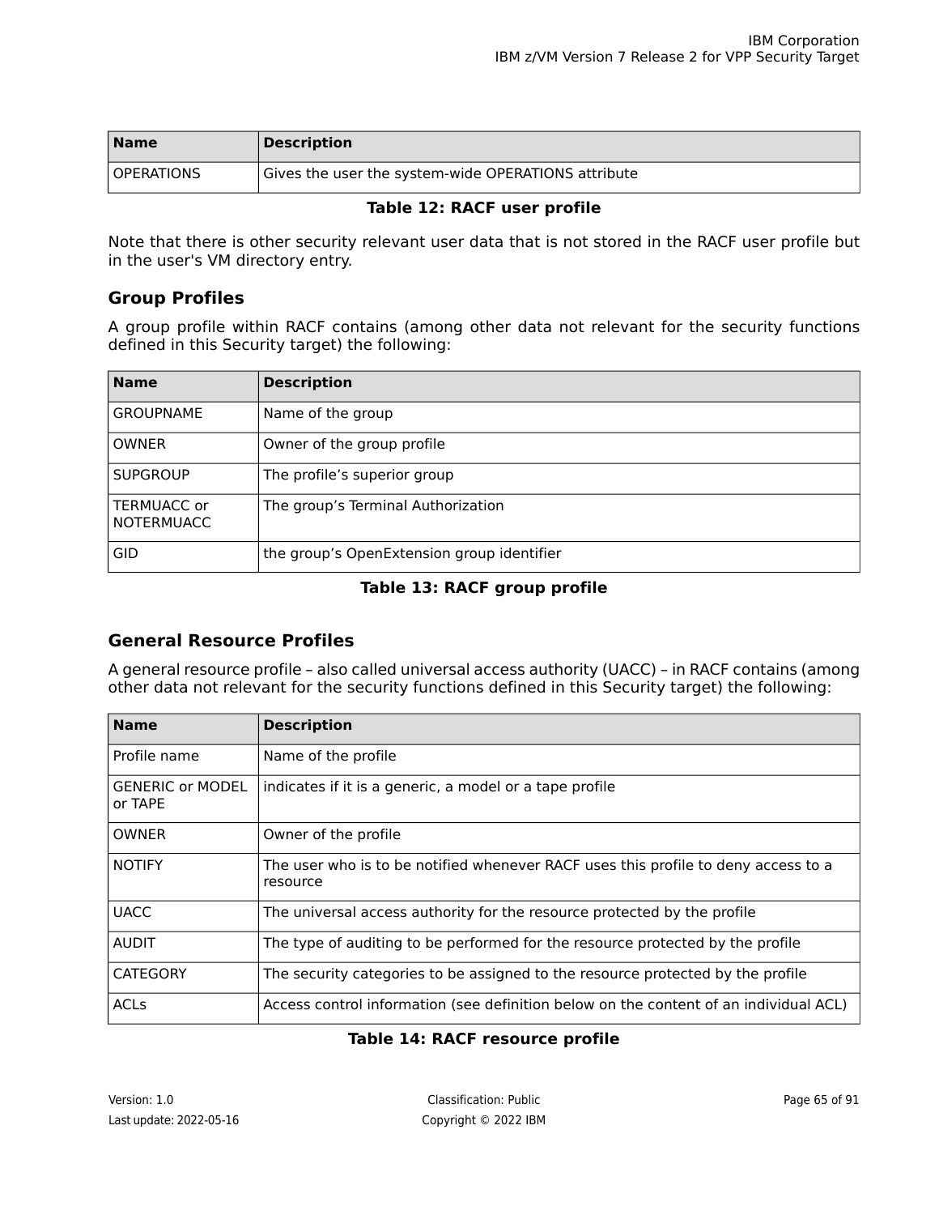| Name | Description |
|---|---|
| OPERATIONS | Gives the user the system-wide OPERATIONS attribute |

**Table 12: RACF user profile**

Note that there is other security relevant user data that is not stored in the RACF user profile but in the user's VM directory entry.

### Group Profiles

A group profile within RACF contains (among other data not relevant for the security functions defined in this Security target) the following:

| Name | Description |
|---|---|
| GROUPNAME | Name of the group |
| OWNER | Owner of the group profile |
| SUPGROUP | The profile’s superior group |
| TERMUACC or NOTERMUACC | The group’s Terminal Authorization |
| GID | the group’s OpenExtension group identifier |

**Table 13: RACF group profile**

### General Resource Profiles

A general resource profile – also called universal access authority (UACC) – in RACF contains (among other data not relevant for the security functions defined in this Security target) the following:

| Name | Description |
|---|---|
| Profile name | Name of the profile |
| GENERIC or MODEL or TAPE | indicates if it is a generic, a model or a tape profile |
| OWNER | Owner of the profile |
| NOTIFY | The user who is to be notified whenever RACF uses this profile to deny access to a resource |
| UACC | The universal access authority for the resource protected by the profile |
| AUDIT | The type of auditing to be performed for the resource protected by the profile |
| CATEGORY | The security categories to be assigned to the resource protected by the profile |
| ACLs | Access control information (see definition below on the content of an individual ACL) |

**Table 14: RACF resource profile**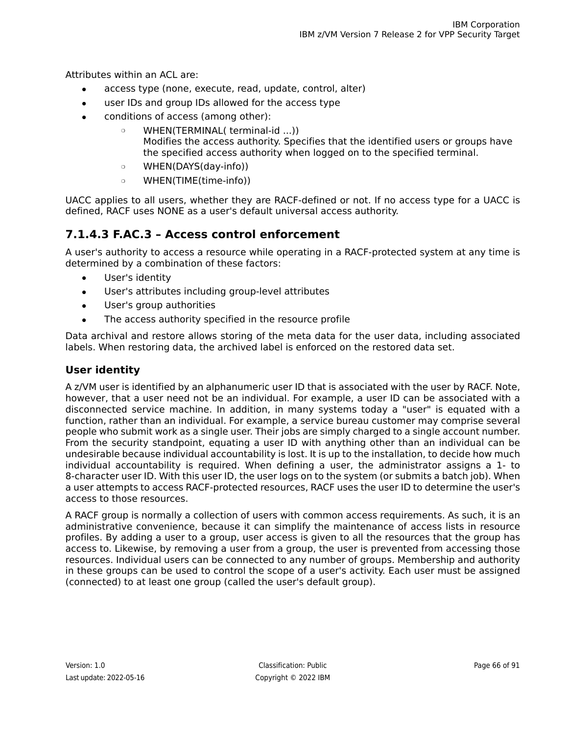Attributes within an ACL are:

- access type (none, execute, read, update, control, alter)
- user IDs and group IDs allowed for the access type
- conditions of access (among other):
  - WHEN(TERMINAL( terminal-id ...))
    Modifies the access authority. Specifies that the identified users or groups have the specified access authority when logged on to the specified terminal.
  - WHEN(DAYS(day-info))
  - WHEN(TIME(time-info))

UACC applies to all users, whether they are RACF-defined or not. If no access type for a UACC is defined, RACF uses NONE as a user's default universal access authority.

#### 7.1.4.3 F.AC.3 – Access control enforcement

A user's authority to access a resource while operating in a RACF-protected system at any time is determined by a combination of these factors:

- User's identity
- User's attributes including group-level attributes
- User's group authorities
- The access authority specified in the resource profile

Data archival and restore allows storing of the meta data for the user data, including associated labels. When restoring data, the archived label is enforced on the restored data set.

##### User identity

A z/VM user is identified by an alphanumeric user ID that is associated with the user by RACF. Note, however, that a user need not be an individual. For example, a user ID can be associated with a disconnected service machine. In addition, in many systems today a "user" is equated with a function, rather than an individual. For example, a service bureau customer may comprise several people who submit work as a single user. Their jobs are simply charged to a single account number. From the security standpoint, equating a user ID with anything other than an individual can be undesirable because individual accountability is lost. It is up to the installation, to decide how much individual accountability is required. When defining a user, the administrator assigns a 1- to 8-character user ID. With this user ID, the user logs on to the system (or submits a batch job). When a user attempts to access RACF-protected resources, RACF uses the user ID to determine the user's access to those resources.

A RACF group is normally a collection of users with common access requirements. As such, it is an administrative convenience, because it can simplify the maintenance of access lists in resource profiles. By adding a user to a group, user access is given to all the resources that the group has access to. Likewise, by removing a user from a group, the user is prevented from accessing those resources. Individual users can be connected to any number of groups. Membership and authority in these groups can be used to control the scope of a user's activity. Each user must be assigned (connected) to at least one group (called the user's default group).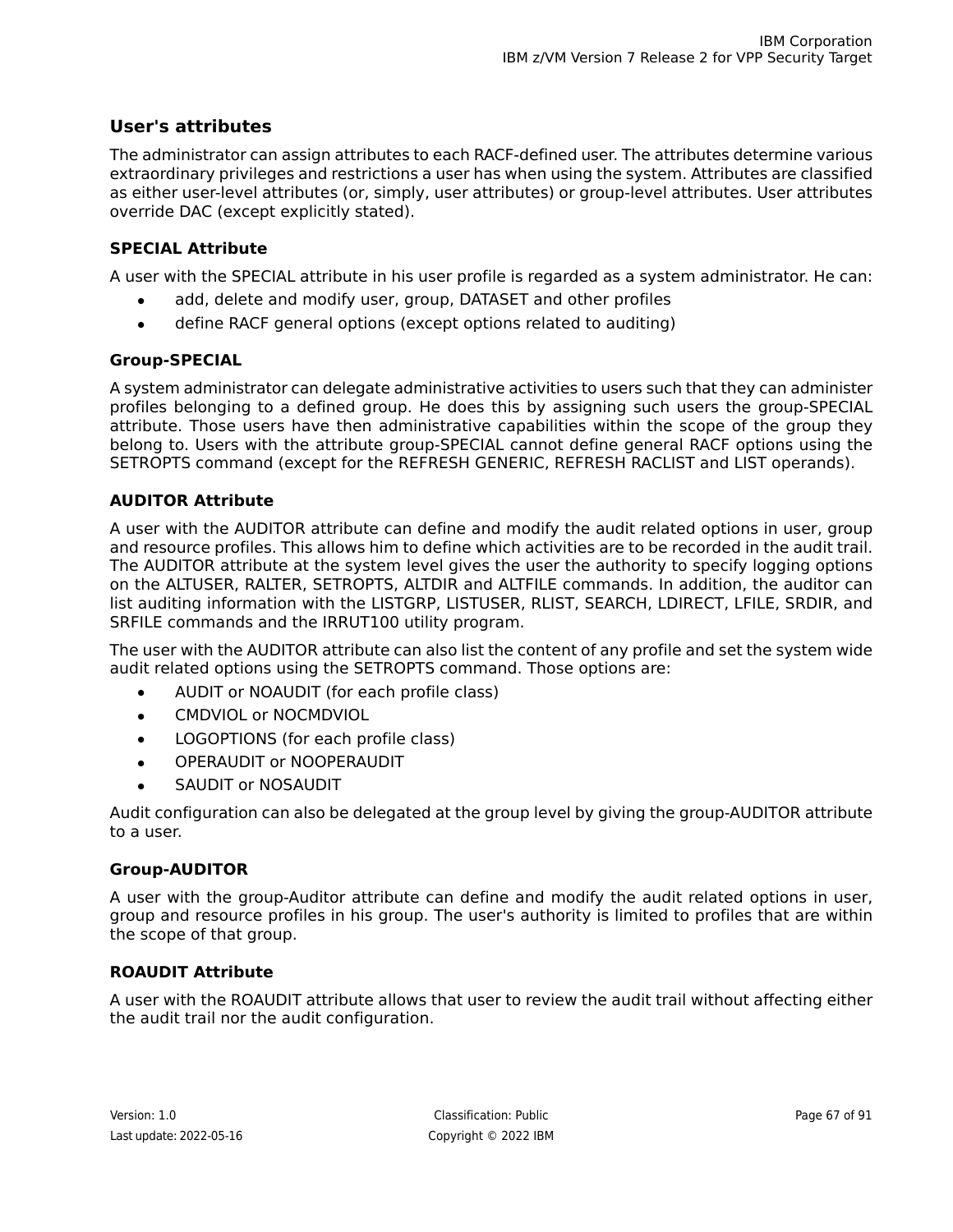### User's attributes

The administrator can assign attributes to each RACF-defined user. The attributes determine various extraordinary privileges and restrictions a user has when using the system. Attributes are classified as either user-level attributes (or, simply, user attributes) or group-level attributes. User attributes override DAC (except explicitly stated).

#### SPECIAL Attribute

A user with the SPECIAL attribute in his user profile is regarded as a system administrator. He can:

- add, delete and modify user, group, DATASET and other profiles
- define RACF general options (except options related to auditing)

#### Group-SPECIAL

A system administrator can delegate administrative activities to users such that they can administer profiles belonging to a defined group. He does this by assigning such users the group-SPECIAL attribute. Those users have then administrative capabilities within the scope of the group they belong to. Users with the attribute group-SPECIAL cannot define general RACF options using the SETROPTS command (except for the REFRESH GENERIC, REFRESH RACLIST and LIST operands).

#### AUDITOR Attribute

A user with the AUDITOR attribute can define and modify the audit related options in user, group and resource profiles. This allows him to define which activities are to be recorded in the audit trail. The AUDITOR attribute at the system level gives the user the authority to specify logging options on the ALTUSER, RALTER, SETROPTS, ALTDIR and ALTFILE commands. In addition, the auditor can list auditing information with the LISTGRP, LISTUSER, RLIST, SEARCH, LDIRECT, LFILE, SRDIR, and SRFILE commands and the IRRUT100 utility program.

The user with the AUDITOR attribute can also list the content of any profile and set the system wide audit related options using the SETROPTS command. Those options are:

- AUDIT or NOAUDIT (for each profile class)
- CMDVIOL or NOCMDVIOL
- LOGOPTIONS (for each profile class)
- OPERAUDIT or NOOPERAUDIT
- SAUDIT or NOSAUDIT

Audit configuration can also be delegated at the group level by giving the group-AUDITOR attribute to a user.

#### Group-AUDITOR

A user with the group-Auditor attribute can define and modify the audit related options in user, group and resource profiles in his group. The user's authority is limited to profiles that are within the scope of that group.

#### ROAUDIT Attribute

A user with the ROAUDIT attribute allows that user to review the audit trail without affecting either the audit trail nor the audit configuration.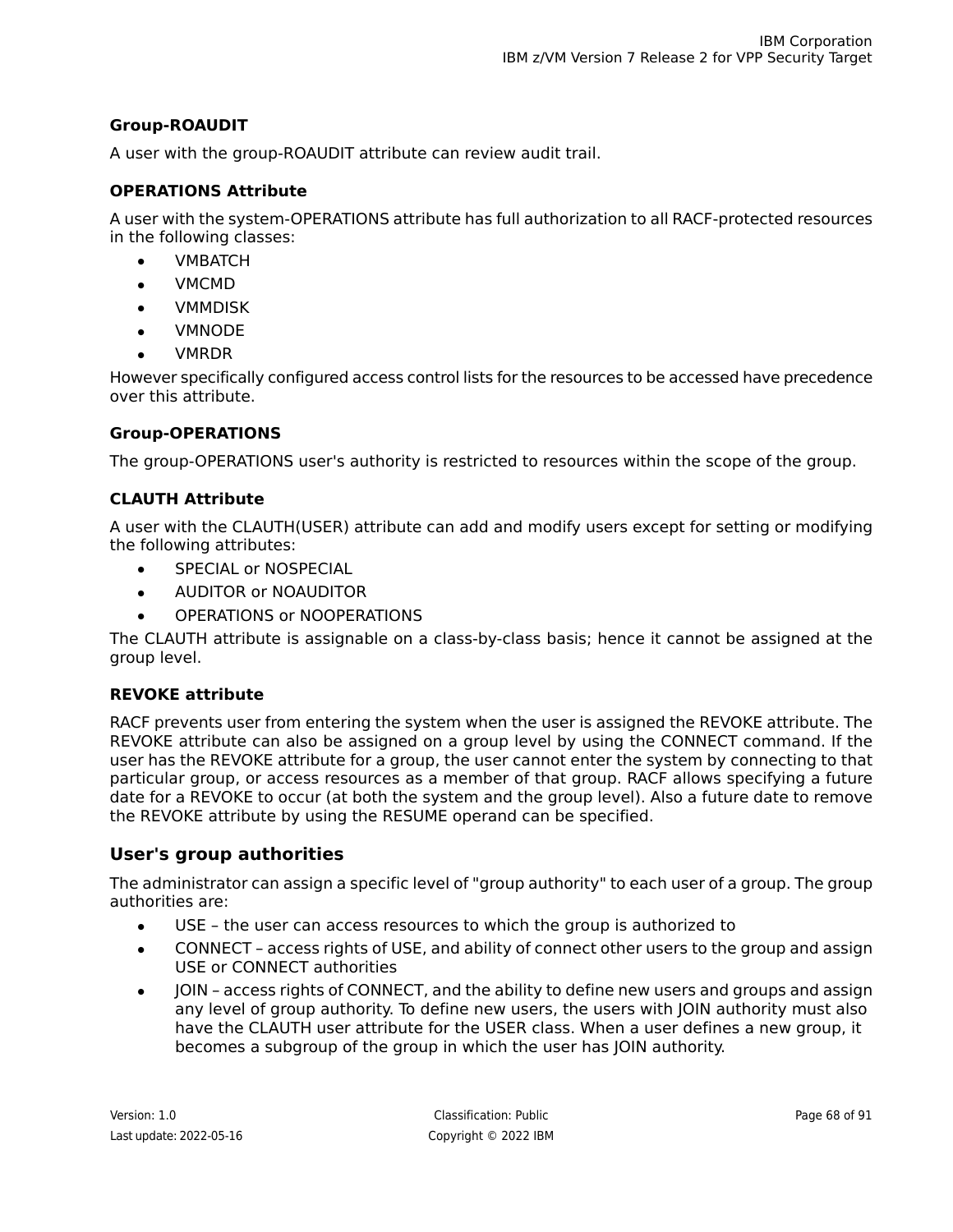**Group-ROAUDIT**

A user with the group-ROAUDIT attribute can review audit trail.

**OPERATIONS Attribute**

A user with the system-OPERATIONS attribute has full authorization to all RACF-protected resources in the following classes:

- VMBATCH
- VMCMD
- VMMDISK
- VMNODE
- VMRDR

However specifically configured access control lists for the resources to be accessed have precedence over this attribute.

**Group-OPERATIONS**

The group-OPERATIONS user's authority is restricted to resources within the scope of the group.

**CLAUTH Attribute**

A user with the CLAUTH(USER) attribute can add and modify users except for setting or modifying the following attributes:

- SPECIAL or NOSPECIAL
- AUDITOR or NOAUDITOR
- OPERATIONS or NOOPERATIONS

The CLAUTH attribute is assignable on a class-by-class basis; hence it cannot be assigned at the group level.

**REVOKE attribute**

RACF prevents user from entering the system when the user is assigned the REVOKE attribute. The REVOKE attribute can also be assigned on a group level by using the CONNECT command. If the user has the REVOKE attribute for a group, the user cannot enter the system by connecting to that particular group, or access resources as a member of that group. RACF allows specifying a future date for a REVOKE to occur (at both the system and the group level). Also a future date to remove the REVOKE attribute by using the RESUME operand can be specified.

### User's group authorities

The administrator can assign a specific level of "group authority" to each user of a group. The group authorities are:

- USE – the user can access resources to which the group is authorized to
- CONNECT – access rights of USE, and ability of connect other users to the group and assign USE or CONNECT authorities
- JOIN – access rights of CONNECT, and the ability to define new users and groups and assign any level of group authority. To define new users, the users with JOIN authority must also have the CLAUTH user attribute for the USER class. When a user defines a new group, it becomes a subgroup of the group in which the user has JOIN authority.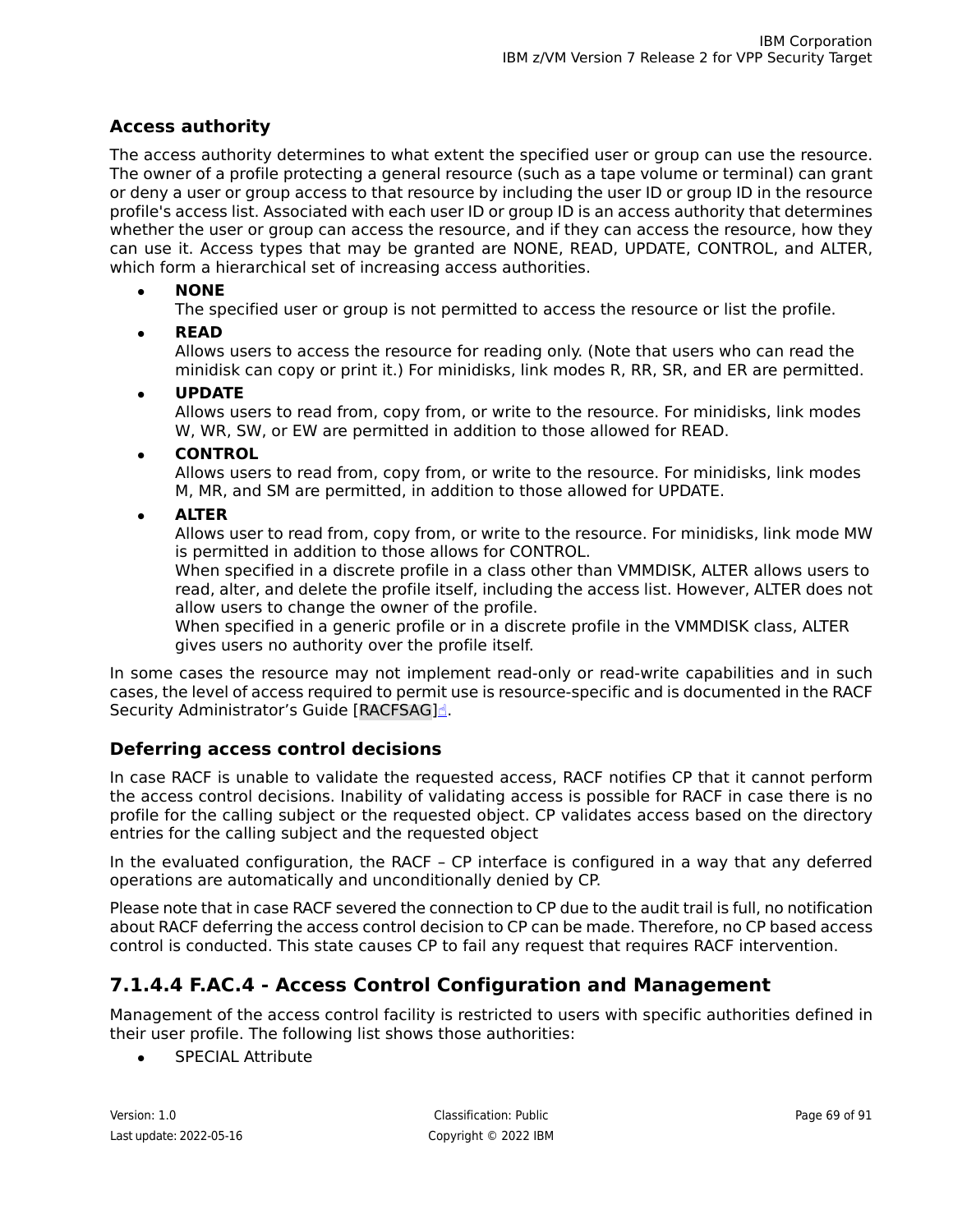### Access authority

The access authority determines to what extent the specified user or group can use the resource. The owner of a profile protecting a general resource (such as a tape volume or terminal) can grant or deny a user or group access to that resource by including the user ID or group ID in the resource profile's access list. Associated with each user ID or group ID is an access authority that determines whether the user or group can access the resource, and if they can access the resource, how they can use it. Access types that may be granted are NONE, READ, UPDATE, CONTROL, and ALTER, which form a hierarchical set of increasing access authorities.

- **NONE**
  The specified user or group is not permitted to access the resource or list the profile.
- **READ**
  Allows users to access the resource for reading only. (Note that users who can read the minidisk can copy or print it.) For minidisks, link modes R, RR, SR, and ER are permitted.
- **UPDATE**
  Allows users to read from, copy from, or write to the resource. For minidisks, link modes W, WR, SW, or EW are permitted in addition to those allowed for READ.
- **CONTROL**
  Allows users to read from, copy from, or write to the resource. For minidisks, link modes M, MR, and SM are permitted, in addition to those allowed for UPDATE.
- **ALTER**
  Allows user to read from, copy from, or write to the resource. For minidisks, link mode MW is permitted in addition to those allows for CONTROL.
  When specified in a discrete profile in a class other than VMMDISK, ALTER allows users to read, alter, and delete the profile itself, including the access list. However, ALTER does not allow users to change the owner of the profile.
  When specified in a generic profile or in a discrete profile in the VMMDISK class, ALTER gives users no authority over the profile itself.

In some cases the resource may not implement read-only or read-write capabilities and in such cases, the level of access required to permit use is resource-specific and is documented in the RACF Security Administrator's Guide [RACFSAG].

### Deferring access control decisions

In case RACF is unable to validate the requested access, RACF notifies CP that it cannot perform the access control decisions. Inability of validating access is possible for RACF in case there is no profile for the calling subject or the requested object. CP validates access based on the directory entries for the calling subject and the requested object

In the evaluated configuration, the RACF – CP interface is configured in a way that any deferred operations are automatically and unconditionally denied by CP.

Please note that in case RACF severed the connection to CP due to the audit trail is full, no notification about RACF deferring the access control decision to CP can be made. Therefore, no CP based access control is conducted. This state causes CP to fail any request that requires RACF intervention.

## 7.1.4.4 F.AC.4 - Access Control Configuration and Management

Management of the access control facility is restricted to users with specific authorities defined in their user profile. The following list shows those authorities:

- SPECIAL Attribute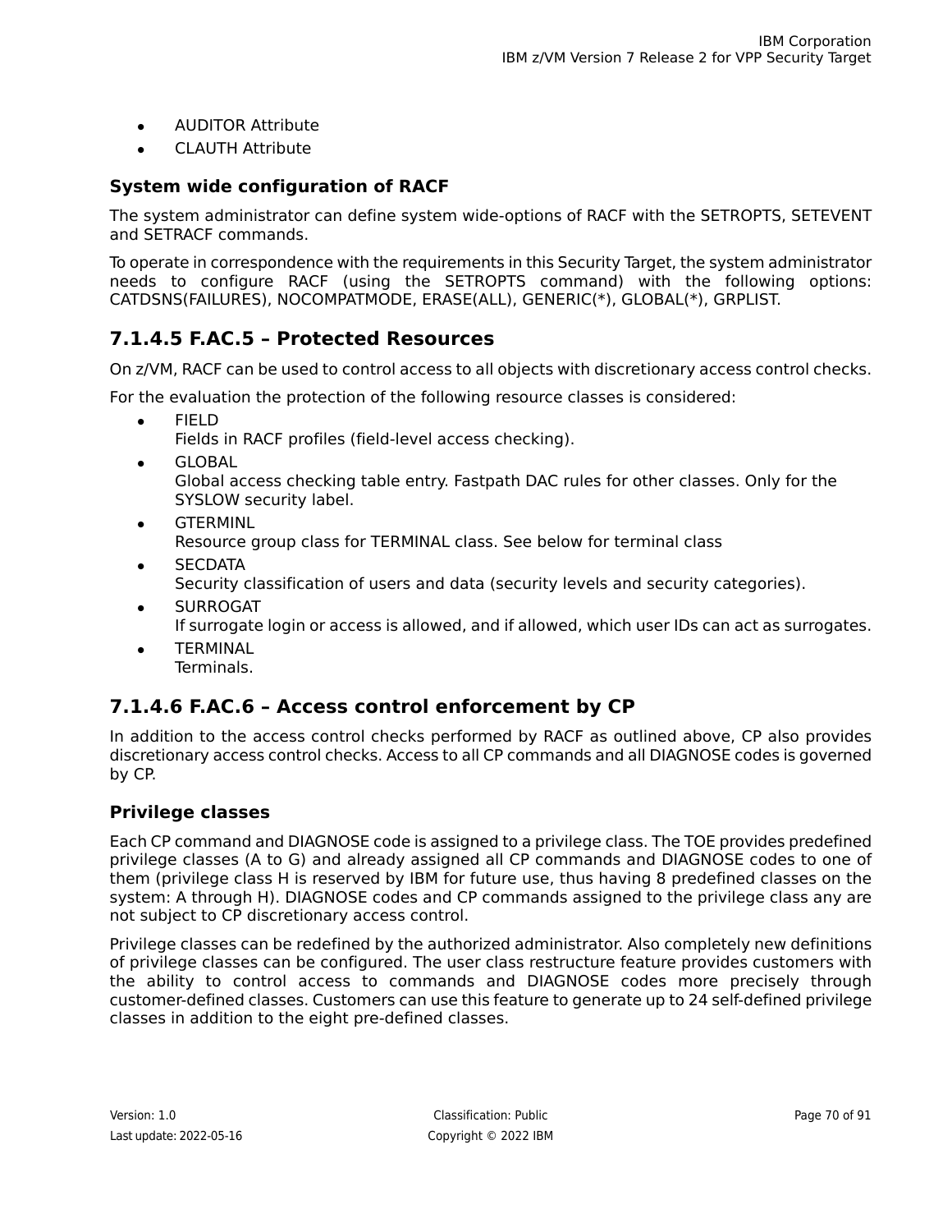- AUDITOR Attribute
- CLAUTH Attribute

**System wide configuration of RACF**

The system administrator can define system wide-options of RACF with the SETROPTS, SETEVENT and SETRACF commands.

To operate in correspondence with the requirements in this Security Target, the system administrator needs to configure RACF (using the SETROPTS command) with the following options: CATDSNS(FAILURES), NOCOMPATMODE, ERASE(ALL), GENERIC(*), GLOBAL(*), GRPLIST.

### 7.1.4.5 F.AC.5 – Protected Resources

On z/VM, RACF can be used to control access to all objects with discretionary access control checks.

For the evaluation the protection of the following resource classes is considered:

- FIELD
  Fields in RACF profiles (field-level access checking).
- GLOBAL
  Global access checking table entry. Fastpath DAC rules for other classes. Only for the SYSLOW security label.
- GTERMINL
  Resource group class for TERMINAL class. See below for terminal class
- SECDATA
  Security classification of users and data (security levels and security categories).
- SURROGAT
  If surrogate login or access is allowed, and if allowed, which user IDs can act as surrogates.
- TERMINAL
  Terminals.

### 7.1.4.6 F.AC.6 – Access control enforcement by CP

In addition to the access control checks performed by RACF as outlined above, CP also provides discretionary access control checks. Access to all CP commands and all DIAGNOSE codes is governed by CP.

**Privilege classes**

Each CP command and DIAGNOSE code is assigned to a privilege class. The TOE provides predefined privilege classes (A to G) and already assigned all CP commands and DIAGNOSE codes to one of them (privilege class H is reserved by IBM for future use, thus having 8 predefined classes on the system: A through H). DIAGNOSE codes and CP commands assigned to the privilege class any are not subject to CP discretionary access control.

Privilege classes can be redefined by the authorized administrator. Also completely new definitions of privilege classes can be configured. The user class restructure feature provides customers with the ability to control access to commands and DIAGNOSE codes more precisely through customer-defined classes. Customers can use this feature to generate up to 24 self-defined privilege classes in addition to the eight pre-defined classes.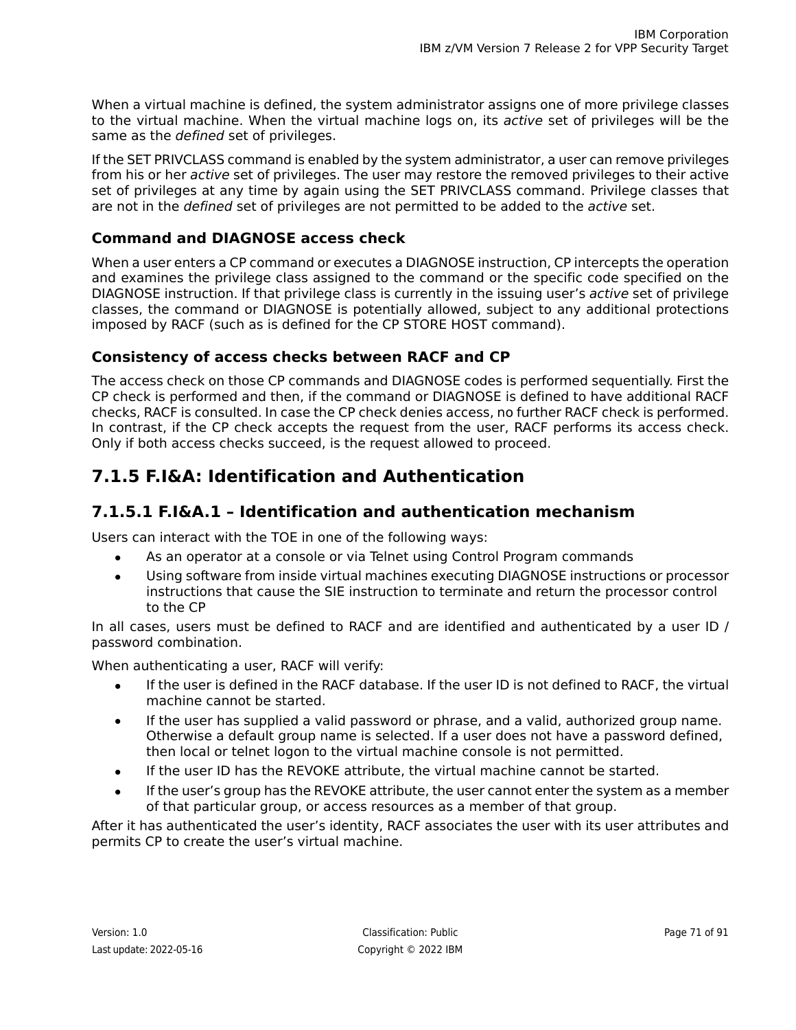When a virtual machine is defined, the system administrator assigns one of more privilege classes to the virtual machine. When the virtual machine logs on, its *active* set of privileges will be the same as the *defined* set of privileges.

If the SET PRIVCLASS command is enabled by the system administrator, a user can remove privileges from his or her *active* set of privileges. The user may restore the removed privileges to their active set of privileges at any time by again using the SET PRIVCLASS command. Privilege classes that are not in the *defined* set of privileges are not permitted to be added to the *active* set.

#### Command and DIAGNOSE access check

When a user enters a CP command or executes a DIAGNOSE instruction, CP intercepts the operation and examines the privilege class assigned to the command or the specific code specified on the DIAGNOSE instruction. If that privilege class is currently in the issuing user's *active* set of privilege classes, the command or DIAGNOSE is potentially allowed, subject to any additional protections imposed by RACF (such as is defined for the CP STORE HOST command).

#### Consistency of access checks between RACF and CP

The access check on those CP commands and DIAGNOSE codes is performed sequentially. First the CP check is performed and then, if the command or DIAGNOSE is defined to have additional RACF checks, RACF is consulted. In case the CP check denies access, no further RACF check is performed. In contrast, if the CP check accepts the request from the user, RACF performs its access check. Only if both access checks succeed, is the request allowed to proceed.

## 7.1.5 F.I&A: Identification and Authentication

### 7.1.5.1 F.I&A.1 – Identification and authentication mechanism

Users can interact with the TOE in one of the following ways:

- As an operator at a console or via Telnet using Control Program commands
- Using software from inside virtual machines executing DIAGNOSE instructions or processor instructions that cause the SIE instruction to terminate and return the processor control to the CP

In all cases, users must be defined to RACF and are identified and authenticated by a user ID / password combination.

When authenticating a user, RACF will verify:

- If the user is defined in the RACF database. If the user ID is not defined to RACF, the virtual machine cannot be started.
- If the user has supplied a valid password or phrase, and a valid, authorized group name. Otherwise a default group name is selected. If a user does not have a password defined, then local or telnet logon to the virtual machine console is not permitted.
- If the user ID has the REVOKE attribute, the virtual machine cannot be started.
- If the user's group has the REVOKE attribute, the user cannot enter the system as a member of that particular group, or access resources as a member of that group.

After it has authenticated the user's identity, RACF associates the user with its user attributes and permits CP to create the user's virtual machine.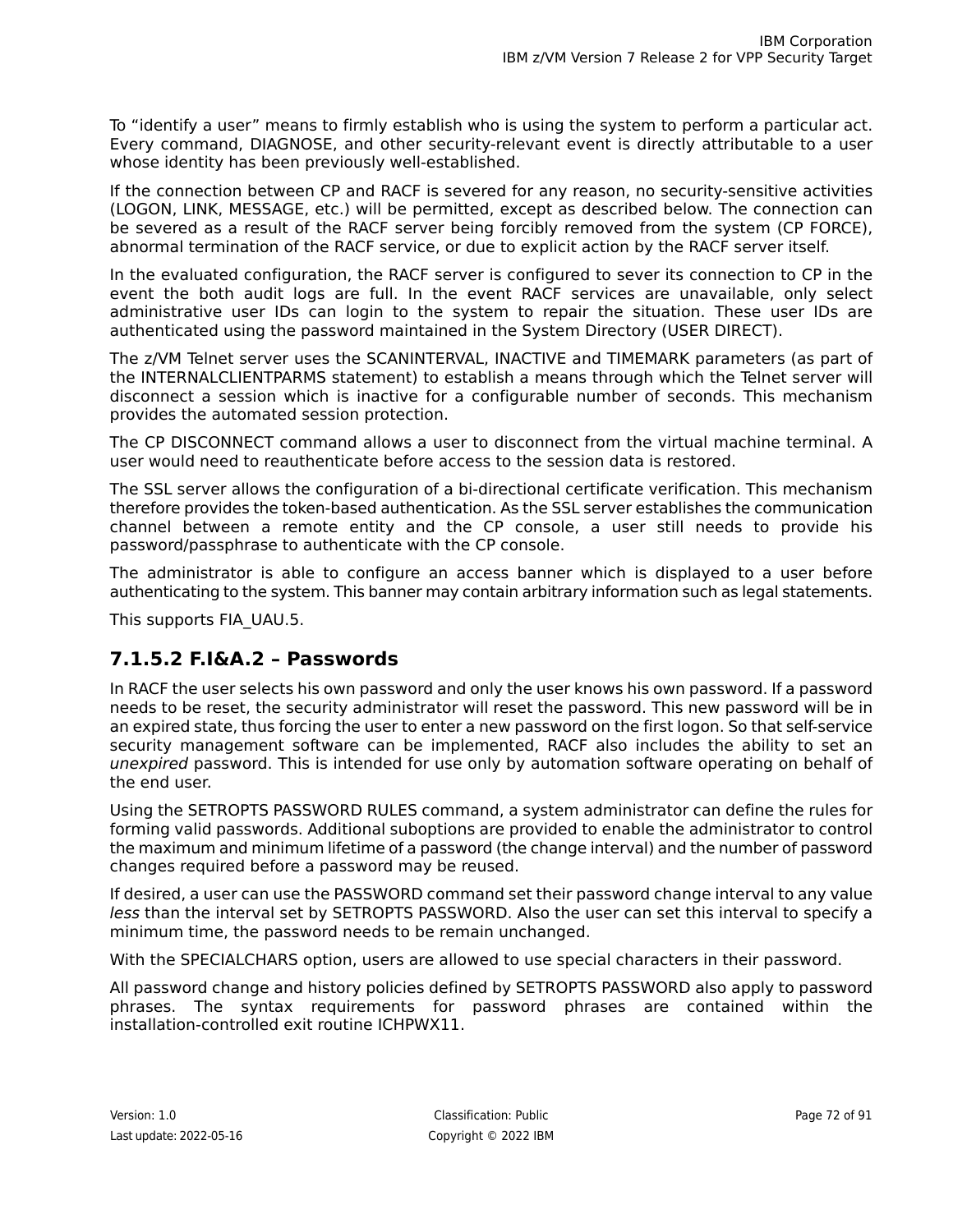To “identify a user” means to firmly establish who is using the system to perform a particular act. Every command, DIAGNOSE, and other security-relevant event is directly attributable to a user whose identity has been previously well-established.

If the connection between CP and RACF is severed for any reason, no security-sensitive activities (LOGON, LINK, MESSAGE, etc.) will be permitted, except as described below. The connection can be severed as a result of the RACF server being forcibly removed from the system (CP FORCE), abnormal termination of the RACF service, or due to explicit action by the RACF server itself.

In the evaluated configuration, the RACF server is configured to sever its connection to CP in the event the both audit logs are full. In the event RACF services are unavailable, only select administrative user IDs can login to the system to repair the situation. These user IDs are authenticated using the password maintained in the System Directory (USER DIRECT).

The z/VM Telnet server uses the SCANINTERVAL, INACTIVE and TIMEMARK parameters (as part of the INTERNALCLIENTPARMS statement) to establish a means through which the Telnet server will disconnect a session which is inactive for a configurable number of seconds. This mechanism provides the automated session protection.

The CP DISCONNECT command allows a user to disconnect from the virtual machine terminal. A user would need to reauthenticate before access to the session data is restored.

The SSL server allows the configuration of a bi-directional certificate verification. This mechanism therefore provides the token-based authentication. As the SSL server establishes the communication channel between a remote entity and the CP console, a user still needs to provide his password/passphrase to authenticate with the CP console.

The administrator is able to configure an access banner which is displayed to a user before authenticating to the system. This banner may contain arbitrary information such as legal statements.

This supports FIA_UAU.5.

### 7.1.5.2 F.I&A.2 – Passwords

In RACF the user selects his own password and only the user knows his own password. If a password needs to be reset, the security administrator will reset the password. This new password will be in an expired state, thus forcing the user to enter a new password on the first logon. So that self-service security management software can be implemented, RACF also includes the ability to set an *unexpired* password. This is intended for use only by automation software operating on behalf of the end user.

Using the SETROPTS PASSWORD RULES command, a system administrator can define the rules for forming valid passwords. Additional suboptions are provided to enable the administrator to control the maximum and minimum lifetime of a password (the change interval) and the number of password changes required before a password may be reused.

If desired, a user can use the PASSWORD command set their password change interval to any value *less* than the interval set by SETROPTS PASSWORD. Also the user can set this interval to specify a minimum time, the password needs to be remain unchanged.

With the SPECIALCHARS option, users are allowed to use special characters in their password.

All password change and history policies defined by SETROPTS PASSWORD also apply to password phrases. The syntax requirements for password phrases are contained within the installation-controlled exit routine ICHPWX11.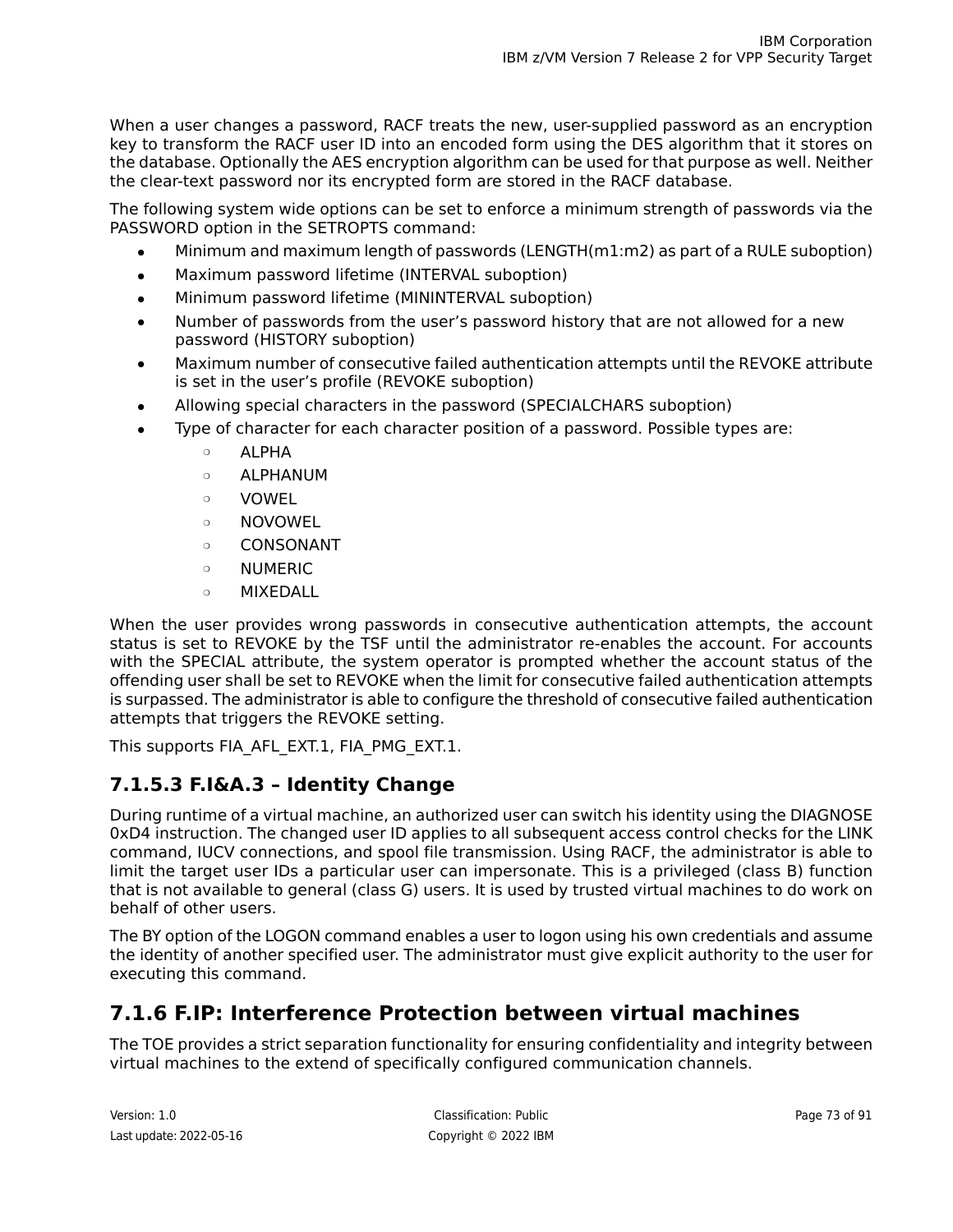When a user changes a password, RACF treats the new, user-supplied password as an encryption key to transform the RACF user ID into an encoded form using the DES algorithm that it stores on the database. Optionally the AES encryption algorithm can be used for that purpose as well. Neither the clear-text password nor its encrypted form are stored in the RACF database.

The following system wide options can be set to enforce a minimum strength of passwords via the PASSWORD option in the SETROPTS command:

- Minimum and maximum length of passwords (LENGTH(m1:m2) as part of a RULE suboption)
- Maximum password lifetime (INTERVAL suboption)
- Minimum password lifetime (MININTERVAL suboption)
- Number of passwords from the user's password history that are not allowed for a new password (HISTORY suboption)
- Maximum number of consecutive failed authentication attempts until the REVOKE attribute is set in the user's profile (REVOKE suboption)
- Allowing special characters in the password (SPECIALCHARS suboption)
- Type of character for each character position of a password. Possible types are:
  - ALPHA
  - ALPHANUM
  - VOWEL
  - NOVOWEL
  - CONSONANT
  - NUMERIC
  - MIXEDALL

When the user provides wrong passwords in consecutive authentication attempts, the account status is set to REVOKE by the TSF until the administrator re-enables the account. For accounts with the SPECIAL attribute, the system operator is prompted whether the account status of the offending user shall be set to REVOKE when the limit for consecutive failed authentication attempts is surpassed. The administrator is able to configure the threshold of consecutive failed authentication attempts that triggers the REVOKE setting.

This supports FIA_AFL_EXT.1, FIA_PMG_EXT.1.

### 7.1.5.3 F.I&A.3 – Identity Change

During runtime of a virtual machine, an authorized user can switch his identity using the DIAGNOSE 0xD4 instruction. The changed user ID applies to all subsequent access control checks for the LINK command, IUCV connections, and spool file transmission. Using RACF, the administrator is able to limit the target user IDs a particular user can impersonate. This is a privileged (class B) function that is not available to general (class G) users. It is used by trusted virtual machines to do work on behalf of other users.

The BY option of the LOGON command enables a user to logon using his own credentials and assume the identity of another specified user. The administrator must give explicit authority to the user for executing this command.

## 7.1.6 F.IP: Interference Protection between virtual machines

The TOE provides a strict separation functionality for ensuring confidentiality and integrity between virtual machines to the extend of specifically configured communication channels.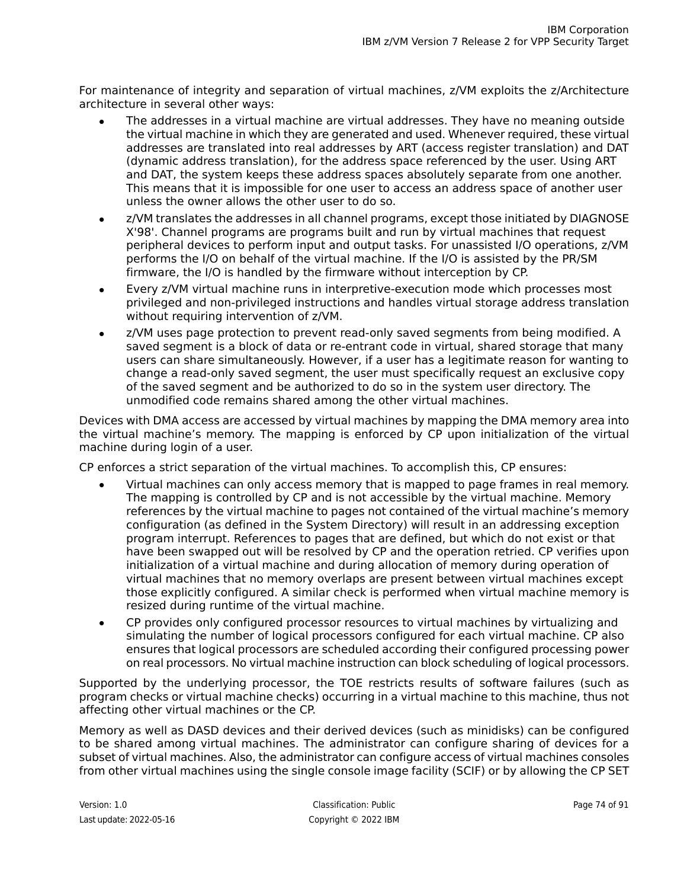For maintenance of integrity and separation of virtual machines, z/VM exploits the z/Architecture architecture in several other ways:

- The addresses in a virtual machine are virtual addresses. They have no meaning outside the virtual machine in which they are generated and used. Whenever required, these virtual addresses are translated into real addresses by ART (access register translation) and DAT (dynamic address translation), for the address space referenced by the user. Using ART and DAT, the system keeps these address spaces absolutely separate from one another. This means that it is impossible for one user to access an address space of another user unless the owner allows the other user to do so.
- z/VM translates the addresses in all channel programs, except those initiated by DIAGNOSE X'98'. Channel programs are programs built and run by virtual machines that request peripheral devices to perform input and output tasks. For unassisted I/O operations, z/VM performs the I/O on behalf of the virtual machine. If the I/O is assisted by the PR/SM firmware, the I/O is handled by the firmware without interception by CP.
- Every z/VM virtual machine runs in interpretive-execution mode which processes most privileged and non-privileged instructions and handles virtual storage address translation without requiring intervention of z/VM.
- z/VM uses page protection to prevent read-only saved segments from being modified. A saved segment is a block of data or re-entrant code in virtual, shared storage that many users can share simultaneously. However, if a user has a legitimate reason for wanting to change a read-only saved segment, the user must specifically request an exclusive copy of the saved segment and be authorized to do so in the system user directory. The unmodified code remains shared among the other virtual machines.

Devices with DMA access are accessed by virtual machines by mapping the DMA memory area into the virtual machine's memory. The mapping is enforced by CP upon initialization of the virtual machine during login of a user.

CP enforces a strict separation of the virtual machines. To accomplish this, CP ensures:

- Virtual machines can only access memory that is mapped to page frames in real memory. The mapping is controlled by CP and is not accessible by the virtual machine. Memory references by the virtual machine to pages not contained of the virtual machine's memory configuration (as defined in the System Directory) will result in an addressing exception program interrupt. References to pages that are defined, but which do not exist or that have been swapped out will be resolved by CP and the operation retried. CP verifies upon initialization of a virtual machine and during allocation of memory during operation of virtual machines that no memory overlaps are present between virtual machines except those explicitly configured. A similar check is performed when virtual machine memory is resized during runtime of the virtual machine.
- CP provides only configured processor resources to virtual machines by virtualizing and simulating the number of logical processors configured for each virtual machine. CP also ensures that logical processors are scheduled according their configured processing power on real processors. No virtual machine instruction can block scheduling of logical processors.

Supported by the underlying processor, the TOE restricts results of software failures (such as program checks or virtual machine checks) occurring in a virtual machine to this machine, thus not affecting other virtual machines or the CP.

Memory as well as DASD devices and their derived devices (such as minidisks) can be configured to be shared among virtual machines. The administrator can configure sharing of devices for a subset of virtual machines. Also, the administrator can configure access of virtual machines consoles from other virtual machines using the single console image facility (SCIF) or by allowing the CP SET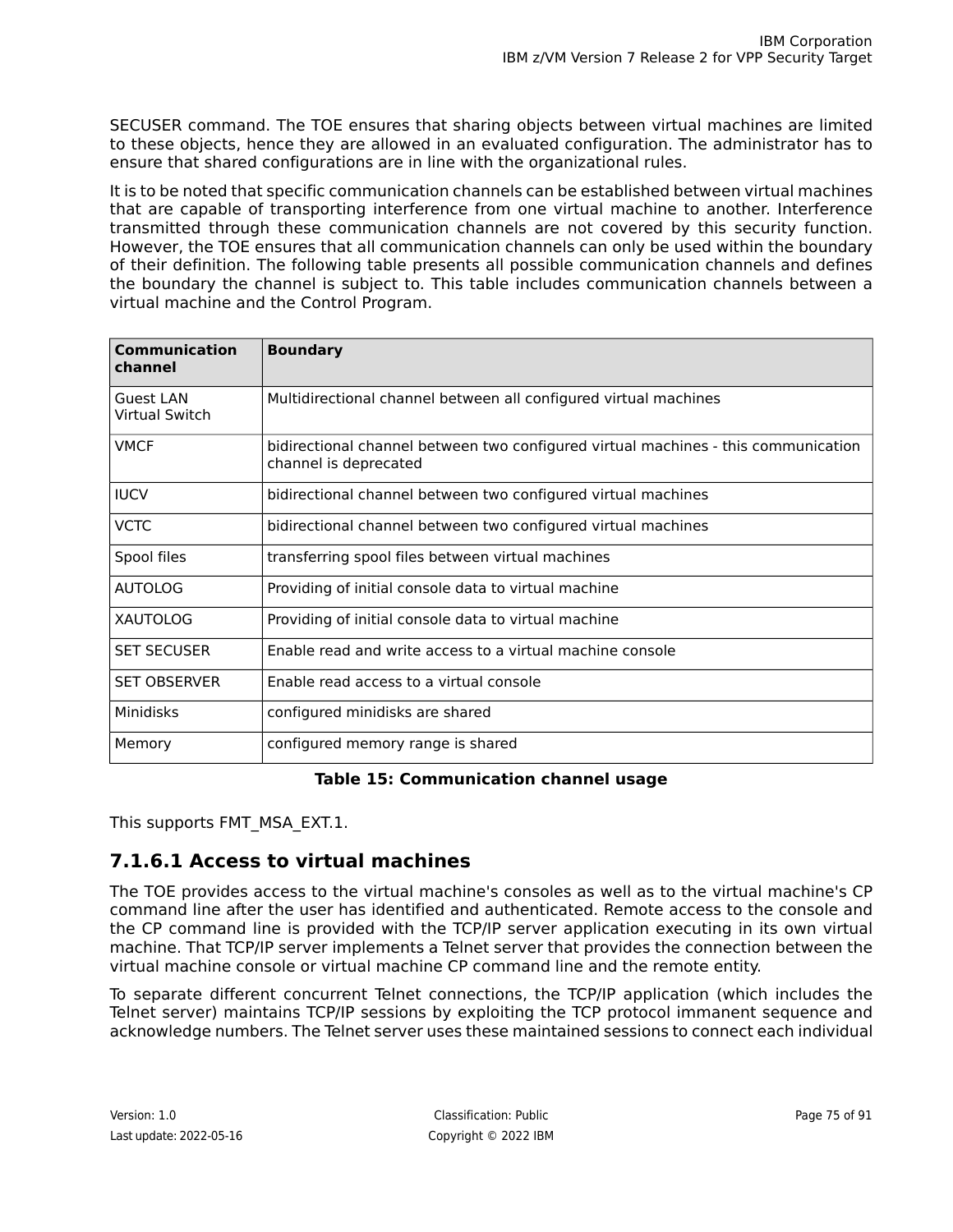SECUSER command. The TOE ensures that sharing objects between virtual machines are limited to these objects, hence they are allowed in an evaluated configuration. The administrator has to ensure that shared configurations are in line with the organizational rules.

It is to be noted that specific communication channels can be established between virtual machines that are capable of transporting interference from one virtual machine to another. Interference transmitted through these communication channels are not covered by this security function. However, the TOE ensures that all communication channels can only be used within the boundary of their definition. The following table presents all possible communication channels and defines the boundary the channel is subject to. This table includes communication channels between a virtual machine and the Control Program.

| Communication channel | Boundary |
|---|---|
| Guest LAN<br>Virtual Switch | Multidirectional channel between all configured virtual machines |
| VMCF | bidirectional channel between two configured virtual machines - this communication channel is deprecated |
| IUCV | bidirectional channel between two configured virtual machines |
| VCTC | bidirectional channel between two configured virtual machines |
| Spool files | transferring spool files between virtual machines |
| AUTOLOG | Providing of initial console data to virtual machine |
| XAUTOLOG | Providing of initial console data to virtual machine |
| SET SECUSER | Enable read and write access to a virtual machine console |
| SET OBSERVER | Enable read access to a virtual console |
| Minidisks | configured minidisks are shared |
| Memory | configured memory range is shared |

**Table 15: Communication channel usage**

This supports FMT_MSA_EXT.1.

### 7.1.6.1 Access to virtual machines

The TOE provides access to the virtual machine's consoles as well as to the virtual machine's CP command line after the user has identified and authenticated. Remote access to the console and the CP command line is provided with the TCP/IP server application executing in its own virtual machine. That TCP/IP server implements a Telnet server that provides the connection between the virtual machine console or virtual machine CP command line and the remote entity.

To separate different concurrent Telnet connections, the TCP/IP application (which includes the Telnet server) maintains TCP/IP sessions by exploiting the TCP protocol immanent sequence and acknowledge numbers. The Telnet server uses these maintained sessions to connect each individual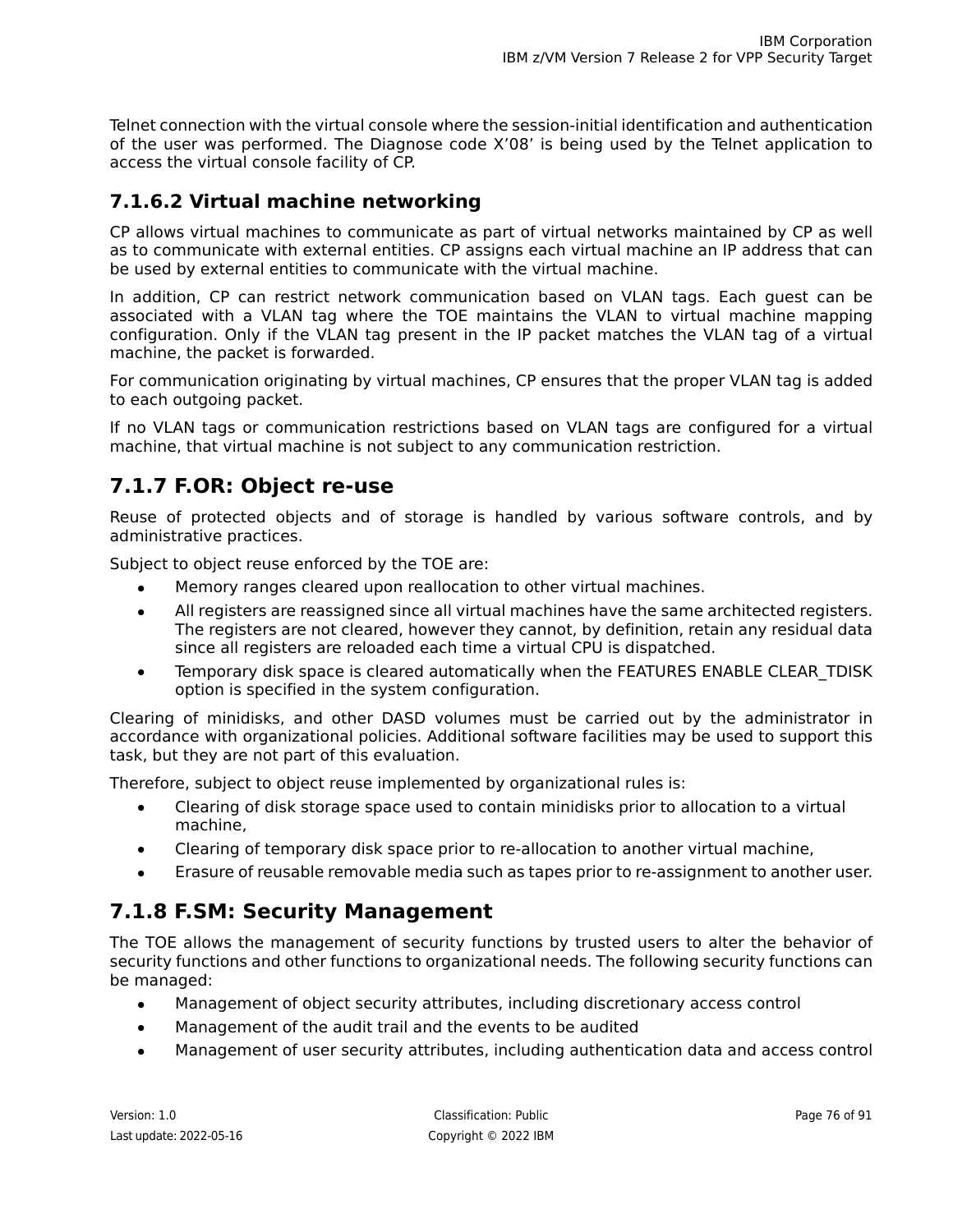Telnet connection with the virtual console where the session-initial identification and authentication of the user was performed. The Diagnose code X’08’ is being used by the Telnet application to access the virtual console facility of CP.

#### 7.1.6.2 Virtual machine networking

CP allows virtual machines to communicate as part of virtual networks maintained by CP as well as to communicate with external entities. CP assigns each virtual machine an IP address that can be used by external entities to communicate with the virtual machine.

In addition, CP can restrict network communication based on VLAN tags. Each guest can be associated with a VLAN tag where the TOE maintains the VLAN to virtual machine mapping configuration. Only if the VLAN tag present in the IP packet matches the VLAN tag of a virtual machine, the packet is forwarded.

For communication originating by virtual machines, CP ensures that the proper VLAN tag is added to each outgoing packet.

If no VLAN tags or communication restrictions based on VLAN tags are configured for a virtual machine, that virtual machine is not subject to any communication restriction.

### 7.1.7 F.OR: Object re-use

Reuse of protected objects and of storage is handled by various software controls, and by administrative practices.

Subject to object reuse enforced by the TOE are:

- Memory ranges cleared upon reallocation to other virtual machines.
- All registers are reassigned since all virtual machines have the same architected registers. The registers are not cleared, however they cannot, by definition, retain any residual data since all registers are reloaded each time a virtual CPU is dispatched.
- Temporary disk space is cleared automatically when the FEATURES ENABLE CLEAR_TDISK option is specified in the system configuration.

Clearing of minidisks, and other DASD volumes must be carried out by the administrator in accordance with organizational policies. Additional software facilities may be used to support this task, but they are not part of this evaluation.

Therefore, subject to object reuse implemented by organizational rules is:

- Clearing of disk storage space used to contain minidisks prior to allocation to a virtual machine,
- Clearing of temporary disk space prior to re-allocation to another virtual machine,
- Erasure of reusable removable media such as tapes prior to re-assignment to another user.

### 7.1.8 F.SM: Security Management

The TOE allows the management of security functions by trusted users to alter the behavior of security functions and other functions to organizational needs. The following security functions can be managed:

- Management of object security attributes, including discretionary access control
- Management of the audit trail and the events to be audited
- Management of user security attributes, including authentication data and access control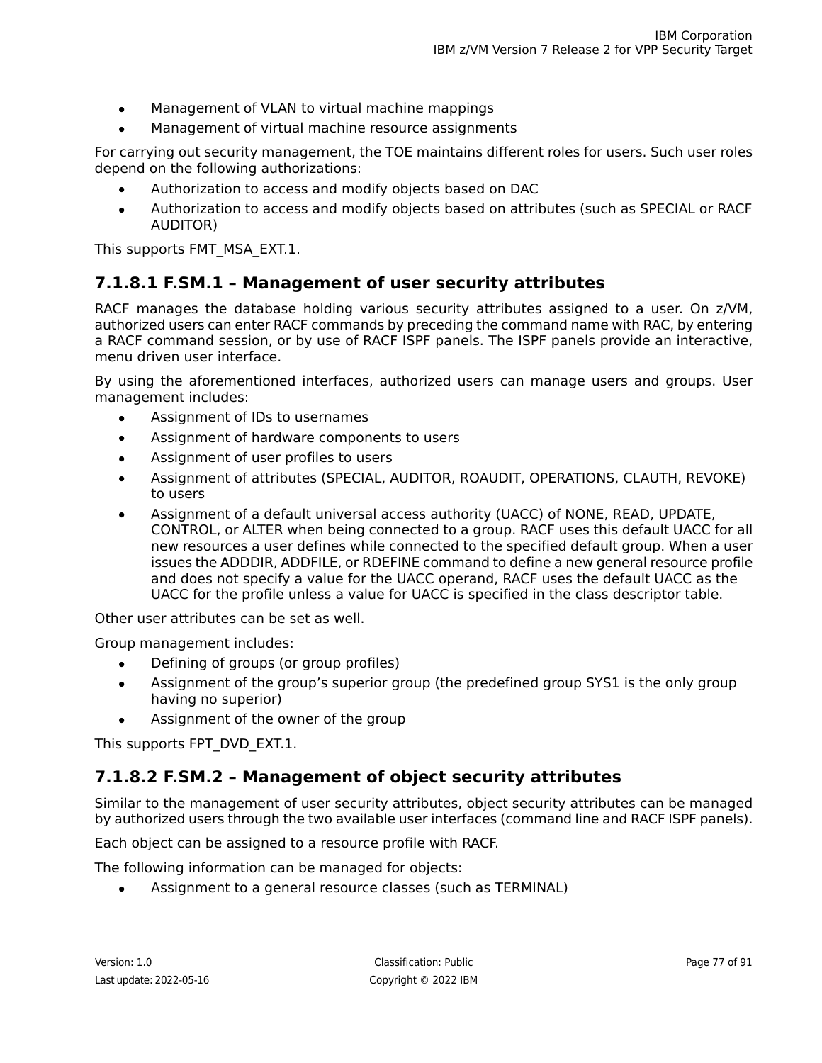- Management of VLAN to virtual machine mappings
- Management of virtual machine resource assignments

For carrying out security management, the TOE maintains different roles for users. Such user roles depend on the following authorizations:

- Authorization to access and modify objects based on DAC
- Authorization to access and modify objects based on attributes (such as SPECIAL or RACF AUDITOR)

This supports FMT_MSA_EXT.1.

#### 7.1.8.1 F.SM.1 – Management of user security attributes

RACF manages the database holding various security attributes assigned to a user. On z/VM, authorized users can enter RACF commands by preceding the command name with RAC, by entering a RACF command session, or by use of RACF ISPF panels. The ISPF panels provide an interactive, menu driven user interface.

By using the aforementioned interfaces, authorized users can manage users and groups. User management includes:

- Assignment of IDs to usernames
- Assignment of hardware components to users
- Assignment of user profiles to users
- Assignment of attributes (SPECIAL, AUDITOR, ROAUDIT, OPERATIONS, CLAUTH, REVOKE) to users
- Assignment of a default universal access authority (UACC) of NONE, READ, UPDATE, CONTROL, or ALTER when being connected to a group. RACF uses this default UACC for all new resources a user defines while connected to the specified default group. When a user issues the ADDDIR, ADDFILE, or RDEFINE command to define a new general resource profile and does not specify a value for the UACC operand, RACF uses the default UACC as the UACC for the profile unless a value for UACC is specified in the class descriptor table.

Other user attributes can be set as well.

Group management includes:

- Defining of groups (or group profiles)
- Assignment of the group's superior group (the predefined group SYS1 is the only group having no superior)
- Assignment of the owner of the group

This supports FPT_DVD_EXT.1.

#### 7.1.8.2 F.SM.2 – Management of object security attributes

Similar to the management of user security attributes, object security attributes can be managed by authorized users through the two available user interfaces (command line and RACF ISPF panels).

Each object can be assigned to a resource profile with RACF.

The following information can be managed for objects:

- Assignment to a general resource classes (such as TERMINAL)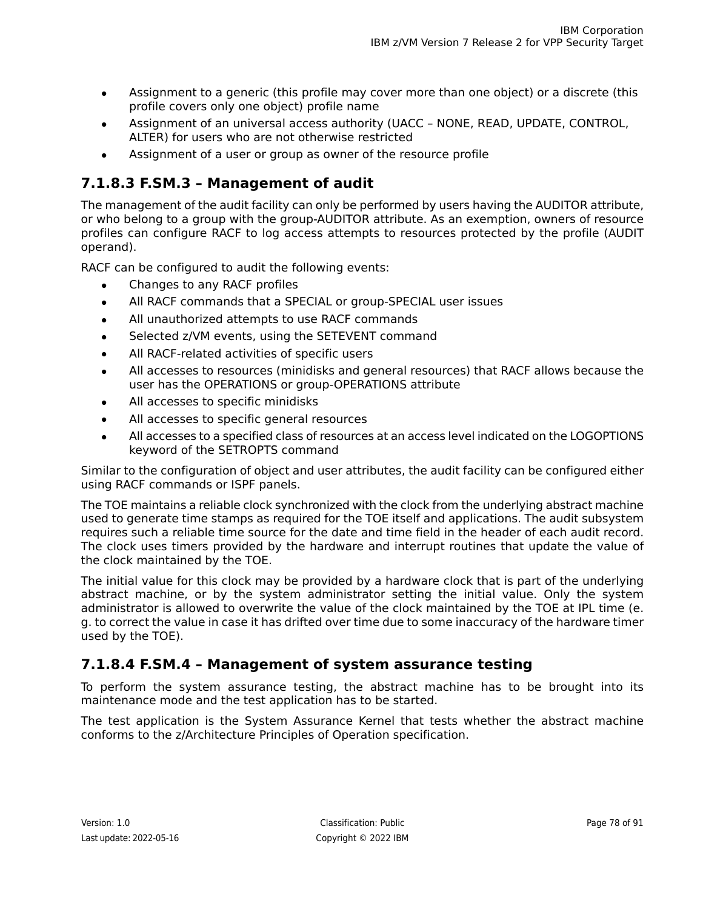- Assignment to a generic (this profile may cover more than one object) or a discrete (this profile covers only one object) profile name
- Assignment of an universal access authority (UACC – NONE, READ, UPDATE, CONTROL, ALTER) for users who are not otherwise restricted
- Assignment of a user or group as owner of the resource profile

### 7.1.8.3 F.SM.3 – Management of audit

The management of the audit facility can only be performed by users having the AUDITOR attribute, or who belong to a group with the group-AUDITOR attribute. As an exemption, owners of resource profiles can configure RACF to log access attempts to resources protected by the profile (AUDIT operand).

RACF can be configured to audit the following events:

- Changes to any RACF profiles
- All RACF commands that a SPECIAL or group-SPECIAL user issues
- All unauthorized attempts to use RACF commands
- Selected z/VM events, using the SETEVENT command
- All RACF-related activities of specific users
- All accesses to resources (minidisks and general resources) that RACF allows because the user has the OPERATIONS or group-OPERATIONS attribute
- All accesses to specific minidisks
- All accesses to specific general resources
- All accesses to a specified class of resources at an access level indicated on the LOGOPTIONS keyword of the SETROPTS command

Similar to the configuration of object and user attributes, the audit facility can be configured either using RACF commands or ISPF panels.

The TOE maintains a reliable clock synchronized with the clock from the underlying abstract machine used to generate time stamps as required for the TOE itself and applications. The audit subsystem requires such a reliable time source for the date and time field in the header of each audit record. The clock uses timers provided by the hardware and interrupt routines that update the value of the clock maintained by the TOE.

The initial value for this clock may be provided by a hardware clock that is part of the underlying abstract machine, or by the system administrator setting the initial value. Only the system administrator is allowed to overwrite the value of the clock maintained by the TOE at IPL time (e.g. to correct the value in case it has drifted over time due to some inaccuracy of the hardware timer used by the TOE).

### 7.1.8.4 F.SM.4 – Management of system assurance testing

To perform the system assurance testing, the abstract machine has to be brought into its maintenance mode and the test application has to be started.

The test application is the System Assurance Kernel that tests whether the abstract machine conforms to the z/Architecture Principles of Operation specification.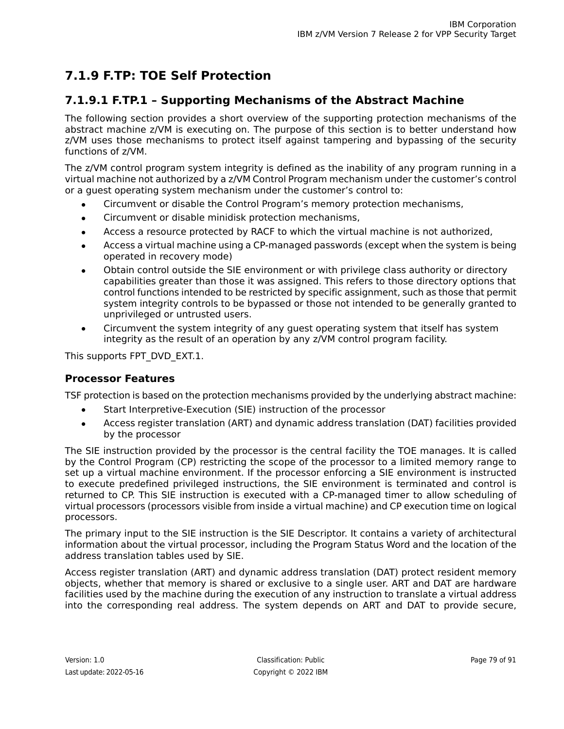## 7.1.9 F.TP: TOE Self Protection

### 7.1.9.1 F.TP.1 – Supporting Mechanisms of the Abstract Machine

The following section provides a short overview of the supporting protection mechanisms of the abstract machine z/VM is executing on. The purpose of this section is to better understand how z/VM uses those mechanisms to protect itself against tampering and bypassing of the security functions of z/VM.

The z/VM control program system integrity is defined as the inability of any program running in a virtual machine not authorized by a z/VM Control Program mechanism under the customer's control or a guest operating system mechanism under the customer's control to:

- Circumvent or disable the Control Program's memory protection mechanisms,
- Circumvent or disable minidisk protection mechanisms,
- Access a resource protected by RACF to which the virtual machine is not authorized,
- Access a virtual machine using a CP-managed passwords (except when the system is being operated in recovery mode)
- Obtain control outside the SIE environment or with privilege class authority or directory capabilities greater than those it was assigned. This refers to those directory options that control functions intended to be restricted by specific assignment, such as those that permit system integrity controls to be bypassed or those not intended to be generally granted to unprivileged or untrusted users.
- Circumvent the system integrity of any guest operating system that itself has system integrity as the result of an operation by any z/VM control program facility.

This supports FPT_DVD_EXT.1.

#### Processor Features

TSF protection is based on the protection mechanisms provided by the underlying abstract machine:

- Start Interpretive-Execution (SIE) instruction of the processor
- Access register translation (ART) and dynamic address translation (DAT) facilities provided by the processor

The SIE instruction provided by the processor is the central facility the TOE manages. It is called by the Control Program (CP) restricting the scope of the processor to a limited memory range to set up a virtual machine environment. If the processor enforcing a SIE environment is instructed to execute predefined privileged instructions, the SIE environment is terminated and control is returned to CP. This SIE instruction is executed with a CP-managed timer to allow scheduling of virtual processors (processors visible from inside a virtual machine) and CP execution time on logical processors.

The primary input to the SIE instruction is the SIE Descriptor. It contains a variety of architectural information about the virtual processor, including the Program Status Word and the location of the address translation tables used by SIE.

Access register translation (ART) and dynamic address translation (DAT) protect resident memory objects, whether that memory is shared or exclusive to a single user. ART and DAT are hardware facilities used by the machine during the execution of any instruction to translate a virtual address into the corresponding real address. The system depends on ART and DAT to provide secure,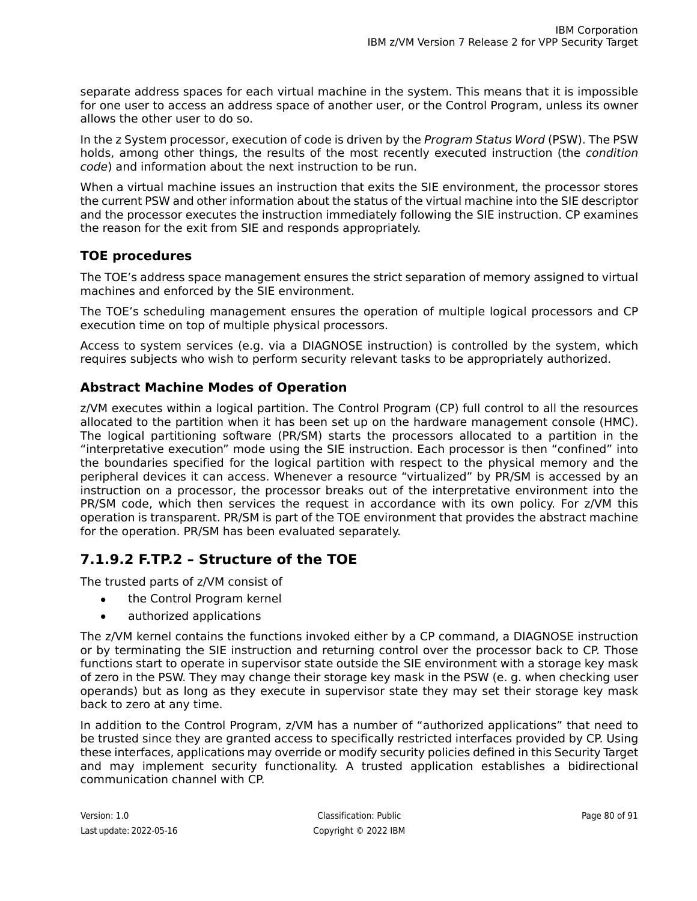separate address spaces for each virtual machine in the system. This means that it is impossible for one user to access an address space of another user, or the Control Program, unless its owner allows the other user to do so.

In the z System processor, execution of code is driven by the *Program Status Word* (PSW). The PSW holds, among other things, the results of the most recently executed instruction (the *condition code*) and information about the next instruction to be run.

When a virtual machine issues an instruction that exits the SIE environment, the processor stores the current PSW and other information about the status of the virtual machine into the SIE descriptor and the processor executes the instruction immediately following the SIE instruction. CP examines the reason for the exit from SIE and responds appropriately.

#### TOE procedures

The TOE's address space management ensures the strict separation of memory assigned to virtual machines and enforced by the SIE environment.

The TOE's scheduling management ensures the operation of multiple logical processors and CP execution time on top of multiple physical processors.

Access to system services (e.g. via a DIAGNOSE instruction) is controlled by the system, which requires subjects who wish to perform security relevant tasks to be appropriately authorized.

#### Abstract Machine Modes of Operation

z/VM executes within a logical partition. The Control Program (CP) full control to all the resources allocated to the partition when it has been set up on the hardware management console (HMC). The logical partitioning software (PR/SM) starts the processors allocated to a partition in the “interpretative execution” mode using the SIE instruction. Each processor is then “confined” into the boundaries specified for the logical partition with respect to the physical memory and the peripheral devices it can access. Whenever a resource “virtualized” by PR/SM is accessed by an instruction on a processor, the processor breaks out of the interpretative environment into the PR/SM code, which then services the request in accordance with its own policy. For z/VM this operation is transparent. PR/SM is part of the TOE environment that provides the abstract machine for the operation. PR/SM has been evaluated separately.

### 7.1.9.2 F.TP.2 – Structure of the TOE

The trusted parts of z/VM consist of

- the Control Program kernel
- authorized applications

The z/VM kernel contains the functions invoked either by a CP command, a DIAGNOSE instruction or by terminating the SIE instruction and returning control over the processor back to CP. Those functions start to operate in supervisor state outside the SIE environment with a storage key mask of zero in the PSW. They may change their storage key mask in the PSW (e. g. when checking user operands) but as long as they execute in supervisor state they may set their storage key mask back to zero at any time.

In addition to the Control Program, z/VM has a number of “authorized applications” that need to be trusted since they are granted access to specifically restricted interfaces provided by CP. Using these interfaces, applications may override or modify security policies defined in this Security Target and may implement security functionality. A trusted application establishes a bidirectional communication channel with CP.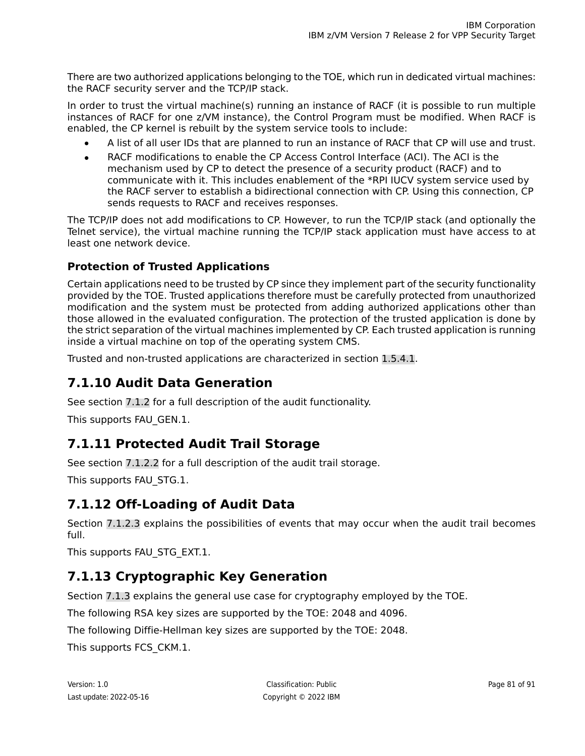There are two authorized applications belonging to the TOE, which run in dedicated virtual machines: the RACF security server and the TCP/IP stack.

In order to trust the virtual machine(s) running an instance of RACF (it is possible to run multiple instances of RACF for one z/VM instance), the Control Program must be modified. When RACF is enabled, the CP kernel is rebuilt by the system service tools to include:

- A list of all user IDs that are planned to run an instance of RACF that CP will use and trust.
- RACF modifications to enable the CP Access Control Interface (ACI). The ACI is the mechanism used by CP to detect the presence of a security product (RACF) and to communicate with it. This includes enablement of the *RPI IUCV system service used by the RACF server to establish a bidirectional connection with CP. Using this connection, CP sends requests to RACF and receives responses.

The TCP/IP does not add modifications to CP. However, to run the TCP/IP stack (and optionally the Telnet service), the virtual machine running the TCP/IP stack application must have access to at least one network device.

#### Protection of Trusted Applications

Certain applications need to be trusted by CP since they implement part of the security functionality provided by the TOE. Trusted applications therefore must be carefully protected from unauthorized modification and the system must be protected from adding authorized applications other than those allowed in the evaluated configuration. The protection of the trusted application is done by the strict separation of the virtual machines implemented by CP. Each trusted application is running inside a virtual machine on top of the operating system CMS.

Trusted and non-trusted applications are characterized in section 1.5.4.1.

### 7.1.10 Audit Data Generation

See section 7.1.2 for a full description of the audit functionality.

This supports FAU_GEN.1.

### 7.1.11 Protected Audit Trail Storage

See section 7.1.2.2 for a full description of the audit trail storage.

This supports FAU_STG.1.

### 7.1.12 Off-Loading of Audit Data

Section 7.1.2.3 explains the possibilities of events that may occur when the audit trail becomes full.

This supports FAU_STG_EXT.1.

### 7.1.13 Cryptographic Key Generation

Section 7.1.3 explains the general use case for cryptography employed by the TOE.

The following RSA key sizes are supported by the TOE: 2048 and 4096.

The following Diffie-Hellman key sizes are supported by the TOE: 2048.

This supports FCS_CKM.1.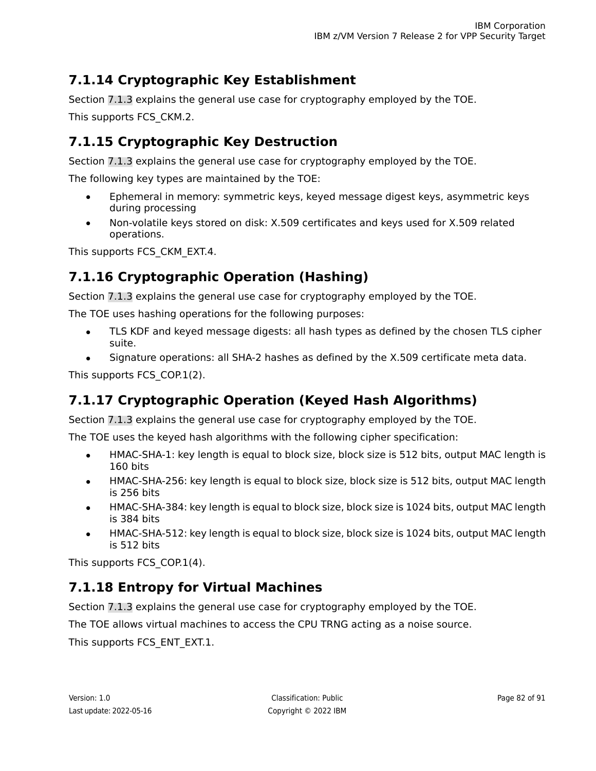### 7.1.14 Cryptographic Key Establishment

Section 7.1.3 explains the general use case for cryptography employed by the TOE.

This supports FCS_CKM.2.

### 7.1.15 Cryptographic Key Destruction

Section 7.1.3 explains the general use case for cryptography employed by the TOE.

The following key types are maintained by the TOE:

- Ephemeral in memory: symmetric keys, keyed message digest keys, asymmetric keys during processing
- Non-volatile keys stored on disk: X.509 certificates and keys used for X.509 related operations.

This supports FCS_CKM_EXT.4.

### 7.1.16 Cryptographic Operation (Hashing)

Section 7.1.3 explains the general use case for cryptography employed by the TOE.

The TOE uses hashing operations for the following purposes:

- TLS KDF and keyed message digests: all hash types as defined by the chosen TLS cipher suite.
- Signature operations: all SHA-2 hashes as defined by the X.509 certificate meta data.

This supports FCS_COP.1(2).

### 7.1.17 Cryptographic Operation (Keyed Hash Algorithms)

Section 7.1.3 explains the general use case for cryptography employed by the TOE.

The TOE uses the keyed hash algorithms with the following cipher specification:

- HMAC-SHA-1: key length is equal to block size, block size is 512 bits, output MAC length is 160 bits
- HMAC-SHA-256: key length is equal to block size, block size is 512 bits, output MAC length is 256 bits
- HMAC-SHA-384: key length is equal to block size, block size is 1024 bits, output MAC length is 384 bits
- HMAC-SHA-512: key length is equal to block size, block size is 1024 bits, output MAC length is 512 bits

This supports FCS_COP.1(4).

### 7.1.18 Entropy for Virtual Machines

Section 7.1.3 explains the general use case for cryptography employed by the TOE.

The TOE allows virtual machines to access the CPU TRNG acting as a noise source.

This supports FCS_ENT_EXT.1.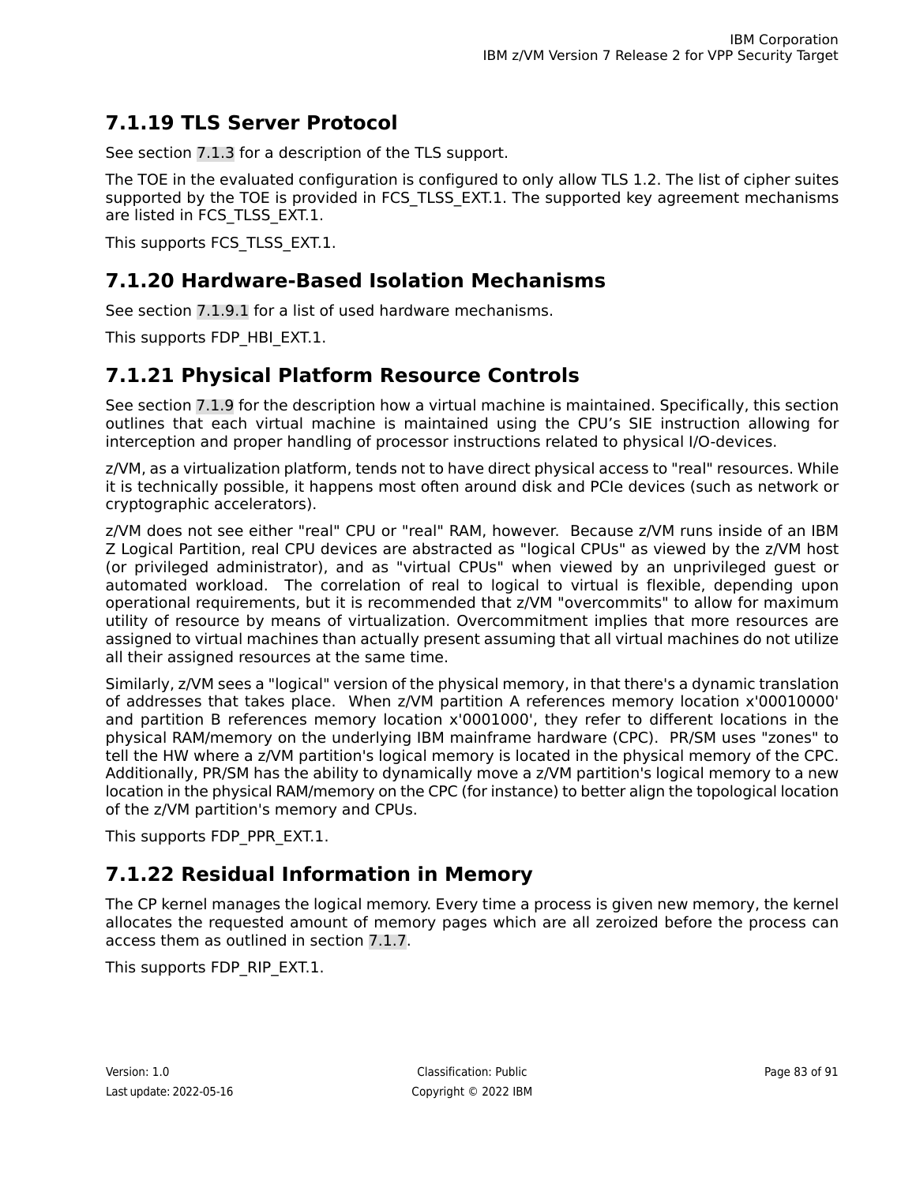### 7.1.19 TLS Server Protocol

See section 7.1.3 for a description of the TLS support.

The TOE in the evaluated configuration is configured to only allow TLS 1.2. The list of cipher suites supported by the TOE is provided in FCS_TLSS_EXT.1. The supported key agreement mechanisms are listed in FCS_TLSS_EXT.1.

This supports FCS_TLSS_EXT.1.

### 7.1.20 Hardware-Based Isolation Mechanisms

See section 7.1.9.1 for a list of used hardware mechanisms.

This supports FDP_HBI_EXT.1.

### 7.1.21 Physical Platform Resource Controls

See section 7.1.9 for the description how a virtual machine is maintained. Specifically, this section outlines that each virtual machine is maintained using the CPU's SIE instruction allowing for interception and proper handling of processor instructions related to physical I/O-devices.

z/VM, as a virtualization platform, tends not to have direct physical access to "real" resources. While it is technically possible, it happens most often around disk and PCIe devices (such as network or cryptographic accelerators).

z/VM does not see either "real" CPU or "real" RAM, however. Because z/VM runs inside of an IBM Z Logical Partition, real CPU devices are abstracted as "logical CPUs" as viewed by the z/VM host (or privileged administrator), and as "virtual CPUs" when viewed by an unprivileged guest or automated workload. The correlation of real to logical to virtual is flexible, depending upon operational requirements, but it is recommended that z/VM "overcommits" to allow for maximum utility of resource by means of virtualization. Overcommitment implies that more resources are assigned to virtual machines than actually present assuming that all virtual machines do not utilize all their assigned resources at the same time.

Similarly, z/VM sees a "logical" version of the physical memory, in that there's a dynamic translation of addresses that takes place. When z/VM partition A references memory location x'00010000' and partition B references memory location x'0001000', they refer to different locations in the physical RAM/memory on the underlying IBM mainframe hardware (CPC). PR/SM uses "zones" to tell the HW where a z/VM partition's logical memory is located in the physical memory of the CPC. Additionally, PR/SM has the ability to dynamically move a z/VM partition's logical memory to a new location in the physical RAM/memory on the CPC (for instance) to better align the topological location of the z/VM partition's memory and CPUs.

This supports FDP_PPR_EXT.1.

### 7.1.22 Residual Information in Memory

The CP kernel manages the logical memory. Every time a process is given new memory, the kernel allocates the requested amount of memory pages which are all zeroized before the process can access them as outlined in section 7.1.7.

This supports FDP_RIP_EXT.1.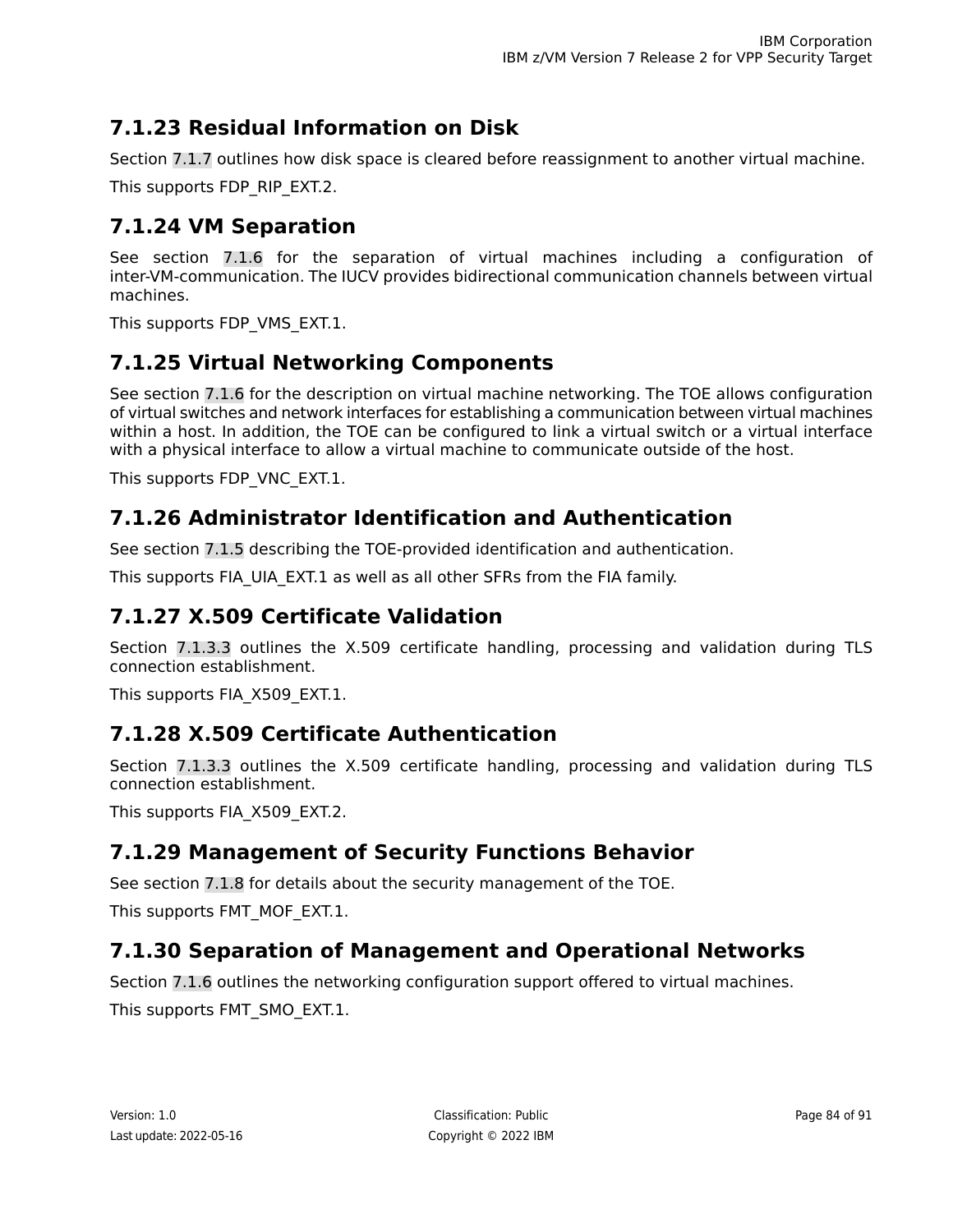### 7.1.23 Residual Information on Disk

Section 7.1.7 outlines how disk space is cleared before reassignment to another virtual machine.

This supports FDP_RIP_EXT.2.

### 7.1.24 VM Separation

See section 7.1.6 for the separation of virtual machines including a configuration of inter-VM-communication. The IUCV provides bidirectional communication channels between virtual machines.

This supports FDP_VMS_EXT.1.

### 7.1.25 Virtual Networking Components

See section 7.1.6 for the description on virtual machine networking. The TOE allows configuration of virtual switches and network interfaces for establishing a communication between virtual machines within a host. In addition, the TOE can be configured to link a virtual switch or a virtual interface with a physical interface to allow a virtual machine to communicate outside of the host.

This supports FDP_VNC_EXT.1.

### 7.1.26 Administrator Identification and Authentication

See section 7.1.5 describing the TOE-provided identification and authentication.

This supports FIA_UIA_EXT.1 as well as all other SFRs from the FIA family.

### 7.1.27 X.509 Certificate Validation

Section 7.1.3.3 outlines the X.509 certificate handling, processing and validation during TLS connection establishment.

This supports FIA_X509_EXT.1.

### 7.1.28 X.509 Certificate Authentication

Section 7.1.3.3 outlines the X.509 certificate handling, processing and validation during TLS connection establishment.

This supports FIA_X509_EXT.2.

### 7.1.29 Management of Security Functions Behavior

See section 7.1.8 for details about the security management of the TOE.

This supports FMT_MOF_EXT.1.

### 7.1.30 Separation of Management and Operational Networks

Section 7.1.6 outlines the networking configuration support offered to virtual machines.

This supports FMT_SMO_EXT.1.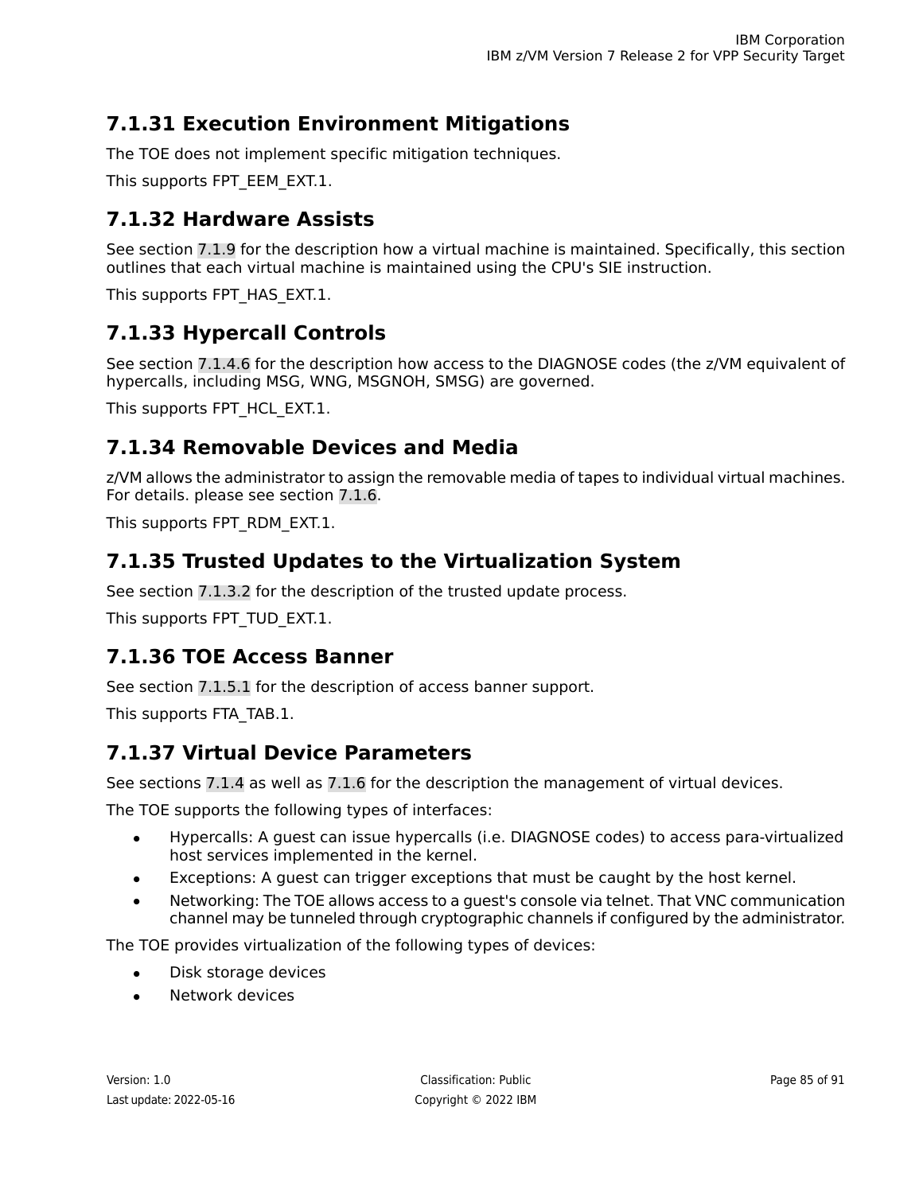### 7.1.31 Execution Environment Mitigations

The TOE does not implement specific mitigation techniques.

This supports FPT_EEM_EXT.1.

### 7.1.32 Hardware Assists

See section 7.1.9 for the description how a virtual machine is maintained. Specifically, this section outlines that each virtual machine is maintained using the CPU's SIE instruction.

This supports FPT_HAS_EXT.1.

### 7.1.33 Hypercall Controls

See section 7.1.4.6 for the description how access to the DIAGNOSE codes (the z/VM equivalent of hypercalls, including MSG, WNG, MSGNOH, SMSG) are governed.

This supports FPT_HCL_EXT.1.

### 7.1.34 Removable Devices and Media

z/VM allows the administrator to assign the removable media of tapes to individual virtual machines. For details. please see section 7.1.6.

This supports FPT_RDM_EXT.1.

### 7.1.35 Trusted Updates to the Virtualization System

See section 7.1.3.2 for the description of the trusted update process.

This supports FPT_TUD_EXT.1.

### 7.1.36 TOE Access Banner

See section 7.1.5.1 for the description of access banner support.

This supports FTA_TAB.1.

### 7.1.37 Virtual Device Parameters

See sections 7.1.4 as well as 7.1.6 for the description the management of virtual devices.

The TOE supports the following types of interfaces:

- Hypercalls: A guest can issue hypercalls (i.e. DIAGNOSE codes) to access para-virtualized host services implemented in the kernel.
- Exceptions: A guest can trigger exceptions that must be caught by the host kernel.
- Networking: The TOE allows access to a guest's console via telnet. That VNC communication channel may be tunneled through cryptographic channels if configured by the administrator.

The TOE provides virtualization of the following types of devices:

- Disk storage devices
- Network devices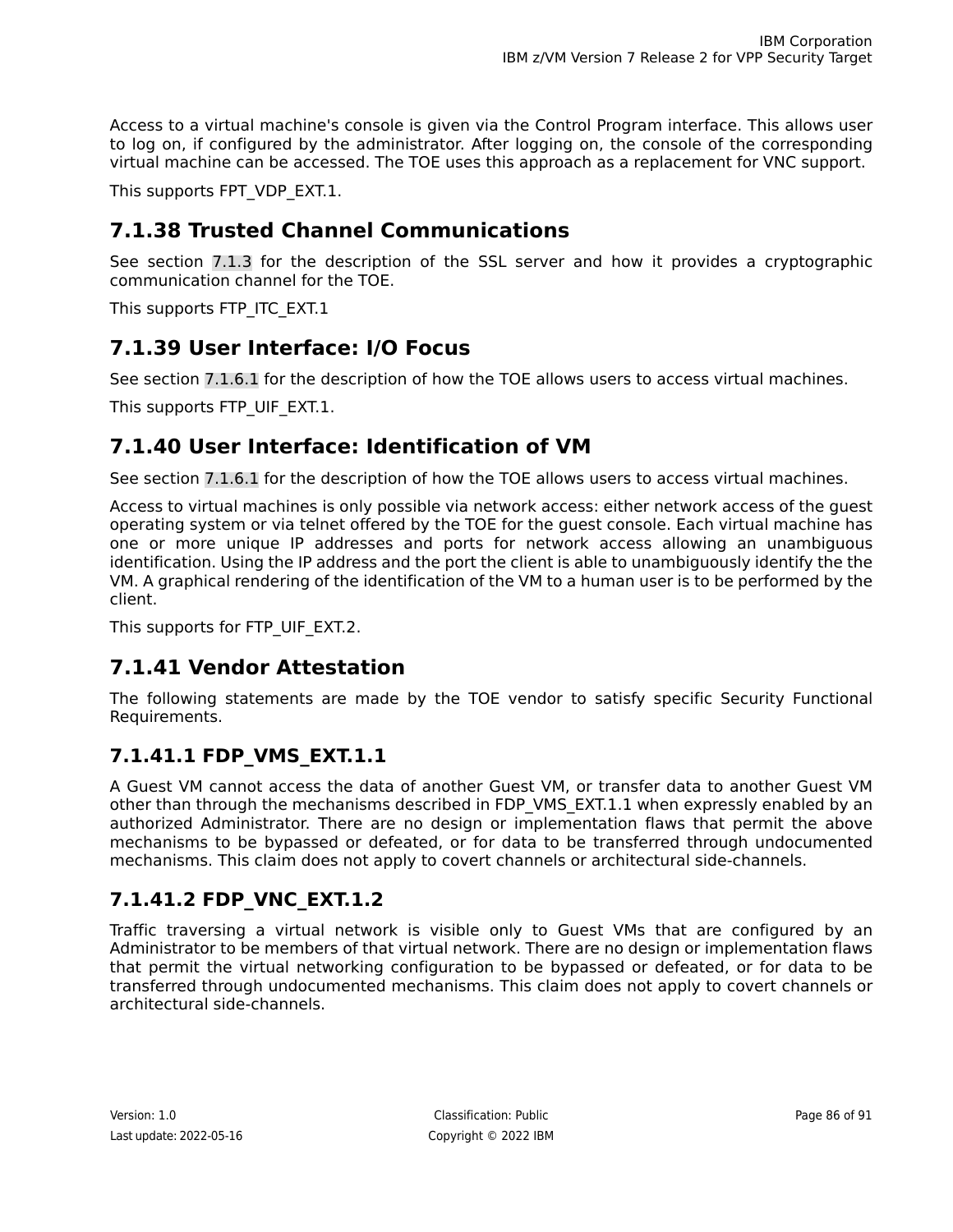Access to a virtual machine's console is given via the Control Program interface. This allows user to log on, if configured by the administrator. After logging on, the console of the corresponding virtual machine can be accessed. The TOE uses this approach as a replacement for VNC support.

This supports FPT_VDP_EXT.1.

## 7.1.38 Trusted Channel Communications

See section 7.1.3 for the description of the SSL server and how it provides a cryptographic communication channel for the TOE.

This supports FTP_ITC_EXT.1

## 7.1.39 User Interface: I/O Focus

See section 7.1.6.1 for the description of how the TOE allows users to access virtual machines.

This supports FTP_UIF_EXT.1.

## 7.1.40 User Interface: Identification of VM

See section 7.1.6.1 for the description of how the TOE allows users to access virtual machines.

Access to virtual machines is only possible via network access: either network access of the guest operating system or via telnet offered by the TOE for the guest console. Each virtual machine has one or more unique IP addresses and ports for network access allowing an unambiguous identification. Using the IP address and the port the client is able to unambiguously identify the the VM. A graphical rendering of the identification of the VM to a human user is to be performed by the client.

This supports for FTP_UIF_EXT.2.

## 7.1.41 Vendor Attestation

The following statements are made by the TOE vendor to satisfy specific Security Functional Requirements.

### 7.1.41.1 FDP_VMS_EXT.1.1

A Guest VM cannot access the data of another Guest VM, or transfer data to another Guest VM other than through the mechanisms described in FDP_VMS_EXT.1.1 when expressly enabled by an authorized Administrator. There are no design or implementation flaws that permit the above mechanisms to be bypassed or defeated, or for data to be transferred through undocumented mechanisms. This claim does not apply to covert channels or architectural side-channels.

### 7.1.41.2 FDP_VNC_EXT.1.2

Traffic traversing a virtual network is visible only to Guest VMs that are configured by an Administrator to be members of that virtual network. There are no design or implementation flaws that permit the virtual networking configuration to be bypassed or defeated, or for data to be transferred through undocumented mechanisms. This claim does not apply to covert channels or architectural side-channels.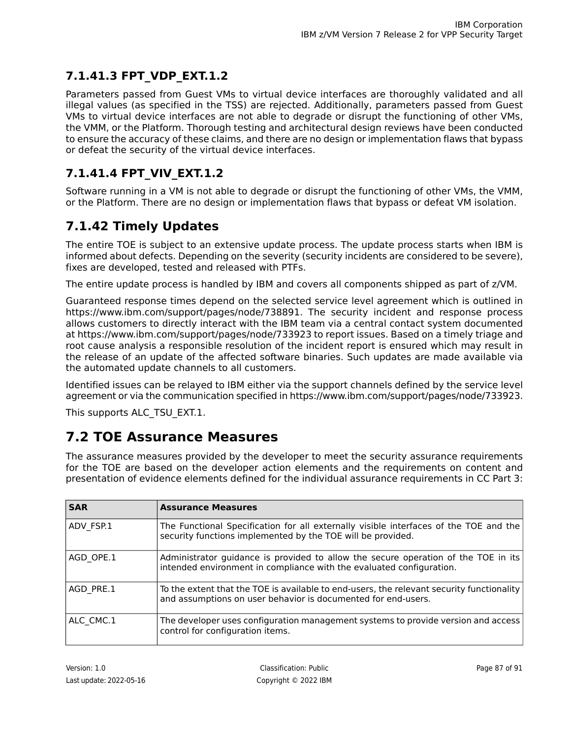#### 7.1.41.3 FPT_VDP_EXT.1.2

Parameters passed from Guest VMs to virtual device interfaces are thoroughly validated and all illegal values (as specified in the TSS) are rejected. Additionally, parameters passed from Guest VMs to virtual device interfaces are not able to degrade or disrupt the functioning of other VMs, the VMM, or the Platform. Thorough testing and architectural design reviews have been conducted to ensure the accuracy of these claims, and there are no design or implementation flaws that bypass or defeat the security of the virtual device interfaces.

#### 7.1.41.4 FPT_VIV_EXT.1.2

Software running in a VM is not able to degrade or disrupt the functioning of other VMs, the VMM, or the Platform. There are no design or implementation flaws that bypass or defeat VM isolation.

### 7.1.42 Timely Updates

The entire TOE is subject to an extensive update process. The update process starts when IBM is informed about defects. Depending on the severity (security incidents are considered to be severe), fixes are developed, tested and released with PTFs.

The entire update process is handled by IBM and covers all components shipped as part of z/VM.

Guaranteed response times depend on the selected service level agreement which is outlined in https://www.ibm.com/support/pages/node/738891. The security incident and response process allows customers to directly interact with the IBM team via a central contact system documented at https://www.ibm.com/support/pages/node/733923 to report issues. Based on a timely triage and root cause analysis a responsible resolution of the incident report is ensured which may result in the release of an update of the affected software binaries. Such updates are made available via the automated update channels to all customers.

Identified issues can be relayed to IBM either via the support channels defined by the service level agreement or via the communication specified in https://www.ibm.com/support/pages/node/733923.

This supports ALC_TSU_EXT.1.

## 7.2 TOE Assurance Measures

The assurance measures provided by the developer to meet the security assurance requirements for the TOE are based on the developer action elements and the requirements on content and presentation of evidence elements defined for the individual assurance requirements in CC Part 3:

| SAR | Assurance Measures |
|---|---|
| ADV_FSP.1 | The Functional Specification for all externally visible interfaces of the TOE and the security functions implemented by the TOE will be provided. |
| AGD_OPE.1 | Administrator guidance is provided to allow the secure operation of the TOE in its intended environment in compliance with the evaluated configuration. |
| AGD_PRE.1 | To the extent that the TOE is available to end-users, the relevant security functionality and assumptions on user behavior is documented for end-users. |
| ALC_CMC.1 | The developer uses configuration management systems to provide version and access control for configuration items. |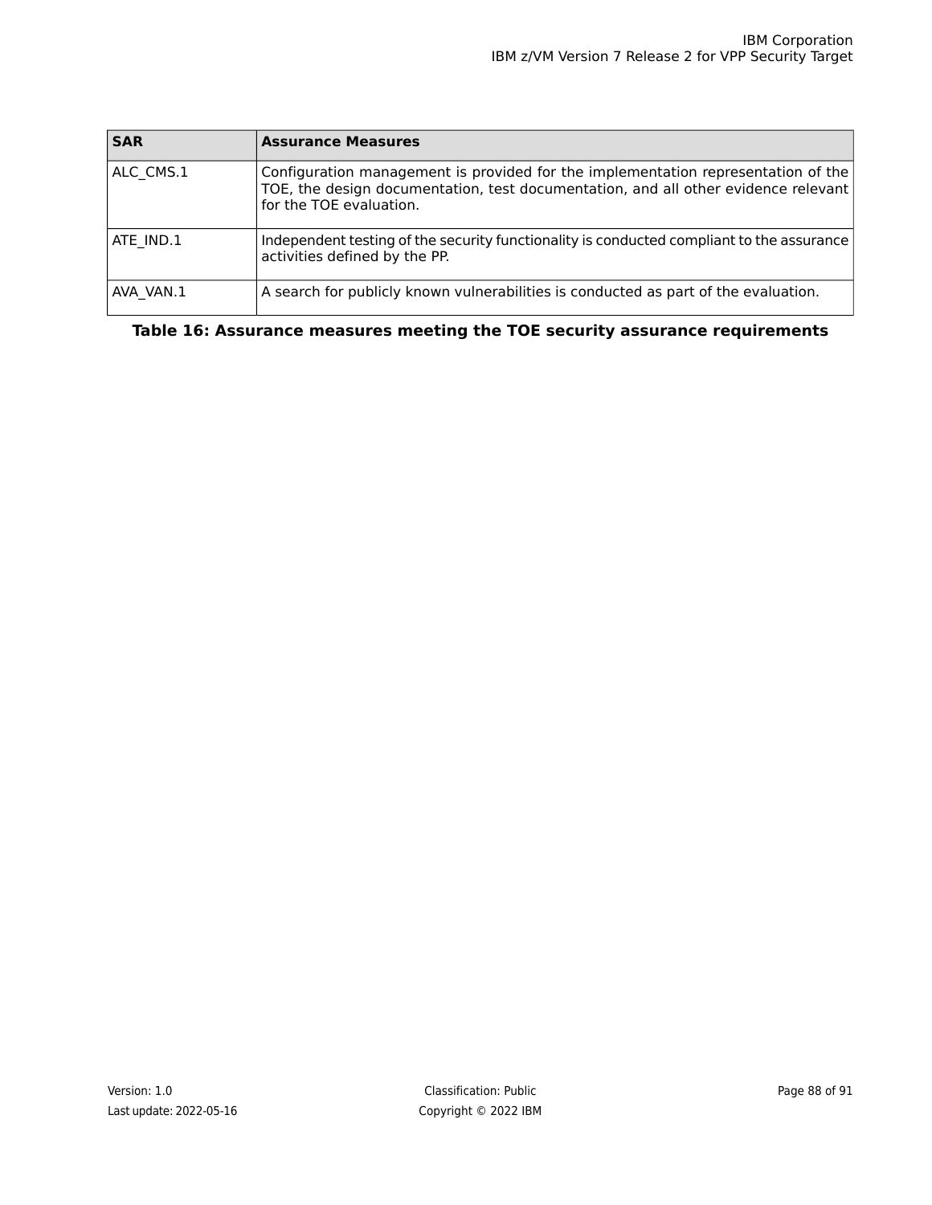| SAR | Assurance Measures |
|---|---|
| ALC_CMS.1 | Configuration management is provided for the implementation representation of the TOE, the design documentation, test documentation, and all other evidence relevant for the TOE evaluation. |
| ATE_IND.1 | Independent testing of the security functionality is conducted compliant to the assurance activities defined by the PP. |
| AVA_VAN.1 | A search for publicly known vulnerabilities is conducted as part of the evaluation. |

**Table 16: Assurance measures meeting the TOE security assurance requirements**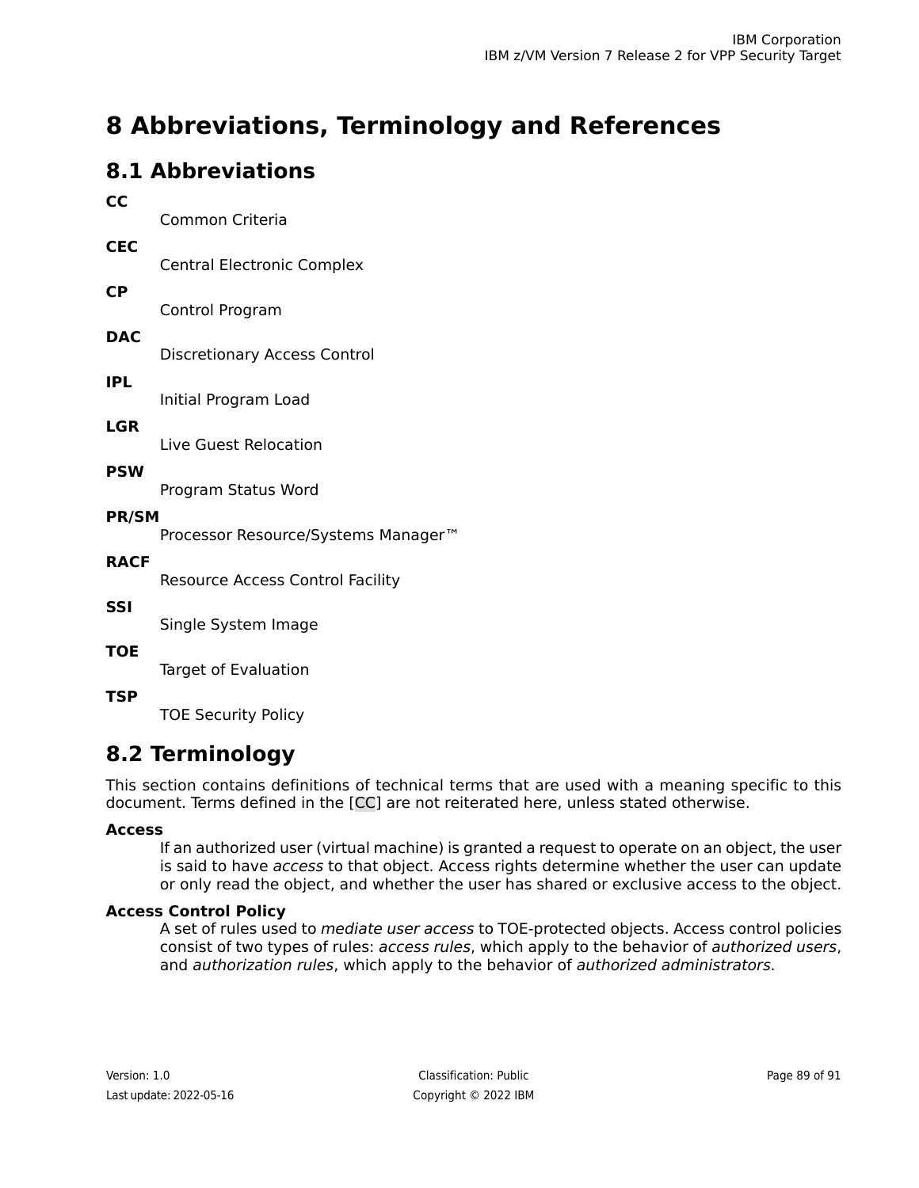# 8 Abbreviations, Terminology and References

## 8.1 Abbreviations

**CC**
Common Criteria

**CEC**
Central Electronic Complex

**CP**
Control Program

**DAC**
Discretionary Access Control

**IPL**
Initial Program Load

**LGR**
Live Guest Relocation

**PSW**
Program Status Word

**PR/SM**
Processor Resource/Systems Manager™

**RACF**
Resource Access Control Facility

**SSI**
Single System Image

**TOE**
Target of Evaluation

**TSP**
TOE Security Policy

## 8.2 Terminology

This section contains definitions of technical terms that are used with a meaning specific to this document. Terms defined in the [CC] are not reiterated here, unless stated otherwise.

**Access**
If an authorized user (virtual machine) is granted a request to operate on an object, the user is said to have *access* to that object. Access rights determine whether the user can update or only read the object, and whether the user has shared or exclusive access to the object.

**Access Control Policy**
A set of rules used to *mediate user access* to TOE-protected objects. Access control policies consist of two types of rules: *access rules*, which apply to the behavior of *authorized users*, and *authorization rules*, which apply to the behavior of *authorized administrators*.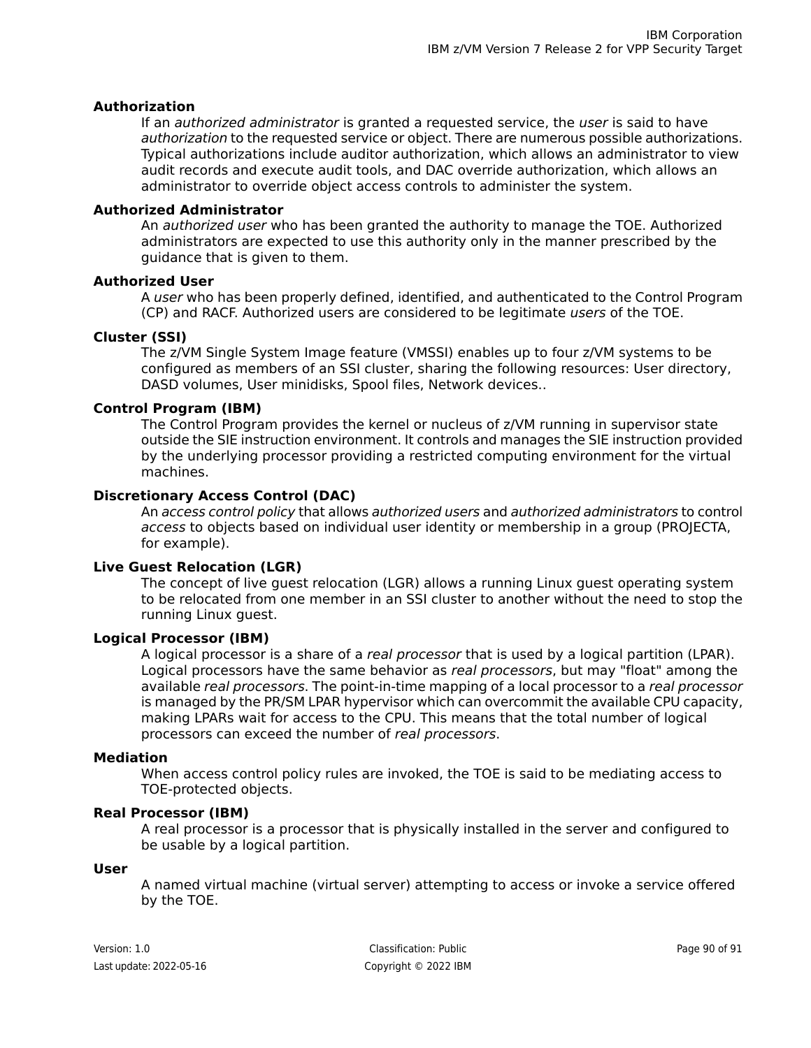**Authorization**

If an *authorized administrator* is granted a requested service, the *user* is said to have *authorization* to the requested service or object. There are numerous possible authorizations. Typical authorizations include auditor authorization, which allows an administrator to view audit records and execute audit tools, and DAC override authorization, which allows an administrator to override object access controls to administer the system.

**Authorized Administrator**

An *authorized user* who has been granted the authority to manage the TOE. Authorized administrators are expected to use this authority only in the manner prescribed by the guidance that is given to them.

**Authorized User**

A *user* who has been properly defined, identified, and authenticated to the Control Program (CP) and RACF. Authorized users are considered to be legitimate *users* of the TOE.

**Cluster (SSI)**

The z/VM Single System Image feature (VMSSI) enables up to four z/VM systems to be configured as members of an SSI cluster, sharing the following resources: User directory, DASD volumes, User minidisks, Spool files, Network devices..

**Control Program (IBM)**

The Control Program provides the kernel or nucleus of z/VM running in supervisor state outside the SIE instruction environment. It controls and manages the SIE instruction provided by the underlying processor providing a restricted computing environment for the virtual machines.

**Discretionary Access Control (DAC)**

An *access control policy* that allows *authorized users* and *authorized administrators* to control *access* to objects based on individual user identity or membership in a group (PROJECTA, for example).

**Live Guest Relocation (LGR)**

The concept of live guest relocation (LGR) allows a running Linux guest operating system to be relocated from one member in an SSI cluster to another without the need to stop the running Linux guest.

**Logical Processor (IBM)**

A logical processor is a share of a *real processor* that is used by a logical partition (LPAR). Logical processors have the same behavior as *real processors*, but may "float" among the available *real processors.* The point-in-time mapping of a local processor to a *real processor* is managed by the PR/SM LPAR hypervisor which can overcommit the available CPU capacity, making LPARs wait for access to the CPU. This means that the total number of logical processors can exceed the number of *real processors*.

**Mediation**

When access control policy rules are invoked, the TOE is said to be mediating access to TOE-protected objects.

**Real Processor (IBM)**

A real processor is a processor that is physically installed in the server and configured to be usable by a logical partition.

**User**

A named virtual machine (virtual server) attempting to access or invoke a service offered by the TOE.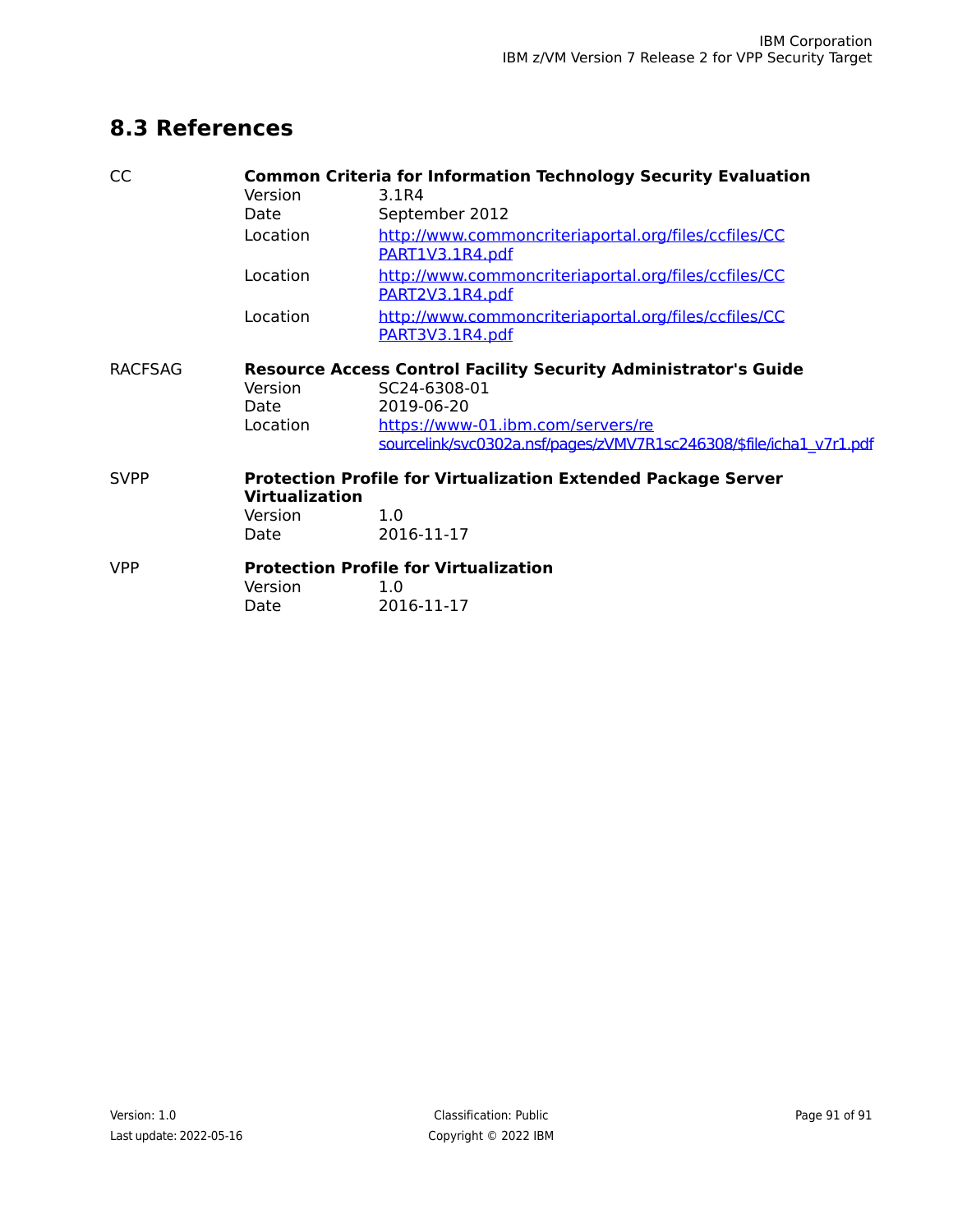## 8.3 References

| | | |
|---|---|---|
| CC | **Common Criteria for Information Technology Security Evaluation** | |
| | Version | 3.1R4 |
| | Date | September 2012 |
| | Location | http://www.commoncriteriaportal.org/files/ccfiles/CCPART1V3.1R4.pdf |
| | Location | http://www.commoncriteriaportal.org/files/ccfiles/CCPART2V3.1R4.pdf |
| | Location | http://www.commoncriteriaportal.org/files/ccfiles/CCPART3V3.1R4.pdf |
| RACFSAG | **Resource Access Control Facility Security Administrator's Guide** | |
| | Version | SC24-6308-01 |
| | Date | 2019-06-20 |
| | Location | https://www-01.ibm.com/servers/resourcelink/svc0302a.nsf/pages/zVMV7R1sc246308/$file/icha1_v7r1.pdf |
| SVPP | **Protection Profile for Virtualization Extended Package Server Virtualization** | |
| | Version | 1.0 |
| | Date | 2016-11-17 |
| VPP | **Protection Profile for Virtualization** | |
| | Version | 1.0 |
| | Date | 2016-11-17 |